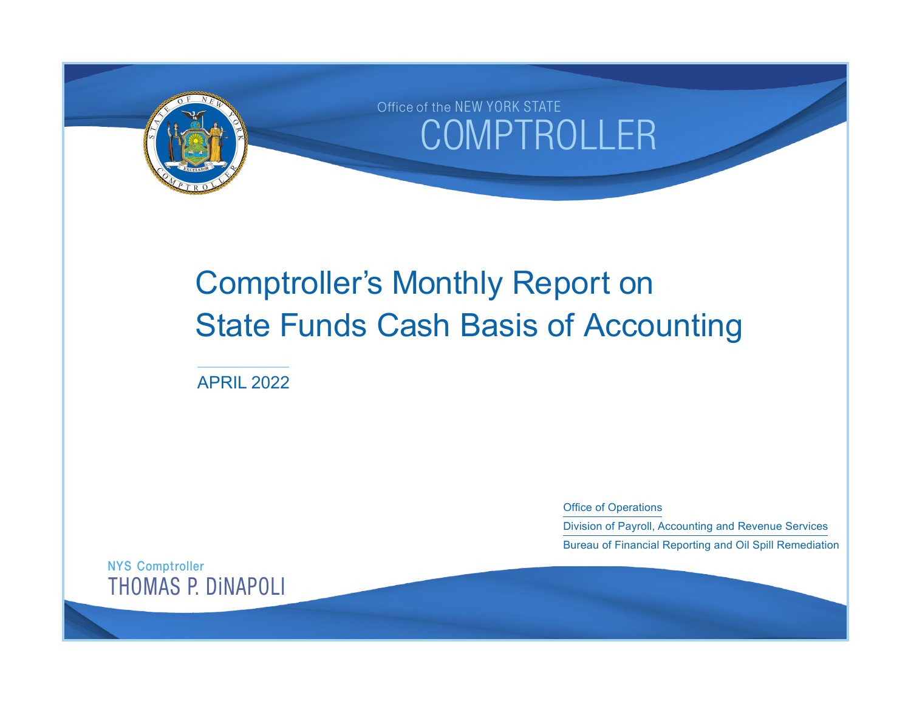Office of the NEW YORK STATE

COMPTROLLER

# Comptroller's Monthly Report on State Funds Cash Basis of Accounting

APRIL 2022

Office of Operations

Division of Payroll, Accounting and Revenue Services

Bureau of Financial Reporting and Oil Spill Remediation

NYS Comptroller

THOMAS P. DiNAPOLI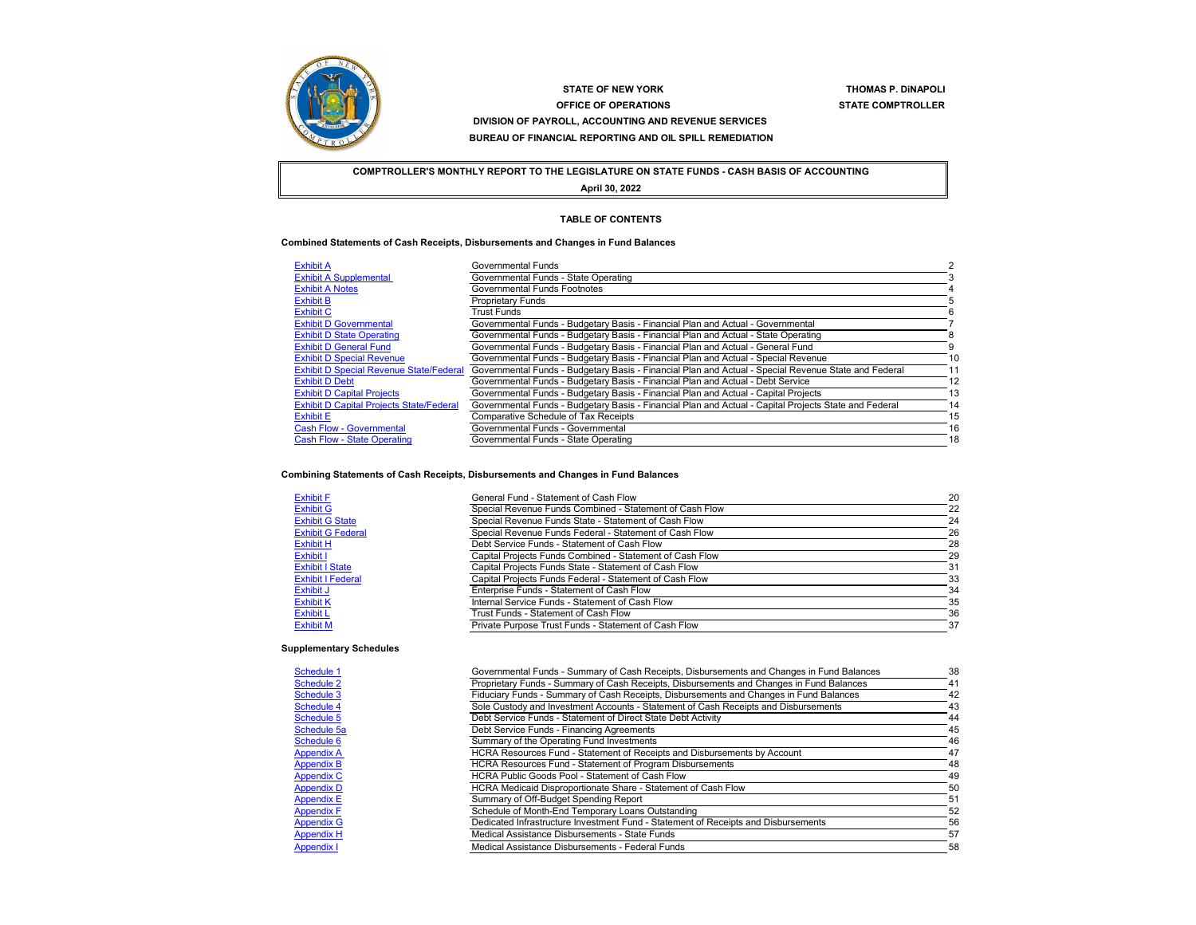**STATE OF NEW YORK**
**OFFICE OF OPERATIONS**
**DIVISION OF PAYROLL, ACCOUNTING AND REVENUE SERVICES**
**BUREAU OF FINANCIAL REPORTING AND OIL SPILL REMEDIATION**

**THOMAS P. DiNAPOLI**
**STATE COMPTROLLER**

# COMPTROLLER'S MONTHLY REPORT TO THE LEGISLATURE ON STATE FUNDS - CASH BASIS OF ACCOUNTING

**April 30, 2022**

## TABLE OF CONTENTS

### Combined Statements of Cash Receipts, Disbursements and Changes in Fund Balances

| | | |
|---|---|---|
| Exhibit A | Governmental Funds | 2 |
| Exhibit A Supplemental | Governmental Funds - State Operating | 3 |
| Exhibit A Notes | Governmental Funds Footnotes | 4 |
| Exhibit B | Proprietary Funds | 5 |
| Exhibit C | Trust Funds | 6 |
| Exhibit D Governmental | Governmental Funds - Budgetary Basis - Financial Plan and Actual - Governmental | 7 |
| Exhibit D State Operating | Governmental Funds - Budgetary Basis - Financial Plan and Actual - State Operating | 8 |
| Exhibit D General Fund | Governmental Funds - Budgetary Basis - Financial Plan and Actual - General Fund | 9 |
| Exhibit D Special Revenue | Governmental Funds - Budgetary Basis - Financial Plan and Actual - Special Revenue | 10 |
| Exhibit D Special Revenue State/Federal | Governmental Funds - Budgetary Basis - Financial Plan and Actual - Special Revenue State and Federal | 11 |
| Exhibit D Debt | Governmental Funds - Budgetary Basis - Financial Plan and Actual - Debt Service | 12 |
| Exhibit D Capital Projects | Governmental Funds - Budgetary Basis - Financial Plan and Actual - Capital Projects | 13 |
| Exhibit D Capital Projects State/Federal | Governmental Funds - Budgetary Basis - Financial Plan and Actual - Capital Projects State and Federal | 14 |
| Exhibit E | Comparative Schedule of Tax Receipts | 15 |
| Cash Flow - Governmental | Governmental Funds - Governmental | 16 |
| Cash Flow - State Operating | Governmental Funds - State Operating | 18 |

### Combining Statements of Cash Receipts, Disbursements and Changes in Fund Balances

| | | |
|---|---|---|
| Exhibit F | General Fund - Statement of Cash Flow | 20 |
| Exhibit G | Special Revenue Funds Combined - Statement of Cash Flow | 22 |
| Exhibit G State | Special Revenue Funds State - Statement of Cash Flow | 24 |
| Exhibit G Federal | Special Revenue Funds Federal - Statement of Cash Flow | 26 |
| Exhibit H | Debt Service Funds - Statement of Cash Flow | 28 |
| Exhibit I | Capital Projects Funds Combined - Statement of Cash Flow | 29 |
| Exhibit I State | Capital Projects Funds State - Statement of Cash Flow | 31 |
| Exhibit I Federal | Capital Projects Funds Federal - Statement of Cash Flow | 33 |
| Exhibit J | Enterprise Funds - Statement of Cash Flow | 34 |
| Exhibit K | Internal Service Funds - Statement of Cash Flow | 35 |
| Exhibit L | Trust Funds - Statement of Cash Flow | 36 |
| Exhibit M | Private Purpose Trust Funds - Statement of Cash Flow | 37 |

### Supplementary Schedules

| | | |
|---|---|---|
| Schedule 1 | Governmental Funds - Summary of Cash Receipts, Disbursements and Changes in Fund Balances | 38 |
| Schedule 2 | Proprietary Funds - Summary of Cash Receipts, Disbursements and Changes in Fund Balances | 41 |
| Schedule 3 | Fiduciary Funds - Summary of Cash Receipts, Disbursements and Changes in Fund Balances | 42 |
| Schedule 4 | Sole Custody and Investment Accounts - Statement of Cash Receipts and Disbursements | 43 |
| Schedule 5 | Debt Service Funds - Statement of Direct State Debt Activity | 44 |
| Schedule 5a | Debt Service Funds - Financing Agreements | 45 |
| Schedule 6 | Summary of the Operating Fund Investments | 46 |
| Appendix A | HCRA Resources Fund - Statement of Receipts and Disbursements by Account | 47 |
| Appendix B | HCRA Resources Fund - Statement of Program Disbursements | 48 |
| Appendix C | HCRA Public Goods Pool - Statement of Cash Flow | 49 |
| Appendix D | HCRA Medicaid Disproportionate Share - Statement of Cash Flow | 50 |
| Appendix E | Summary of Off-Budget Spending Report | 51 |
| Appendix F | Schedule of Month-End Temporary Loans Outstanding | 52 |
| Appendix G | Dedicated Infrastructure Investment Fund - Statement of Receipts and Disbursements | 56 |
| Appendix H | Medical Assistance Disbursements - State Funds | 57 |
| Appendix I | Medical Assistance Disbursements - Federal Funds | 58 |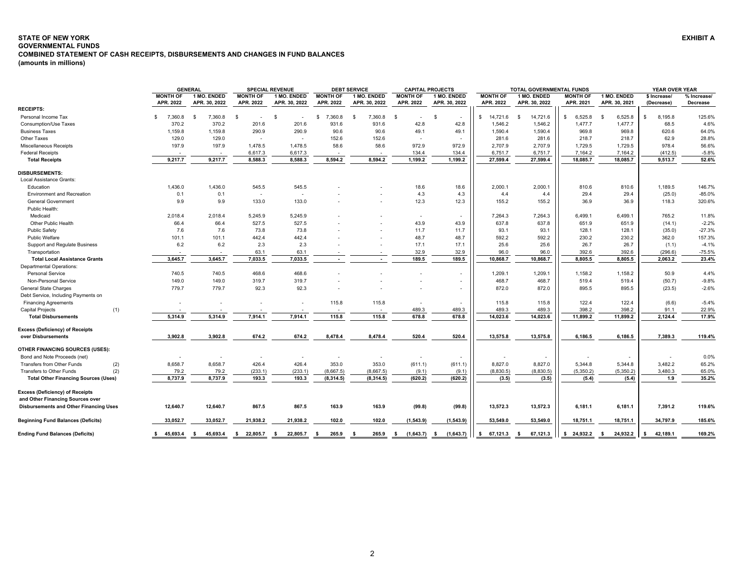**STATE OF NEW YORK**
**GOVERNMENTAL FUNDS**
**COMBINED STATEMENT OF CASH RECEIPTS, DISBURSEMENTS AND CHANGES IN FUND BALANCES**
**(amounts in millions)**

**EXHIBIT A**

| | | GENERAL | | SPECIAL REVENUE | | DEBT SERVICE | | CAPITAL PROJECTS | | TOTAL GOVERNMENTAL FUNDS | | | | YEAR OVER YEAR | |
|---|---|---|---|---|---|---|---|---|---|---|---|---|---|---|---|
| | | MONTH OF APR. 2022 | 1 MO. ENDED APR. 30, 2022 | MONTH OF APR. 2022 | 1 MO. ENDED APR. 30, 2022 | MONTH OF APR. 2022 | 1 MO. ENDED APR. 30, 2022 | MONTH OF APR. 2022 | 1 MO. ENDED APR. 30, 2022 | MONTH OF APR. 2022 | 1 MO. ENDED APR. 30, 2022 | MONTH OF APR. 2021 | 1 MO. ENDED APR. 30, 2021 | $ Increase/ (Decrease) | % Increase/ Decrease |
| **RECEIPTS:** | | | | | | | | | | | | | | | |
| Personal Income Tax | | $ 7,360.8 | $ 7,360.8 | $ - | $ - | $ 7,360.8 | $ 7,360.8 | $ - | $ - | $ 14,721.6 | $ 14,721.6 | $ 6,525.8 | $ 6,525.8 | $ 8,195.8 | 125.6% |
| Consumption/Use Taxes | | 370.2 | 370.2 | 201.6 | 201.6 | 931.6 | 931.6 | 42.8 | 42.8 | 1,546.2 | 1,546.2 | 1,477.7 | 1,477.7 | 68.5 | 4.6% |
| Business Taxes | | 1,159.8 | 1,159.8 | 290.9 | 290.9 | 90.6 | 90.6 | 49.1 | 49.1 | 1,590.4 | 1,590.4 | 969.8 | 969.8 | 620.6 | 64.0% |
| Other Taxes | | 129.0 | 129.0 | - | - | 152.6 | 152.6 | - | - | 281.6 | 281.6 | 218.7 | 218.7 | 62.9 | 28.8% |
| Miscellaneous Receipts | | 197.9 | 197.9 | 1,478.5 | 1,478.5 | 58.6 | 58.6 | 972.9 | 972.9 | 2,707.9 | 2,707.9 | 1,729.5 | 1,729.5 | 978.4 | 56.6% |
| Federal Receipts | | - | - | 6,617.3 | 6,617.3 | - | - | 134.4 | 134.4 | 6,751.7 | 6,751.7 | 7,164.2 | 7,164.2 | (412.5) | -5.8% |
| **Total Receipts** | | **9,217.7** | **9,217.7** | **8,588.3** | **8,588.3** | **8,594.2** | **8,594.2** | **1,199.2** | **1,199.2** | **27,599.4** | **27,599.4** | **18,085.7** | **18,085.7** | **9,513.7** | **52.6%** |
| **DISBURSEMENTS:** | | | | | | | | | | | | | | | |
| Local Assistance Grants: | | | | | | | | | | | | | | | |
| Education | | 1,436.0 | 1,436.0 | 545.5 | 545.5 | - | - | 18.6 | 18.6 | 2,000.1 | 2,000.1 | 810.6 | 810.6 | 1,189.5 | 146.7% |
| Environment and Recreation | | 0.1 | 0.1 | - | - | - | - | 4.3 | 4.3 | 4.4 | 4.4 | 29.4 | 29.4 | (25.0) | -85.0% |
| General Government | | 9.9 | 9.9 | 133.0 | 133.0 | - | - | 12.3 | 12.3 | 155.2 | 155.2 | 36.9 | 36.9 | 118.3 | 320.6% |
| Public Health: | | | | | | | | | | | | | | | |
| Medicaid | | 2,018.4 | 2,018.4 | 5,245.9 | 5,245.9 | - | - | - | - | 7,264.3 | 7,264.3 | 6,499.1 | 6,499.1 | 765.2 | 11.8% |
| Other Public Health | | 66.4 | 66.4 | 527.5 | 527.5 | - | - | 43.9 | 43.9 | 637.8 | 637.8 | 651.9 | 651.9 | (14.1) | -2.2% |
| Public Safety | | 7.6 | 7.6 | 73.8 | 73.8 | - | - | 11.7 | 11.7 | 93.1 | 93.1 | 128.1 | 128.1 | (35.0) | -27.3% |
| Public Welfare | | 101.1 | 101.1 | 442.4 | 442.4 | - | - | 48.7 | 48.7 | 592.2 | 592.2 | 230.2 | 230.2 | 362.0 | 157.3% |
| Support and Regulate Business | | 6.2 | 6.2 | 2.3 | 2.3 | - | - | 17.1 | 17.1 | 25.6 | 25.6 | 26.7 | 26.7 | (1.1) | -4.1% |
| Transportation | | - | - | 63.1 | 63.1 | - | - | 32.9 | 32.9 | 96.0 | 96.0 | 392.6 | 392.6 | (296.6) | -75.5% |
| **Total Local Assistance Grants** | | **3,645.7** | **3,645.7** | **7,033.5** | **7,033.5** | **-** | **-** | **189.5** | **189.5** | **10,868.7** | **10,868.7** | **8,805.5** | **8,805.5** | **2,063.2** | **23.4%** |
| Departmental Operations: | | | | | | | | | | | | | | | |
| Personal Service | | 740.5 | 740.5 | 468.6 | 468.6 | - | - | - | - | 1,209.1 | 1,209.1 | 1,158.2 | 1,158.2 | 50.9 | 4.4% |
| Non-Personal Service | | 149.0 | 149.0 | 319.7 | 319.7 | - | - | - | - | 468.7 | 468.7 | 519.4 | 519.4 | (50.7) | -9.8% |
| General State Charges | | 779.7 | 779.7 | 92.3 | 92.3 | - | - | - | - | 872.0 | 872.0 | 895.5 | 895.5 | (23.5) | -2.6% |
| Debt Service, Including Payments on Financing Agreements | | - | - | - | - | 115.8 | 115.8 | - | - | 115.8 | 115.8 | 122.4 | 122.4 | (6.6) | -5.4% |
| Capital Projects | (1) | - | - | - | - | - | - | 489.3 | 489.3 | 489.3 | 489.3 | 398.2 | 398.2 | 91.1 | 22.9% |
| **Total Disbursements** | | **5,314.9** | **5,314.9** | **7,914.1** | **7,914.1** | **115.8** | **115.8** | **678.8** | **678.8** | **14,023.6** | **14,023.6** | **11,899.2** | **11,899.2** | **2,124.4** | **17.9%** |
| **Excess (Deficiency) of Receipts over Disbursements** | | **3,902.8** | **3,902.8** | **674.2** | **674.2** | **8,478.4** | **8,478.4** | **520.4** | **520.4** | **13,575.8** | **13,575.8** | **6,186.5** | **6,186.5** | **7,389.3** | **119.4%** |
| **OTHER FINANCING SOURCES (USES):** | | | | | | | | | | | | | | | |
| Bond and Note Proceeds (net) | | - | - | - | - | - | - | - | - | - | - | - | - | - | 0.0% |
| Transfers from Other Funds | (2) | 8,658.7 | 8,658.7 | 426.4 | 426.4 | 353.0 | 353.0 | (611.1) | (611.1) | 8,827.0 | 8,827.0 | 5,344.8 | 5,344.8 | 3,482.2 | 65.2% |
| Transfers to Other Funds | (2) | 79.2 | 79.2 | (233.1) | (233.1) | (8,667.5) | (8,667.5) | (9.1) | (9.1) | (8,830.5) | (8,830.5) | (5,350.2) | (5,350.2) | 3,480.3 | 65.0% |
| **Total Other Financing Sources (Uses)** | | **8,737.9** | **8,737.9** | **193.3** | **193.3** | **(8,314.5)** | **(8,314.5)** | **(620.2)** | **(620.2)** | **(3.5)** | **(3.5)** | **(5.4)** | **(5.4)** | **1.9** | **35.2%** |
| **Excess (Deficiency) of Receipts and Other Financing Sources over Disbursements and Other Financing Uses** | | **12,640.7** | **12,640.7** | **867.5** | **867.5** | **163.9** | **163.9** | **(99.8)** | **(99.8)** | **13,572.3** | **13,572.3** | **6,181.1** | **6,181.1** | **7,391.2** | **119.6%** |
| **Beginning Fund Balances (Deficits)** | | **33,052.7** | **33,052.7** | **21,938.2** | **21,938.2** | **102.0** | **102.0** | **(1,543.9)** | **(1,543.9)** | **53,549.0** | **53,549.0** | **18,751.1** | **18,751.1** | **34,797.9** | **185.6%** |
| **Ending Fund Balances (Deficits)** | | **$ 45,693.4** | **$ 45,693.4** | **$ 22,805.7** | **$ 22,805.7** | **$ 265.9** | **$ 265.9** | **$ (1,643.7)** | **$ (1,643.7)** | **$ 67,121.3** | **$ 67,121.3** | **$ 24,932.2** | **$ 24,932.2** | **$ 42,189.1** | **169.2%** |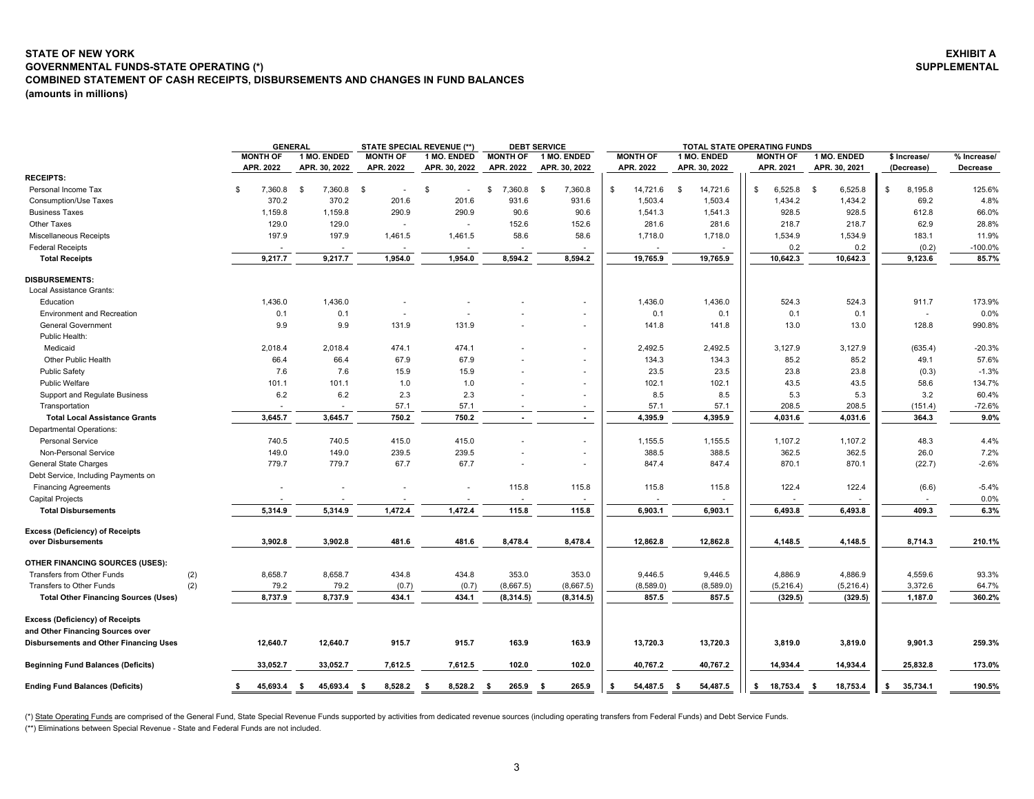**STATE OF NEW YORK**
**GOVERNMENTAL FUNDS-STATE OPERATING (*)**
**COMBINED STATEMENT OF CASH RECEIPTS, DISBURSEMENTS AND CHANGES IN FUND BALANCES**
**(amounts in millions)**

**EXHIBIT A SUPPLEMENTAL**

| | | GENERAL | | STATE SPECIAL REVENUE (**) | | DEBT SERVICE | | TOTAL STATE OPERATING FUNDS | | | | | |
|---|---|---|---|---|---|---|---|---|---|---|---|---|---|
| | | MONTH OF APR. 2022 | 1 MO. ENDED APR. 30, 2022 | MONTH OF APR. 2022 | 1 MO. ENDED APR. 30, 2022 | MONTH OF APR. 2022 | 1 MO. ENDED APR. 30, 2022 | MONTH OF APR. 2022 | 1 MO. ENDED APR. 30, 2022 | MONTH OF APR. 2021 | 1 MO. ENDED APR. 30, 2021 | $ Increase/ (Decrease) | % Increase/ Decrease |
| **RECEIPTS:** | | | | | | | | | | | | | |
| Personal Income Tax | | $ 7,360.8 | $ 7,360.8 | $ - | $ - | $ 7,360.8 | $ 7,360.8 | $ 14,721.6 | $ 14,721.6 | $ 6,525.8 | $ 6,525.8 | $ 8,195.8 | 125.6% |
| Consumption/Use Taxes | | 370.2 | 370.2 | 201.6 | 201.6 | 931.6 | 931.6 | 1,503.4 | 1,503.4 | 1,434.2 | 1,434.2 | 69.2 | 4.8% |
| Business Taxes | | 1,159.8 | 1,159.8 | 290.9 | 290.9 | 90.6 | 90.6 | 1,541.3 | 1,541.3 | 928.5 | 928.5 | 612.8 | 66.0% |
| Other Taxes | | 129.0 | 129.0 | - | - | 152.6 | 152.6 | 281.6 | 281.6 | 218.7 | 218.7 | 62.9 | 28.8% |
| Miscellaneous Receipts | | 197.9 | 197.9 | 1,461.5 | 1,461.5 | 58.6 | 58.6 | 1,718.0 | 1,718.0 | 1,534.9 | 1,534.9 | 183.1 | 11.9% |
| Federal Receipts | | - | - | - | - | - | - | - | - | 0.2 | 0.2 | (0.2) | -100.0% |
| **Total Receipts** | | **9,217.7** | **9,217.7** | **1,954.0** | **1,954.0** | **8,594.2** | **8,594.2** | **19,765.9** | **19,765.9** | **10,642.3** | **10,642.3** | **9,123.6** | **85.7%** |
| **DISBURSEMENTS:** | | | | | | | | | | | | | |
| Local Assistance Grants: | | | | | | | | | | | | | |
| Education | | 1,436.0 | 1,436.0 | - | - | - | - | 1,436.0 | 1,436.0 | 524.3 | 524.3 | 911.7 | 173.9% |
| Environment and Recreation | | 0.1 | 0.1 | - | - | - | - | 0.1 | 0.1 | 0.1 | 0.1 | - | 0.0% |
| General Government | | 9.9 | 9.9 | 131.9 | 131.9 | - | - | 141.8 | 141.8 | 13.0 | 13.0 | 128.8 | 990.8% |
| Public Health: | | | | | | | | | | | | | |
| Medicaid | | 2,018.4 | 2,018.4 | 474.1 | 474.1 | - | - | 2,492.5 | 2,492.5 | 3,127.9 | 3,127.9 | (635.4) | -20.3% |
| Other Public Health | | 66.4 | 66.4 | 67.9 | 67.9 | - | - | 134.3 | 134.3 | 85.2 | 85.2 | 49.1 | 57.6% |
| Public Safety | | 7.6 | 7.6 | 15.9 | 15.9 | - | - | 23.5 | 23.5 | 23.8 | 23.8 | (0.3) | -1.3% |
| Public Welfare | | 101.1 | 101.1 | 1.0 | 1.0 | - | - | 102.1 | 102.1 | 43.5 | 43.5 | 58.6 | 134.7% |
| Support and Regulate Business | | 6.2 | 6.2 | 2.3 | 2.3 | - | - | 8.5 | 8.5 | 5.3 | 5.3 | 3.2 | 60.4% |
| Transportation | | - | - | 57.1 | 57.1 | - | - | 57.1 | 57.1 | 208.5 | 208.5 | (151.4) | -72.6% |
| **Total Local Assistance Grants** | | **3,645.7** | **3,645.7** | **750.2** | **750.2** | **-** | **-** | **4,395.9** | **4,395.9** | **4,031.6** | **4,031.6** | **364.3** | **9.0%** |
| Departmental Operations: | | | | | | | | | | | | | |
| Personal Service | | 740.5 | 740.5 | 415.0 | 415.0 | - | - | 1,155.5 | 1,155.5 | 1,107.2 | 1,107.2 | 48.3 | 4.4% |
| Non-Personal Service | | 149.0 | 149.0 | 239.5 | 239.5 | - | - | 388.5 | 388.5 | 362.5 | 362.5 | 26.0 | 7.2% |
| General State Charges | | 779.7 | 779.7 | 67.7 | 67.7 | - | - | 847.4 | 847.4 | 870.1 | 870.1 | (22.7) | -2.6% |
| Debt Service, Including Payments on Financing Agreements | | - | - | - | - | 115.8 | 115.8 | 115.8 | 115.8 | 122.4 | 122.4 | (6.6) | -5.4% |
| Capital Projects | | - | - | - | - | - | - | - | - | - | - | - | 0.0% |
| **Total Disbursements** | | **5,314.9** | **5,314.9** | **1,472.4** | **1,472.4** | **115.8** | **115.8** | **6,903.1** | **6,903.1** | **6,493.8** | **6,493.8** | **409.3** | **6.3%** |
| **Excess (Deficiency) of Receipts over Disbursements** | | **3,902.8** | **3,902.8** | **481.6** | **481.6** | **8,478.4** | **8,478.4** | **12,862.8** | **12,862.8** | **4,148.5** | **4,148.5** | **8,714.3** | **210.1%** |
| **OTHER FINANCING SOURCES (USES):** | | | | | | | | | | | | | |
| Transfers from Other Funds | (2) | 8,658.7 | 8,658.7 | 434.8 | 434.8 | 353.0 | 353.0 | 9,446.5 | 9,446.5 | 4,886.9 | 4,886.9 | 4,559.6 | 93.3% |
| Transfers to Other Funds | (2) | 79.2 | 79.2 | (0.7) | (0.7) | (8,667.5) | (8,667.5) | (8,589.0) | (8,589.0) | (5,216.4) | (5,216.4) | 3,372.6 | 64.7% |
| **Total Other Financing Sources (Uses)** | | **8,737.9** | **8,737.9** | **434.1** | **434.1** | **(8,314.5)** | **(8,314.5)** | **857.5** | **857.5** | **(329.5)** | **(329.5)** | **1,187.0** | **360.2%** |
| **Excess (Deficiency) of Receipts and Other Financing Sources over Disbursements and Other Financing Uses** | | **12,640.7** | **12,640.7** | **915.7** | **915.7** | **163.9** | **163.9** | **13,720.3** | **13,720.3** | **3,819.0** | **3,819.0** | **9,901.3** | **259.3%** |
| **Beginning Fund Balances (Deficits)** | | **33,052.7** | **33,052.7** | **7,612.5** | **7,612.5** | **102.0** | **102.0** | **40,767.2** | **40,767.2** | **14,934.4** | **14,934.4** | **25,832.8** | **173.0%** |
| **Ending Fund Balances (Deficits)** | | **$ 45,693.4** | **$ 45,693.4** | **$ 8,528.2** | **$ 8,528.2** | **$ 265.9** | **$ 265.9** | **$ 54,487.5** | **$ 54,487.5** | **$ 18,753.4** | **$ 18,753.4** | **$ 35,734.1** | **190.5%** |

(*) State Operating Funds are comprised of the General Fund, State Special Revenue Funds supported by activities from dedicated revenue sources (including operating transfers from Federal Funds) and Debt Service Funds.

(**) Eliminations between Special Revenue - State and Federal Funds are not included.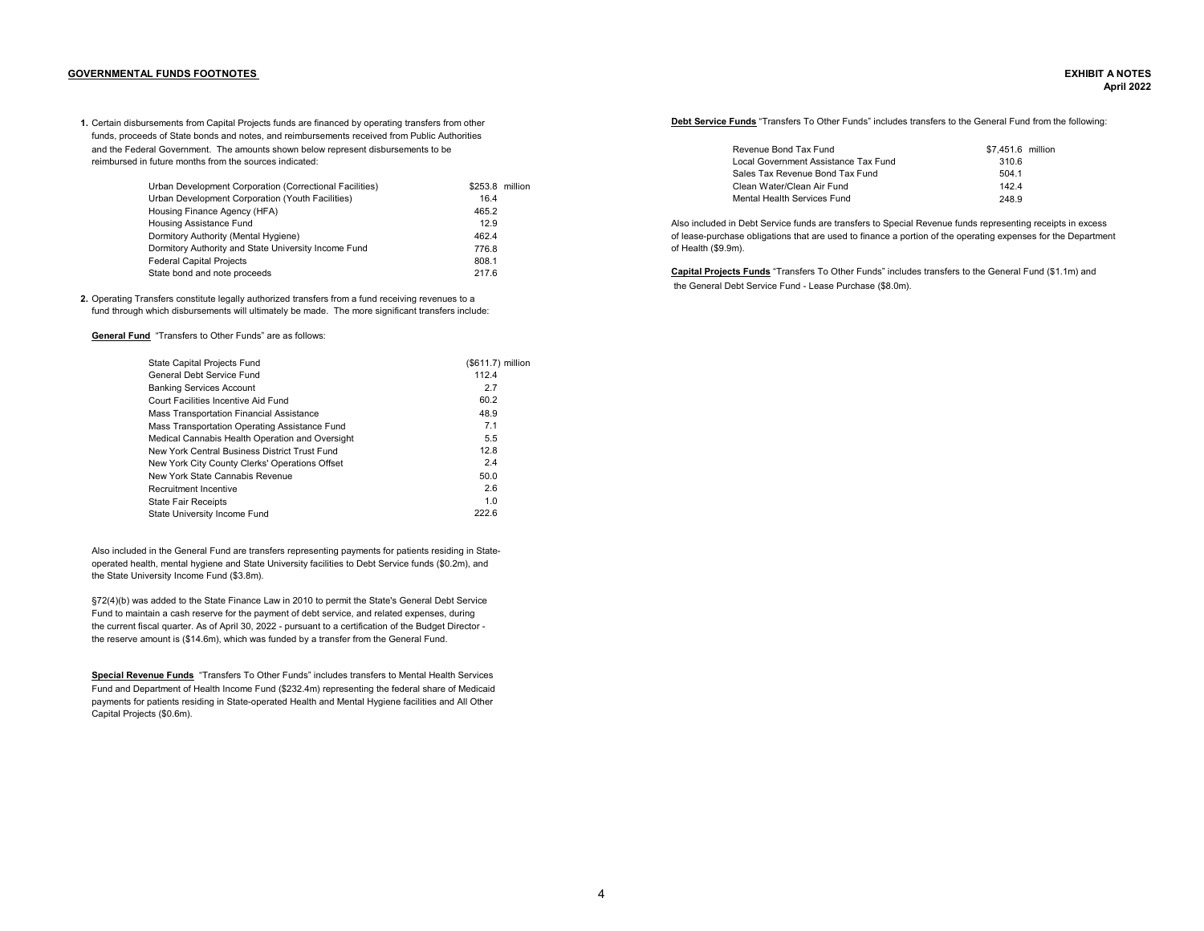**GOVERNMENTAL FUNDS FOOTNOTES**

**EXHIBIT A NOTES**
**April 2022**

**1.** Certain disbursements from Capital Projects funds are financed by operating transfers from other funds, proceeds of State bonds and notes, and reimbursements received from Public Authorities and the Federal Government. The amounts shown below represent disbursements to be reimbursed in future months from the sources indicated:

| | |
|---|---|
| Urban Development Corporation (Correctional Facilities) | $253.8 million |
| Urban Development Corporation (Youth Facilities) | 16.4 |
| Housing Finance Agency (HFA) | 465.2 |
| Housing Assistance Fund | 12.9 |
| Dormitory Authority (Mental Hygiene) | 462.4 |
| Dormitory Authority and State University Income Fund | 776.8 |
| Federal Capital Projects | 808.1 |
| State bond and note proceeds | 217.6 |

**2.** Operating Transfers constitute legally authorized transfers from a fund receiving revenues to a fund through which disbursements will ultimately be made. The more significant transfers include:

**General Fund** "Transfers to Other Funds" are as follows:

| | |
|---|---|
| State Capital Projects Fund | ($611.7) million |
| General Debt Service Fund | 112.4 |
| Banking Services Account | 2.7 |
| Court Facilities Incentive Aid Fund | 60.2 |
| Mass Transportation Financial Assistance | 48.9 |
| Mass Transportation Operating Assistance Fund | 7.1 |
| Medical Cannabis Health Operation and Oversight | 5.5 |
| New York Central Business District Trust Fund | 12.8 |
| New York City County Clerks' Operations Offset | 2.4 |
| New York State Cannabis Revenue | 50.0 |
| Recruitment Incentive | 2.6 |
| State Fair Receipts | 1.0 |
| State University Income Fund | 222.6 |

Also included in the General Fund are transfers representing payments for patients residing in State-operated health, mental hygiene and State University facilities to Debt Service funds ($0.2m), and the State University Income Fund ($3.8m).

§72(4)(b) was added to the State Finance Law in 2010 to permit the State's General Debt Service Fund to maintain a cash reserve for the payment of debt service, and related expenses, during the current fiscal quarter. As of April 30, 2022 - pursuant to a certification of the Budget Director - the reserve amount is ($14.6m), which was funded by a transfer from the General Fund.

**Special Revenue Funds** "Transfers To Other Funds" includes transfers to Mental Health Services Fund and Department of Health Income Fund ($232.4m) representing the federal share of Medicaid payments for patients residing in State-operated Health and Mental Hygiene facilities and All Other Capital Projects ($0.6m).

**Debt Service Funds** "Transfers To Other Funds" includes transfers to the General Fund from the following:

| | |
|---|---|
| Revenue Bond Tax Fund | $7,451.6 million |
| Local Government Assistance Tax Fund | 310.6 |
| Sales Tax Revenue Bond Tax Fund | 504.1 |
| Clean Water/Clean Air Fund | 142.4 |
| Mental Health Services Fund | 248.9 |

Also included in Debt Service funds are transfers to Special Revenue funds representing receipts in excess of lease-purchase obligations that are used to finance a portion of the operating expenses for the Department of Health ($9.9m).

**Capital Projects Funds** "Transfers To Other Funds" includes transfers to the General Fund ($1.1m) and the General Debt Service Fund - Lease Purchase ($8.0m).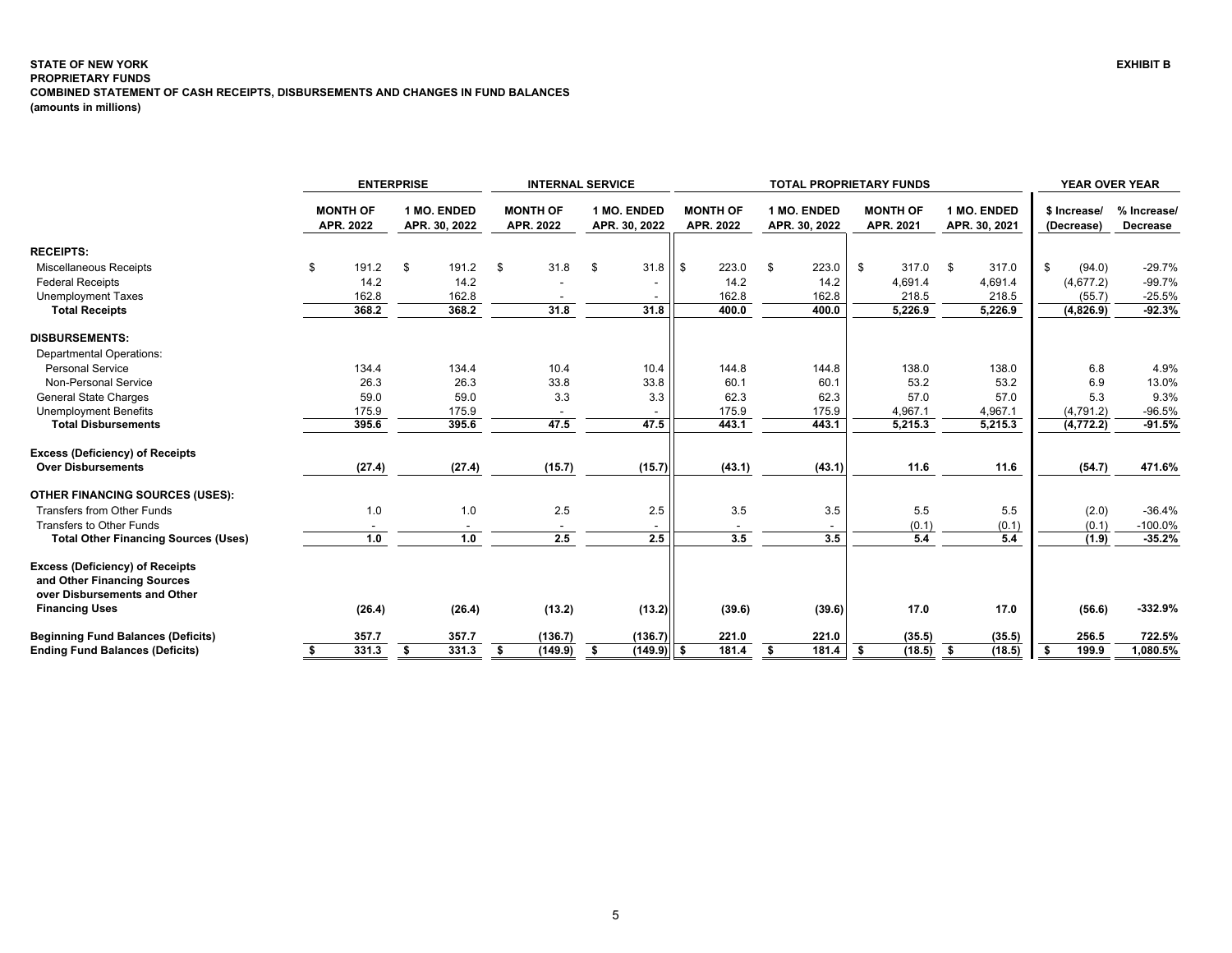**STATE OF NEW YORK**
**PROPRIETARY FUNDS**
**COMBINED STATEMENT OF CASH RECEIPTS, DISBURSEMENTS AND CHANGES IN FUND BALANCES**
**(amounts in millions)**

**EXHIBIT B**

| | ENTERPRISE | | INTERNAL SERVICE | | TOTAL PROPRIETARY FUNDS | | | | YEAR OVER YEAR | |
|---|---|---|---|---|---|---|---|---|---|---|
| | MONTH OF APR. 2022 | 1 MO. ENDED APR. 30, 2022 | MONTH OF APR. 2022 | 1 MO. ENDED APR. 30, 2022 | MONTH OF APR. 2022 | 1 MO. ENDED APR. 30, 2022 | MONTH OF APR. 2021 | 1 MO. ENDED APR. 30, 2021 | $ Increase/ (Decrease) | % Increase/ Decrease |
| **RECEIPTS:** | | | | | | | | | | |
| Miscellaneous Receipts | $ 191.2 | $ 191.2 | $ 31.8 | $ 31.8 | $ 223.0 | $ 223.0 | $ 317.0 | $ 317.0 | $ (94.0) | -29.7% |
| Federal Receipts | 14.2 | 14.2 | - | - | 14.2 | 14.2 | 4,691.4 | 4,691.4 | (4,677.2) | -99.7% |
| Unemployment Taxes | 162.8 | 162.8 | - | - | 162.8 | 162.8 | 218.5 | 218.5 | (55.7) | -25.5% |
| **Total Receipts** | **368.2** | **368.2** | **31.8** | **31.8** | **400.0** | **400.0** | **5,226.9** | **5,226.9** | **(4,826.9)** | **-92.3%** |
| **DISBURSEMENTS:** | | | | | | | | | | |
| Departmental Operations: | | | | | | | | | | |
| Personal Service | 134.4 | 134.4 | 10.4 | 10.4 | 144.8 | 144.8 | 138.0 | 138.0 | 6.8 | 4.9% |
| Non-Personal Service | 26.3 | 26.3 | 33.8 | 33.8 | 60.1 | 60.1 | 53.2 | 53.2 | 6.9 | 13.0% |
| General State Charges | 59.0 | 59.0 | 3.3 | 3.3 | 62.3 | 62.3 | 57.0 | 57.0 | 5.3 | 9.3% |
| Unemployment Benefits | 175.9 | 175.9 | - | - | 175.9 | 175.9 | 4,967.1 | 4,967.1 | (4,791.2) | -96.5% |
| **Total Disbursements** | **395.6** | **395.6** | **47.5** | **47.5** | **443.1** | **443.1** | **5,215.3** | **5,215.3** | **(4,772.2)** | **-91.5%** |
| **Excess (Deficiency) of Receipts Over Disbursements** | **(27.4)** | **(27.4)** | **(15.7)** | **(15.7)** | **(43.1)** | **(43.1)** | **11.6** | **11.6** | **(54.7)** | **471.6%** |
| **OTHER FINANCING SOURCES (USES):** | | | | | | | | | | |
| Transfers from Other Funds | 1.0 | 1.0 | 2.5 | 2.5 | 3.5 | 3.5 | 5.5 | 5.5 | (2.0) | -36.4% |
| Transfers to Other Funds | - | - | - | - | - | - | (0.1) | (0.1) | (0.1) | -100.0% |
| **Total Other Financing Sources (Uses)** | **1.0** | **1.0** | **2.5** | **2.5** | **3.5** | **3.5** | **5.4** | **5.4** | **(1.9)** | **-35.2%** |
| **Excess (Deficiency) of Receipts and Other Financing Sources over Disbursements and Other Financing Uses** | **(26.4)** | **(26.4)** | **(13.2)** | **(13.2)** | **(39.6)** | **(39.6)** | **17.0** | **17.0** | **(56.6)** | **-332.9%** |
| **Beginning Fund Balances (Deficits)** | **357.7** | **357.7** | **(136.7)** | **(136.7)** | **221.0** | **221.0** | **(35.5)** | **(35.5)** | **256.5** | **722.5%** |
| **Ending Fund Balances (Deficits)** | **$ 331.3** | **$ 331.3** | **$ (149.9)** | **$ (149.9)** | **$ 181.4** | **$ 181.4** | **$ (18.5)** | **$ (18.5)** | **$ 199.9** | **1,080.5%** |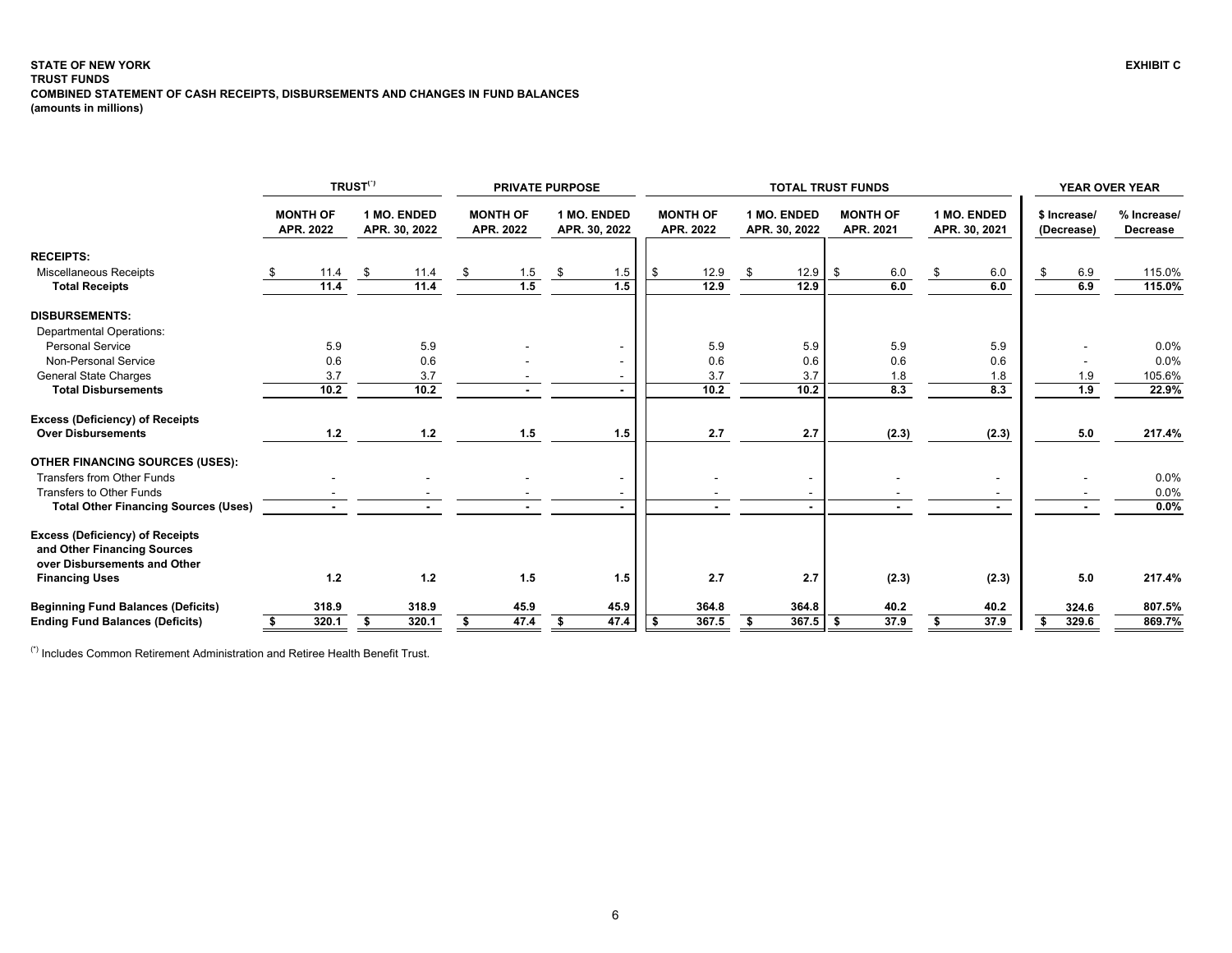**STATE OF NEW YORK**
**TRUST FUNDS**
**COMBINED STATEMENT OF CASH RECEIPTS, DISBURSEMENTS AND CHANGES IN FUND BALANCES**
**(amounts in millions)**

**EXHIBIT C**

| | TRUST(*) | | PRIVATE PURPOSE | | TOTAL TRUST FUNDS | | | | YEAR OVER YEAR | |
|---|---|---|---|---|---|---|---|---|---|---|
| | MONTH OF APR. 2022 | 1 MO. ENDED APR. 30, 2022 | MONTH OF APR. 2022 | 1 MO. ENDED APR. 30, 2022 | MONTH OF APR. 2022 | 1 MO. ENDED APR. 30, 2022 | MONTH OF APR. 2021 | 1 MO. ENDED APR. 30, 2021 | $ Increase/ (Decrease) | % Increase/ Decrease |
| **RECEIPTS:** | | | | | | | | | | |
| Miscellaneous Receipts | $ 11.4 | $ 11.4 | $ 1.5 | $ 1.5 | $ 12.9 | $ 12.9 | $ 6.0 | $ 6.0 | $ 6.9 | 115.0% |
| **Total Receipts** | **11.4** | **11.4** | **1.5** | **1.5** | **12.9** | **12.9** | **6.0** | **6.0** | **6.9** | **115.0%** |
| **DISBURSEMENTS:** | | | | | | | | | | |
| Departmental Operations: | | | | | | | | | | |
| Personal Service | 5.9 | 5.9 | - | - | 5.9 | 5.9 | 5.9 | 5.9 | - | 0.0% |
| Non-Personal Service | 0.6 | 0.6 | - | - | 0.6 | 0.6 | 0.6 | 0.6 | - | 0.0% |
| General State Charges | 3.7 | 3.7 | - | - | 3.7 | 3.7 | 1.8 | 1.8 | 1.9 | 105.6% |
| **Total Disbursements** | **10.2** | **10.2** | **-** | **-** | **10.2** | **10.2** | **8.3** | **8.3** | **1.9** | **22.9%** |
| **Excess (Deficiency) of Receipts Over Disbursements** | **1.2** | **1.2** | **1.5** | **1.5** | **2.7** | **2.7** | **(2.3)** | **(2.3)** | **5.0** | **217.4%** |
| **OTHER FINANCING SOURCES (USES):** | | | | | | | | | | |
| Transfers from Other Funds | - | - | - | - | - | - | - | - | - | 0.0% |
| Transfers to Other Funds | - | - | - | - | - | - | - | - | - | 0.0% |
| **Total Other Financing Sources (Uses)** | **-** | **-** | **-** | **-** | **-** | **-** | **-** | **-** | **-** | **0.0%** |
| **Excess (Deficiency) of Receipts and Other Financing Sources over Disbursements and Other Financing Uses** | **1.2** | **1.2** | **1.5** | **1.5** | **2.7** | **2.7** | **(2.3)** | **(2.3)** | **5.0** | **217.4%** |
| **Beginning Fund Balances (Deficits)** | **318.9** | **318.9** | **45.9** | **45.9** | **364.8** | **364.8** | **40.2** | **40.2** | **324.6** | **807.5%** |
| **Ending Fund Balances (Deficits)** | **$ 320.1** | **$ 320.1** | **$ 47.4** | **$ 47.4** | **$ 367.5** | **$ 367.5** | **$ 37.9** | **$ 37.9** | **$ 329.6** | **869.7%** |

(*) Includes Common Retirement Administration and Retiree Health Benefit Trust.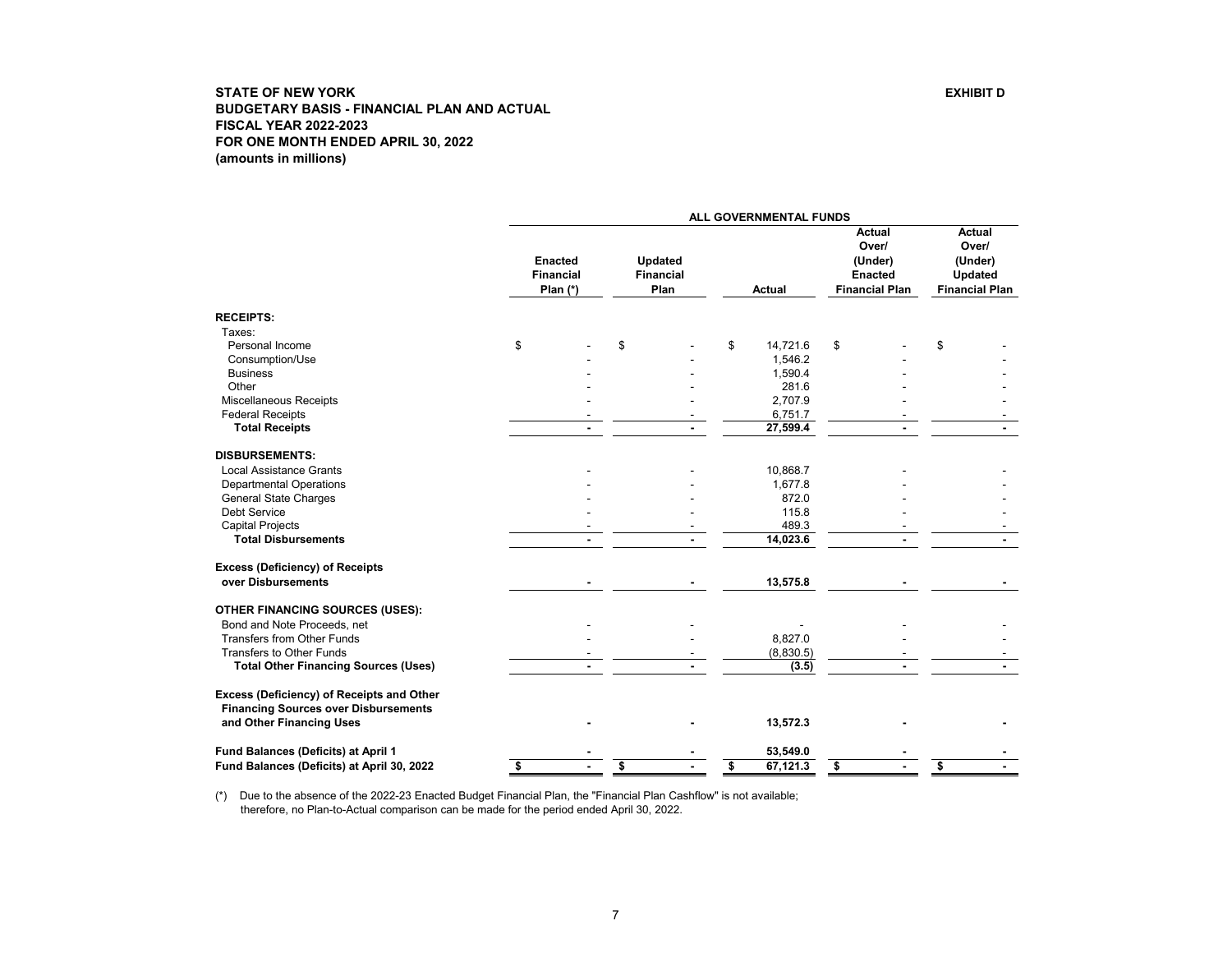**STATE OF NEW YORK**
**BUDGETARY BASIS - FINANCIAL PLAN AND ACTUAL**
**FISCAL YEAR 2022-2023**
**FOR ONE MONTH ENDED APRIL 30, 2022**
**(amounts in millions)**

**EXHIBIT D**

| | ALL GOVERNMENTAL FUNDS | | | | |
|---|---|---|---|---|---|
| | Enacted Financial Plan (*) | Updated Financial Plan | Actual | Actual Over/ (Under) Enacted Financial Plan | Actual Over/ (Under) Updated Financial Plan |
| **RECEIPTS:** | | | | | |
| Taxes: | | | | | |
| Personal Income | $ - | $ - | $ 14,721.6 | $ - | $ - |
| Consumption/Use | - | - | 1,546.2 | - | - |
| Business | - | - | 1,590.4 | - | - |
| Other | - | - | 281.6 | - | - |
| Miscellaneous Receipts | - | - | 2,707.9 | - | - |
| Federal Receipts | - | - | 6,751.7 | - | - |
| **Total Receipts** | **-** | **-** | **27,599.4** | **-** | **-** |
| **DISBURSEMENTS:** | | | | | |
| Local Assistance Grants | - | - | 10,868.7 | - | - |
| Departmental Operations | - | - | 1,677.8 | - | - |
| General State Charges | - | - | 872.0 | - | - |
| Debt Service | - | - | 115.8 | - | - |
| Capital Projects | - | - | 489.3 | - | - |
| **Total Disbursements** | **-** | **-** | **14,023.6** | **-** | **-** |
| **Excess (Deficiency) of Receipts over Disbursements** | **-** | **-** | **13,575.8** | **-** | **-** |
| **OTHER FINANCING SOURCES (USES):** | | | | | |
| Bond and Note Proceeds, net | - | - | - | - | - |
| Transfers from Other Funds | - | - | 8,827.0 | - | - |
| Transfers to Other Funds | - | - | (8,830.5) | - | - |
| **Total Other Financing Sources (Uses)** | **-** | **-** | **(3.5)** | **-** | **-** |
| **Excess (Deficiency) of Receipts and Other Financing Sources over Disbursements and Other Financing Uses** | **-** | **-** | **13,572.3** | **-** | **-** |
| **Fund Balances (Deficits) at April 1** | **-** | **-** | **53,549.0** | **-** | **-** |
| **Fund Balances (Deficits) at April 30, 2022** | **$ -** | **$ -** | **$ 67,121.3** | **$ -** | **$ -** |

(*) Due to the absence of the 2022-23 Enacted Budget Financial Plan, the "Financial Plan Cashflow" is not available; therefore, no Plan-to-Actual comparison can be made for the period ended April 30, 2022.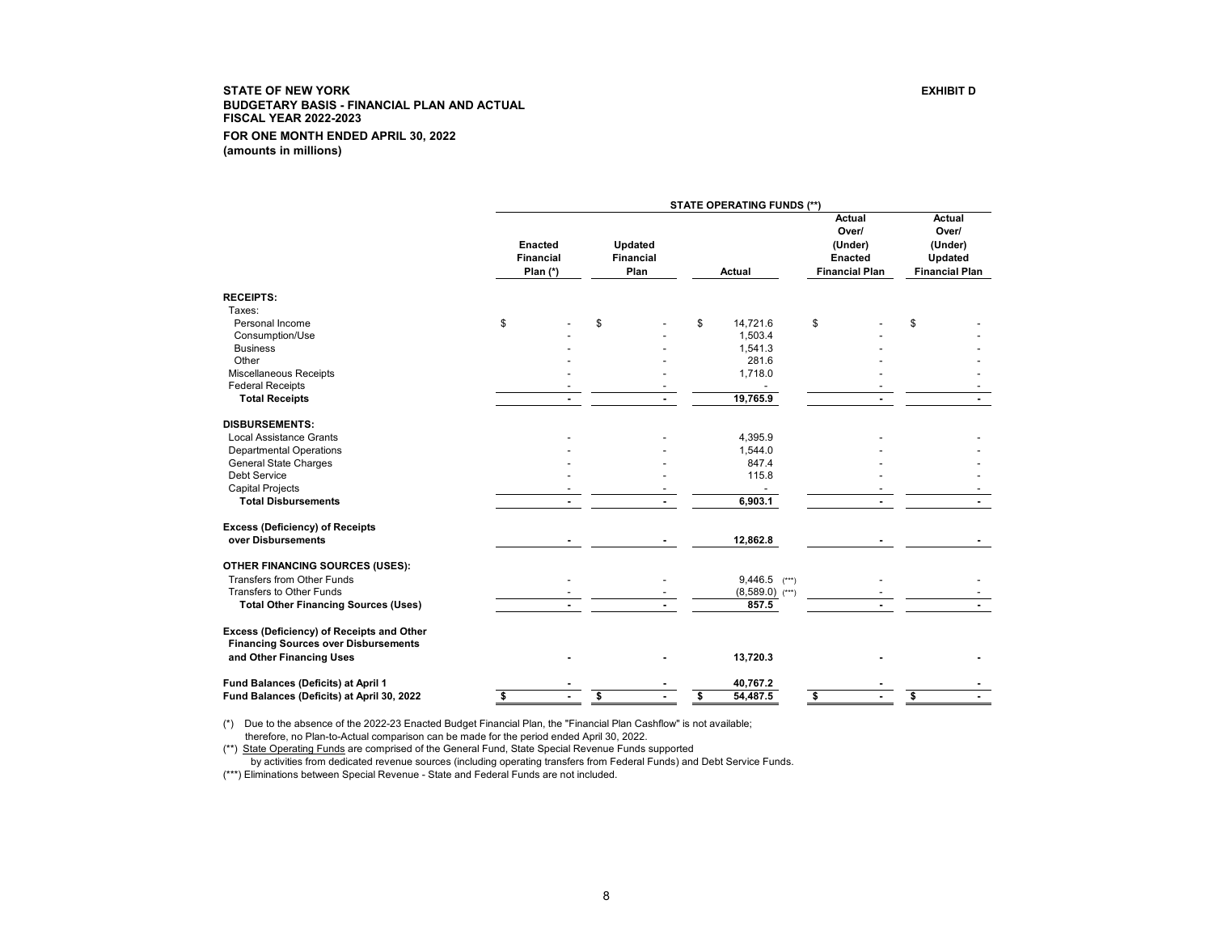**STATE OF NEW YORK**
**BUDGETARY BASIS - FINANCIAL PLAN AND ACTUAL**
**FISCAL YEAR 2022-2023**
**FOR ONE MONTH ENDED APRIL 30, 2022**
**(amounts in millions)**

**EXHIBIT D**

| | STATE OPERATING FUNDS (**) | | | | |
|---|---|---|---|---|---|
| | Enacted Financial Plan (*) | Updated Financial Plan | Actual | Actual Over/ (Under) Enacted Financial Plan | Actual Over/ (Under) Updated Financial Plan |
| **RECEIPTS:** | | | | | |
| Taxes: | | | | | |
| Personal Income | $ - | $ - | $ 14,721.6 | $ - | $ - |
| Consumption/Use | - | - | 1,503.4 | - | - |
| Business | - | - | 1,541.3 | - | - |
| Other | - | - | 281.6 | - | - |
| Miscellaneous Receipts | - | - | 1,718.0 | - | - |
| Federal Receipts | - | - | - | - | - |
| **Total Receipts** | **-** | **-** | **19,765.9** | **-** | **-** |
| **DISBURSEMENTS:** | | | | | |
| Local Assistance Grants | - | - | 4,395.9 | - | - |
| Departmental Operations | - | - | 1,544.0 | - | - |
| General State Charges | - | - | 847.4 | - | - |
| Debt Service | - | - | 115.8 | - | - |
| Capital Projects | - | - | - | - | - |
| **Total Disbursements** | **-** | **-** | **6,903.1** | **-** | **-** |
| **Excess (Deficiency) of Receipts over Disbursements** | **-** | **-** | **12,862.8** | **-** | **-** |
| **OTHER FINANCING SOURCES (USES):** | | | | | |
| Transfers from Other Funds | - | - | 9,446.5 (***) | - | - |
| Transfers to Other Funds | - | - | (8,589.0) (***) | - | - |
| **Total Other Financing Sources (Uses)** | **-** | **-** | **857.5** | **-** | **-** |
| **Excess (Deficiency) of Receipts and Other Financing Sources over Disbursements and Other Financing Uses** | **-** | **-** | **13,720.3** | **-** | **-** |
| **Fund Balances (Deficits) at April 1** | **-** | **-** | **40,767.2** | **-** | **-** |
| **Fund Balances (Deficits) at April 30, 2022** | **$ -** | **$ -** | **$ 54,487.5** | **$ -** | **$ -** |

(*) Due to the absence of the 2022-23 Enacted Budget Financial Plan, the "Financial Plan Cashflow" is not available; therefore, no Plan-to-Actual comparison can be made for the period ended April 30, 2022.

(**) State Operating Funds are comprised of the General Fund, State Special Revenue Funds supported by activities from dedicated revenue sources (including operating transfers from Federal Funds) and Debt Service Funds.

(***) Eliminations between Special Revenue - State and Federal Funds are not included.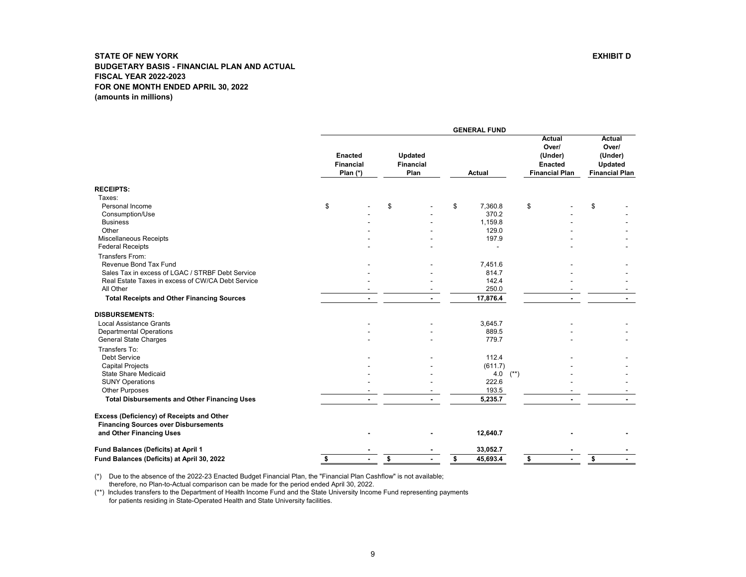**STATE OF NEW YORK** **EXHIBIT D**

**BUDGETARY BASIS - FINANCIAL PLAN AND ACTUAL**

**FISCAL YEAR 2022-2023**

**FOR ONE MONTH ENDED APRIL 30, 2022**

**(amounts in millions)**

| | GENERAL FUND | | | | |
|---|---|---|---|---|---|
| | **Enacted Financial Plan (*)** | **Updated Financial Plan** | **Actual** | **Actual Over/ (Under) Enacted Financial Plan** | **Actual Over/ (Under) Updated Financial Plan** |
| **RECEIPTS:** | | | | | |
| Taxes: | | | | | |
| Personal Income | $ - | $ - | $ 7,360.8 | $ - | $ - |
| Consumption/Use | - | - | 370.2 | - | - |
| Business | - | - | 1,159.8 | - | - |
| Other | - | - | 129.0 | - | - |
| Miscellaneous Receipts | - | - | 197.9 | - | - |
| Federal Receipts | - | - | - | - | - |
| Transfers From: | | | | | |
| Revenue Bond Tax Fund | - | - | 7,451.6 | - | - |
| Sales Tax in excess of LGAC / STRBF Debt Service | - | - | 814.7 | - | - |
| Real Estate Taxes in excess of CW/CA Debt Service | - | - | 142.4 | - | - |
| All Other | - | - | 250.0 | - | - |
| **Total Receipts and Other Financing Sources** | **-** | **-** | **17,876.4** | **-** | **-** |
| **DISBURSEMENTS:** | | | | | |
| Local Assistance Grants | - | - | 3,645.7 | - | - |
| Departmental Operations | - | - | 889.5 | - | - |
| General State Charges | - | - | 779.7 | - | - |
| Transfers To: | | | | | |
| Debt Service | - | - | 112.4 | - | - |
| Capital Projects | - | - | (611.7) | - | - |
| State Share Medicaid | - | - | 4.0 (**) | - | - |
| SUNY Operations | - | - | 222.6 | - | - |
| Other Purposes | - | - | 193.5 | - | - |
| **Total Disbursements and Other Financing Uses** | **-** | **-** | **5,235.7** | **-** | **-** |
| **Excess (Deficiency) of Receipts and Other Financing Sources over Disbursements and Other Financing Uses** | **-** | **-** | **12,640.7** | **-** | **-** |
| **Fund Balances (Deficits) at April 1** | **-** | **-** | **33,052.7** | **-** | **-** |
| **Fund Balances (Deficits) at April 30, 2022** | **$ -** | **$ -** | **$ 45,693.4** | **$ -** | **$ -** |

(*) Due to the absence of the 2022-23 Enacted Budget Financial Plan, the "Financial Plan Cashflow" is not available; therefore, no Plan-to-Actual comparison can be made for the period ended April 30, 2022.

(**) Includes transfers to the Department of Health Income Fund and the State University Income Fund representing payments for patients residing in State-Operated Health and State University facilities.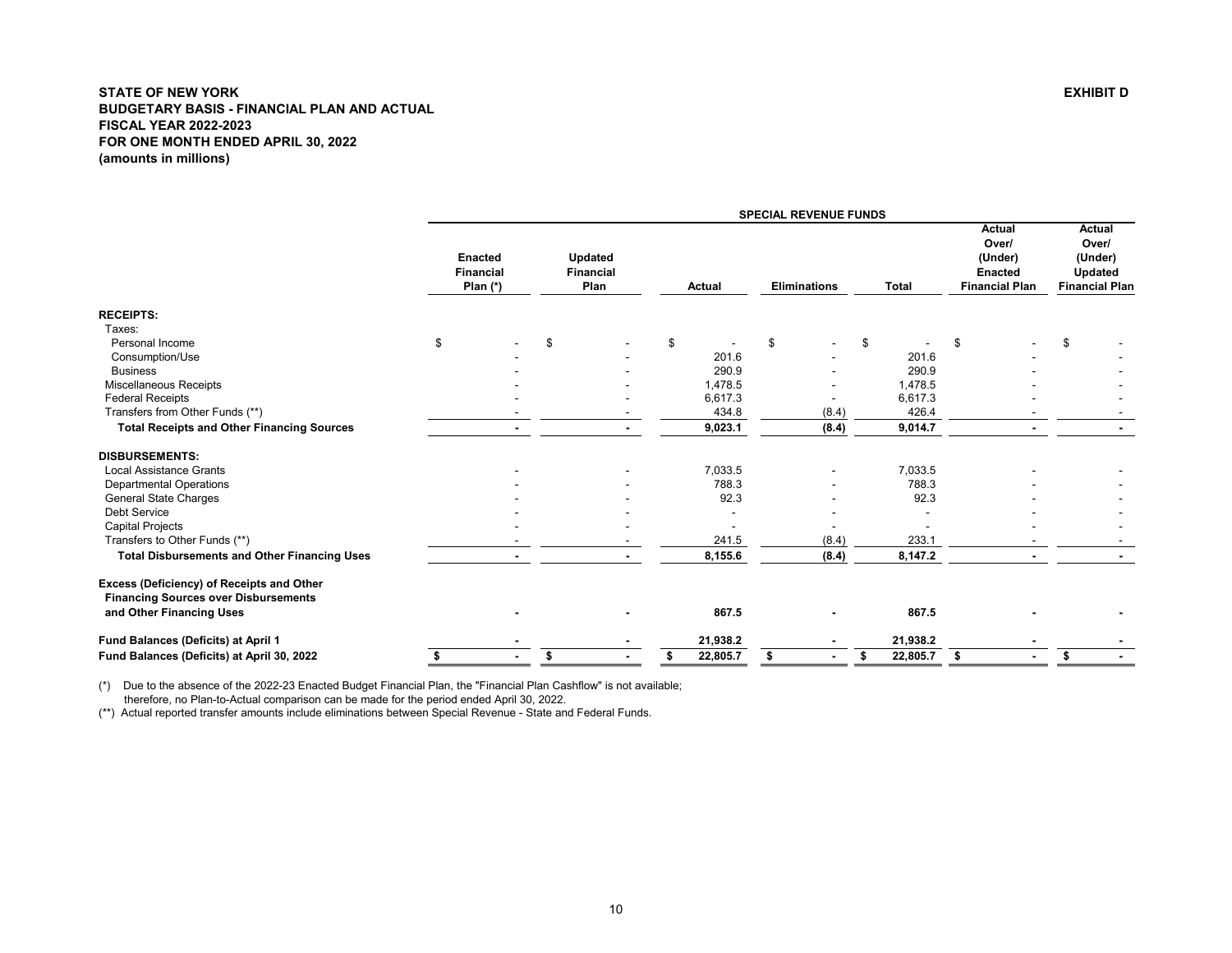**STATE OF NEW YORK** **EXHIBIT D**
**BUDGETARY BASIS - FINANCIAL PLAN AND ACTUAL**
**FISCAL YEAR 2022-2023**
**FOR ONE MONTH ENDED APRIL 30, 2022**
**(amounts in millions)**

| | SPECIAL REVENUE FUNDS | | | | | | |
|---|---|---|---|---|---|---|---|
| | Enacted Financial Plan (*) | Updated Financial Plan | Actual | Eliminations | Total | Actual Over/ (Under) Enacted Financial Plan | Actual Over/ (Under) Updated Financial Plan |
| **RECEIPTS:** | | | | | | | |
| Taxes: | | | | | | | |
| Personal Income | $ - | $ - | $ - | $ - | $ - | $ - | $ - |
| Consumption/Use | - | - | 201.6 | - | 201.6 | - | - |
| Business | - | - | 290.9 | - | 290.9 | - | - |
| Miscellaneous Receipts | - | - | 1,478.5 | - | 1,478.5 | - | - |
| Federal Receipts | - | - | 6,617.3 | - | 6,617.3 | - | - |
| Transfers from Other Funds (**) | - | - | 434.8 | (8.4) | 426.4 | - | - |
| **Total Receipts and Other Financing Sources** | **-** | **-** | **9,023.1** | **(8.4)** | **9,014.7** | **-** | **-** |
| **DISBURSEMENTS:** | | | | | | | |
| Local Assistance Grants | - | - | 7,033.5 | - | 7,033.5 | - | - |
| Departmental Operations | - | - | 788.3 | - | 788.3 | - | - |
| General State Charges | - | - | 92.3 | - | 92.3 | - | - |
| Debt Service | - | - | - | - | - | - | - |
| Capital Projects | - | - | - | - | - | - | - |
| Transfers to Other Funds (**) | - | - | 241.5 | (8.4) | 233.1 | - | - |
| **Total Disbursements and Other Financing Uses** | **-** | **-** | **8,155.6** | **(8.4)** | **8,147.2** | **-** | **-** |
| **Excess (Deficiency) of Receipts and Other Financing Sources over Disbursements and Other Financing Uses** | **-** | **-** | **867.5** | **-** | **867.5** | **-** | **-** |
| **Fund Balances (Deficits) at April 1** | **-** | **-** | **21,938.2** | **-** | **21,938.2** | **-** | **-** |
| **Fund Balances (Deficits) at April 30, 2022** | **$ -** | **$ -** | **$ 22,805.7** | **$ -** | **$ 22,805.7** | **$ -** | **$ -** |

(*) Due to the absence of the 2022-23 Enacted Budget Financial Plan, the "Financial Plan Cashflow" is not available; therefore, no Plan-to-Actual comparison can be made for the period ended April 30, 2022.

(**) Actual reported transfer amounts include eliminations between Special Revenue - State and Federal Funds.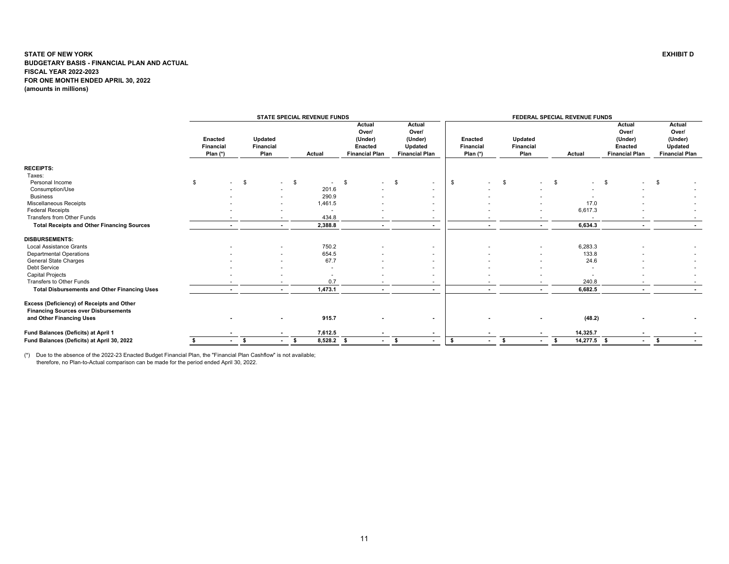**STATE OF NEW YORK**
**BUDGETARY BASIS - FINANCIAL PLAN AND ACTUAL**
**FISCAL YEAR 2022-2023**
**FOR ONE MONTH ENDED APRIL 30, 2022**
**(amounts in millions)**

**EXHIBIT D**

| | STATE SPECIAL REVENUE FUNDS | | | | | FEDERAL SPECIAL REVENUE FUNDS | | | | |
|---|---|---|---|---|---|---|---|---|---|---|
| | Enacted Financial Plan (*) | Updated Financial Plan | Actual | Actual Over/ (Under) Enacted Financial Plan | Actual Over/ (Under) Updated Financial Plan | Enacted Financial Plan (*) | Updated Financial Plan | Actual | Actual Over/ (Under) Enacted Financial Plan | Actual Over/ (Under) Updated Financial Plan |
| **RECEIPTS:** | | | | | | | | | | |
| Taxes: | | | | | | | | | | |
| Personal Income | $ - | $ - | $ - | $ - | $ - | $ - | $ - | $ - | $ - | $ - |
| Consumption/Use | - | - | 201.6 | - | - | - | - | - | - | - |
| Business | - | - | 290.9 | - | - | - | - | - | - | - |
| Miscellaneous Receipts | - | - | 1,461.5 | - | - | - | - | 17.0 | - | - |
| Federal Receipts | - | - | - | - | - | - | - | 6,617.3 | - | - |
| Transfers from Other Funds | - | - | 434.8 | - | - | - | - | - | - | - |
| **Total Receipts and Other Financing Sources** | **-** | **-** | **2,388.8** | **-** | **-** | **-** | **-** | **6,634.3** | **-** | **-** |
| **DISBURSEMENTS:** | | | | | | | | | | |
| Local Assistance Grants | - | - | 750.2 | - | - | - | - | 6,283.3 | - | - |
| Departmental Operations | - | - | 654.5 | - | - | - | - | 133.8 | - | - |
| General State Charges | - | - | 67.7 | - | - | - | - | 24.6 | - | - |
| Debt Service | - | - | - | - | - | - | - | - | - | - |
| Capital Projects | - | - | - | - | - | - | - | - | - | - |
| Transfers to Other Funds | - | - | 0.7 | - | - | - | - | 240.8 | - | - |
| **Total Disbursements and Other Financing Uses** | **-** | **-** | **1,473.1** | **-** | **-** | **-** | **-** | **6,682.5** | **-** | **-** |
| **Excess (Deficiency) of Receipts and Other Financing Sources over Disbursements and Other Financing Uses** | **-** | **-** | **915.7** | **-** | **-** | **-** | **-** | **(48.2)** | **-** | **-** |
| **Fund Balances (Deficits) at April 1** | **-** | **-** | **7,612.5** | **-** | **-** | **-** | **-** | **14,325.7** | **-** | **-** |
| **Fund Balances (Deficits) at April 30, 2022** | **$ -** | **$ -** | **$ 8,528.2** | **$ -** | **$ -** | **$ -** | **$ -** | **$ 14,277.5** | **$ -** | **$ -** |

(*) Due to the absence of the 2022-23 Enacted Budget Financial Plan, the "Financial Plan Cashflow" is not available; therefore, no Plan-to-Actual comparison can be made for the period ended April 30, 2022.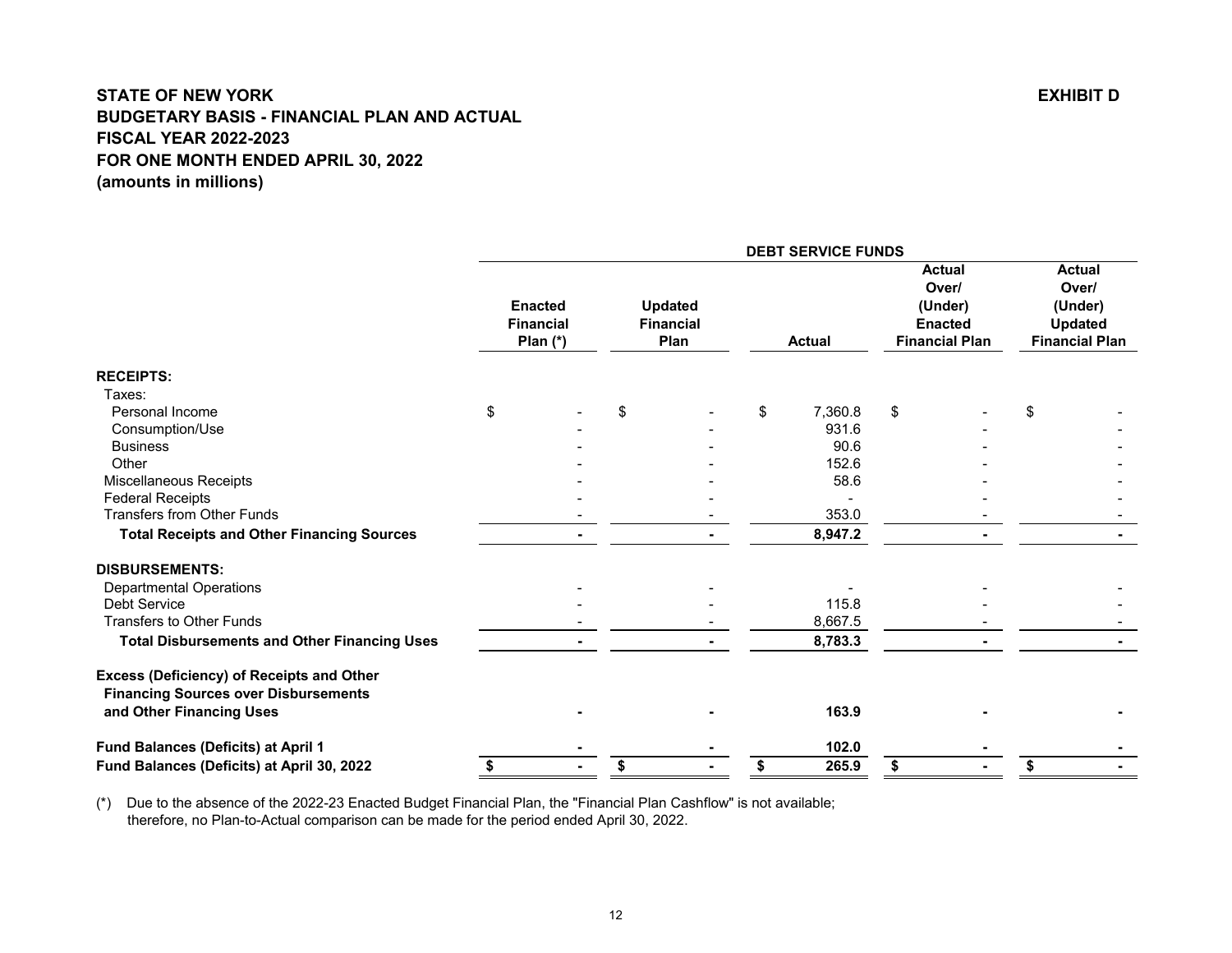# STATE OF NEW YORK

**EXHIBIT D**

## BUDGETARY BASIS - FINANCIAL PLAN AND ACTUAL
## FISCAL YEAR 2022-2023
## FOR ONE MONTH ENDED APRIL 30, 2022
## (amounts in millions)

| | DEBT SERVICE FUNDS | | | | |
|---|---|---|---|---|---|
| | **Enacted Financial Plan (*)** | **Updated Financial Plan** | **Actual** | **Actual Over/ (Under) Enacted Financial Plan** | **Actual Over/ (Under) Updated Financial Plan** |
| **RECEIPTS:** | | | | | |
| Taxes: | | | | | |
| Personal Income | $ - | $ - | $ 7,360.8 | $ - | $ - |
| Consumption/Use | - | - | 931.6 | - | - |
| Business | - | - | 90.6 | - | - |
| Other | - | - | 152.6 | - | - |
| Miscellaneous Receipts | - | - | 58.6 | - | - |
| Federal Receipts | - | - | - | - | - |
| Transfers from Other Funds | - | - | 353.0 | - | - |
| **Total Receipts and Other Financing Sources** | **-** | **-** | **8,947.2** | **-** | **-** |
| **DISBURSEMENTS:** | | | | | |
| Departmental Operations | - | - | - | - | - |
| Debt Service | - | - | 115.8 | - | - |
| Transfers to Other Funds | - | - | 8,667.5 | - | - |
| **Total Disbursements and Other Financing Uses** | **-** | **-** | **8,783.3** | **-** | **-** |
| **Excess (Deficiency) of Receipts and Other Financing Sources over Disbursements and Other Financing Uses** | **-** | **-** | **163.9** | **-** | **-** |
| **Fund Balances (Deficits) at April 1** | **-** | **-** | **102.0** | **-** | **-** |
| **Fund Balances (Deficits) at April 30, 2022** | **$ -** | **$ -** | **$ 265.9** | **$ -** | **$ -** |

(*) Due to the absence of the 2022-23 Enacted Budget Financial Plan, the "Financial Plan Cashflow" is not available; therefore, no Plan-to-Actual comparison can be made for the period ended April 30, 2022.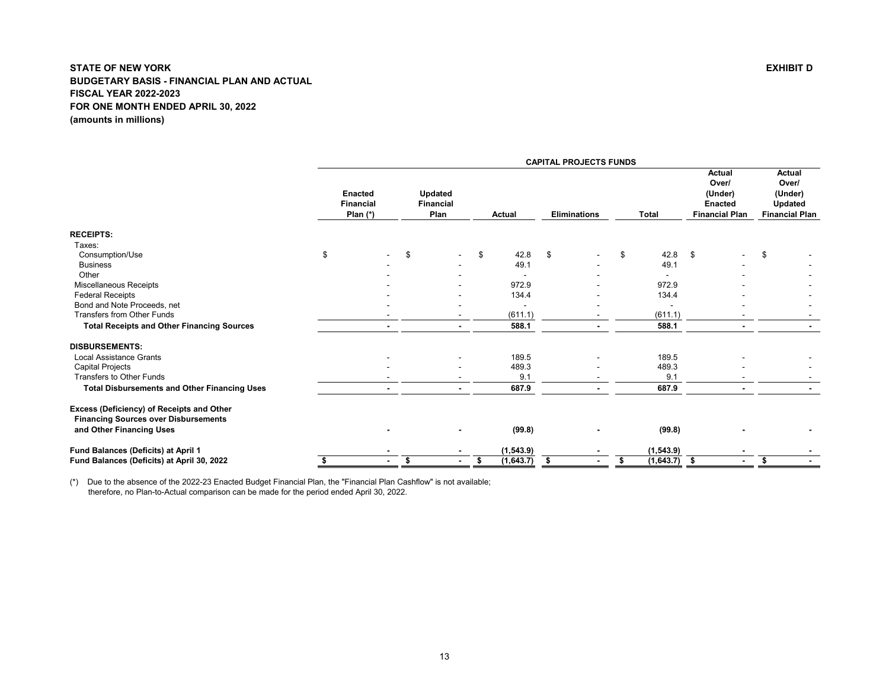**STATE OF NEW YORK**
**BUDGETARY BASIS - FINANCIAL PLAN AND ACTUAL**
**FISCAL YEAR 2022-2023**
**FOR ONE MONTH ENDED APRIL 30, 2022**
**(amounts in millions)**

**EXHIBIT D**

| | CAPITAL PROJECTS FUNDS | | | | | | |
|---|---|---|---|---|---|---|---|
| | Enacted Financial Plan (*) | Updated Financial Plan | Actual | Eliminations | Total | Actual Over/ (Under) Enacted Financial Plan | Actual Over/ (Under) Updated Financial Plan |
| **RECEIPTS:** | | | | | | | |
| Taxes: | | | | | | | |
| Consumption/Use | $ - | $ - | $ 42.8 | $ - | $ 42.8 | $ - | $ - |
| Business | - | - | 49.1 | - | 49.1 | - | - |
| Other | - | - | - | - | - | - | - |
| Miscellaneous Receipts | - | - | 972.9 | - | 972.9 | - | - |
| Federal Receipts | - | - | 134.4 | - | 134.4 | - | - |
| Bond and Note Proceeds, net | - | - | - | - | - | - | - |
| Transfers from Other Funds | - | - | (611.1) | - | (611.1) | - | - |
| **Total Receipts and Other Financing Sources** | **-** | **-** | **588.1** | **-** | **588.1** | **-** | **-** |
| **DISBURSEMENTS:** | | | | | | | |
| Local Assistance Grants | - | - | 189.5 | - | 189.5 | - | - |
| Capital Projects | - | - | 489.3 | - | 489.3 | - | - |
| Transfers to Other Funds | - | - | 9.1 | - | 9.1 | - | - |
| **Total Disbursements and Other Financing Uses** | **-** | **-** | **687.9** | **-** | **687.9** | **-** | **-** |
| **Excess (Deficiency) of Receipts and Other Financing Sources over Disbursements and Other Financing Uses** | **-** | **-** | **(99.8)** | **-** | **(99.8)** | **-** | **-** |
| **Fund Balances (Deficits) at April 1** | **-** | **-** | **(1,543.9)** | **-** | **(1,543.9)** | **-** | **-** |
| **Fund Balances (Deficits) at April 30, 2022** | **$ -** | **$ -** | **$ (1,643.7)** | **$ -** | **$ (1,643.7)** | **$ -** | **$ -** |

(*) Due to the absence of the 2022-23 Enacted Budget Financial Plan, the "Financial Plan Cashflow" is not available; therefore, no Plan-to-Actual comparison can be made for the period ended April 30, 2022.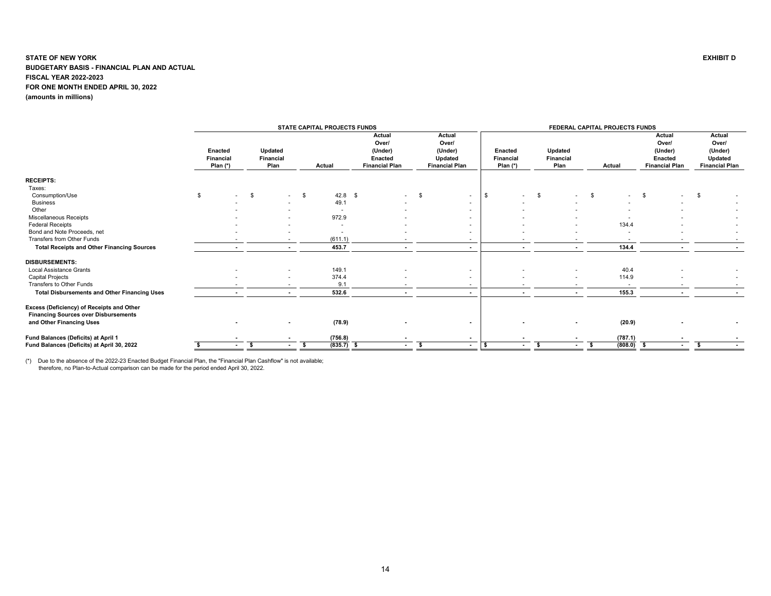**STATE OF NEW YORK**
**EXHIBIT D**
**BUDGETARY BASIS - FINANCIAL PLAN AND ACTUAL**
**FISCAL YEAR 2022-2023**
**FOR ONE MONTH ENDED APRIL 30, 2022**
**(amounts in millions)**

| | STATE CAPITAL PROJECTS FUNDS | | | | | FEDERAL CAPITAL PROJECTS FUNDS | | | | |
|---|---|---|---|---|---|---|---|---|---|---|
| | Enacted Financial Plan (*) | Updated Financial Plan | Actual | Actual Over/ (Under) Enacted Financial Plan | Actual Over/ (Under) Updated Financial Plan | Enacted Financial Plan (*) | Updated Financial Plan | Actual | Actual Over/ (Under) Enacted Financial Plan | Actual Over/ (Under) Updated Financial Plan |
| **RECEIPTS:** | | | | | | | | | | |
| Taxes: | | | | | | | | | | |
| Consumption/Use | $ - | $ - | $ 42.8 | $ - | $ - | $ - | $ - | $ - | $ - | $ - |
| Business | - | - | 49.1 | - | - | - | - | - | - | - |
| Other | - | - | - | - | - | - | - | - | - | - |
| Miscellaneous Receipts | - | - | 972.9 | - | - | - | - | - | - | - |
| Federal Receipts | - | - | - | - | - | - | - | 134.4 | - | - |
| Bond and Note Proceeds, net | - | - | - | - | - | - | - | - | - | - |
| Transfers from Other Funds | - | - | (611.1) | - | - | - | - | - | - | - |
| **Total Receipts and Other Financing Sources** | **-** | **-** | **453.7** | **-** | **-** | **-** | **-** | **134.4** | **-** | **-** |
| **DISBURSEMENTS:** | | | | | | | | | | |
| Local Assistance Grants | - | - | 149.1 | - | - | - | - | 40.4 | - | - |
| Capital Projects | - | - | 374.4 | - | - | - | - | 114.9 | - | - |
| Transfers to Other Funds | - | - | 9.1 | - | - | - | - | - | - | - |
| **Total Disbursements and Other Financing Uses** | **-** | **-** | **532.6** | **-** | **-** | **-** | **-** | **155.3** | **-** | **-** |
| **Excess (Deficiency) of Receipts and Other Financing Sources over Disbursements and Other Financing Uses** | **-** | **-** | **(78.9)** | **-** | **-** | **-** | **-** | **(20.9)** | **-** | **-** |
| **Fund Balances (Deficits) at April 1** | **-** | **-** | **(756.8)** | **-** | **-** | **-** | **-** | **(787.1)** | **-** | **-** |
| **Fund Balances (Deficits) at April 30, 2022** | **$ -** | **$ -** | **$ (835.7)** | **$ -** | **$ -** | **$ -** | **$ -** | **$ (808.0)** | **$ -** | **$ -** |

(*) Due to the absence of the 2022-23 Enacted Budget Financial Plan, the "Financial Plan Cashflow" is not available; therefore, no Plan-to-Actual comparison can be made for the period ended April 30, 2022.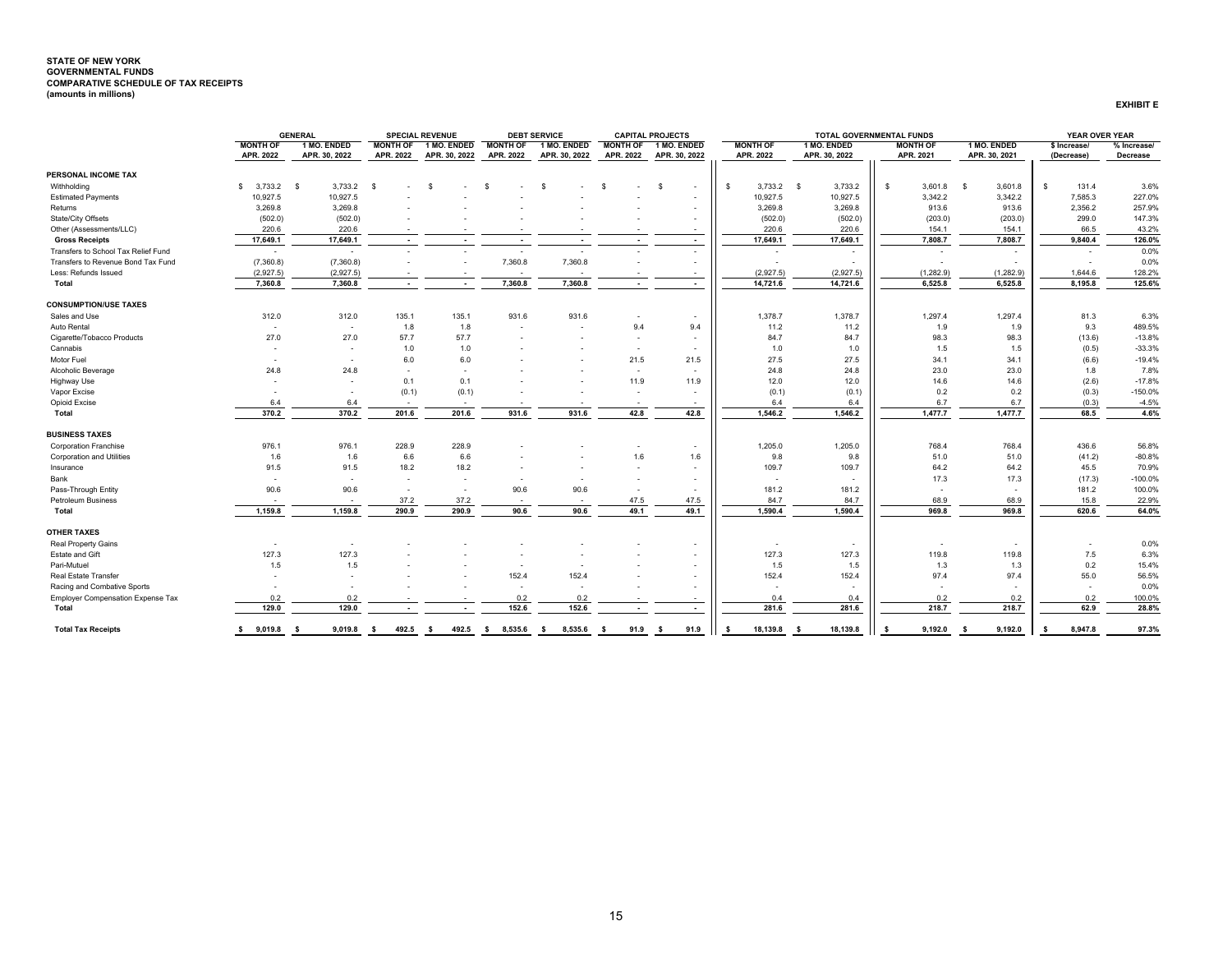**STATE OF NEW YORK**
**GOVERNMENTAL FUNDS**
**COMPARATIVE SCHEDULE OF TAX RECEIPTS**
**(amounts in millions)**

**EXHIBIT E**

| | GENERAL | | SPECIAL REVENUE | | DEBT SERVICE | | CAPITAL PROJECTS | | TOTAL GOVERNMENTAL FUNDS | | | | YEAR OVER YEAR | |
|---|---|---|---|---|---|---|---|---|---|---|---|---|---|---|
| | MONTH OF APR. 2022 | 1 MO. ENDED APR. 30, 2022 | MONTH OF APR. 2022 | 1 MO. ENDED APR. 30, 2022 | MONTH OF APR. 2022 | 1 MO. ENDED APR. 30, 2022 | MONTH OF APR. 2022 | 1 MO. ENDED APR. 30, 2022 | MONTH OF APR. 2022 | 1 MO. ENDED APR. 30, 2022 | MONTH OF APR. 2021 | 1 MO. ENDED APR. 30, 2021 | $ Increase/ (Decrease) | % Increase/ Decrease |
| **PERSONAL INCOME TAX** | | | | | | | | | | | | | | |
| Withholding | $ 3,733.2 | $ 3,733.2 | $ - | $ - | $ - | $ - | $ - | $ - | $ 3,733.2 | $ 3,733.2 | $ 3,601.8 | $ 3,601.8 | $ 131.4 | 3.6% |
| Estimated Payments | 10,927.5 | 10,927.5 | - | - | - | - | - | - | 10,927.5 | 10,927.5 | 3,342.2 | 3,342.2 | 7,585.3 | 227.0% |
| Returns | 3,269.8 | 3,269.8 | - | - | - | - | - | - | 3,269.8 | 3,269.8 | 913.6 | 913.6 | 2,356.2 | 257.9% |
| State/City Offsets | (502.0) | (502.0) | - | - | - | - | - | - | (502.0) | (502.0) | (203.0) | (203.0) | 299.0 | 147.3% |
| Other (Assessments/LLC) | 220.6 | 220.6 | - | - | - | - | - | - | 220.6 | 220.6 | 154.1 | 154.1 | 66.5 | 43.2% |
| **Gross Receipts** | **17,649.1** | **17,649.1** | **-** | **-** | **-** | **-** | **-** | **-** | **17,649.1** | **17,649.1** | **7,808.7** | **7,808.7** | **9,840.4** | **126.0%** |
| Transfers to School Tax Relief Fund | - | - | - | - | - | - | - | - | - | - | - | - | - | 0.0% |
| Transfers to Revenue Bond Tax Fund | (7,360.8) | (7,360.8) | - | - | 7,360.8 | 7,360.8 | - | - | - | - | - | - | - | 0.0% |
| Less: Refunds Issued | (2,927.5) | (2,927.5) | - | - | - | - | - | - | (2,927.5) | (2,927.5) | (1,282.9) | (1,282.9) | 1,644.6 | 128.2% |
| **Total** | **7,360.8** | **7,360.8** | **-** | **-** | **7,360.8** | **7,360.8** | **-** | **-** | **14,721.6** | **14,721.6** | **6,525.8** | **6,525.8** | **8,195.8** | **125.6%** |
| **CONSUMPTION/USE TAXES** | | | | | | | | | | | | | | |
| Sales and Use | 312.0 | 312.0 | 135.1 | 135.1 | 931.6 | 931.6 | - | - | 1,378.7 | 1,378.7 | 1,297.4 | 1,297.4 | 81.3 | 6.3% |
| Auto Rental | - | - | 1.8 | 1.8 | - | - | 9.4 | 9.4 | 11.2 | 11.2 | 1.9 | 1.9 | 9.3 | 489.5% |
| Cigarette/Tobacco Products | 27.0 | 27.0 | 57.7 | 57.7 | - | - | - | - | 84.7 | 84.7 | 98.3 | 98.3 | (13.6) | -13.8% |
| Cannabis | - | - | 1.0 | 1.0 | - | - | - | - | 1.0 | 1.0 | 1.5 | 1.5 | (0.5) | -33.3% |
| Motor Fuel | - | - | 6.0 | 6.0 | - | - | 21.5 | 21.5 | 27.5 | 27.5 | 34.1 | 34.1 | (6.6) | -19.4% |
| Alcoholic Beverage | 24.8 | 24.8 | - | - | - | - | - | - | 24.8 | 24.8 | 23.0 | 23.0 | 1.8 | 7.8% |
| Highway Use | - | - | 0.1 | 0.1 | - | - | 11.9 | 11.9 | 12.0 | 12.0 | 14.6 | 14.6 | (2.6) | -17.8% |
| Vapor Excise | - | - | (0.1) | (0.1) | - | - | - | - | (0.1) | (0.1) | 0.2 | 0.2 | (0.3) | -150.0% |
| Opioid Excise | 6.4 | 6.4 | - | - | - | - | - | - | 6.4 | 6.4 | 6.7 | 6.7 | (0.3) | -4.5% |
| **Total** | **370.2** | **370.2** | **201.6** | **201.6** | **931.6** | **931.6** | **42.8** | **42.8** | **1,546.2** | **1,546.2** | **1,477.7** | **1,477.7** | **68.5** | **4.6%** |
| **BUSINESS TAXES** | | | | | | | | | | | | | | |
| Corporation Franchise | 976.1 | 976.1 | 228.9 | 228.9 | - | - | - | - | 1,205.0 | 1,205.0 | 768.4 | 768.4 | 436.6 | 56.8% |
| Corporation and Utilities | 1.6 | 1.6 | 6.6 | 6.6 | - | - | 1.6 | 1.6 | 9.8 | 9.8 | 51.0 | 51.0 | (41.2) | -80.8% |
| Insurance | 91.5 | 91.5 | 18.2 | 18.2 | - | - | - | - | 109.7 | 109.7 | 64.2 | 64.2 | 45.5 | 70.9% |
| Bank | - | - | - | - | - | - | - | - | - | - | 17.3 | 17.3 | (17.3) | -100.0% |
| Pass-Through Entity | 90.6 | 90.6 | - | - | 90.6 | 90.6 | - | - | 181.2 | 181.2 | - | - | 181.2 | 100.0% |
| Petroleum Business | - | - | 37.2 | 37.2 | - | - | 47.5 | 47.5 | 84.7 | 84.7 | 68.9 | 68.9 | 15.8 | 22.9% |
| **Total** | **1,159.8** | **1,159.8** | **290.9** | **290.9** | **90.6** | **90.6** | **49.1** | **49.1** | **1,590.4** | **1,590.4** | **969.8** | **969.8** | **620.6** | **64.0%** |
| **OTHER TAXES** | | | | | | | | | | | | | | |
| Real Property Gains | - | - | - | - | - | - | - | - | - | - | - | - | - | 0.0% |
| Estate and Gift | 127.3 | 127.3 | - | - | - | - | - | - | 127.3 | 127.3 | 119.8 | 119.8 | 7.5 | 6.3% |
| Pari-Mutuel | 1.5 | 1.5 | - | - | - | - | - | - | 1.5 | 1.5 | 1.3 | 1.3 | 0.2 | 15.4% |
| Real Estate Transfer | - | - | - | - | 152.4 | 152.4 | - | - | 152.4 | 152.4 | 97.4 | 97.4 | 55.0 | 56.5% |
| Racing and Combative Sports | - | - | - | - | - | - | - | - | - | - | - | - | - | 0.0% |
| Employer Compensation Expense Tax | 0.2 | 0.2 | - | - | 0.2 | 0.2 | - | - | 0.4 | 0.4 | 0.2 | 0.2 | 0.2 | 100.0% |
| **Total** | **129.0** | **129.0** | **-** | **-** | **152.6** | **152.6** | **-** | **-** | **281.6** | **281.6** | **218.7** | **218.7** | **62.9** | **28.8%** |
| **Total Tax Receipts** | **$ 9,019.8** | **$ 9,019.8** | **$ 492.5** | **$ 492.5** | **$ 8,535.6** | **$ 8,535.6** | **$ 91.9** | **$ 91.9** | **$ 18,139.8** | **$ 18,139.8** | **$ 9,192.0** | **$ 9,192.0** | **$ 8,947.8** | **97.3%** |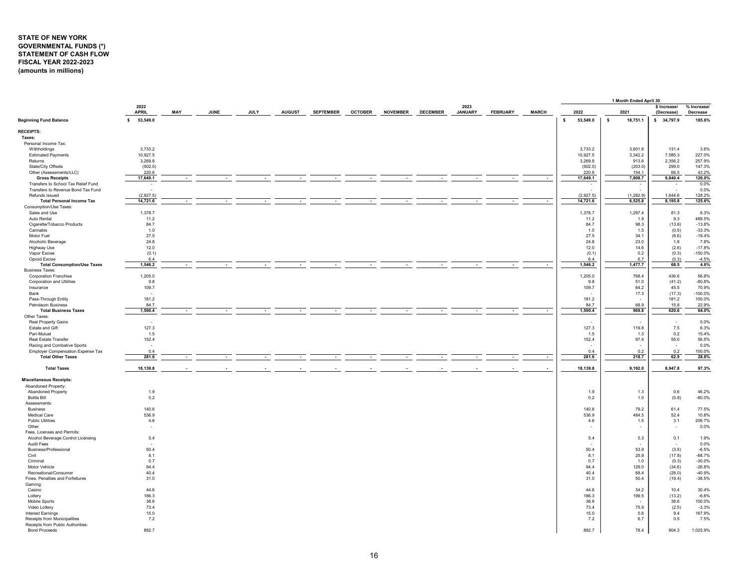**STATE OF NEW YORK**
**GOVERNMENTAL FUNDS (*)**
**STATEMENT OF CASH FLOW**
**FISCAL YEAR 2022-2023**
**(amounts in millions)**

| | 2022 APRIL | MAY | JUNE | JULY | AUGUST | SEPTEMBER | OCTOBER | NOVEMBER | DECEMBER | 2023 JANUARY | FEBRUARY | MARCH | 1 Month Ended April 30 2022 | 2021 | $ Increase/ (Decrease) | % Increase/ Decrease |
|---|---|---|---|---|---|---|---|---|---|---|---|---|---|---|---|---|
| **Beginning Fund Balance** | $ 53,549.0 | | | | | | | | | | | | $ 53,549.0 | $ 18,751.1 | $ 34,797.9 | 185.6% |
| **RECEIPTS:** | | | | | | | | | | | | | | | | |
| **Taxes:** | | | | | | | | | | | | | | | | |
| Personal Income Tax: | | | | | | | | | | | | | | | | |
| Withholdings | 3,733.2 | | | | | | | | | | | | 3,733.2 | 3,601.8 | 131.4 | 3.6% |
| Estimated Payments | 10,927.5 | | | | | | | | | | | | 10,927.5 | 3,342.2 | 7,585.3 | 227.0% |
| Returns | 3,269.8 | | | | | | | | | | | | 3,269.8 | 913.6 | 2,356.2 | 257.9% |
| State/City Offsets | (502.0) | | | | | | | | | | | | (502.0) | (203.0) | 299.0 | 147.3% |
| Other (Assessments/LLC) | 220.6 | | | | | | | | | | | | 220.6 | 154.1 | 66.5 | 43.2% |
| **Gross Receipts** | 17,649.1 | - | - | - | - | - | - | - | - | - | - | - | 17,649.1 | 7,808.7 | 9,840.4 | 126.0% |
| Transfers to School Tax Relief Fund | - | | | | | | | | | | | | - | - | - | 0.0% |
| Transfers to Revenue Bond Tax Fund | - | | | | | | | | | | | | - | - | - | 0.0% |
| Refunds Issued | (2,927.5) | | | | | | | | | | | | (2,927.5) | (1,282.9) | 1,644.6 | 128.2% |
| **Total Personal Income Tax** | 14,721.6 | - | - | - | - | - | - | - | - | - | - | - | 14,721.6 | 6,525.8 | 8,195.8 | 125.6% |
| Consumption/Use Taxes: | | | | | | | | | | | | | | | | |
| Sales and Use | 1,378.7 | | | | | | | | | | | | 1,378.7 | 1,297.4 | 81.3 | 6.3% |
| Auto Rental | 11.2 | | | | | | | | | | | | 11.2 | 1.9 | 9.3 | 489.5% |
| Cigarette/Tobacco Products | 84.7 | | | | | | | | | | | | 84.7 | 98.3 | (13.6) | -13.8% |
| Cannabis | 1.0 | | | | | | | | | | | | 1.0 | 1.5 | (0.5) | -33.3% |
| Motor Fuel | 27.5 | | | | | | | | | | | | 27.5 | 34.1 | (6.6) | -19.4% |
| Alcoholic Beverage | 24.8 | | | | | | | | | | | | 24.8 | 23.0 | 1.8 | 7.8% |
| Highway Use | 12.0 | | | | | | | | | | | | 12.0 | 14.6 | (2.6) | -17.8% |
| Vapor Excise | (0.1) | | | | | | | | | | | | (0.1) | 0.2 | (0.3) | -150.0% |
| Opioid Excise | 6.4 | | | | | | | | | | | | 6.4 | 6.7 | (0.3) | -4.5% |
| **Total Consumption/Use Taxes** | 1,546.2 | - | - | - | - | - | - | - | - | - | - | - | 1,546.2 | 1,477.7 | 68.5 | 4.6% |
| Business Taxes: | | | | | | | | | | | | | | | | |
| Corporation Franchise | 1,205.0 | | | | | | | | | | | | 1,205.0 | 768.4 | 436.6 | 56.8% |
| Corporation and Utilities | 9.8 | | | | | | | | | | | | 9.8 | 51.0 | (41.2) | -80.8% |
| Insurance | 109.7 | | | | | | | | | | | | 109.7 | 64.2 | 45.5 | 70.9% |
| Bank | - | | | | | | | | | | | | - | 17.3 | (17.3) | -100.0% |
| Pass-Through Entity | 181.2 | | | | | | | | | | | | 181.2 | - | 181.2 | 100.0% |
| Petroleum Business | 84.7 | | | | | | | | | | | | 84.7 | 68.9 | 15.8 | 22.9% |
| **Total Business Taxes** | 1,590.4 | - | - | - | - | - | - | - | - | - | - | - | 1,590.4 | 969.8 | 620.6 | 64.0% |
| Other Taxes: | | | | | | | | | | | | | | | | |
| Real Property Gains | - | | | | | | | | | | | | - | - | - | 0.0% |
| Estate and Gift | 127.3 | | | | | | | | | | | | 127.3 | 119.8 | 7.5 | 6.3% |
| Pari-Mutuel | 1.5 | | | | | | | | | | | | 1.5 | 1.3 | 0.2 | 15.4% |
| Real Estate Transfer | 152.4 | | | | | | | | | | | | 152.4 | 97.4 | 55.0 | 56.5% |
| Racing and Combative Sports | - | | | | | | | | | | | | - | - | - | 0.0% |
| Employer Compensation Expense Tax | 0.4 | | | | | | | | | | | | 0.4 | 0.2 | 0.2 | 100.0% |
| **Total Other Taxes** | 281.6 | - | - | - | - | - | - | - | - | - | - | - | 281.6 | 218.7 | 62.9 | 28.8% |
| **Total Taxes** | 18,139.8 | - | - | - | - | - | - | - | - | - | - | - | 18,139.8 | 9,192.0 | 8,947.8 | 97.3% |
| **Miscellaneous Receipts:** | | | | | | | | | | | | | | | | |
| Abandoned Property: | | | | | | | | | | | | | | | | |
| Abandoned Property | 1.9 | | | | | | | | | | | | 1.9 | 1.3 | 0.6 | 46.2% |
| Bottle Bill | 0.2 | | | | | | | | | | | | 0.2 | 1.0 | (0.8) | -80.0% |
| Assessments: | | | | | | | | | | | | | | | | |
| Business | 140.6 | | | | | | | | | | | | 140.6 | 79.2 | 61.4 | 77.5% |
| Medical Care | 536.9 | | | | | | | | | | | | 536.9 | 484.5 | 52.4 | 10.8% |
| Public Utilities | 4.6 | | | | | | | | | | | | 4.6 | 1.5 | 3.1 | 206.7% |
| Other | - | | | | | | | | | | | | - | - | - | 0.0% |
| Fees, Licenses and Permits: | | | | | | | | | | | | | | | | |
| Alcohol Beverage Control Licensing | 5.4 | | | | | | | | | | | | 5.4 | 5.3 | 0.1 | 1.9% |
| Audit Fees | - | | | | | | | | | | | | - | - | - | 0.0% |
| Business/Professional | 50.4 | | | | | | | | | | | | 50.4 | 53.9 | (3.5) | -6.5% |
| Civil | 8.1 | | | | | | | | | | | | 8.1 | 25.9 | (17.8) | -68.7% |
| Criminal | 0.7 | | | | | | | | | | | | 0.7 | 1.0 | (0.3) | -30.0% |
| Motor Vehicle | 94.4 | | | | | | | | | | | | 94.4 | 129.0 | (34.6) | -26.8% |
| Recreational/Consumer | 40.4 | | | | | | | | | | | | 40.4 | 68.4 | (28.0) | -40.9% |
| Fines, Penalties and Forfeitures | 31.0 | | | | | | | | | | | | 31.0 | 50.4 | (19.4) | -38.5% |
| Gaming: | | | | | | | | | | | | | | | | |
| Casino | 44.6 | | | | | | | | | | | | 44.6 | 34.2 | 10.4 | 30.4% |
| Lottery | 186.3 | | | | | | | | | | | | 186.3 | 199.5 | (13.2) | -6.6% |
| Mobile Sports | 38.6 | | | | | | | | | | | | 38.6 | - | 38.6 | 100.0% |
| Video Lottery | 73.4 | | | | | | | | | | | | 73.4 | 75.9 | (2.5) | -3.3% |
| Interest Earnings | 15.0 | | | | | | | | | | | | 15.0 | 5.6 | 9.4 | 167.9% |
| Receipts from Municipalities | 7.2 | | | | | | | | | | | | 7.2 | 6.7 | 0.5 | 7.5% |
| Receipts from Public Authorities: | | | | | | | | | | | | | | | | |
| Bond Proceeds | 882.7 | | | | | | | | | | | | 882.7 | 78.4 | 804.3 | 1,025.9% |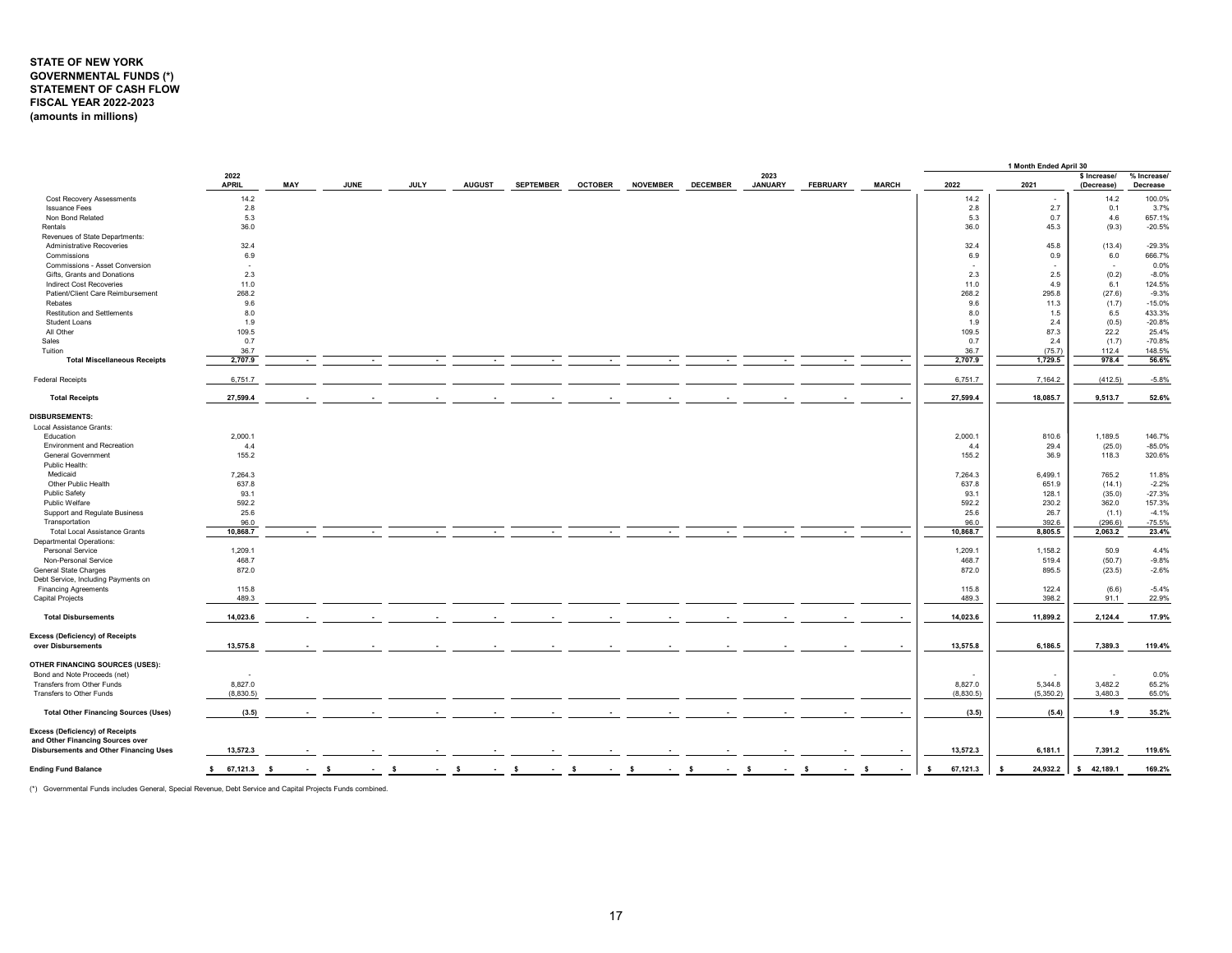**STATE OF NEW YORK**
**GOVERNMENTAL FUNDS (*)**
**STATEMENT OF CASH FLOW**
**FISCAL YEAR 2022-2023**
**(amounts in millions)**

| | 2022 APRIL | MAY | JUNE | JULY | AUGUST | SEPTEMBER | OCTOBER | NOVEMBER | DECEMBER | 2023 JANUARY | FEBRUARY | MARCH | 1 Month Ended April 30 2022 | 2021 | $ Increase/ (Decrease) | % Increase/ Decrease |
|---|---|---|---|---|---|---|---|---|---|---|---|---|---|---|---|---|
| Cost Recovery Assessments | 14.2 | | | | | | | | | | | | 14.2 | - | 14.2 | 100.0% |
| Issuance Fees | 2.8 | | | | | | | | | | | | 2.8 | 2.7 | 0.1 | 3.7% |
| Non Bond Related | 5.3 | | | | | | | | | | | | 5.3 | 0.7 | 4.6 | 657.1% |
| Rentals | 36.0 | | | | | | | | | | | | 36.0 | 45.3 | (9.3) | -20.5% |
| Revenues of State Departments: | | | | | | | | | | | | | | | | |
| Administrative Recoveries | 32.4 | | | | | | | | | | | | 32.4 | 45.8 | (13.4) | -29.3% |
| Commissions | 6.9 | | | | | | | | | | | | 6.9 | 0.9 | 6.0 | 666.7% |
| Commissions - Asset Conversion | - | | | | | | | | | | | | - | - | - | 0.0% |
| Gifts, Grants and Donations | 2.3 | | | | | | | | | | | | 2.3 | 2.5 | (0.2) | -8.0% |
| Indirect Cost Recoveries | 11.0 | | | | | | | | | | | | 11.0 | 4.9 | 6.1 | 124.5% |
| Patient/Client Care Reimbursement | 268.2 | | | | | | | | | | | | 268.2 | 295.8 | (27.6) | -9.3% |
| Rebates | 9.6 | | | | | | | | | | | | 9.6 | 11.3 | (1.7) | -15.0% |
| Restitution and Settlements | 8.0 | | | | | | | | | | | | 8.0 | 1.5 | 6.5 | 433.3% |
| Student Loans | 1.9 | | | | | | | | | | | | 1.9 | 2.4 | (0.5) | -20.8% |
| All Other | 109.5 | | | | | | | | | | | | 109.5 | 87.3 | 22.2 | 25.4% |
| Sales | 0.7 | | | | | | | | | | | | 0.7 | 2.4 | (1.7) | -70.8% |
| Tuition | 36.7 | | | | | | | | | | | | 36.7 | (75.7) | 112.4 | 148.5% |
| **Total Miscellaneous Receipts** | **2,707.9** | **-** | **-** | **-** | **-** | **-** | **-** | **-** | **-** | **-** | **-** | **-** | **2,707.9** | **1,729.5** | **978.4** | **56.6%** |
| Federal Receipts | 6,751.7 | | | | | | | | | | | | 6,751.7 | 7,164.2 | (412.5) | -5.8% |
| **Total Receipts** | **27,599.4** | **-** | **-** | **-** | **-** | **-** | **-** | **-** | **-** | **-** | **-** | **-** | **27,599.4** | **18,085.7** | **9,513.7** | **52.6%** |
| **DISBURSEMENTS:** | | | | | | | | | | | | | | | | |
| Local Assistance Grants: | | | | | | | | | | | | | | | | |
| Education | 2,000.1 | | | | | | | | | | | | 2,000.1 | 810.6 | 1,189.5 | 146.7% |
| Environment and Recreation | 4.4 | | | | | | | | | | | | 4.4 | 29.4 | (25.0) | -85.0% |
| General Government | 155.2 | | | | | | | | | | | | 155.2 | 36.9 | 118.3 | 320.6% |
| Public Health: | | | | | | | | | | | | | | | | |
| Medicaid | 7,264.3 | | | | | | | | | | | | 7,264.3 | 6,499.1 | 765.2 | 11.8% |
| Other Public Health | 637.8 | | | | | | | | | | | | 637.8 | 651.9 | (14.1) | -2.2% |
| Public Safety | 93.1 | | | | | | | | | | | | 93.1 | 128.1 | (35.0) | -27.3% |
| Public Welfare | 592.2 | | | | | | | | | | | | 592.2 | 230.2 | 362.0 | 157.3% |
| Support and Regulate Business | 25.6 | | | | | | | | | | | | 25.6 | 26.7 | (1.1) | -4.1% |
| Transportation | 96.0 | | | | | | | | | | | | 96.0 | 392.6 | (296.6) | -75.5% |
| Total Local Assistance Grants | 10,868.7 | - | - | - | - | - | - | - | - | - | - | - | 10,868.7 | 8,805.5 | 2,063.2 | 23.4% |
| Departmental Operations: | | | | | | | | | | | | | | | | |
| Personal Service | 1,209.1 | | | | | | | | | | | | 1,209.1 | 1,158.2 | 50.9 | 4.4% |
| Non-Personal Service | 468.7 | | | | | | | | | | | | 468.7 | 519.4 | (50.7) | -9.8% |
| General State Charges | 872.0 | | | | | | | | | | | | 872.0 | 895.5 | (23.5) | -2.6% |
| Debt Service, Including Payments on Financing Agreements | 115.8 | | | | | | | | | | | | 115.8 | 122.4 | (6.6) | -5.4% |
| Capital Projects | 489.3 | | | | | | | | | | | | 489.3 | 398.2 | 91.1 | 22.9% |
| **Total Disbursements** | **14,023.6** | **-** | **-** | **-** | **-** | **-** | **-** | **-** | **-** | **-** | **-** | **-** | **14,023.6** | **11,899.2** | **2,124.4** | **17.9%** |
| **Excess (Deficiency) of Receipts over Disbursements** | **13,575.8** | **-** | **-** | **-** | **-** | **-** | **-** | **-** | **-** | **-** | **-** | **-** | **13,575.8** | **6,186.5** | **7,389.3** | **119.4%** |
| **OTHER FINANCING SOURCES (USES):** | | | | | | | | | | | | | | | | |
| Bond and Note Proceeds (net) | - | | | | | | | | | | | | - | - | - | 0.0% |
| Transfers from Other Funds | 8,827.0 | | | | | | | | | | | | 8,827.0 | 5,344.8 | 3,482.2 | 65.2% |
| Transfers to Other Funds | (8,830.5) | | | | | | | | | | | | (8,830.5) | (5,350.2) | 3,480.3 | 65.0% |
| **Total Other Financing Sources (Uses)** | **(3.5)** | **-** | **-** | **-** | **-** | **-** | **-** | **-** | **-** | **-** | **-** | **-** | **(3.5)** | **(5.4)** | **1.9** | **35.2%** |
| **Excess (Deficiency) of Receipts and Other Financing Sources over Disbursements and Other Financing Uses** | **13,572.3** | **-** | **-** | **-** | **-** | **-** | **-** | **-** | **-** | **-** | **-** | **-** | **13,572.3** | **6,181.1** | **7,391.2** | **119.6%** |
| **Ending Fund Balance** | **$ 67,121.3** | **$ -** | **$ -** | **$ -** | **$ -** | **$ -** | **$ -** | **$ -** | **$ -** | **$ -** | **$ -** | **$ -** | **$ 67,121.3** | **$ 24,932.2** | **$ 42,189.1** | **169.2%** |

(*) Governmental Funds includes General, Special Revenue, Debt Service and Capital Projects Funds combined.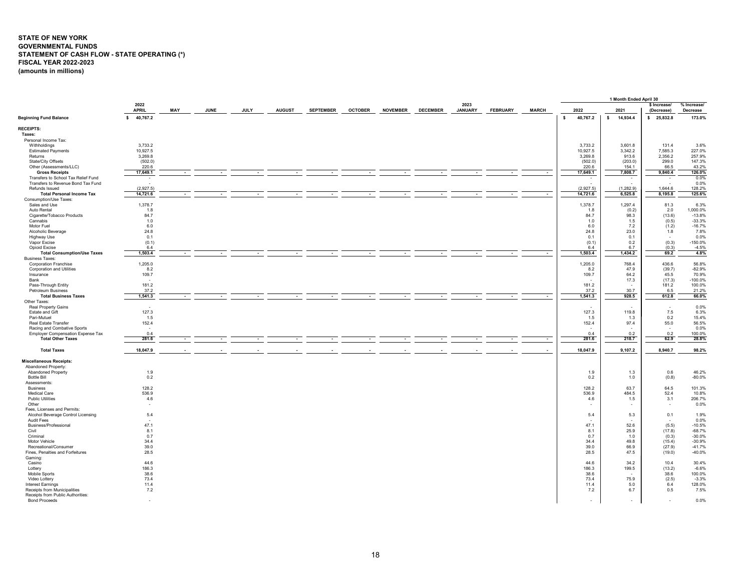# STATE OF NEW YORK
## GOVERNMENTAL FUNDS
## STATEMENT OF CASH FLOW - STATE OPERATING (*)
## FISCAL YEAR 2022-2023
## (amounts in millions)

| | 2022 APRIL | MAY | JUNE | JULY | AUGUST | SEPTEMBER | OCTOBER | NOVEMBER | DECEMBER | 2023 JANUARY | FEBRUARY | MARCH | 1 Month Ended April 30 2022 | 2021 | $ Increase/ (Decrease) | % Increase/ Decrease |
|---|---|---|---|---|---|---|---|---|---|---|---|---|---|---|---|---|
| **Beginning Fund Balance** | $ 40,767.2 | | | | | | | | | | | | $ 40,767.2 | $ 14,934.4 | $ 25,832.8 | 173.0% |
| **RECEIPTS:** | | | | | | | | | | | | | | | | |
| **Taxes:** | | | | | | | | | | | | | | | | |
| Personal Income Tax: | | | | | | | | | | | | | | | | |
| Withholdings | 3,733.2 | | | | | | | | | | | | 3,733.2 | 3,601.8 | 131.4 | 3.6% |
| Estimated Payments | 10,927.5 | | | | | | | | | | | | 10,927.5 | 3,342.2 | 7,585.3 | 227.0% |
| Returns | 3,269.8 | | | | | | | | | | | | 3,269.8 | 913.6 | 2,356.2 | 257.9% |
| State/City Offsets | (502.0) | | | | | | | | | | | | (502.0) | (203.0) | 299.0 | 147.3% |
| Other (Assessments/LLC) | 220.6 | | | | | | | | | | | | 220.6 | 154.1 | 66.5 | 43.2% |
| **Gross Receipts** | 17,649.1 | - | - | - | - | - | - | - | - | - | - | - | 17,649.1 | 7,808.7 | 9,840.4 | 126.0% |
| Transfers to School Tax Relief Fund | - | | | | | | | | | | | | - | - | - | 0.0% |
| Transfers to Revenue Bond Tax Fund | - | | | | | | | | | | | | - | - | - | 0.0% |
| Refunds Issued | (2,927.5) | | | | | | | | | | | | (2,927.5) | (1,282.9) | 1,644.6 | 128.2% |
| **Total Personal Income Tax** | 14,721.6 | - | - | - | - | - | - | - | - | - | - | - | 14,721.6 | 6,525.8 | 8,195.8 | 125.6% |
| Consumption/Use Taxes: | | | | | | | | | | | | | | | | |
| Sales and Use | 1,378.7 | | | | | | | | | | | | 1,378.7 | 1,297.4 | 81.3 | 6.3% |
| Auto Rental | 1.8 | | | | | | | | | | | | 1.8 | (0.2) | 2.0 | 1,000.0% |
| Cigarette/Tobacco Products | 84.7 | | | | | | | | | | | | 84.7 | 98.3 | (13.6) | -13.8% |
| Cannabis | 1.0 | | | | | | | | | | | | 1.0 | 1.5 | (0.5) | -33.3% |
| Motor Fuel | 6.0 | | | | | | | | | | | | 6.0 | 7.2 | (1.2) | -16.7% |
| Alcoholic Beverage | 24.8 | | | | | | | | | | | | 24.8 | 23.0 | 1.8 | 7.8% |
| Highway Use | 0.1 | | | | | | | | | | | | 0.1 | 0.1 | - | 0.0% |
| Vapor Excise | (0.1) | | | | | | | | | | | | (0.1) | 0.2 | (0.3) | -150.0% |
| Opioid Excise | 6.4 | | | | | | | | | | | | 6.4 | 6.7 | (0.3) | -4.5% |
| **Total Consumption/Use Taxes** | 1,503.4 | - | - | - | - | - | - | - | - | - | - | - | 1,503.4 | 1,434.2 | 69.2 | 4.8% |
| Business Taxes: | | | | | | | | | | | | | | | | |
| Corporation Franchise | 1,205.0 | | | | | | | | | | | | 1,205.0 | 768.4 | 436.6 | 56.8% |
| Corporation and Utilities | 8.2 | | | | | | | | | | | | 8.2 | 47.9 | (39.7) | -82.9% |
| Insurance | 109.7 | | | | | | | | | | | | 109.7 | 64.2 | 45.5 | 70.9% |
| Bank | - | | | | | | | | | | | | - | 17.3 | (17.3) | -100.0% |
| Pass-Through Entity | 181.2 | | | | | | | | | | | | 181.2 | - | 181.2 | 100.0% |
| Petroleum Business | 37.2 | | | | | | | | | | | | 37.2 | 30.7 | 6.5 | 21.2% |
| **Total Business Taxes** | 1,541.3 | - | - | - | - | - | - | - | - | - | - | - | 1,541.3 | 928.5 | 612.8 | 66.0% |
| Other Taxes: | | | | | | | | | | | | | | | | |
| Real Property Gains | - | | | | | | | | | | | | - | - | - | 0.0% |
| Estate and Gift | 127.3 | | | | | | | | | | | | 127.3 | 119.8 | 7.5 | 6.3% |
| Pari-Mutuel | 1.5 | | | | | | | | | | | | 1.5 | 1.3 | 0.2 | 15.4% |
| Real Estate Transfer | 152.4 | | | | | | | | | | | | 152.4 | 97.4 | 55.0 | 56.5% |
| Racing and Combative Sports | - | | | | | | | | | | | | - | - | - | 0.0% |
| Employer Compensation Expense Tax | 0.4 | | | | | | | | | | | | 0.4 | 0.2 | 0.2 | 100.0% |
| **Total Other Taxes** | 281.6 | - | - | - | - | - | - | - | - | - | - | - | 281.6 | 218.7 | 62.9 | 28.8% |
| **Total Taxes** | 18,047.9 | - | - | - | - | - | - | - | - | - | - | - | 18,047.9 | 9,107.2 | 8,940.7 | 98.2% |
| **Miscellaneous Receipts:** | | | | | | | | | | | | | | | | |
| Abandoned Property: | | | | | | | | | | | | | | | | |
| Abandoned Property | 1.9 | | | | | | | | | | | | 1.9 | 1.3 | 0.6 | 46.2% |
| Bottle Bill | 0.2 | | | | | | | | | | | | 0.2 | 1.0 | (0.8) | -80.0% |
| Assessments: | | | | | | | | | | | | | | | | |
| Business | 128.2 | | | | | | | | | | | | 128.2 | 63.7 | 64.5 | 101.3% |
| Medical Care | 536.9 | | | | | | | | | | | | 536.9 | 484.5 | 52.4 | 10.8% |
| Public Utilities | 4.6 | | | | | | | | | | | | 4.6 | 1.5 | 3.1 | 206.7% |
| Other | - | | | | | | | | | | | | - | - | - | 0.0% |
| Fees, Licenses and Permits: | | | | | | | | | | | | | | | | |
| Alcohol Beverage Control Licensing | 5.4 | | | | | | | | | | | | 5.4 | 5.3 | 0.1 | 1.9% |
| Audit Fees | - | | | | | | | | | | | | - | - | - | 0.0% |
| Business/Professional | 47.1 | | | | | | | | | | | | 47.1 | 52.6 | (5.5) | -10.5% |
| Civil | 8.1 | | | | | | | | | | | | 8.1 | 25.9 | (17.8) | -68.7% |
| Criminal | 0.7 | | | | | | | | | | | | 0.7 | 1.0 | (0.3) | -30.0% |
| Motor Vehicle | 34.4 | | | | | | | | | | | | 34.4 | 49.8 | (15.4) | -30.9% |
| Recreational/Consumer | 39.0 | | | | | | | | | | | | 39.0 | 66.9 | (27.9) | -41.7% |
| Fines, Penalties and Forfeitures | 28.5 | | | | | | | | | | | | 28.5 | 47.5 | (19.0) | -40.0% |
| Gaming: | | | | | | | | | | | | | | | | |
| Casino | 44.6 | | | | | | | | | | | | 44.6 | 34.2 | 10.4 | 30.4% |
| Lottery | 186.3 | | | | | | | | | | | | 186.3 | 199.5 | (13.2) | -6.6% |
| Mobile Sports | 38.6 | | | | | | | | | | | | 38.6 | - | 38.6 | 100.0% |
| Video Lottery | 73.4 | | | | | | | | | | | | 73.4 | 75.9 | (2.5) | -3.3% |
| Interest Earnings | 11.4 | | | | | | | | | | | | 11.4 | 5.0 | 6.4 | 128.0% |
| Receipts from Municipalities | 7.2 | | | | | | | | | | | | 7.2 | 6.7 | 0.5 | 7.5% |
| Receipts from Public Authorities: | | | | | | | | | | | | | | | | |
| Bond Proceeds | - | | | | | | | | | | | | - | - | - | 0.0% |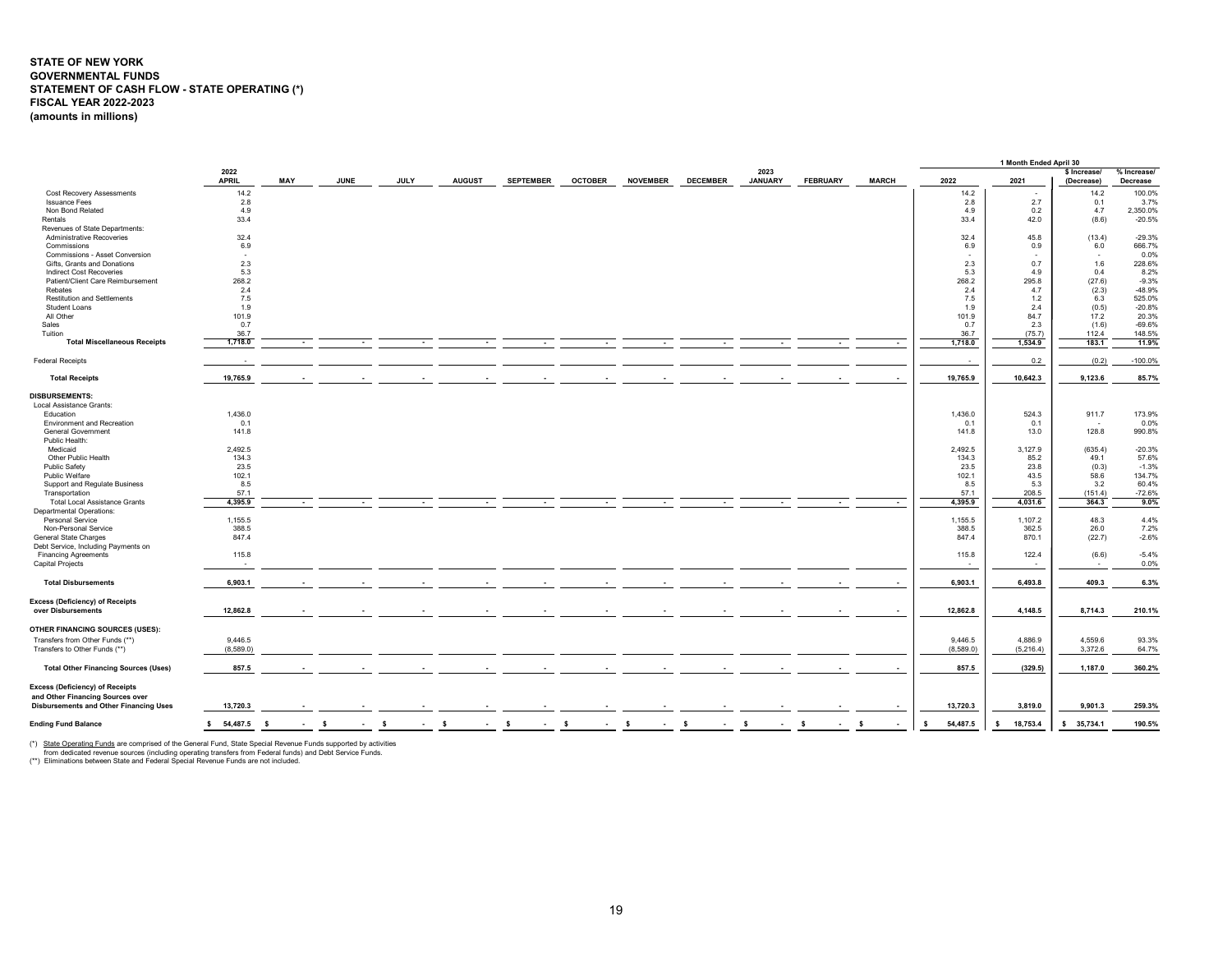**STATE OF NEW YORK**
**GOVERNMENTAL FUNDS**
**STATEMENT OF CASH FLOW - STATE OPERATING (*)**
**FISCAL YEAR 2022-2023**
**(amounts in millions)**

| | 2022 APRIL | MAY | JUNE | JULY | AUGUST | SEPTEMBER | OCTOBER | NOVEMBER | DECEMBER | 2023 JANUARY | FEBRUARY | MARCH | 1 Month Ended April 30 2022 | 2021 | $ Increase/ (Decrease) | % Increase/ Decrease |
|---|---|---|---|---|---|---|---|---|---|---|---|---|---|---|---|---|
| Cost Recovery Assessments | 14.2 | | | | | | | | | | | | 14.2 | - | 14.2 | 100.0% |
| Issuance Fees | 2.8 | | | | | | | | | | | | 2.8 | 2.7 | 0.1 | 3.7% |
| Non Bond Related | 4.9 | | | | | | | | | | | | 4.9 | 0.2 | 4.7 | 2,350.0% |
| Rentals | 33.4 | | | | | | | | | | | | 33.4 | 42.0 | (8.6) | -20.5% |
| Revenues of State Departments: | | | | | | | | | | | | | | | | |
| Administrative Recoveries | 32.4 | | | | | | | | | | | | 32.4 | 45.8 | (13.4) | -29.3% |
| Commissions | 6.9 | | | | | | | | | | | | 6.9 | 0.9 | 6.0 | 666.7% |
| Commissions - Asset Conversion | - | | | | | | | | | | | | - | - | - | 0.0% |
| Gifts, Grants and Donations | 2.3 | | | | | | | | | | | | 2.3 | 0.7 | 1.6 | 228.6% |
| Indirect Cost Recoveries | 5.3 | | | | | | | | | | | | 5.3 | 4.9 | 0.4 | 8.2% |
| Patient/Client Care Reimbursement | 268.2 | | | | | | | | | | | | 268.2 | 295.8 | (27.6) | -9.3% |
| Rebates | 2.4 | | | | | | | | | | | | 2.4 | 4.7 | (2.3) | -48.9% |
| Restitution and Settlements | 7.5 | | | | | | | | | | | | 7.5 | 1.2 | 6.3 | 525.0% |
| Student Loans | 1.9 | | | | | | | | | | | | 1.9 | 2.4 | (0.5) | -20.8% |
| All Other | 101.9 | | | | | | | | | | | | 101.9 | 84.7 | 17.2 | 20.3% |
| Sales | 0.7 | | | | | | | | | | | | 0.7 | 2.3 | (1.6) | -69.6% |
| Tuition | 36.7 | | | | | | | | | | | | 36.7 | (75.7) | 112.4 | 148.5% |
| **Total Miscellaneous Receipts** | **1,718.0** | **-** | **-** | **-** | **-** | **-** | **-** | **-** | **-** | **-** | **-** | **-** | **1,718.0** | **1,534.9** | **183.1** | **11.9%** |
| Federal Receipts | - | | | | | | | | | | | | - | 0.2 | (0.2) | -100.0% |
| **Total Receipts** | **19,765.9** | **-** | **-** | **-** | **-** | **-** | **-** | **-** | **-** | **-** | **-** | **-** | **19,765.9** | **10,642.3** | **9,123.6** | **85.7%** |
| **DISBURSEMENTS:** | | | | | | | | | | | | | | | | |
| Local Assistance Grants: | | | | | | | | | | | | | | | | |
| Education | 1,436.0 | | | | | | | | | | | | 1,436.0 | 524.3 | 911.7 | 173.9% |
| Environment and Recreation | 0.1 | | | | | | | | | | | | 0.1 | 0.1 | - | 0.0% |
| General Government | 141.8 | | | | | | | | | | | | 141.8 | 13.0 | 128.8 | 990.8% |
| Public Health: | | | | | | | | | | | | | | | | |
| Medicaid | 2,492.5 | | | | | | | | | | | | 2,492.5 | 3,127.9 | (635.4) | -20.3% |
| Other Public Health | 134.3 | | | | | | | | | | | | 134.3 | 85.2 | 49.1 | 57.6% |
| Public Safety | 23.5 | | | | | | | | | | | | 23.5 | 23.8 | (0.3) | -1.3% |
| Public Welfare | 102.1 | | | | | | | | | | | | 102.1 | 43.5 | 58.6 | 134.7% |
| Support and Regulate Business | 8.5 | | | | | | | | | | | | 8.5 | 5.3 | 3.2 | 60.4% |
| Transportation | 57.1 | | | | | | | | | | | | 57.1 | 208.5 | (151.4) | -72.6% |
| Total Local Assistance Grants | **4,395.9** | **-** | **-** | **-** | **-** | **-** | **-** | **-** | **-** | **-** | **-** | **-** | **4,395.9** | **4,031.6** | **364.3** | **9.0%** |
| Departmental Operations: | | | | | | | | | | | | | | | | |
| Personal Service | 1,155.5 | | | | | | | | | | | | 1,155.5 | 1,107.2 | 48.3 | 4.4% |
| Non-Personal Service | 388.5 | | | | | | | | | | | | 388.5 | 362.5 | 26.0 | 7.2% |
| General State Charges | 847.4 | | | | | | | | | | | | 847.4 | 870.1 | (22.7) | -2.6% |
| Debt Service, Including Payments on Financing Agreements | 115.8 | | | | | | | | | | | | 115.8 | 122.4 | (6.6) | -5.4% |
| Capital Projects | - | | | | | | | | | | | | - | - | - | 0.0% |
| **Total Disbursements** | **6,903.1** | **-** | **-** | **-** | **-** | **-** | **-** | **-** | **-** | **-** | **-** | **-** | **6,903.1** | **6,493.8** | **409.3** | **6.3%** |
| **Excess (Deficiency) of Receipts over Disbursements** | **12,862.8** | **-** | **-** | **-** | **-** | **-** | **-** | **-** | **-** | **-** | **-** | **-** | **12,862.8** | **4,148.5** | **8,714.3** | **210.1%** |
| **OTHER FINANCING SOURCES (USES):** | | | | | | | | | | | | | | | | |
| Transfers from Other Funds (**) | 9,446.5 | | | | | | | | | | | | 9,446.5 | 4,886.9 | 4,559.6 | 93.3% |
| Transfers to Other Funds (**) | (8,589.0) | | | | | | | | | | | | (8,589.0) | (5,216.4) | 3,372.6 | 64.7% |
| **Total Other Financing Sources (Uses)** | **857.5** | **-** | **-** | **-** | **-** | **-** | **-** | **-** | **-** | **-** | **-** | **-** | **857.5** | **(329.5)** | **1,187.0** | **360.2%** |
| **Excess (Deficiency) of Receipts and Other Financing Sources over Disbursements and Other Financing Uses** | **13,720.3** | **-** | **-** | **-** | **-** | **-** | **-** | **-** | **-** | **-** | **-** | **-** | **13,720.3** | **3,819.0** | **9,901.3** | **259.3%** |
| **Ending Fund Balance** | **$ 54,487.5** | **$ -** | **$ -** | **$ -** | **$ -** | **$ -** | **$ -** | **$ -** | **$ -** | **$ -** | **$ -** | **$ -** | **$ 54,487.5** | **$ 18,753.4** | **$ 35,734.1** | **190.5%** |

(*) State Operating Funds are comprised of the General Fund, State Special Revenue Funds supported by activities from dedicated revenue sources (including operating transfers from Federal funds) and Debt Service Funds.
(**) Eliminations between State and Federal Special Revenue Funds are not included.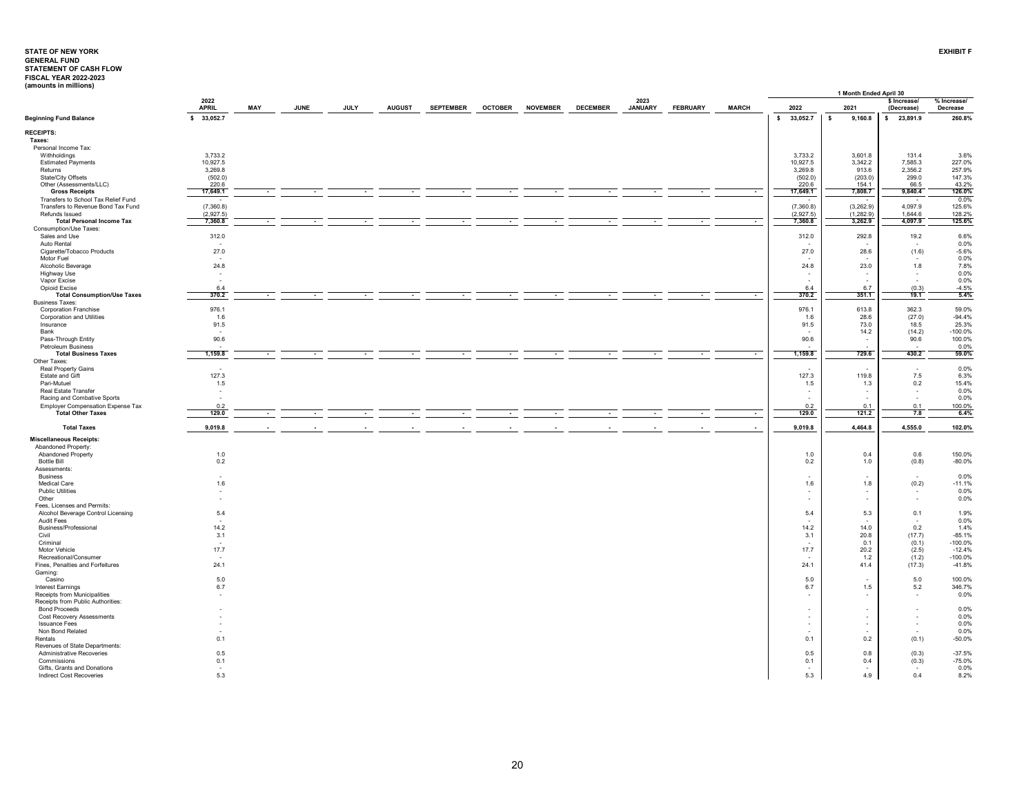**STATE OF NEW YORK**
**GENERAL FUND**
**STATEMENT OF CASH FLOW**
**FISCAL YEAR 2022-2023**
**(amounts in millions)**

**EXHIBIT F**

| | 2022 APRIL | MAY | JUNE | JULY | AUGUST | SEPTEMBER | OCTOBER | NOVEMBER | DECEMBER | 2023 JANUARY | FEBRUARY | MARCH | 1 Month Ended April 30 2022 | 2021 | $ Increase/ (Decrease) | % Increase/ Decrease |
|---|---|---|---|---|---|---|---|---|---|---|---|---|---|---|---|---|
| **Beginning Fund Balance** | $ 33,052.7 | | | | | | | | | | | | $ 33,052.7 | $ 9,160.8 | $ 23,891.9 | 260.8% |
| **RECEIPTS:** | | | | | | | | | | | | | | | | |
| **Taxes:** | | | | | | | | | | | | | | | | |
| Personal Income Tax: | | | | | | | | | | | | | | | | |
| Withholdings | 3,733.2 | | | | | | | | | | | | 3,733.2 | 3,601.8 | 131.4 | 3.6% |
| Estimated Payments | 10,927.5 | | | | | | | | | | | | 10,927.5 | 3,342.2 | 7,585.3 | 227.0% |
| Returns | 3,269.8 | | | | | | | | | | | | 3,269.8 | 913.6 | 2,356.2 | 257.9% |
| State/City Offsets | (502.0) | | | | | | | | | | | | (502.0) | (203.0) | 299.0 | 147.3% |
| Other (Assessments/LLC) | 220.6 | | | | | | | | | | | | 220.6 | 154.1 | 66.5 | 43.2% |
| **Gross Receipts** | 17,649.1 | - | - | - | - | - | - | - | - | - | - | - | 17,649.1 | 7,808.7 | 9,840.4 | 126.0% |
| Transfers to School Tax Relief Fund | - | | | | | | | | | | | | - | - | - | 0.0% |
| Transfers to Revenue Bond Tax Fund | (7,360.8) | | | | | | | | | | | | (7,360.8) | (3,262.9) | 4,097.9 | 125.6% |
| Refunds Issued | (2,927.5) | | | | | | | | | | | | (2,927.5) | (1,282.9) | 1,644.6 | 128.2% |
| **Total Personal Income Tax** | 7,360.8 | - | - | - | - | - | - | - | - | - | - | - | 7,360.8 | 3,262.9 | 4,097.9 | 125.6% |
| Consumption/Use Taxes: | | | | | | | | | | | | | | | | |
| Sales and Use | 312.0 | | | | | | | | | | | | 312.0 | 292.8 | 19.2 | 6.6% |
| Auto Rental | - | | | | | | | | | | | | - | - | - | 0.0% |
| Cigarette/Tobacco Products | 27.0 | | | | | | | | | | | | 27.0 | 28.6 | (1.6) | -5.6% |
| Motor Fuel | - | | | | | | | | | | | | - | - | - | 0.0% |
| Alcoholic Beverage | 24.8 | | | | | | | | | | | | 24.8 | 23.0 | 1.8 | 7.8% |
| Highway Use | - | | | | | | | | | | | | - | - | - | 0.0% |
| Vapor Excise | - | | | | | | | | | | | | - | - | - | 0.0% |
| Opioid Excise | 6.4 | | | | | | | | | | | | 6.4 | 6.7 | (0.3) | -4.5% |
| **Total Consumption/Use Taxes** | 370.2 | - | - | - | - | - | - | - | - | - | - | - | 370.2 | 351.1 | 19.1 | 5.4% |
| Business Taxes: | | | | | | | | | | | | | | | | |
| Corporation Franchise | 976.1 | | | | | | | | | | | | 976.1 | 613.8 | 362.3 | 59.0% |
| Corporation and Utilities | 1.6 | | | | | | | | | | | | 1.6 | 28.6 | (27.0) | -94.4% |
| Insurance | 91.5 | | | | | | | | | | | | 91.5 | 73.0 | 18.5 | 25.3% |
| Bank | - | | | | | | | | | | | | - | 14.2 | (14.2) | -100.0% |
| Pass-Through Entity | 90.6 | | | | | | | | | | | | 90.6 | - | 90.6 | 100.0% |
| Petroleum Business | - | | | | | | | | | | | | - | - | - | 0.0% |
| **Total Business Taxes** | 1,159.8 | - | - | - | - | - | - | - | - | - | - | - | 1,159.8 | 729.6 | 430.2 | 59.0% |
| Other Taxes: | | | | | | | | | | | | | | | | |
| Real Property Gains | - | | | | | | | | | | | | - | - | - | 0.0% |
| Estate and Gift | 127.3 | | | | | | | | | | | | 127.3 | 119.8 | 7.5 | 6.3% |
| Pari-Mutuel | 1.5 | | | | | | | | | | | | 1.5 | 1.3 | 0.2 | 15.4% |
| Real Estate Transfer | - | | | | | | | | | | | | - | - | - | 0.0% |
| Racing and Combative Sports | - | | | | | | | | | | | | - | - | - | 0.0% |
| Employer Compensation Expense Tax | 0.2 | | | | | | | | | | | | 0.2 | 0.1 | 0.1 | 100.0% |
| **Total Other Taxes** | 129.0 | - | - | - | - | - | - | - | - | - | - | - | 129.0 | 121.2 | 7.8 | 6.4% |
| **Total Taxes** | 9,019.8 | - | - | - | - | - | - | - | - | - | - | - | 9,019.8 | 4,464.8 | 4,555.0 | 102.0% |
| **Miscellaneous Receipts:** | | | | | | | | | | | | | | | | |
| Abandoned Property: | | | | | | | | | | | | | | | | |
| Abandoned Property | 1.0 | | | | | | | | | | | | 1.0 | 0.4 | 0.6 | 150.0% |
| Bottle Bill | 0.2 | | | | | | | | | | | | 0.2 | 1.0 | (0.8) | -80.0% |
| Assessments: | | | | | | | | | | | | | | | | |
| Business | - | | | | | | | | | | | | - | - | - | 0.0% |
| Medical Care | 1.6 | | | | | | | | | | | | 1.6 | 1.8 | (0.2) | -11.1% |
| Public Utilities | - | | | | | | | | | | | | - | - | - | 0.0% |
| Other | - | | | | | | | | | | | | - | - | - | 0.0% |
| Fees, Licenses and Permits: | | | | | | | | | | | | | | | | |
| Alcohol Beverage Control Licensing | 5.4 | | | | | | | | | | | | 5.4 | 5.3 | 0.1 | 1.9% |
| Audit Fees | - | | | | | | | | | | | | - | - | - | 0.0% |
| Business/Professional | 14.2 | | | | | | | | | | | | 14.2 | 14.0 | 0.2 | 1.4% |
| Civil | 3.1 | | | | | | | | | | | | 3.1 | 20.8 | (17.7) | -85.1% |
| Criminal | - | | | | | | | | | | | | - | 0.1 | (0.1) | -100.0% |
| Motor Vehicle | 17.7 | | | | | | | | | | | | 17.7 | 20.2 | (2.5) | -12.4% |
| Recreational/Consumer | - | | | | | | | | | | | | - | 1.2 | (1.2) | -100.0% |
| Fines, Penalties and Forfeitures | 24.1 | | | | | | | | | | | | 24.1 | 41.4 | (17.3) | -41.8% |
| Gaming: | | | | | | | | | | | | | | | | |
| Casino | 5.0 | | | | | | | | | | | | 5.0 | - | 5.0 | 100.0% |
| Interest Earnings | 6.7 | | | | | | | | | | | | 6.7 | 1.5 | 5.2 | 346.7% |
| Receipts from Municipalities | - | | | | | | | | | | | | - | - | - | 0.0% |
| Receipts from Public Authorities: | | | | | | | | | | | | | | | | |
| Bond Proceeds | - | | | | | | | | | | | | - | - | - | 0.0% |
| Cost Recovery Assessments | - | | | | | | | | | | | | - | - | - | 0.0% |
| Issuance Fees | - | | | | | | | | | | | | - | - | - | 0.0% |
| Non Bond Related | - | | | | | | | | | | | | - | - | - | 0.0% |
| Rentals | 0.1 | | | | | | | | | | | | 0.1 | 0.2 | (0.1) | -50.0% |
| Revenues of State Departments: | | | | | | | | | | | | | | | | |
| Administrative Recoveries | 0.5 | | | | | | | | | | | | 0.5 | 0.8 | (0.3) | -37.5% |
| Commissions | 0.1 | | | | | | | | | | | | 0.1 | 0.4 | (0.3) | -75.0% |
| Gifts, Grants and Donations | - | | | | | | | | | | | | - | - | - | 0.0% |
| Indirect Cost Recoveries | 5.3 | | | | | | | | | | | | 5.3 | 4.9 | 0.4 | 8.2% |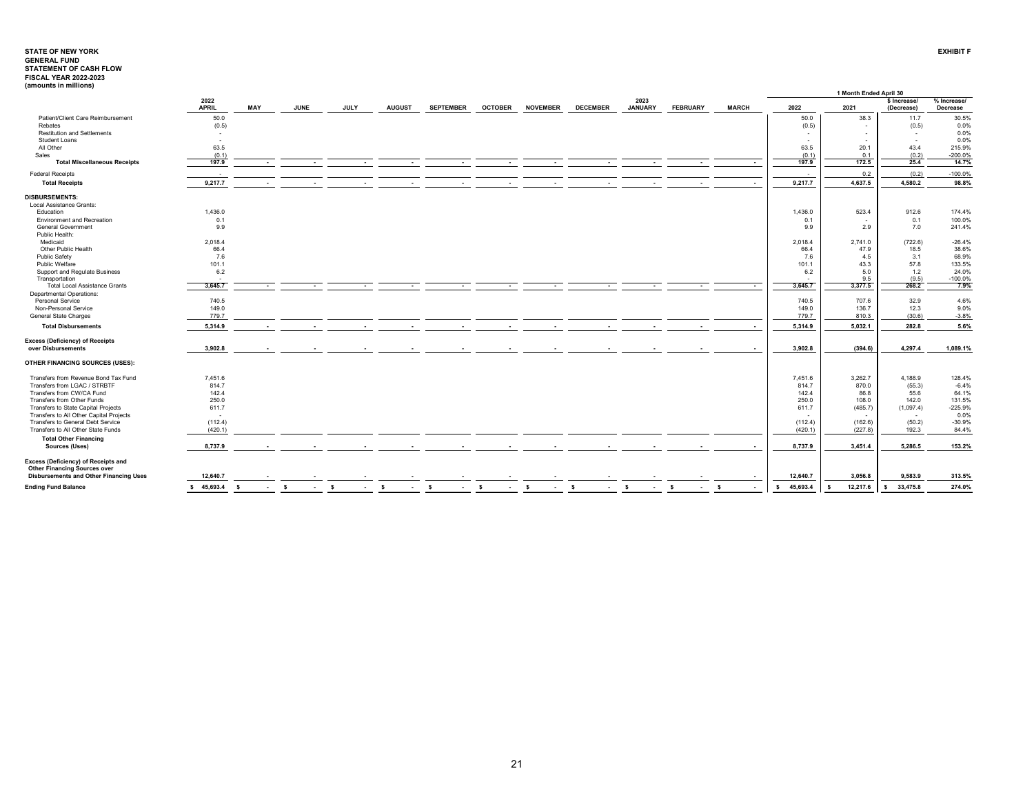**STATE OF NEW YORK**
**GENERAL FUND**
**STATEMENT OF CASH FLOW**
**FISCAL YEAR 2022-2023**
**(amounts in millions)**

**EXHIBIT F**

| | 2022 APRIL | MAY | JUNE | JULY | AUGUST | SEPTEMBER | OCTOBER | NOVEMBER | DECEMBER | 2023 JANUARY | FEBRUARY | MARCH | 1 Month Ended April 30 2022 | 2021 | $ Increase/ (Decrease) | % Increase/ Decrease |
|---|---|---|---|---|---|---|---|---|---|---|---|---|---|---|---|---|
| Patient/Client Care Reimbursement | 50.0 | | | | | | | | | | | | 50.0 | 38.3 | 11.7 | 30.5% |
| Rebates | (0.5) | | | | | | | | | | | | (0.5) | - | (0.5) | 0.0% |
| Restitution and Settlements | - | | | | | | | | | | | | - | - | - | 0.0% |
| Student Loans | - | | | | | | | | | | | | - | - | - | 0.0% |
| All Other | 63.5 | | | | | | | | | | | | 63.5 | 20.1 | 43.4 | 215.9% |
| Sales | (0.1) | | | | | | | | | | | | (0.1) | 0.1 | (0.2) | -200.0% |
| **Total Miscellaneous Receipts** | **197.9** | **-** | **-** | **-** | **-** | **-** | **-** | **-** | **-** | **-** | **-** | **-** | **197.9** | **172.5** | **25.4** | **14.7%** |
| Federal Receipts | - | | | | | | | | | | | | - | 0.2 | (0.2) | -100.0% |
| **Total Receipts** | **9,217.7** | **-** | **-** | **-** | **-** | **-** | **-** | **-** | **-** | **-** | **-** | **-** | **9,217.7** | **4,637.5** | **4,580.2** | **98.8%** |
| **DISBURSEMENTS:** | | | | | | | | | | | | | | | | |
| Local Assistance Grants: | | | | | | | | | | | | | | | | |
| Education | 1,436.0 | | | | | | | | | | | | 1,436.0 | 523.4 | 912.6 | 174.4% |
| Environment and Recreation | 0.1 | | | | | | | | | | | | 0.1 | - | 0.1 | 100.0% |
| General Government | 9.9 | | | | | | | | | | | | 9.9 | 2.9 | 7.0 | 241.4% |
| Public Health: | | | | | | | | | | | | | | | | |
| Medicaid | 2,018.4 | | | | | | | | | | | | 2,018.4 | 2,741.0 | (722.6) | -26.4% |
| Other Public Health | 66.4 | | | | | | | | | | | | 66.4 | 47.9 | 18.5 | 38.6% |
| Public Safety | 7.6 | | | | | | | | | | | | 7.6 | 4.5 | 3.1 | 68.9% |
| Public Welfare | 101.1 | | | | | | | | | | | | 101.1 | 43.3 | 57.8 | 133.5% |
| Support and Regulate Business | 6.2 | | | | | | | | | | | | 6.2 | 5.0 | 1.2 | 24.0% |
| Transportation | - | | | | | | | | | | | | - | 9.5 | (9.5) | -100.0% |
| Total Local Assistance Grants | 3,645.7 | - | - | - | - | - | - | - | - | - | - | - | 3,645.7 | 3,377.5 | 268.2 | 7.9% |
| Departmental Operations: | | | | | | | | | | | | | | | | |
| Personal Service | 740.5 | | | | | | | | | | | | 740.5 | 707.6 | 32.9 | 4.6% |
| Non-Personal Service | 149.0 | | | | | | | | | | | | 149.0 | 136.7 | 12.3 | 9.0% |
| General State Charges | 779.7 | | | | | | | | | | | | 779.7 | 810.3 | (30.6) | -3.8% |
| **Total Disbursements** | **5,314.9** | **-** | **-** | **-** | **-** | **-** | **-** | **-** | **-** | **-** | **-** | **-** | **5,314.9** | **5,032.1** | **282.8** | **5.6%** |
| **Excess (Deficiency) of Receipts over Disbursements** | **3,902.8** | **-** | **-** | **-** | **-** | **-** | **-** | **-** | **-** | **-** | **-** | **-** | **3,902.8** | **(394.6)** | **4,297.4** | **1,089.1%** |
| **OTHER FINANCING SOURCES (USES):** | | | | | | | | | | | | | | | | |
| Transfers from Revenue Bond Tax Fund | 7,451.6 | | | | | | | | | | | | 7,451.6 | 3,262.7 | 4,188.9 | 128.4% |
| Transfers from LGAC / STRBTF | 814.7 | | | | | | | | | | | | 814.7 | 870.0 | (55.3) | -6.4% |
| Transfers from CW/CA Fund | 142.4 | | | | | | | | | | | | 142.4 | 86.8 | 55.6 | 64.1% |
| Transfers from Other Funds | 250.0 | | | | | | | | | | | | 250.0 | 108.0 | 142.0 | 131.5% |
| Transfers to State Capital Projects | 611.7 | | | | | | | | | | | | 611.7 | (485.7) | (1,097.4) | -225.9% |
| Transfers to All Other Capital Projects | - | | | | | | | | | | | | - | - | - | 0.0% |
| Transfers to General Debt Service | (112.4) | | | | | | | | | | | | (112.4) | (162.6) | (50.2) | -30.9% |
| Transfers to All Other State Funds | (420.1) | | | | | | | | | | | | (420.1) | (227.8) | 192.3 | 84.4% |
| **Total Other Financing Sources (Uses)** | **8,737.9** | **-** | **-** | **-** | **-** | **-** | **-** | **-** | **-** | **-** | **-** | **-** | **8,737.9** | **3,451.4** | **5,286.5** | **153.2%** |
| **Excess (Deficiency) of Receipts and Other Financing Sources over Disbursements and Other Financing Uses** | **12,640.7** | **-** | **-** | **-** | **-** | **-** | **-** | **-** | **-** | **-** | **-** | **-** | **12,640.7** | **3,056.8** | **9,583.9** | **313.5%** |
| **Ending Fund Balance** | **$ 45,693.4** | **$ -** | **$ -** | **$ -** | **$ -** | **$ -** | **$ -** | **$ -** | **$ -** | **$ -** | **$ -** | **$ -** | **$ 45,693.4** | **$ 12,217.6** | **$ 33,475.8** | **274.0%** |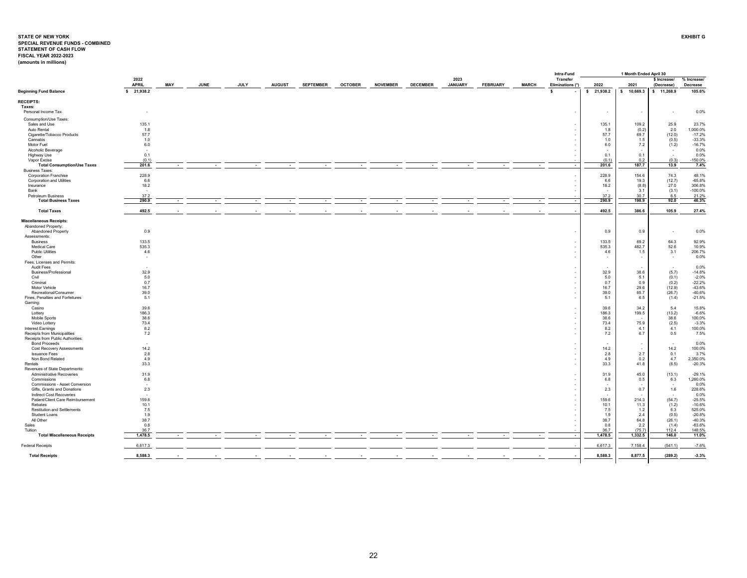**STATE OF NEW YORK**
**SPECIAL REVENUE FUNDS - COMBINED**
**STATEMENT OF CASH FLOW**
**FISCAL YEAR 2022-2023**
**(amounts in millions)**

**EXHIBIT G**

| | 2022 APRIL | MAY | JUNE | JULY | AUGUST | SEPTEMBER | OCTOBER | NOVEMBER | DECEMBER | 2023 JANUARY | FEBRUARY | MARCH | Intra-Fund Transfer Eliminations (*) | 1 Month Ended April 30 2022 | 2021 | $ Increase/ (Decrease) | % Increase/ Decrease |
|---|---|---|---|---|---|---|---|---|---|---|---|---|---|---|---|---|---|
| **Beginning Fund Balance** | $ 21,938.2 | | | | | | | | | | | | $ - | $ 21,938.2 | $ 10,669.3 | $ 11,268.9 | 105.6% |
| **RECEIPTS:** | | | | | | | | | | | | | | | | | |
| **Taxes:** | | | | | | | | | | | | | | | | | |
| Personal Income Tax | - | | | | | | | | | | | | - | - | - | - | 0.0% |
| Consumption/Use Taxes: | | | | | | | | | | | | | | | | | |
| Sales and Use | 135.1 | | | | | | | | | | | | - | 135.1 | 109.2 | 25.9 | 23.7% |
| Auto Rental | 1.8 | | | | | | | | | | | | - | 1.8 | (0.2) | 2.0 | 1,000.0% |
| Cigarette/Tobacco Products | 57.7 | | | | | | | | | | | | - | 57.7 | 69.7 | (12.0) | -17.2% |
| Cannabis | 1.0 | | | | | | | | | | | | - | 1.0 | 1.5 | (0.5) | -33.3% |
| Motor Fuel | 6.0 | | | | | | | | | | | | - | 6.0 | 7.2 | (1.2) | -16.7% |
| Alcoholic Beverage | - | | | | | | | | | | | | - | - | - | - | 0.0% |
| Highway Use | 0.1 | | | | | | | | | | | | - | 0.1 | 0.1 | - | 0.0% |
| Vapor Excise | (0.1) | | | | | | | | | | | | - | (0.1) | 0.2 | (0.3) | -150.0% |
| **Total Consumption/Use Taxes** | 201.6 | - | - | - | - | - | - | - | - | - | - | - | - | 201.6 | 187.7 | 13.9 | 7.4% |
| Business Taxes: | | | | | | | | | | | | | | | | | |
| Corporation Franchise | 228.9 | | | | | | | | | | | | - | 228.9 | 154.6 | 74.3 | 48.1% |
| Corporation and Utilities | 6.6 | | | | | | | | | | | | - | 6.6 | 19.3 | (12.7) | -65.8% |
| Insurance | 18.2 | | | | | | | | | | | | - | 18.2 | (8.8) | 27.0 | 306.8% |
| Bank | - | | | | | | | | | | | | - | - | 3.1 | (3.1) | -100.0% |
| Petroleum Business | 37.2 | | | | | | | | | | | | - | 37.2 | 30.7 | 6.5 | 21.2% |
| **Total Business Taxes** | 290.9 | - | - | - | - | - | - | - | - | - | - | - | - | 290.9 | 198.9 | 92.0 | 46.3% |
| **Total Taxes** | 492.5 | - | - | - | - | - | - | - | - | - | - | - | - | 492.5 | 386.6 | 105.9 | 27.4% |
| **Miscellaneous Receipts:** | | | | | | | | | | | | | | | | | |
| Abandoned Property: | | | | | | | | | | | | | | | | | |
| Abandoned Property | 0.9 | | | | | | | | | | | | - | 0.9 | 0.9 | - | 0.0% |
| Assessments: | | | | | | | | | | | | | | | | | |
| Business | 133.5 | | | | | | | | | | | | - | 133.5 | 69.2 | 64.3 | 92.9% |
| Medical Care | 535.3 | | | | | | | | | | | | - | 535.3 | 482.7 | 52.6 | 10.9% |
| Public Utilities | 4.6 | | | | | | | | | | | | - | 4.6 | 1.5 | 3.1 | 206.7% |
| Other | - | | | | | | | | | | | | - | - | - | - | 0.0% |
| Fees, Licenses and Permits: | | | | | | | | | | | | | | | | | |
| Audit Fees | - | | | | | | | | | | | | - | - | - | - | 0.0% |
| Business/Professional | 32.9 | | | | | | | | | | | | - | 32.9 | 38.6 | (5.7) | -14.8% |
| Civil | 5.0 | | | | | | | | | | | | - | 5.0 | 5.1 | (0.1) | -2.0% |
| Criminal | 0.7 | | | | | | | | | | | | - | 0.7 | 0.9 | (0.2) | -22.2% |
| Motor Vehicle | 16.7 | | | | | | | | | | | | - | 16.7 | 29.6 | (12.9) | -43.6% |
| Recreational/Consumer | 39.0 | | | | | | | | | | | | - | 39.0 | 65.7 | (26.7) | -40.6% |
| Fines, Penalties and Forfeitures | 5.1 | | | | | | | | | | | | - | 5.1 | 6.5 | (1.4) | -21.5% |
| Gaming: | | | | | | | | | | | | | | | | | |
| Casino | 39.6 | | | | | | | | | | | | - | 39.6 | 34.2 | 5.4 | 15.8% |
| Lottery | 186.3 | | | | | | | | | | | | - | 186.3 | 199.5 | (13.2) | -6.6% |
| Mobile Sports | 38.6 | | | | | | | | | | | | - | 38.6 | - | 38.6 | 100.0% |
| Video Lottery | 73.4 | | | | | | | | | | | | - | 73.4 | 75.9 | (2.5) | -3.3% |
| Interest Earnings | 8.2 | | | | | | | | | | | | - | 8.2 | 4.1 | 4.1 | 100.0% |
| Receipts from Municipalities | 7.2 | | | | | | | | | | | | - | 7.2 | 6.7 | 0.5 | 7.5% |
| Receipts from Public Authorities: | | | | | | | | | | | | | | | | | |
| Bond Proceeds | - | | | | | | | | | | | | - | - | - | - | 0.0% |
| Cost Recovery Assessments | 14.2 | | | | | | | | | | | | - | 14.2 | - | 14.2 | 100.0% |
| Issuance Fees | 2.8 | | | | | | | | | | | | - | 2.8 | 2.7 | 0.1 | 3.7% |
| Non Bond Related | 4.9 | | | | | | | | | | | | - | 4.9 | 0.2 | 4.7 | 2,350.0% |
| Rentals | 33.3 | | | | | | | | | | | | - | 33.3 | 41.8 | (8.5) | -20.3% |
| Revenues of State Departments: | | | | | | | | | | | | | | | | | |
| Administrative Recoveries | 31.9 | | | | | | | | | | | | - | 31.9 | 45.0 | (13.1) | -29.1% |
| Commissions | 6.8 | | | | | | | | | | | | - | 6.8 | 0.5 | 6.3 | 1,260.0% |
| Commissions - Asset Conversion | - | | | | | | | | | | | | - | - | - | - | 0.0% |
| Gifts, Grants and Donations | 2.3 | | | | | | | | | | | | - | 2.3 | 0.7 | 1.6 | 228.6% |
| Indirect Cost Recoveries | - | | | | | | | | | | | | - | - | - | - | 0.0% |
| Patient/Client Care Reimbursement | 159.6 | | | | | | | | | | | | - | 159.6 | 214.3 | (54.7) | -25.5% |
| Rebates | 10.1 | | | | | | | | | | | | - | 10.1 | 11.3 | (1.2) | -10.6% |
| Restitution and Settlements | 7.5 | | | | | | | | | | | | - | 7.5 | 1.2 | 6.3 | 525.0% |
| Student Loans | 1.9 | | | | | | | | | | | | - | 1.9 | 2.4 | (0.5) | -20.8% |
| All Other | 38.7 | | | | | | | | | | | | - | 38.7 | 64.8 | (26.1) | -40.3% |
| Sales | 0.8 | | | | | | | | | | | | - | 0.8 | 2.2 | (1.4) | -63.6% |
| Tuition | 36.7 | | | | | | | | | | | | - | 36.7 | (75.7) | 112.4 | 148.5% |
| **Total Miscellaneous Receipts** | 1,478.5 | - | - | - | - | - | - | - | - | - | - | - | - | 1,478.5 | 1,332.5 | 146.0 | 11.0% |
| Federal Receipts | 6,617.3 | | | | | | | | | | | | - | 6,617.3 | 7,158.4 | (541.1) | -7.6% |
| **Total Receipts** | 8,588.3 | - | - | - | - | - | - | - | - | - | - | - | - | 8,588.3 | 8,877.5 | (289.2) | -3.3% |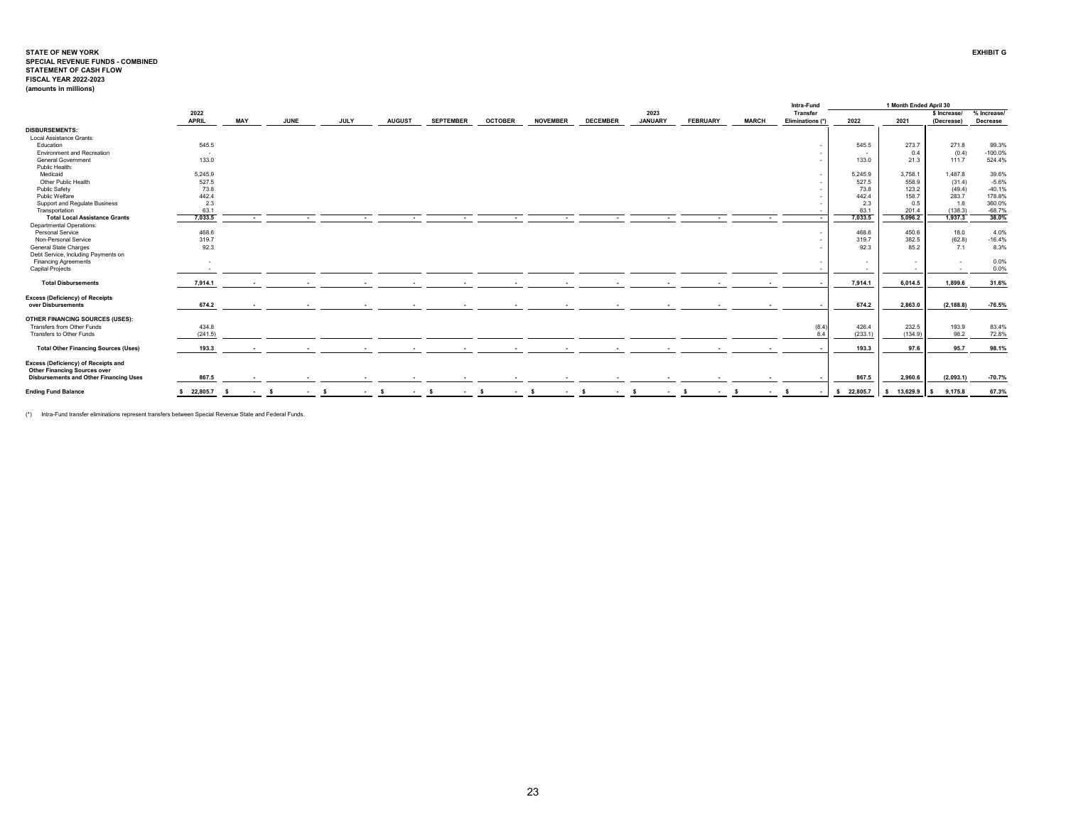**STATE OF NEW YORK**
**SPECIAL REVENUE FUNDS - COMBINED**
**STATEMENT OF CASH FLOW**
**FISCAL YEAR 2022-2023**
**(amounts in millions)**

**EXHIBIT G**

| | 2022 APRIL | MAY | JUNE | JULY | AUGUST | SEPTEMBER | OCTOBER | NOVEMBER | DECEMBER | 2023 JANUARY | FEBRUARY | MARCH | Intra-Fund Transfer Eliminations (*) | 1 Month Ended April 30 2022 | 2021 | $ Increase/ (Decrease) | % Increase/ Decrease |
|---|---|---|---|---|---|---|---|---|---|---|---|---|---|---|---|---|---|
| **DISBURSEMENTS:** | | | | | | | | | | | | | | | | | |
| Local Assistance Grants: | | | | | | | | | | | | | | | | | |
| Education | 545.5 | | | | | | | | | | | | - | 545.5 | 273.7 | 271.8 | 99.3% |
| Environment and Recreation | - | | | | | | | | | | | | - | - | 0.4 | (0.4) | -100.0% |
| General Government | 133.0 | | | | | | | | | | | | - | 133.0 | 21.3 | 111.7 | 524.4% |
| Public Health: | | | | | | | | | | | | | | | | | |
| Medicaid | 5,245.9 | | | | | | | | | | | | - | 5,245.9 | 3,758.1 | 1,487.8 | 39.6% |
| Other Public Health | 527.5 | | | | | | | | | | | | - | 527.5 | 558.9 | (31.4) | -5.6% |
| Public Safety | 73.8 | | | | | | | | | | | | - | 73.8 | 123.2 | (49.4) | -40.1% |
| Public Welfare | 442.4 | | | | | | | | | | | | - | 442.4 | 158.7 | 283.7 | 178.8% |
| Support and Regulate Business | 2.3 | | | | | | | | | | | | - | 2.3 | 0.5 | 1.8 | 360.0% |
| Transportation | 63.1 | | | | | | | | | | | | - | 63.1 | 201.4 | (138.3) | -68.7% |
| **Total Local Assistance Grants** | **7,033.5** | **-** | **-** | **-** | **-** | **-** | **-** | **-** | **-** | **-** | **-** | **-** | **-** | **7,033.5** | **5,096.2** | **1,937.3** | **38.0%** |
| Departmental Operations: | | | | | | | | | | | | | | | | | |
| Personal Service | 468.6 | | | | | | | | | | | | - | 468.6 | 450.6 | 18.0 | 4.0% |
| Non-Personal Service | 319.7 | | | | | | | | | | | | - | 319.7 | 382.5 | (62.8) | -16.4% |
| General State Charges | 92.3 | | | | | | | | | | | | - | 92.3 | 85.2 | 7.1 | 8.3% |
| Debt Service, Including Payments on Financing Agreements | - | | | | | | | | | | | | - | - | - | - | 0.0% |
| Capital Projects | - | | | | | | | | | | | | - | - | - | - | 0.0% |
| **Total Disbursements** | **7,914.1** | **-** | **-** | **-** | **-** | **-** | **-** | **-** | **-** | **-** | **-** | **-** | **-** | **7,914.1** | **6,014.5** | **1,899.6** | **31.6%** |
| **Excess (Deficiency) of Receipts over Disbursements** | **674.2** | **-** | **-** | **-** | **-** | **-** | **-** | **-** | **-** | **-** | **-** | **-** | **-** | **674.2** | **2,863.0** | **(2,188.8)** | **-76.5%** |
| **OTHER FINANCING SOURCES (USES):** | | | | | | | | | | | | | | | | | |
| Transfers from Other Funds | 434.8 | | | | | | | | | | | | (8.4) | 426.4 | 232.5 | 193.9 | 83.4% |
| Transfers to Other Funds | (241.5) | | | | | | | | | | | | 8.4 | (233.1) | (134.9) | 98.2 | 72.8% |
| **Total Other Financing Sources (Uses)** | **193.3** | **-** | **-** | **-** | **-** | **-** | **-** | **-** | **-** | **-** | **-** | **-** | **-** | **193.3** | **97.6** | **95.7** | **98.1%** |
| **Excess (Deficiency) of Receipts and Other Financing Sources over Disbursements and Other Financing Uses** | **867.5** | **-** | **-** | **-** | **-** | **-** | **-** | **-** | **-** | **-** | **-** | **-** | **-** | **867.5** | **2,960.6** | **(2,093.1)** | **-70.7%** |
| **Ending Fund Balance** | **$ 22,805.7** | **$ -** | **$ -** | **$ -** | **$ -** | **$ -** | **$ -** | **$ -** | **$ -** | **$ -** | **$ -** | **$ -** | **$ -** | **$ 22,805.7** | **$ 13,629.9** | **$ 9,175.8** | **67.3%** |

(*) Intra-Fund transfer eliminations represent transfers between Special Revenue State and Federal Funds.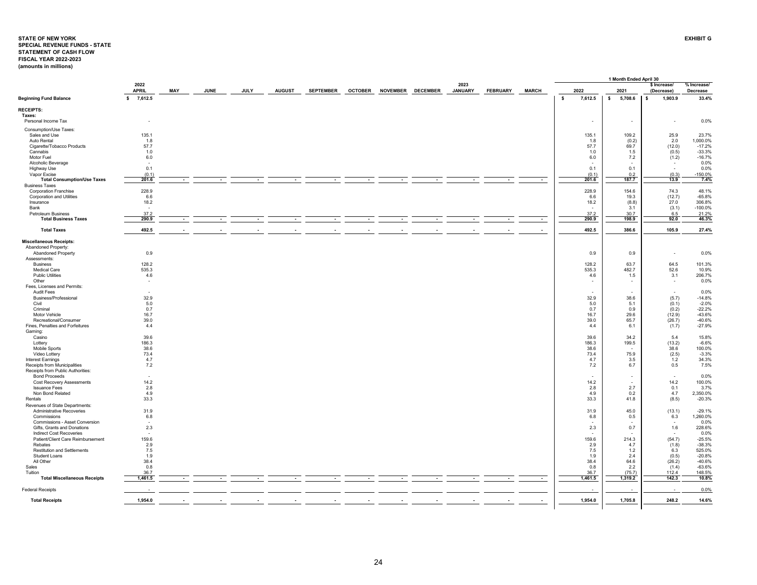**STATE OF NEW YORK**
**SPECIAL REVENUE FUNDS - STATE**
**STATEMENT OF CASH FLOW**
**FISCAL YEAR 2022-2023**
**(amounts in millions)**

**EXHIBIT G**

| | 2022 APRIL | MAY | JUNE | JULY | AUGUST | SEPTEMBER | OCTOBER | NOVEMBER | DECEMBER | 2023 JANUARY | FEBRUARY | MARCH | 1 Month Ended April 30 2022 | 2021 | $ Increase/ (Decrease) | % Increase/ Decrease |
|---|---|---|---|---|---|---|---|---|---|---|---|---|---|---|---|---|
| **Beginning Fund Balance** | $ 7,612.5 | | | | | | | | | | | | $ 7,612.5 | $ 5,708.6 | $ 1,903.9 | 33.4% |
| **RECEIPTS:** | | | | | | | | | | | | | | | | |
| **Taxes:** | | | | | | | | | | | | | | | | |
| Personal Income Tax | - | | | | | | | | | | | | - | - | - | 0.0% |
| Consumption/Use Taxes: | | | | | | | | | | | | | | | | |
| Sales and Use | 135.1 | | | | | | | | | | | | 135.1 | 109.2 | 25.9 | 23.7% |
| Auto Rental | 1.8 | | | | | | | | | | | | 1.8 | (0.2) | 2.0 | 1,000.0% |
| Cigarette/Tobacco Products | 57.7 | | | | | | | | | | | | 57.7 | 69.7 | (12.0) | -17.2% |
| Cannabis | 1.0 | | | | | | | | | | | | 1.0 | 1.5 | (0.5) | -33.3% |
| Motor Fuel | 6.0 | | | | | | | | | | | | 6.0 | 7.2 | (1.2) | -16.7% |
| Alcoholic Beverage | - | | | | | | | | | | | | - | - | - | 0.0% |
| Highway Use | 0.1 | | | | | | | | | | | | 0.1 | 0.1 | - | 0.0% |
| Vapor Excise | (0.1) | | | | | | | | | | | | (0.1) | 0.2 | (0.3) | -150.0% |
| **Total Consumption/Use Taxes** | **201.6** | - | - | - | - | - | - | - | - | - | - | - | **201.6** | **187.7** | **13.9** | **7.4%** |
| Business Taxes | | | | | | | | | | | | | | | | |
| Corporation Franchise | 228.9 | | | | | | | | | | | | 228.9 | 154.6 | 74.3 | 48.1% |
| Corporation and Utilities | 6.6 | | | | | | | | | | | | 6.6 | 19.3 | (12.7) | -65.8% |
| Insurance | 18.2 | | | | | | | | | | | | 18.2 | (8.8) | 27.0 | 306.8% |
| Bank | - | | | | | | | | | | | | - | 3.1 | (3.1) | -100.0% |
| Petroleum Business | 37.2 | | | | | | | | | | | | 37.2 | 30.7 | 6.5 | 21.2% |
| **Total Business Taxes** | **290.9** | - | - | - | - | - | - | - | - | - | - | - | **290.9** | **198.9** | **92.0** | **46.3%** |
| **Total Taxes** | **492.5** | - | - | - | - | - | - | - | - | - | - | - | **492.5** | **386.6** | **105.9** | **27.4%** |
| **Miscellaneous Receipts:** | | | | | | | | | | | | | | | | |
| Abandoned Property: | | | | | | | | | | | | | | | | |
| Abandoned Property | 0.9 | | | | | | | | | | | | 0.9 | 0.9 | - | 0.0% |
| Assessments: | | | | | | | | | | | | | | | | |
| Business | 128.2 | | | | | | | | | | | | 128.2 | 63.7 | 64.5 | 101.3% |
| Medical Care | 535.3 | | | | | | | | | | | | 535.3 | 482.7 | 52.6 | 10.9% |
| Public Utilities | 4.6 | | | | | | | | | | | | 4.6 | 1.5 | 3.1 | 206.7% |
| Other | - | | | | | | | | | | | | - | - | - | 0.0% |
| Fees, Licenses and Permits: | | | | | | | | | | | | | | | | |
| Audit Fees | - | | | | | | | | | | | | - | - | - | 0.0% |
| Business/Professional | 32.9 | | | | | | | | | | | | 32.9 | 38.6 | (5.7) | -14.8% |
| Civil | 5.0 | | | | | | | | | | | | 5.0 | 5.1 | (0.1) | -2.0% |
| Criminal | 0.7 | | | | | | | | | | | | 0.7 | 0.9 | (0.2) | -22.2% |
| Motor Vehicle | 16.7 | | | | | | | | | | | | 16.7 | 29.6 | (12.9) | -43.6% |
| Recreational/Consumer | 39.0 | | | | | | | | | | | | 39.0 | 65.7 | (26.7) | -40.6% |
| Fines, Penalties and Forfeitures | 4.4 | | | | | | | | | | | | 4.4 | 6.1 | (1.7) | -27.9% |
| Gaming: | | | | | | | | | | | | | | | | |
| Casino | 39.6 | | | | | | | | | | | | 39.6 | 34.2 | 5.4 | 15.8% |
| Lottery | 186.3 | | | | | | | | | | | | 186.3 | 199.5 | (13.2) | -6.6% |
| Mobile Sports | 38.6 | | | | | | | | | | | | 38.6 | - | 38.6 | 100.0% |
| Video Lottery | 73.4 | | | | | | | | | | | | 73.4 | 75.9 | (2.5) | -3.3% |
| Interest Earnings | 4.7 | | | | | | | | | | | | 4.7 | 3.5 | 1.2 | 34.3% |
| Receipts from Municipalities | 7.2 | | | | | | | | | | | | 7.2 | 6.7 | 0.5 | 7.5% |
| Receipts from Public Authorities: | | | | | | | | | | | | | | | | |
| Bond Proceeds | - | | | | | | | | | | | | - | - | - | 0.0% |
| Cost Recovery Assessments | 14.2 | | | | | | | | | | | | 14.2 | - | 14.2 | 100.0% |
| Issuance Fees | 2.8 | | | | | | | | | | | | 2.8 | 2.7 | 0.1 | 3.7% |
| Non Bond Related | 4.9 | | | | | | | | | | | | 4.9 | 0.2 | 4.7 | 2,350.0% |
| Rentals | 33.3 | | | | | | | | | | | | 33.3 | 41.8 | (8.5) | -20.3% |
| Revenues of State Departments: | | | | | | | | | | | | | | | | |
| Administrative Recoveries | 31.9 | | | | | | | | | | | | 31.9 | 45.0 | (13.1) | -29.1% |
| Commissions | 6.8 | | | | | | | | | | | | 6.8 | 0.5 | 6.3 | 1,260.0% |
| Commissions - Asset Conversion | - | | | | | | | | | | | | - | - | - | 0.0% |
| Gifts, Grants and Donations | 2.3 | | | | | | | | | | | | 2.3 | 0.7 | 1.6 | 228.6% |
| Indirect Cost Recoveries | - | | | | | | | | | | | | - | - | - | 0.0% |
| Patient/Client Care Reimbursement | 159.6 | | | | | | | | | | | | 159.6 | 214.3 | (54.7) | -25.5% |
| Rebates | 2.9 | | | | | | | | | | | | 2.9 | 4.7 | (1.8) | -38.3% |
| Restitution and Settlements | 7.5 | | | | | | | | | | | | 7.5 | 1.2 | 6.3 | 525.0% |
| Student Loans | 1.9 | | | | | | | | | | | | 1.9 | 2.4 | (0.5) | -20.8% |
| All Other | 38.4 | | | | | | | | | | | | 38.4 | 64.6 | (26.2) | -40.6% |
| Sales | 0.8 | | | | | | | | | | | | 0.8 | 2.2 | (1.4) | -63.6% |
| Tuition | 36.7 | | | | | | | | | | | | 36.7 | (75.7) | 112.4 | 148.5% |
| **Total Miscellaneous Receipts** | **1,461.5** | - | - | - | - | - | - | - | - | - | - | - | **1,461.5** | **1,319.2** | **142.3** | **10.8%** |
| Federal Receipts | - | | | | | | | | | | | | - | - | - | 0.0% |
| **Total Receipts** | **1,954.0** | - | - | - | - | - | - | - | - | - | - | - | **1,954.0** | **1,705.8** | **248.2** | **14.6%** |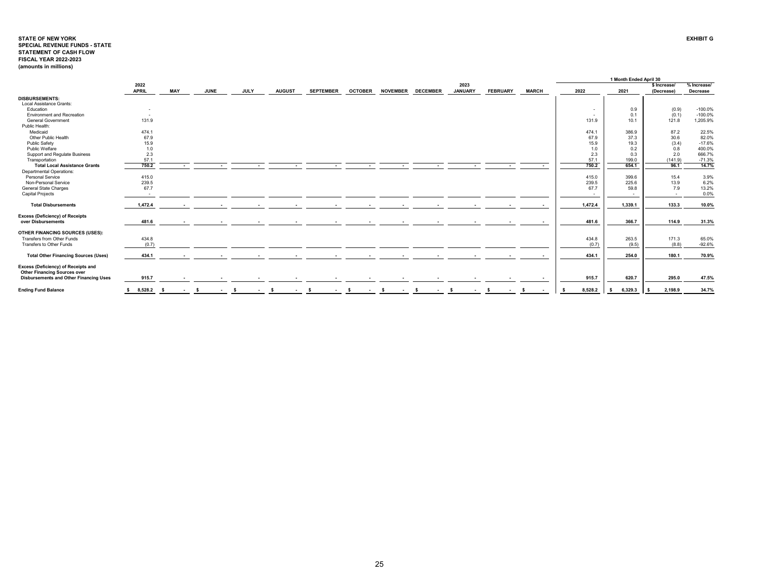**STATE OF NEW YORK**
**SPECIAL REVENUE FUNDS - STATE**
**STATEMENT OF CASH FLOW**
**FISCAL YEAR 2022-2023**
**(amounts in millions)**

**EXHIBIT G**

| | 2022 APRIL | MAY | JUNE | JULY | AUGUST | SEPTEMBER | OCTOBER | NOVEMBER | DECEMBER | 2023 JANUARY | FEBRUARY | MARCH | 1 Month Ended April 30 2022 | 2021 | $ Increase/ (Decrease) | % Increase/ Decrease |
|---|---|---|---|---|---|---|---|---|---|---|---|---|---|---|---|---|
| **DISBURSEMENTS:** | | | | | | | | | | | | | | | | |
| Local Assistance Grants: | | | | | | | | | | | | | | | | |
| Education | - | | | | | | | | | | | | - | 0.9 | (0.9) | -100.0% |
| Environment and Recreation | - | | | | | | | | | | | | - | 0.1 | (0.1) | -100.0% |
| General Government | 131.9 | | | | | | | | | | | | 131.9 | 10.1 | 121.8 | 1,205.9% |
| Public Health: | | | | | | | | | | | | | | | | |
| Medicaid | 474.1 | | | | | | | | | | | | 474.1 | 386.9 | 87.2 | 22.5% |
| Other Public Health | 67.9 | | | | | | | | | | | | 67.9 | 37.3 | 30.6 | 82.0% |
| Public Safety | 15.9 | | | | | | | | | | | | 15.9 | 19.3 | (3.4) | -17.6% |
| Public Welfare | 1.0 | | | | | | | | | | | | 1.0 | 0.2 | 0.8 | 400.0% |
| Support and Regulate Business | 2.3 | | | | | | | | | | | | 2.3 | 0.3 | 2.0 | 666.7% |
| Transportation | 57.1 | | | | | | | | | | | | 57.1 | 199.0 | (141.9) | -71.3% |
| **Total Local Assistance Grants** | **750.2** | **-** | **-** | **-** | **-** | **-** | **-** | **-** | **-** | **-** | **-** | **-** | **750.2** | **654.1** | **96.1** | **14.7%** |
| Departmental Operations: | | | | | | | | | | | | | | | | |
| Personal Service | 415.0 | | | | | | | | | | | | 415.0 | 399.6 | 15.4 | 3.9% |
| Non-Personal Service | 239.5 | | | | | | | | | | | | 239.5 | 225.6 | 13.9 | 6.2% |
| General State Charges | 67.7 | | | | | | | | | | | | 67.7 | 59.8 | 7.9 | 13.2% |
| Capital Projects | - | | | | | | | | | | | | - | - | - | 0.0% |
| **Total Disbursements** | **1,472.4** | **-** | **-** | **-** | **-** | **-** | **-** | **-** | **-** | **-** | **-** | **-** | **1,472.4** | **1,339.1** | **133.3** | **10.0%** |
| **Excess (Deficiency) of Receipts over Disbursements** | **481.6** | **-** | **-** | **-** | **-** | **-** | **-** | **-** | **-** | **-** | **-** | **-** | **481.6** | **366.7** | **114.9** | **31.3%** |
| **OTHER FINANCING SOURCES (USES):** | | | | | | | | | | | | | | | | |
| Transfers from Other Funds | 434.8 | | | | | | | | | | | | 434.8 | 263.5 | 171.3 | 65.0% |
| Transfers to Other Funds | (0.7) | | | | | | | | | | | | (0.7) | (9.5) | (8.8) | -92.6% |
| **Total Other Financing Sources (Uses)** | **434.1** | **-** | **-** | **-** | **-** | **-** | **-** | **-** | **-** | **-** | **-** | **-** | **434.1** | **254.0** | **180.1** | **70.9%** |
| **Excess (Deficiency) of Receipts and Other Financing Sources over Disbursements and Other Financing Uses** | **915.7** | **-** | **-** | **-** | **-** | **-** | **-** | **-** | **-** | **-** | **-** | **-** | **915.7** | **620.7** | **295.0** | **47.5%** |
| **Ending Fund Balance** | **$ 8,528.2** | **$ -** | **$ -** | **$ -** | **$ -** | **$ -** | **$ -** | **$ -** | **$ -** | **$ -** | **$ -** | **$ -** | **$ 8,528.2** | **$ 6,329.3** | **$ 2,198.9** | **34.7%** |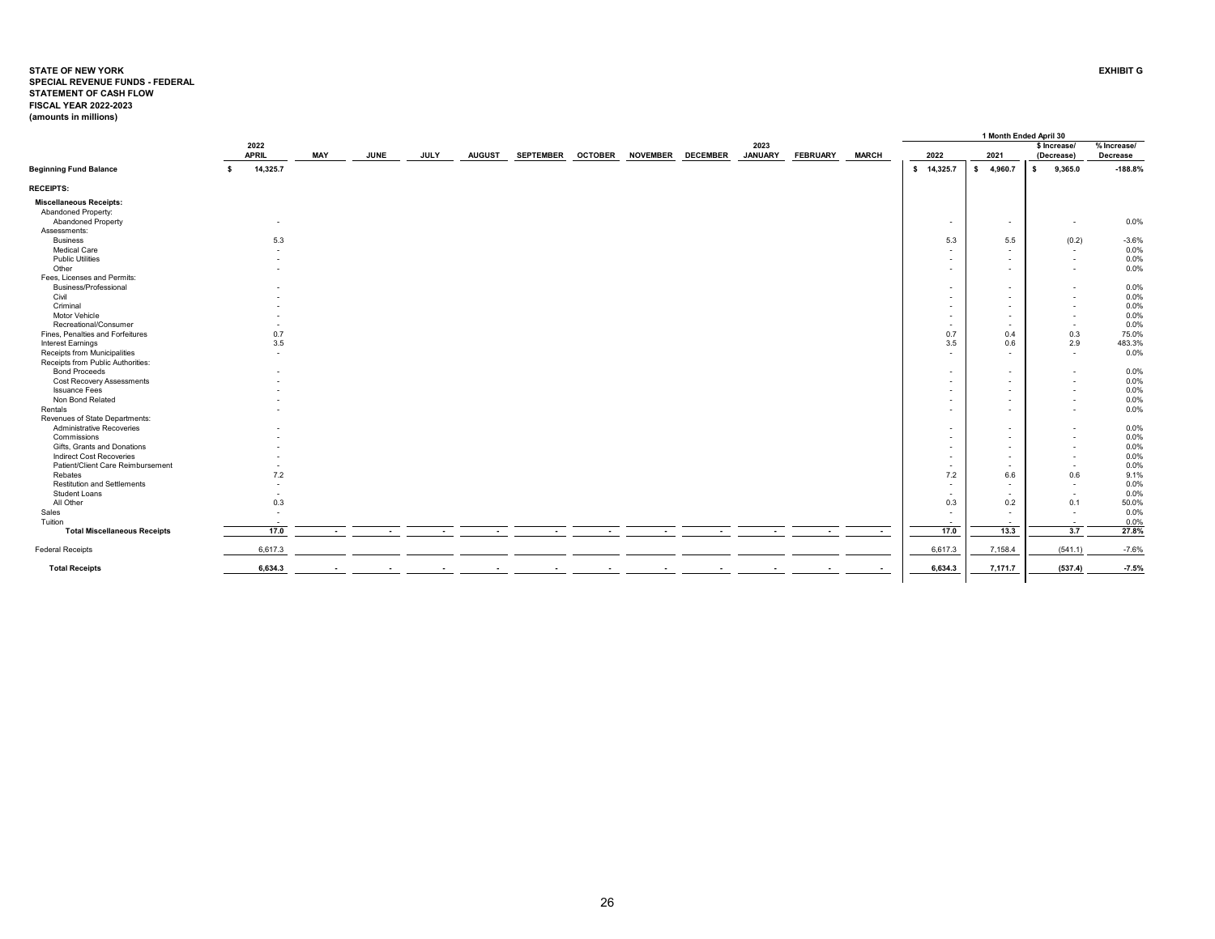**STATE OF NEW YORK**
**SPECIAL REVENUE FUNDS - FEDERAL**
**STATEMENT OF CASH FLOW**
**FISCAL YEAR 2022-2023**
**(amounts in millions)**

**EXHIBIT G**

| | 2022 APRIL | MAY | JUNE | JULY | AUGUST | SEPTEMBER | OCTOBER | NOVEMBER | DECEMBER | 2023 JANUARY | FEBRUARY | MARCH | 1 Month Ended April 30 2022 | 2021 | $ Increase/ (Decrease) | % Increase/ Decrease |
|---|---|---|---|---|---|---|---|---|---|---|---|---|---|---|---|---|
| **Beginning Fund Balance** | $ 14,325.7 | | | | | | | | | | | | $ 14,325.7 | $ 4,960.7 | $ 9,365.0 | -188.8% |
| **RECEIPTS:** | | | | | | | | | | | | | | | | |
| **Miscellaneous Receipts:** | | | | | | | | | | | | | | | | |
| Abandoned Property: | | | | | | | | | | | | | | | | |
| Abandoned Property | - | | | | | | | | | | | | - | - | - | 0.0% |
| Assessments: | | | | | | | | | | | | | | | | |
| Business | 5.3 | | | | | | | | | | | | 5.3 | 5.5 | (0.2) | -3.6% |
| Medical Care | - | | | | | | | | | | | | - | - | - | 0.0% |
| Public Utilities | - | | | | | | | | | | | | - | - | - | 0.0% |
| Other | - | | | | | | | | | | | | - | - | - | 0.0% |
| Fees, Licenses and Permits: | | | | | | | | | | | | | | | | |
| Business/Professional | - | | | | | | | | | | | | - | - | - | 0.0% |
| Civil | - | | | | | | | | | | | | - | - | - | 0.0% |
| Criminal | - | | | | | | | | | | | | - | - | - | 0.0% |
| Motor Vehicle | - | | | | | | | | | | | | - | - | - | 0.0% |
| Recreational/Consumer | - | | | | | | | | | | | | - | - | - | 0.0% |
| Fines, Penalties and Forfeitures | 0.7 | | | | | | | | | | | | 0.7 | 0.4 | 0.3 | 75.0% |
| Interest Earnings | 3.5 | | | | | | | | | | | | 3.5 | 0.6 | 2.9 | 483.3% |
| Receipts from Municipalities | - | | | | | | | | | | | | - | - | - | 0.0% |
| Receipts from Public Authorities: | | | | | | | | | | | | | | | | |
| Bond Proceeds | - | | | | | | | | | | | | - | - | - | 0.0% |
| Cost Recovery Assessments | - | | | | | | | | | | | | - | - | - | 0.0% |
| Issuance Fees | - | | | | | | | | | | | | - | - | - | 0.0% |
| Non Bond Related | - | | | | | | | | | | | | - | - | - | 0.0% |
| Rentals | - | | | | | | | | | | | | - | - | - | 0.0% |
| Revenues of State Departments: | | | | | | | | | | | | | | | | |
| Administrative Recoveries | - | | | | | | | | | | | | - | - | - | 0.0% |
| Commissions | - | | | | | | | | | | | | - | - | - | 0.0% |
| Gifts, Grants and Donations | - | | | | | | | | | | | | - | - | - | 0.0% |
| Indirect Cost Recoveries | - | | | | | | | | | | | | - | - | - | 0.0% |
| Patient/Client Care Reimbursement | - | | | | | | | | | | | | - | - | - | 0.0% |
| Rebates | 7.2 | | | | | | | | | | | | 7.2 | 6.6 | 0.6 | 9.1% |
| Restitution and Settlements | - | | | | | | | | | | | | - | - | - | 0.0% |
| Student Loans | - | | | | | | | | | | | | - | - | - | 0.0% |
| All Other | 0.3 | | | | | | | | | | | | 0.3 | 0.2 | 0.1 | 50.0% |
| Sales | - | | | | | | | | | | | | - | - | - | 0.0% |
| Tuition | - | | | | | | | | | | | | - | - | - | 0.0% |
| **Total Miscellaneous Receipts** | 17.0 | - | - | - | - | - | - | - | - | - | - | - | 17.0 | 13.3 | 3.7 | 27.8% |
| Federal Receipts | 6,617.3 | | | | | | | | | | | | 6,617.3 | 7,158.4 | (541.1) | -7.6% |
| **Total Receipts** | 6,634.3 | - | - | - | - | - | - | - | - | - | - | - | 6,634.3 | 7,171.7 | (537.4) | -7.5% |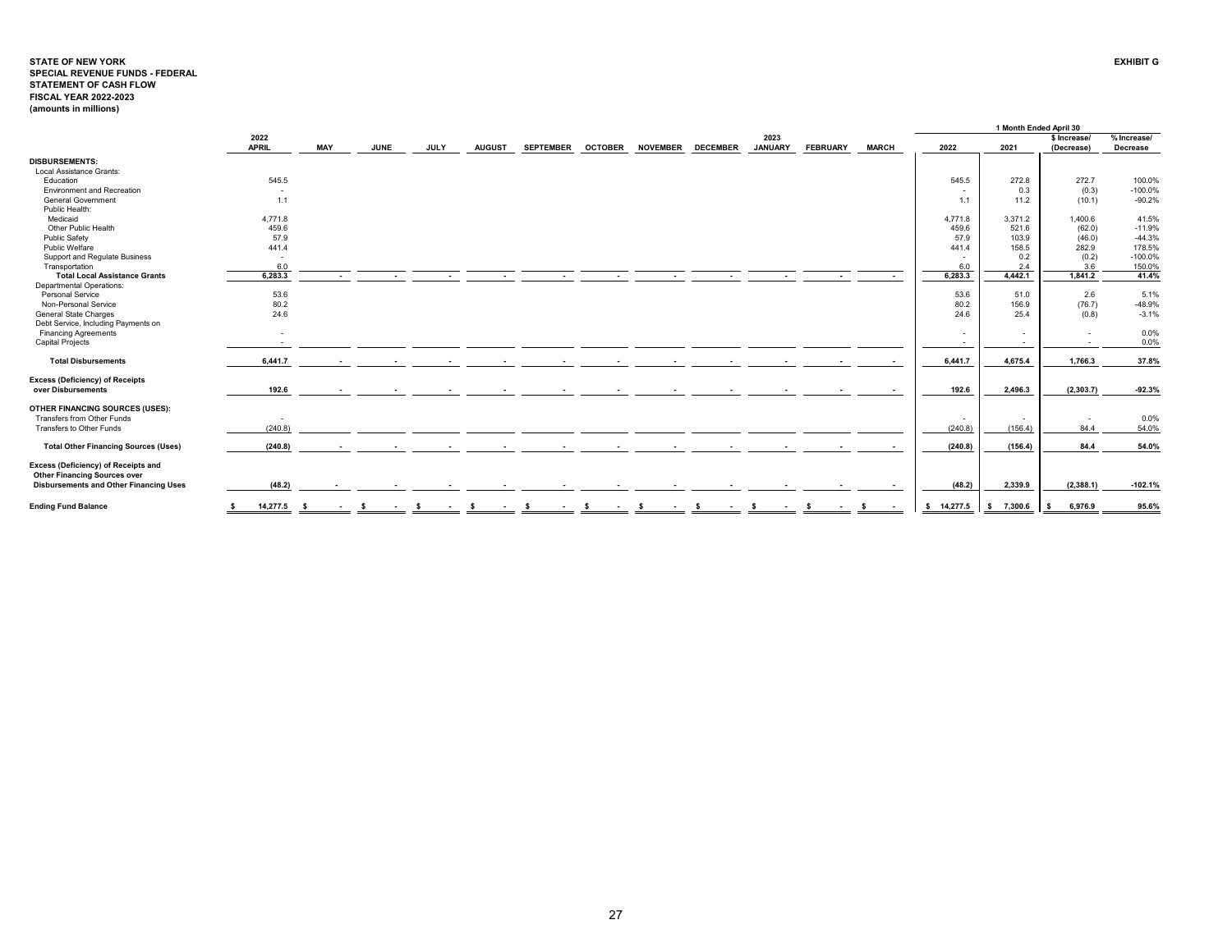**STATE OF NEW YORK**
**SPECIAL REVENUE FUNDS - FEDERAL**
**STATEMENT OF CASH FLOW**
**FISCAL YEAR 2022-2023**
**(amounts in millions)**

**EXHIBIT G**

| | 2022 APRIL | MAY | JUNE | JULY | AUGUST | SEPTEMBER | OCTOBER | NOVEMBER | DECEMBER | 2023 JANUARY | FEBRUARY | MARCH | 1 Month Ended April 30 2022 | 2021 | $ Increase/ (Decrease) | % Increase/ Decrease |
|---|---|---|---|---|---|---|---|---|---|---|---|---|---|---|---|---|
| **DISBURSEMENTS:** | | | | | | | | | | | | | | | | |
| Local Assistance Grants: | | | | | | | | | | | | | | | | |
| Education | 545.5 | | | | | | | | | | | | 545.5 | 272.8 | 272.7 | 100.0% |
| Environment and Recreation | - | | | | | | | | | | | | - | 0.3 | (0.3) | -100.0% |
| General Government | 1.1 | | | | | | | | | | | | 1.1 | 11.2 | (10.1) | -90.2% |
| Public Health: | | | | | | | | | | | | | | | | |
| Medicaid | 4,771.8 | | | | | | | | | | | | 4,771.8 | 3,371.2 | 1,400.6 | 41.5% |
| Other Public Health | 459.6 | | | | | | | | | | | | 459.6 | 521.6 | (62.0) | -11.9% |
| Public Safety | 57.9 | | | | | | | | | | | | 57.9 | 103.9 | (46.0) | -44.3% |
| Public Welfare | 441.4 | | | | | | | | | | | | 441.4 | 158.5 | 282.9 | 178.5% |
| Support and Regulate Business | - | | | | | | | | | | | | - | 0.2 | (0.2) | -100.0% |
| Transportation | 6.0 | | | | | | | | | | | | 6.0 | 2.4 | 3.6 | 150.0% |
| **Total Local Assistance Grants** | **6,283.3** | **-** | **-** | **-** | **-** | **-** | **-** | **-** | **-** | **-** | **-** | **-** | **6,283.3** | **4,442.1** | **1,841.2** | **41.4%** |
| Departmental Operations: | | | | | | | | | | | | | | | | |
| Personal Service | 53.6 | | | | | | | | | | | | 53.6 | 51.0 | 2.6 | 5.1% |
| Non-Personal Service | 80.2 | | | | | | | | | | | | 80.2 | 156.9 | (76.7) | -48.9% |
| General State Charges | 24.6 | | | | | | | | | | | | 24.6 | 25.4 | (0.8) | -3.1% |
| Debt Service, Including Payments on Financing Agreements | - | | | | | | | | | | | | - | - | - | 0.0% |
| Capital Projects | - | | | | | | | | | | | | - | - | - | 0.0% |
| **Total Disbursements** | **6,441.7** | **-** | **-** | **-** | **-** | **-** | **-** | **-** | **-** | **-** | **-** | **-** | **6,441.7** | **4,675.4** | **1,766.3** | **37.8%** |
| **Excess (Deficiency) of Receipts over Disbursements** | **192.6** | **-** | **-** | **-** | **-** | **-** | **-** | **-** | **-** | **-** | **-** | **-** | **192.6** | **2,496.3** | **(2,303.7)** | **-92.3%** |
| **OTHER FINANCING SOURCES (USES):** | | | | | | | | | | | | | | | | |
| Transfers from Other Funds | - | | | | | | | | | | | | - | - | - | 0.0% |
| Transfers to Other Funds | (240.8) | | | | | | | | | | | | (240.8) | (156.4) | 84.4 | 54.0% |
| **Total Other Financing Sources (Uses)** | **(240.8)** | **-** | **-** | **-** | **-** | **-** | **-** | **-** | **-** | **-** | **-** | **-** | **(240.8)** | **(156.4)** | **84.4** | **54.0%** |
| **Excess (Deficiency) of Receipts and Other Financing Sources over Disbursements and Other Financing Uses** | **(48.2)** | **-** | **-** | **-** | **-** | **-** | **-** | **-** | **-** | **-** | **-** | **-** | **(48.2)** | **2,339.9** | **(2,388.1)** | **-102.1%** |
| **Ending Fund Balance** | **$ 14,277.5** | **$ -** | **$ -** | **$ -** | **$ -** | **$ -** | **$ -** | **$ -** | **$ -** | **$ -** | **$ -** | **$ -** | **$ 14,277.5** | **$ 7,300.6** | **$ 6,976.9** | **95.6%** |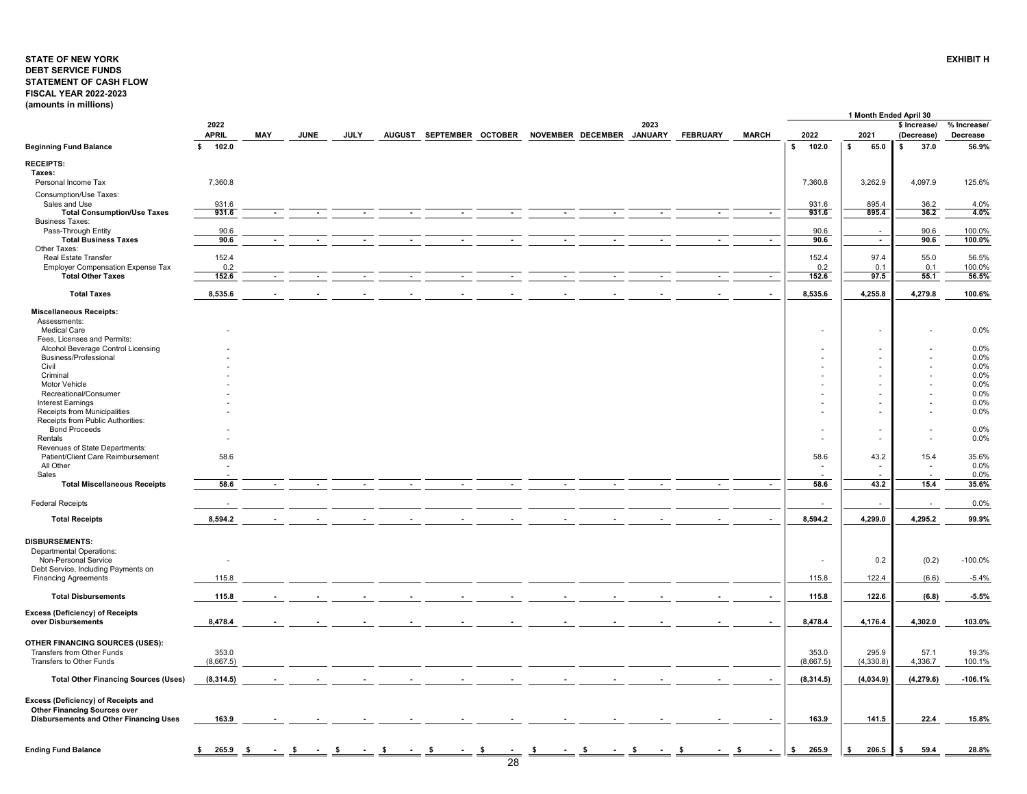**STATE OF NEW YORK**
**DEBT SERVICE FUNDS**
**STATEMENT OF CASH FLOW**
**FISCAL YEAR 2022-2023**
**(amounts in millions)**

**EXHIBIT H**

| | 2022 APRIL | MAY | JUNE | JULY | AUGUST | SEPTEMBER | OCTOBER | NOVEMBER | DECEMBER | 2023 JANUARY | FEBRUARY | MARCH | 1 Month Ended April 30 2022 | 2021 | $ Increase/ (Decrease) | % Increase/ Decrease |
|---|---|---|---|---|---|---|---|---|---|---|---|---|---|---|---|---|
| **Beginning Fund Balance** | $ 102.0 | | | | | | | | | | | | $ 102.0 | $ 65.0 | $ 37.0 | 56.9% |
| **RECEIPTS:** | | | | | | | | | | | | | | | | |
| **Taxes:** | | | | | | | | | | | | | | | | |
| Personal Income Tax | 7,360.8 | | | | | | | | | | | | 7,360.8 | 3,262.9 | 4,097.9 | 125.6% |
| Consumption/Use Taxes: | | | | | | | | | | | | | | | | |
| Sales and Use | 931.6 | | | | | | | | | | | | 931.6 | 895.4 | 36.2 | 4.0% |
| **Total Consumption/Use Taxes** | 931.6 | - | - | - | - | - | - | - | - | - | - | - | 931.6 | 895.4 | 36.2 | 4.0% |
| Business Taxes: | | | | | | | | | | | | | | | | |
| Pass-Through Entity | 90.6 | | | | | | | | | | | | 90.6 | - | 90.6 | 100.0% |
| **Total Business Taxes** | 90.6 | - | - | - | - | - | - | - | - | - | - | - | 90.6 | - | 90.6 | 100.0% |
| Other Taxes: | | | | | | | | | | | | | | | | |
| Real Estate Transfer | 152.4 | | | | | | | | | | | | 152.4 | 97.4 | 55.0 | 56.5% |
| Employer Compensation Expense Tax | 0.2 | | | | | | | | | | | | 0.2 | 0.1 | 0.1 | 100.0% |
| **Total Other Taxes** | 152.6 | - | - | - | - | - | - | - | - | - | - | - | 152.6 | 97.5 | 55.1 | 56.5% |
| **Total Taxes** | 8,535.6 | - | - | - | - | - | - | - | - | - | - | - | 8,535.6 | 4,255.8 | 4,279.8 | 100.6% |
| **Miscellaneous Receipts:** | | | | | | | | | | | | | | | | |
| Assessments: | | | | | | | | | | | | | | | | |
| Medical Care | - | | | | | | | | | | | | - | - | - | 0.0% |
| Fees, Licenses and Permits: | | | | | | | | | | | | | | | | |
| Alcohol Beverage Control Licensing | - | | | | | | | | | | | | - | - | - | 0.0% |
| Business/Professional | - | | | | | | | | | | | | - | - | - | 0.0% |
| Civil | - | | | | | | | | | | | | - | - | - | 0.0% |
| Criminal | - | | | | | | | | | | | | - | - | - | 0.0% |
| Motor Vehicle | - | | | | | | | | | | | | - | - | - | 0.0% |
| Recreational/Consumer | - | | | | | | | | | | | | - | - | - | 0.0% |
| Interest Earnings | - | | | | | | | | | | | | - | - | - | 0.0% |
| Receipts from Municipalities | - | | | | | | | | | | | | - | - | - | 0.0% |
| Receipts from Public Authorities: | | | | | | | | | | | | | | | | |
| Bond Proceeds | - | | | | | | | | | | | | - | - | - | 0.0% |
| Rentals | - | | | | | | | | | | | | - | - | - | 0.0% |
| Revenues of State Departments: | | | | | | | | | | | | | | | | |
| Patient/Client Care Reimbursement | 58.6 | | | | | | | | | | | | 58.6 | 43.2 | 15.4 | 35.6% |
| All Other | - | | | | | | | | | | | | - | - | - | 0.0% |
| Sales | - | | | | | | | | | | | | - | - | - | 0.0% |
| **Total Miscellaneous Receipts** | 58.6 | - | - | - | - | - | - | - | - | - | - | - | 58.6 | 43.2 | 15.4 | 35.6% |
| Federal Receipts | - | | | | | | | | | | | | - | - | - | 0.0% |
| **Total Receipts** | 8,594.2 | - | - | - | - | - | - | - | - | - | - | - | 8,594.2 | 4,299.0 | 4,295.2 | 99.9% |
| **DISBURSEMENTS:** | | | | | | | | | | | | | | | | |
| Departmental Operations: | | | | | | | | | | | | | | | | |
| Non-Personal Service | - | | | | | | | | | | | | - | 0.2 | (0.2) | -100.0% |
| Debt Service, Including Payments on Financing Agreements | 115.8 | | | | | | | | | | | | 115.8 | 122.4 | (6.6) | -5.4% |
| **Total Disbursements** | 115.8 | - | - | - | - | - | - | - | - | - | - | - | 115.8 | 122.6 | (6.8) | -5.5% |
| **Excess (Deficiency) of Receipts over Disbursements** | 8,478.4 | - | - | - | - | - | - | - | - | - | - | - | 8,478.4 | 4,176.4 | 4,302.0 | 103.0% |
| **OTHER FINANCING SOURCES (USES):** | | | | | | | | | | | | | | | | |
| Transfers from Other Funds | 353.0 | | | | | | | | | | | | 353.0 | 295.9 | 57.1 | 19.3% |
| Transfers to Other Funds | (8,667.5) | | | | | | | | | | | | (8,667.5) | (4,330.8) | 4,336.7 | 100.1% |
| **Total Other Financing Sources (Uses)** | (8,314.5) | - | - | - | - | - | - | - | - | - | - | - | (8,314.5) | (4,034.9) | (4,279.6) | -106.1% |
| **Excess (Deficiency) of Receipts and Other Financing Sources over Disbursements and Other Financing Uses** | 163.9 | - | - | - | - | - | - | - | - | - | - | - | 163.9 | 141.5 | 22.4 | 15.8% |
| **Ending Fund Balance** | $ 265.9 | $ - | $ - | $ - | $ - | $ - | $ - | $ - | $ - | $ - | $ - | $ - | $ 265.9 | $ 206.5 | $ 59.4 | 28.8% |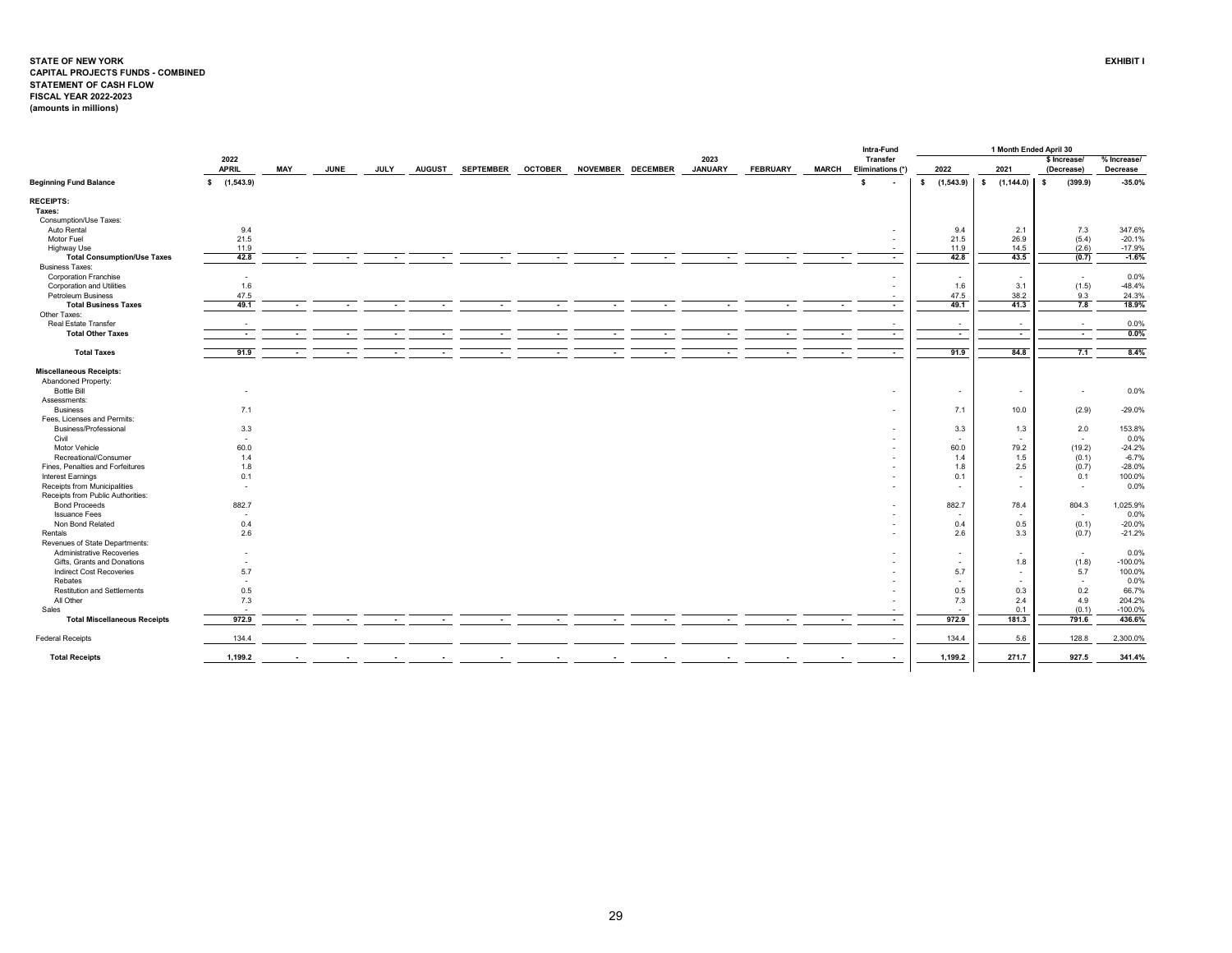**STATE OF NEW YORK**
**CAPITAL PROJECTS FUNDS - COMBINED**
**STATEMENT OF CASH FLOW**
**FISCAL YEAR 2022-2023**
**(amounts in millions)**

**EXHIBIT I**

| | 2022 APRIL | MAY | JUNE | JULY | AUGUST | SEPTEMBER | OCTOBER | NOVEMBER | DECEMBER | 2023 JANUARY | FEBRUARY | MARCH | Intra-Fund Transfer Eliminations (*) | 1 Month Ended April 30 2022 | 2021 | $ Increase/ (Decrease) | % Increase/ Decrease |
|---|---|---|---|---|---|---|---|---|---|---|---|---|---|---|---|---|---|
| **Beginning Fund Balance** | $ (1,543.9) | | | | | | | | | | | | $ - | $ (1,543.9) | $ (1,144.0) | $ (399.9) | -35.0% |
| **RECEIPTS:** | | | | | | | | | | | | | | | | | |
| **Taxes:** | | | | | | | | | | | | | | | | | |
| Consumption/Use Taxes: | | | | | | | | | | | | | | | | | |
| Auto Rental | 9.4 | | | | | | | | | | | | - | 9.4 | 2.1 | 7.3 | 347.6% |
| Motor Fuel | 21.5 | | | | | | | | | | | | - | 21.5 | 26.9 | (5.4) | -20.1% |
| Highway Use | 11.9 | | | | | | | | | | | | - | 11.9 | 14.5 | (2.6) | -17.9% |
| **Total Consumption/Use Taxes** | 42.8 | - | - | - | - | - | - | - | - | - | - | - | - | 42.8 | 43.5 | (0.7) | -1.6% |
| Business Taxes: | | | | | | | | | | | | | | | | | |
| Corporation Franchise | - | | | | | | | | | | | | - | - | - | - | 0.0% |
| Corporation and Utilities | 1.6 | | | | | | | | | | | | - | 1.6 | 3.1 | (1.5) | -48.4% |
| Petroleum Business | 47.5 | | | | | | | | | | | | - | 47.5 | 38.2 | 9.3 | 24.3% |
| **Total Business Taxes** | 49.1 | - | - | - | - | - | - | - | - | - | - | - | - | 49.1 | 41.3 | 7.8 | 18.9% |
| Other Taxes: | | | | | | | | | | | | | | | | | |
| Real Estate Transfer | - | | | | | | | | | | | | - | - | - | - | 0.0% |
| **Total Other Taxes** | - | - | - | - | - | - | - | - | - | - | - | - | - | - | - | - | 0.0% |
| **Total Taxes** | 91.9 | - | - | - | - | - | - | - | - | - | - | - | - | 91.9 | 84.8 | 7.1 | 8.4% |
| **Miscellaneous Receipts:** | | | | | | | | | | | | | | | | | |
| Abandoned Property: | | | | | | | | | | | | | | | | | |
| Bottle Bill | - | | | | | | | | | | | | - | - | - | - | 0.0% |
| Assessments: | | | | | | | | | | | | | | | | | |
| Business | 7.1 | | | | | | | | | | | | - | 7.1 | 10.0 | (2.9) | -29.0% |
| Fees, Licenses and Permits: | | | | | | | | | | | | | | | | | |
| Business/Professional | 3.3 | | | | | | | | | | | | - | 3.3 | 1.3 | 2.0 | 153.8% |
| Civil | - | | | | | | | | | | | | - | - | - | - | 0.0% |
| Motor Vehicle | 60.0 | | | | | | | | | | | | - | 60.0 | 79.2 | (19.2) | -24.2% |
| Recreational/Consumer | 1.4 | | | | | | | | | | | | - | 1.4 | 1.5 | (0.1) | -6.7% |
| Fines, Penalties and Forfeitures | 1.8 | | | | | | | | | | | | - | 1.8 | 2.5 | (0.7) | -28.0% |
| Interest Earnings | 0.1 | | | | | | | | | | | | - | 0.1 | - | 0.1 | 100.0% |
| Receipts from Municipalities | - | | | | | | | | | | | | - | - | - | - | 0.0% |
| Receipts from Public Authorities: | | | | | | | | | | | | | | | | | |
| Bond Proceeds | 882.7 | | | | | | | | | | | | - | 882.7 | 78.4 | 804.3 | 1,025.9% |
| Issuance Fees | - | | | | | | | | | | | | - | - | - | - | 0.0% |
| Non Bond Related | 0.4 | | | | | | | | | | | | - | 0.4 | 0.5 | (0.1) | -20.0% |
| Rentals | 2.6 | | | | | | | | | | | | - | 2.6 | 3.3 | (0.7) | -21.2% |
| Revenues of State Departments: | | | | | | | | | | | | | | | | | |
| Administrative Recoveries | - | | | | | | | | | | | | - | - | - | - | 0.0% |
| Gifts, Grants and Donations | - | | | | | | | | | | | | - | - | 1.8 | (1.8) | -100.0% |
| Indirect Cost Recoveries | 5.7 | | | | | | | | | | | | - | 5.7 | - | 5.7 | 100.0% |
| Rebates | - | | | | | | | | | | | | - | - | - | - | 0.0% |
| Restitution and Settlements | 0.5 | | | | | | | | | | | | - | 0.5 | 0.3 | 0.2 | 66.7% |
| All Other | 7.3 | | | | | | | | | | | | - | 7.3 | 2.4 | 4.9 | 204.2% |
| Sales | - | | | | | | | | | | | | - | - | 0.1 | (0.1) | -100.0% |
| **Total Miscellaneous Receipts** | 972.9 | - | - | - | - | - | - | - | - | - | - | - | - | 972.9 | 181.3 | 791.6 | 436.6% |
| Federal Receipts | 134.4 | | | | | | | | | | | | - | 134.4 | 5.6 | 128.8 | 2,300.0% |
| **Total Receipts** | 1,199.2 | - | - | - | - | - | - | - | - | - | - | - | - | 1,199.2 | 271.7 | 927.5 | 341.4% |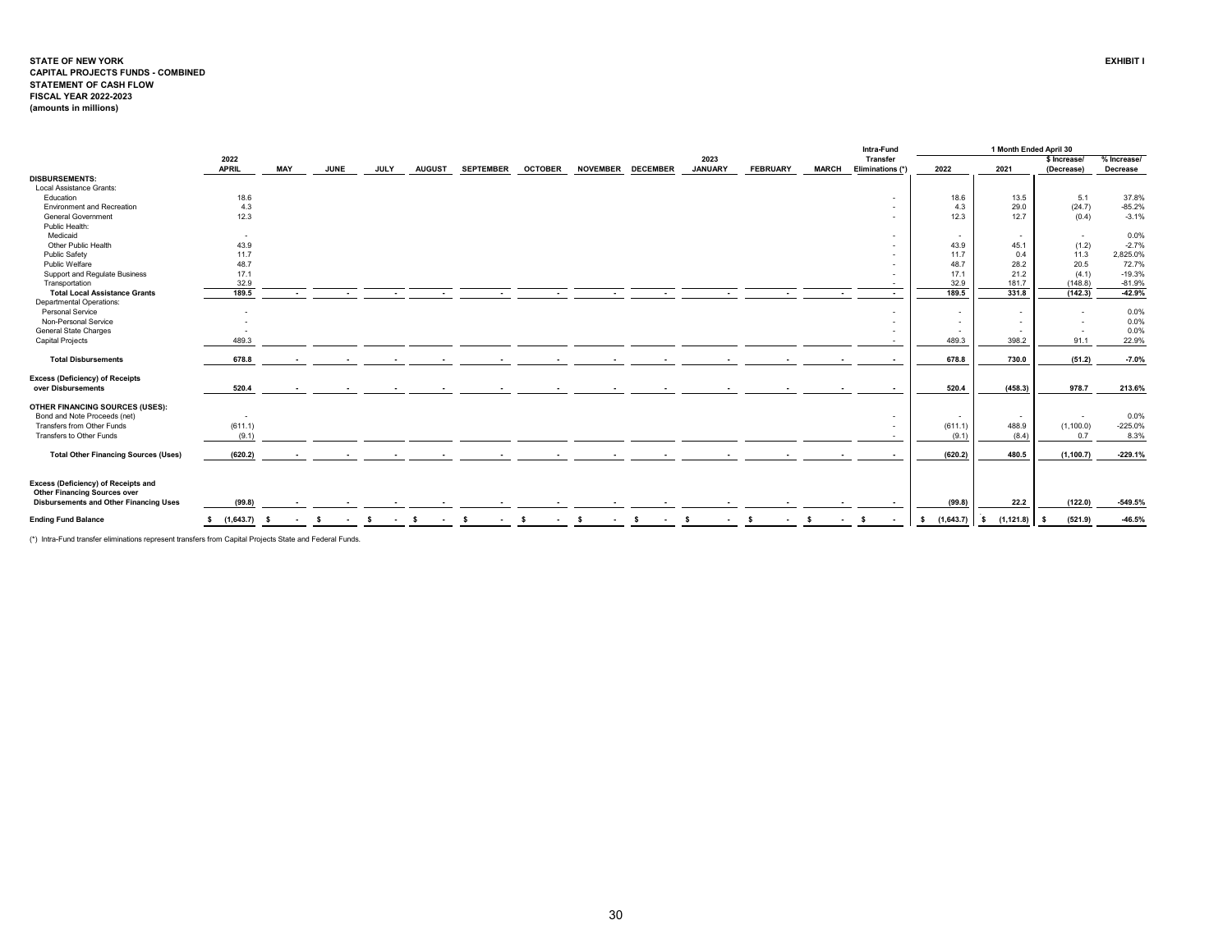**STATE OF NEW YORK**
**CAPITAL PROJECTS FUNDS - COMBINED**
**STATEMENT OF CASH FLOW**
**FISCAL YEAR 2022-2023**
**(amounts in millions)**

**EXHIBIT I**

| | 2022 APRIL | MAY | JUNE | JULY | AUGUST | SEPTEMBER | OCTOBER | NOVEMBER | DECEMBER | 2023 JANUARY | FEBRUARY | MARCH | Intra-Fund Transfer Eliminations (*) | 1 Month Ended April 30 2022 | 2021 | $ Increase/ (Decrease) | % Increase/ Decrease |
|---|---|---|---|---|---|---|---|---|---|---|---|---|---|---|---|---|---|
| **DISBURSEMENTS:** | | | | | | | | | | | | | | | | | |
| Local Assistance Grants: | | | | | | | | | | | | | | | | | |
| Education | 18.6 | | | | | | | | | | | | - | 18.6 | 13.5 | 5.1 | 37.8% |
| Environment and Recreation | 4.3 | | | | | | | | | | | | - | 4.3 | 29.0 | (24.7) | -85.2% |
| General Government | 12.3 | | | | | | | | | | | | - | 12.3 | 12.7 | (0.4) | -3.1% |
| Public Health: | | | | | | | | | | | | | | | | | |
| Medicaid | - | | | | | | | | | | | | - | - | - | - | 0.0% |
| Other Public Health | 43.9 | | | | | | | | | | | | - | 43.9 | 45.1 | (1.2) | -2.7% |
| Public Safety | 11.7 | | | | | | | | | | | | - | 11.7 | 0.4 | 11.3 | 2,825.0% |
| Public Welfare | 48.7 | | | | | | | | | | | | - | 48.7 | 28.2 | 20.5 | 72.7% |
| Support and Regulate Business | 17.1 | | | | | | | | | | | | - | 17.1 | 21.2 | (4.1) | -19.3% |
| Transportation | 32.9 | | | | | | | | | | | | - | 32.9 | 181.7 | (148.8) | -81.9% |
| **Total Local Assistance Grants** | **189.5** | **-** | **-** | **-** | **-** | **-** | **-** | **-** | **-** | **-** | **-** | **-** | **-** | **189.5** | **331.8** | **(142.3)** | **-42.9%** |
| Departmental Operations: | | | | | | | | | | | | | | | | | |
| Personal Service | - | | | | | | | | | | | | - | - | - | - | 0.0% |
| Non-Personal Service | - | | | | | | | | | | | | - | - | - | - | 0.0% |
| General State Charges | - | | | | | | | | | | | | - | - | - | - | 0.0% |
| Capital Projects | 489.3 | | | | | | | | | | | | - | 489.3 | 398.2 | 91.1 | 22.9% |
| **Total Disbursements** | **678.8** | **-** | **-** | **-** | **-** | **-** | **-** | **-** | **-** | **-** | **-** | **-** | **-** | **678.8** | **730.0** | **(51.2)** | **-7.0%** |
| **Excess (Deficiency) of Receipts over Disbursements** | **520.4** | **-** | **-** | **-** | **-** | **-** | **-** | **-** | **-** | **-** | **-** | **-** | **-** | **520.4** | **(458.3)** | **978.7** | **213.6%** |
| **OTHER FINANCING SOURCES (USES):** | | | | | | | | | | | | | | | | | |
| Bond and Note Proceeds (net) | - | | | | | | | | | | | | - | - | - | - | 0.0% |
| Transfers from Other Funds | (611.1) | | | | | | | | | | | | - | (611.1) | 488.9 | (1,100.0) | -225.0% |
| Transfers to Other Funds | (9.1) | | | | | | | | | | | | - | (9.1) | (8.4) | 0.7 | 8.3% |
| **Total Other Financing Sources (Uses)** | **(620.2)** | **-** | **-** | **-** | **-** | **-** | **-** | **-** | **-** | **-** | **-** | **-** | **-** | **(620.2)** | **480.5** | **(1,100.7)** | **-229.1%** |
| **Excess (Deficiency) of Receipts and Other Financing Sources over Disbursements and Other Financing Uses** | **(99.8)** | **-** | **-** | **-** | **-** | **-** | **-** | **-** | **-** | **-** | **-** | **-** | **-** | **(99.8)** | **22.2** | **(122.0)** | **-549.5%** |
| **Ending Fund Balance** | **$ (1,643.7)** | **$ -** | **$ -** | **$ -** | **$ -** | **$ -** | **$ -** | **$ -** | **$ -** | **$ -** | **$ -** | **$ -** | **$ -** | **$ (1,643.7)** | **$ (1,121.8)** | **$ (521.9)** | **-46.5%** |

(*) Intra-Fund transfer eliminations represent transfers from Capital Projects State and Federal Funds.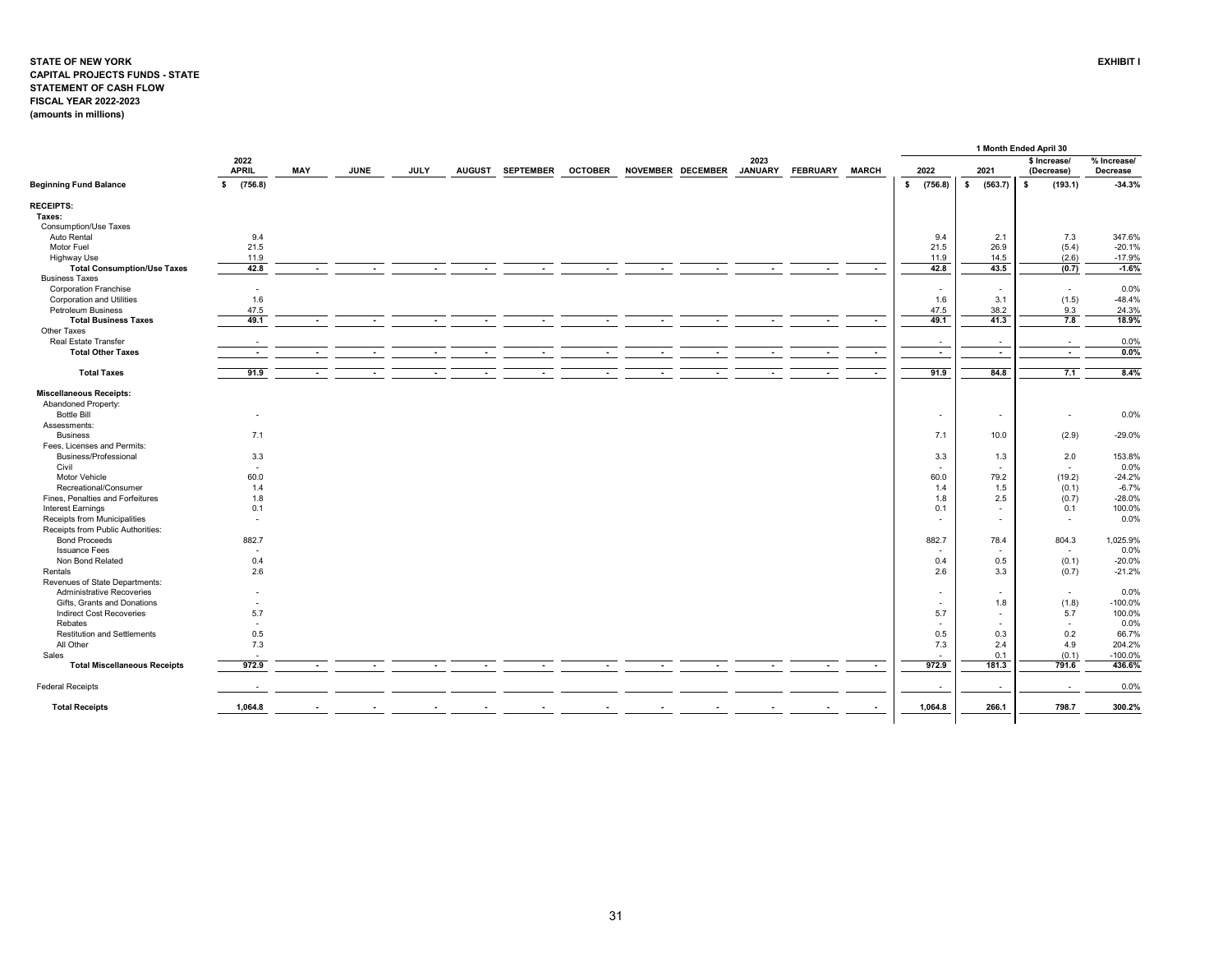**STATE OF NEW YORK**
**CAPITAL PROJECTS FUNDS - STATE**
**STATEMENT OF CASH FLOW**
**FISCAL YEAR 2022-2023**
**(amounts in millions)**

**EXHIBIT I**

| | 2022 APRIL | MAY | JUNE | JULY | AUGUST | SEPTEMBER | OCTOBER | NOVEMBER | DECEMBER | 2023 JANUARY | FEBRUARY | MARCH | 1 Month Ended April 30 2022 | 2021 | $ Increase/ (Decrease) | % Increase/ Decrease |
|---|---|---|---|---|---|---|---|---|---|---|---|---|---|---|---|---|
| **Beginning Fund Balance** | $ (756.8) | | | | | | | | | | | | $ (756.8) | $ (563.7) | $ (193.1) | -34.3% |
| **RECEIPTS:** | | | | | | | | | | | | | | | | |
| **Taxes:** | | | | | | | | | | | | | | | | |
| Consumption/Use Taxes | | | | | | | | | | | | | | | | |
| Auto Rental | 9.4 | | | | | | | | | | | | 9.4 | 2.1 | 7.3 | 347.6% |
| Motor Fuel | 21.5 | | | | | | | | | | | | 21.5 | 26.9 | (5.4) | -20.1% |
| Highway Use | 11.9 | | | | | | | | | | | | 11.9 | 14.5 | (2.6) | -17.9% |
| **Total Consumption/Use Taxes** | 42.8 | - | - | - | - | - | - | - | - | - | - | - | 42.8 | 43.5 | (0.7) | -1.6% |
| Business Taxes | | | | | | | | | | | | | | | | |
| Corporation Franchise | - | | | | | | | | | | | | - | - | - | 0.0% |
| Corporation and Utilities | 1.6 | | | | | | | | | | | | 1.6 | 3.1 | (1.5) | -48.4% |
| Petroleum Business | 47.5 | | | | | | | | | | | | 47.5 | 38.2 | 9.3 | 24.3% |
| **Total Business Taxes** | 49.1 | - | - | - | - | - | - | - | - | - | - | - | 49.1 | 41.3 | 7.8 | 18.9% |
| Other Taxes | | | | | | | | | | | | | | | | |
| Real Estate Transfer | - | | | | | | | | | | | | - | - | - | 0.0% |
| **Total Other Taxes** | - | - | - | - | - | - | - | - | - | - | - | - | - | - | - | 0.0% |
| **Total Taxes** | 91.9 | - | - | - | - | - | - | - | - | - | - | - | 91.9 | 84.8 | 7.1 | 8.4% |
| **Miscellaneous Receipts:** | | | | | | | | | | | | | | | | |
| Abandoned Property: | | | | | | | | | | | | | | | | |
| Bottle Bill | - | | | | | | | | | | | | - | - | - | 0.0% |
| Assessments: | | | | | | | | | | | | | | | | |
| Business | 7.1 | | | | | | | | | | | | 7.1 | 10.0 | (2.9) | -29.0% |
| Fees, Licenses and Permits: | | | | | | | | | | | | | | | | |
| Business/Professional | 3.3 | | | | | | | | | | | | 3.3 | 1.3 | 2.0 | 153.8% |
| Civil | - | | | | | | | | | | | | - | - | - | 0.0% |
| Motor Vehicle | 60.0 | | | | | | | | | | | | 60.0 | 79.2 | (19.2) | -24.2% |
| Recreational/Consumer | 1.4 | | | | | | | | | | | | 1.4 | 1.5 | (0.1) | -6.7% |
| Fines, Penalties and Forfeitures | 1.8 | | | | | | | | | | | | 1.8 | 2.5 | (0.7) | -28.0% |
| Interest Earnings | 0.1 | | | | | | | | | | | | 0.1 | - | 0.1 | 100.0% |
| Receipts from Municipalities | - | | | | | | | | | | | | - | - | - | 0.0% |
| Receipts from Public Authorities: | | | | | | | | | | | | | | | | |
| Bond Proceeds | 882.7 | | | | | | | | | | | | 882.7 | 78.4 | 804.3 | 1,025.9% |
| Issuance Fees | - | | | | | | | | | | | | - | - | - | 0.0% |
| Non Bond Related | 0.4 | | | | | | | | | | | | 0.4 | 0.5 | (0.1) | -20.0% |
| Rentals | 2.6 | | | | | | | | | | | | 2.6 | 3.3 | (0.7) | -21.2% |
| Revenues of State Departments: | | | | | | | | | | | | | | | | |
| Administrative Recoveries | - | | | | | | | | | | | | - | - | - | 0.0% |
| Gifts, Grants and Donations | - | | | | | | | | | | | | - | 1.8 | (1.8) | -100.0% |
| Indirect Cost Recoveries | 5.7 | | | | | | | | | | | | 5.7 | - | 5.7 | 100.0% |
| Rebates | - | | | | | | | | | | | | - | - | - | 0.0% |
| Restitution and Settlements | 0.5 | | | | | | | | | | | | 0.5 | 0.3 | 0.2 | 66.7% |
| All Other | 7.3 | | | | | | | | | | | | 7.3 | 2.4 | 4.9 | 204.2% |
| Sales | - | | | | | | | | | | | | - | 0.1 | (0.1) | -100.0% |
| **Total Miscellaneous Receipts** | 972.9 | - | - | - | - | - | - | - | - | - | - | - | 972.9 | 181.3 | 791.6 | 436.6% |
| Federal Receipts | - | | | | | | | | | | | | - | - | - | 0.0% |
| **Total Receipts** | 1,064.8 | - | - | - | - | - | - | - | - | - | - | - | 1,064.8 | 266.1 | 798.7 | 300.2% |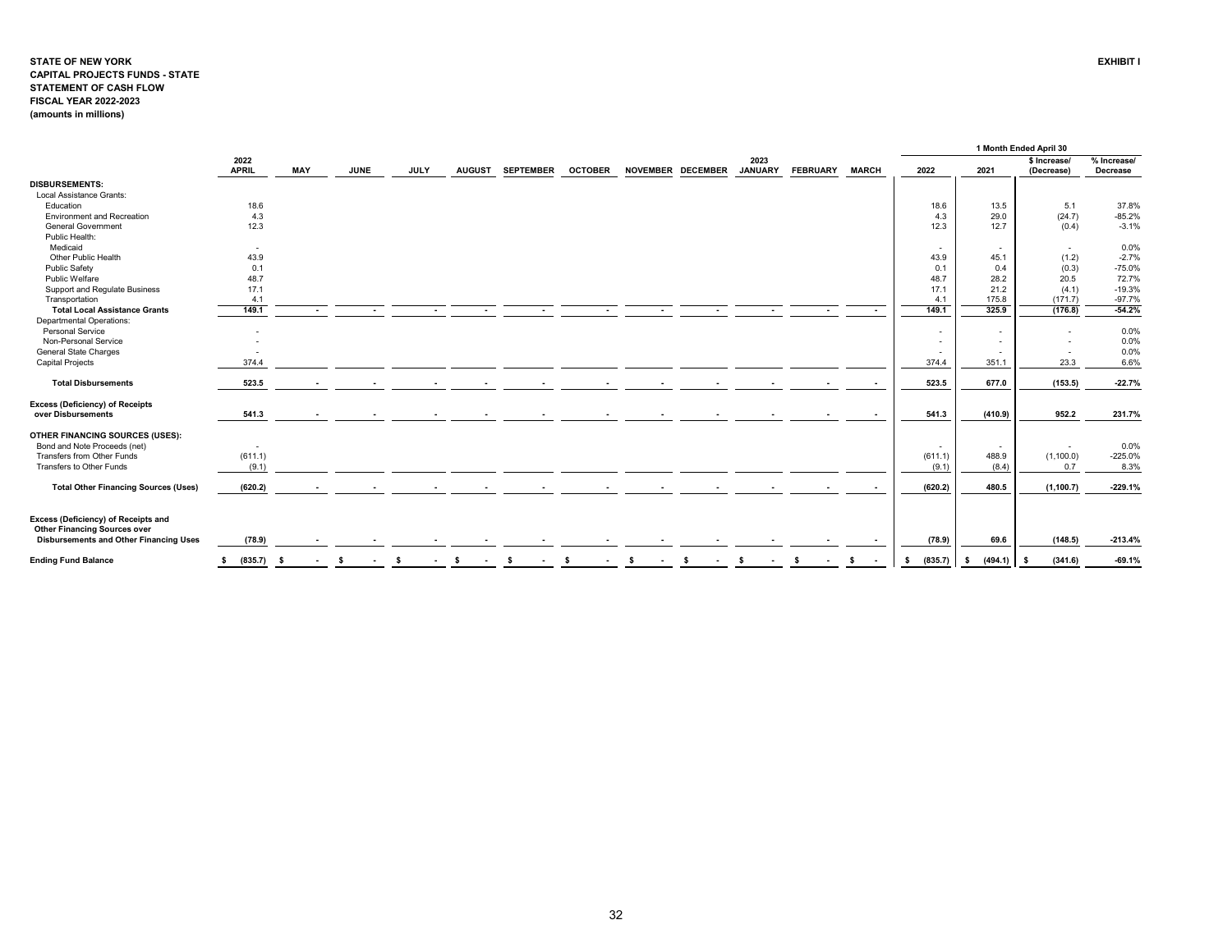**STATE OF NEW YORK**
**CAPITAL PROJECTS FUNDS - STATE**
**STATEMENT OF CASH FLOW**
**FISCAL YEAR 2022-2023**
**(amounts in millions)**

**EXHIBIT I**

| | 2022 APRIL | MAY | JUNE | JULY | AUGUST | SEPTEMBER | OCTOBER | NOVEMBER | DECEMBER | 2023 JANUARY | FEBRUARY | MARCH | 1 Month Ended April 30 2022 | 2021 | $ Increase/ (Decrease) | % Increase/ Decrease |
|---|---|---|---|---|---|---|---|---|---|---|---|---|---|---|---|---|
| **DISBURSEMENTS:** | | | | | | | | | | | | | | | | |
| Local Assistance Grants: | | | | | | | | | | | | | | | | |
| Education | 18.6 | | | | | | | | | | | | 18.6 | 13.5 | 5.1 | 37.8% |
| Environment and Recreation | 4.3 | | | | | | | | | | | | 4.3 | 29.0 | (24.7) | -85.2% |
| General Government | 12.3 | | | | | | | | | | | | 12.3 | 12.7 | (0.4) | -3.1% |
| Public Health: | | | | | | | | | | | | | | | | |
| Medicaid | - | | | | | | | | | | | | - | - | - | 0.0% |
| Other Public Health | 43.9 | | | | | | | | | | | | 43.9 | 45.1 | (1.2) | -2.7% |
| Public Safety | 0.1 | | | | | | | | | | | | 0.1 | 0.4 | (0.3) | -75.0% |
| Public Welfare | 48.7 | | | | | | | | | | | | 48.7 | 28.2 | 20.5 | 72.7% |
| Support and Regulate Business | 17.1 | | | | | | | | | | | | 17.1 | 21.2 | (4.1) | -19.3% |
| Transportation | 4.1 | | | | | | | | | | | | 4.1 | 175.8 | (171.7) | -97.7% |
| **Total Local Assistance Grants** | **149.1** | **-** | **-** | **-** | **-** | **-** | **-** | **-** | **-** | **-** | **-** | **-** | **149.1** | **325.9** | **(176.8)** | **-54.2%** |
| Departmental Operations: | | | | | | | | | | | | | | | | |
| Personal Service | - | | | | | | | | | | | | - | - | - | 0.0% |
| Non-Personal Service | - | | | | | | | | | | | | - | - | - | 0.0% |
| General State Charges | - | | | | | | | | | | | | - | - | - | 0.0% |
| Capital Projects | 374.4 | | | | | | | | | | | | 374.4 | 351.1 | 23.3 | 6.6% |
| **Total Disbursements** | **523.5** | **-** | **-** | **-** | **-** | **-** | **-** | **-** | **-** | **-** | **-** | **-** | **523.5** | **677.0** | **(153.5)** | **-22.7%** |
| **Excess (Deficiency) of Receipts over Disbursements** | **541.3** | **-** | **-** | **-** | **-** | **-** | **-** | **-** | **-** | **-** | **-** | **-** | **541.3** | **(410.9)** | **952.2** | **231.7%** |
| **OTHER FINANCING SOURCES (USES):** | | | | | | | | | | | | | | | | |
| Bond and Note Proceeds (net) | - | | | | | | | | | | | | - | - | - | 0.0% |
| Transfers from Other Funds | (611.1) | | | | | | | | | | | | (611.1) | 488.9 | (1,100.0) | -225.0% |
| Transfers to Other Funds | (9.1) | | | | | | | | | | | | (9.1) | (8.4) | 0.7 | 8.3% |
| **Total Other Financing Sources (Uses)** | **(620.2)** | **-** | **-** | **-** | **-** | **-** | **-** | **-** | **-** | **-** | **-** | **-** | **(620.2)** | **480.5** | **(1,100.7)** | **-229.1%** |
| **Excess (Deficiency) of Receipts and Other Financing Sources over Disbursements and Other Financing Uses** | **(78.9)** | **-** | **-** | **-** | **-** | **-** | **-** | **-** | **-** | **-** | **-** | **-** | **(78.9)** | **69.6** | **(148.5)** | **-213.4%** |
| **Ending Fund Balance** | **$ (835.7)** | **$ -** | **$ -** | **$ -** | **$ -** | **$ -** | **$ -** | **$ -** | **$ -** | **$ -** | **$ -** | **$ -** | **$ (835.7)** | **$ (494.1)** | **$ (341.6)** | **-69.1%** |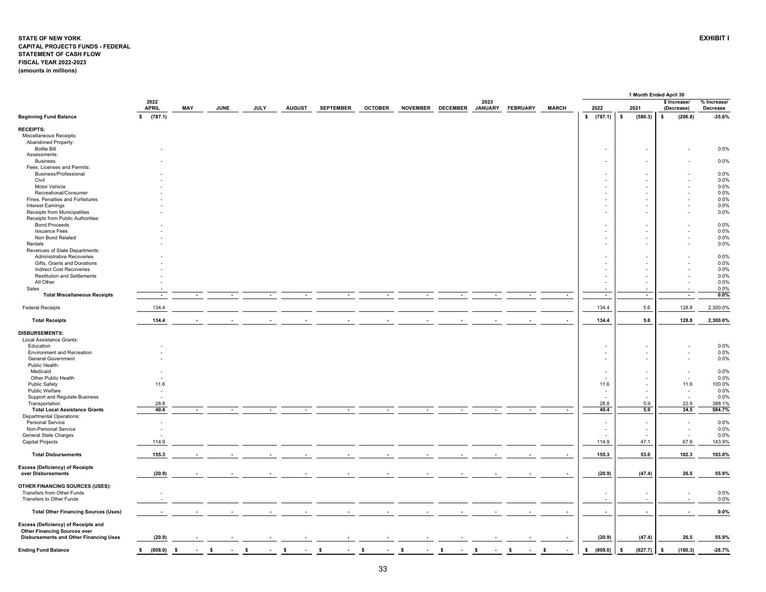**STATE OF NEW YORK**
**CAPITAL PROJECTS FUNDS - FEDERAL**
**STATEMENT OF CASH FLOW**
**FISCAL YEAR 2022-2023**
**(amounts in millions)**

**EXHIBIT I**

| | 2022 APRIL | MAY | JUNE | JULY | AUGUST | SEPTEMBER | OCTOBER | NOVEMBER | DECEMBER | 2023 JANUARY | FEBRUARY | MARCH | 1 Month Ended April 30 2022 | 2021 | $ Increase/ (Decrease) | % Increase/ Decrease |
|---|---|---|---|---|---|---|---|---|---|---|---|---|---|---|---|---|
| **Beginning Fund Balance** | $ (787.1) | | | | | | | | | | | | $ (787.1) | $ (580.3) | $ (206.8) | -35.6% |
| **RECEIPTS:** | | | | | | | | | | | | | | | | |
| Miscellaneous Receipts: | | | | | | | | | | | | | | | | |
| Abandoned Property: | | | | | | | | | | | | | | | | |
| Bottle Bill | - | | | | | | | | | | | | - | - | - | 0.0% |
| Assessments: | | | | | | | | | | | | | | | | |
| Business | - | | | | | | | | | | | | - | - | - | 0.0% |
| Fees, Licenses and Permits: | | | | | | | | | | | | | | | | |
| Business/Professional | - | | | | | | | | | | | | - | - | - | 0.0% |
| Civil | - | | | | | | | | | | | | - | - | - | 0.0% |
| Motor Vehicle | - | | | | | | | | | | | | - | - | - | 0.0% |
| Recreational/Consumer | - | | | | | | | | | | | | - | - | - | 0.0% |
| Fines, Penalties and Forfeitures | - | | | | | | | | | | | | - | - | - | 0.0% |
| Interest Earnings | - | | | | | | | | | | | | - | - | - | 0.0% |
| Receipts from Municipalities | - | | | | | | | | | | | | - | - | - | 0.0% |
| Receipts from Public Authorities: | | | | | | | | | | | | | | | | |
| Bond Proceeds | - | | | | | | | | | | | | - | - | - | 0.0% |
| Issuance Fees | - | | | | | | | | | | | | - | - | - | 0.0% |
| Non Bond Related | - | | | | | | | | | | | | - | - | - | 0.0% |
| Rentals | - | | | | | | | | | | | | - | - | - | 0.0% |
| Revenues of State Departments: | | | | | | | | | | | | | | | | |
| Administrative Recoveries | - | | | | | | | | | | | | - | - | - | 0.0% |
| Gifts, Grants and Donations | - | | | | | | | | | | | | - | - | - | 0.0% |
| Indirect Cost Recoveries | - | | | | | | | | | | | | - | - | - | 0.0% |
| Restitution and Settlements | - | | | | | | | | | | | | - | - | - | 0.0% |
| All Other | - | | | | | | | | | | | | - | - | - | 0.0% |
| Sales | - | | | | | | | | | | | | - | - | - | 0.0% |
| **Total Miscellaneous Receipts** | - | - | - | - | - | - | - | - | - | - | - | - | - | - | - | 0.0% |
| Federal Receipts | 134.4 | | | | | | | | | | | | 134.4 | 5.6 | 128.8 | 2,300.0% |
| **Total Receipts** | 134.4 | - | - | - | - | - | - | - | - | - | - | - | 134.4 | 5.6 | 128.8 | 2,300.0% |
| **DISBURSEMENTS:** | | | | | | | | | | | | | | | | |
| Local Assistance Grants: | | | | | | | | | | | | | | | | |
| Education | - | | | | | | | | | | | | - | - | - | 0.0% |
| Environment and Recreation | - | | | | | | | | | | | | - | - | - | 0.0% |
| General Government | - | | | | | | | | | | | | - | - | - | 0.0% |
| Public Health: | | | | | | | | | | | | | | | | |
| Medicaid | - | | | | | | | | | | | | - | - | - | 0.0% |
| Other Public Health | - | | | | | | | | | | | | - | - | - | 0.0% |
| Public Safety | 11.6 | | | | | | | | | | | | 11.6 | - | 11.6 | 100.0% |
| Public Welfare | - | | | | | | | | | | | | - | - | - | 0.0% |
| Support and Regulate Business | - | | | | | | | | | | | | - | - | - | 0.0% |
| Transportation | 28.8 | | | | | | | | | | | | 28.8 | 5.9 | 22.9 | 388.1% |
| **Total Local Assistance Grants** | 40.4 | - | - | - | - | - | - | - | - | - | - | - | 40.4 | 5.9 | 34.5 | 584.7% |
| Departmental Operations: | | | | | | | | | | | | | | | | |
| Personal Service | - | | | | | | | | | | | | - | - | - | 0.0% |
| Non-Personal Service | - | | | | | | | | | | | | - | - | - | 0.0% |
| General State Charges | - | | | | | | | | | | | | - | - | - | 0.0% |
| Capital Projects | 114.9 | | | | | | | | | | | | 114.9 | 47.1 | 67.8 | 143.9% |
| **Total Disbursements** | 155.3 | - | - | - | - | - | - | - | - | - | - | - | 155.3 | 53.0 | 102.3 | 193.0% |
| **Excess (Deficiency) of Receipts over Disbursements** | (20.9) | - | - | - | - | - | - | - | - | - | - | - | (20.9) | (47.4) | 26.5 | 55.9% |
| **OTHER FINANCING SOURCES (USES):** | | | | | | | | | | | | | | | | |
| Transfers from Other Funds | - | | | | | | | | | | | | - | - | - | 0.0% |
| Transfers to Other Funds | - | | | | | | | | | | | | - | - | - | 0.0% |
| **Total Other Financing Sources (Uses)** | - | - | - | - | - | - | - | - | - | - | - | - | - | - | - | 0.0% |
| **Excess (Deficiency) of Receipts and Other Financing Sources over Disbursements and Other Financing Uses** | (20.9) | - | - | - | - | - | - | - | - | - | - | - | (20.9) | (47.4) | 26.5 | 55.9% |
| **Ending Fund Balance** | $ (808.0) | $ - | $ - | $ - | $ - | $ - | $ - | $ - | $ - | $ - | $ - | $ - | $ (808.0) | $ (627.7) | $ (180.3) | -28.7% |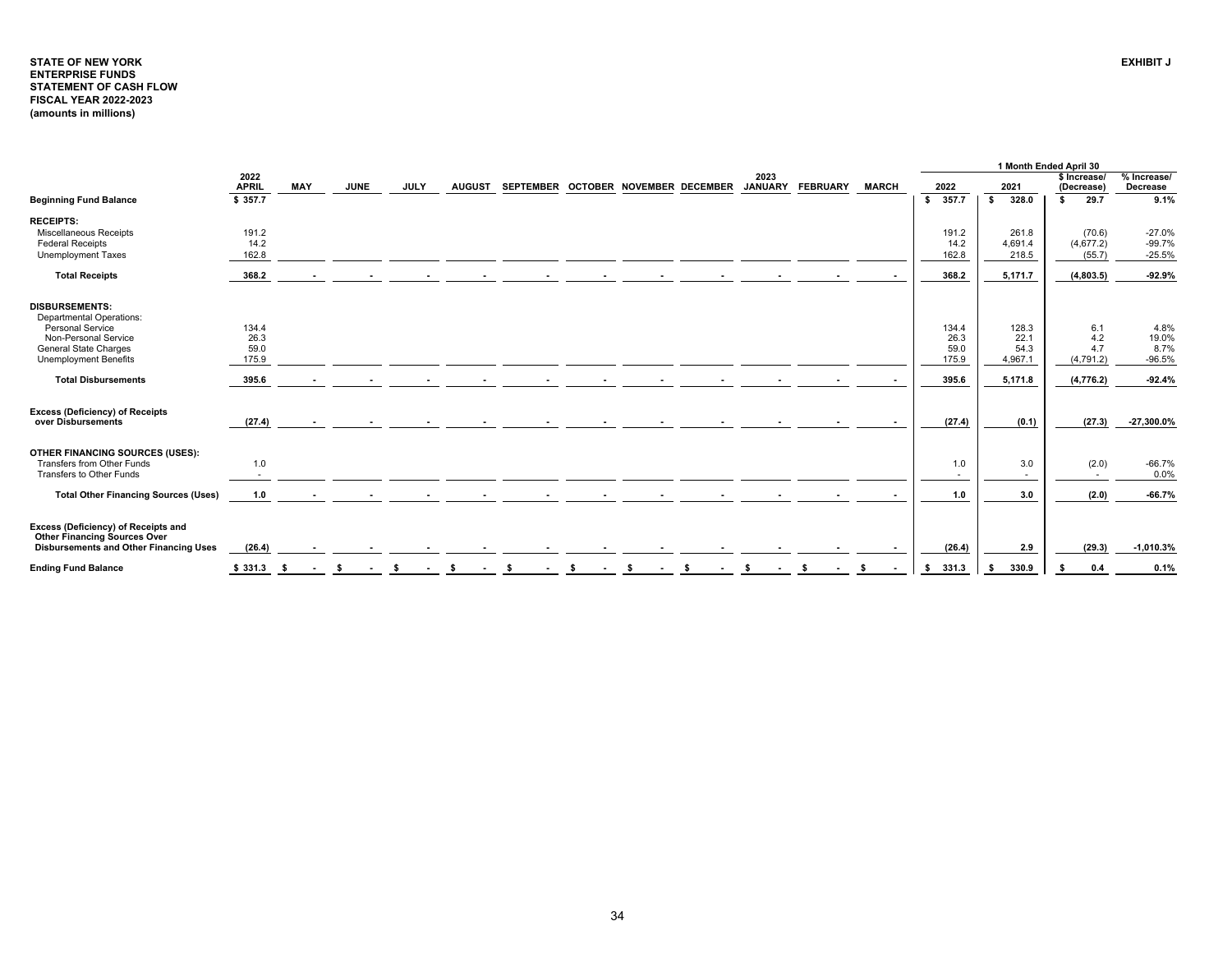**STATE OF NEW YORK**
**ENTERPRISE FUNDS**
**STATEMENT OF CASH FLOW**
**FISCAL YEAR 2022-2023**
**(amounts in millions)**

**EXHIBIT J**

| | 2022 APRIL | MAY | JUNE | JULY | AUGUST | SEPTEMBER | OCTOBER | NOVEMBER | DECEMBER | 2023 JANUARY | FEBRUARY | MARCH | 1 Month Ended April 30 2022 | 2021 | $ Increase/ (Decrease) | % Increase/ Decrease |
|---|---|---|---|---|---|---|---|---|---|---|---|---|---|---|---|---|
| **Beginning Fund Balance** | $ 357.7 | | | | | | | | | | | | $ 357.7 | $ 328.0 | $ 29.7 | 9.1% |
| **RECEIPTS:** | | | | | | | | | | | | | | | | |
| Miscellaneous Receipts | 191.2 | | | | | | | | | | | | 191.2 | 261.8 | (70.6) | -27.0% |
| Federal Receipts | 14.2 | | | | | | | | | | | | 14.2 | 4,691.4 | (4,677.2) | -99.7% |
| Unemployment Taxes | 162.8 | | | | | | | | | | | | 162.8 | 218.5 | (55.7) | -25.5% |
| **Total Receipts** | 368.2 | - | - | - | - | - | - | - | - | - | - | - | 368.2 | 5,171.7 | (4,803.5) | -92.9% |
| **DISBURSEMENTS:** | | | | | | | | | | | | | | | | |
| Departmental Operations: | | | | | | | | | | | | | | | | |
| Personal Service | 134.4 | | | | | | | | | | | | 134.4 | 128.3 | 6.1 | 4.8% |
| Non-Personal Service | 26.3 | | | | | | | | | | | | 26.3 | 22.1 | 4.2 | 19.0% |
| General State Charges | 59.0 | | | | | | | | | | | | 59.0 | 54.3 | 4.7 | 8.7% |
| Unemployment Benefits | 175.9 | | | | | | | | | | | | 175.9 | 4,967.1 | (4,791.2) | -96.5% |
| **Total Disbursements** | 395.6 | - | - | - | - | - | - | - | - | - | - | - | 395.6 | 5,171.8 | (4,776.2) | -92.4% |
| **Excess (Deficiency) of Receipts over Disbursements** | (27.4) | - | - | - | - | - | - | - | - | - | - | - | (27.4) | (0.1) | (27.3) | -27,300.0% |
| **OTHER FINANCING SOURCES (USES):** | | | | | | | | | | | | | | | | |
| Transfers from Other Funds | 1.0 | | | | | | | | | | | | 1.0 | 3.0 | (2.0) | -66.7% |
| Transfers to Other Funds | - | | | | | | | | | | | | - | - | - | 0.0% |
| **Total Other Financing Sources (Uses)** | 1.0 | - | - | - | - | - | - | - | - | - | - | - | 1.0 | 3.0 | (2.0) | -66.7% |
| **Excess (Deficiency) of Receipts and Other Financing Sources Over Disbursements and Other Financing Uses** | (26.4) | - | - | - | - | - | - | - | - | - | - | - | (26.4) | 2.9 | (29.3) | -1,010.3% |
| **Ending Fund Balance** | $ 331.3 | $ - | $ - | $ - | $ - | $ - | $ - | $ - | $ - | $ - | $ - | $ - | $ 331.3 | $ 330.9 | $ 0.4 | 0.1% |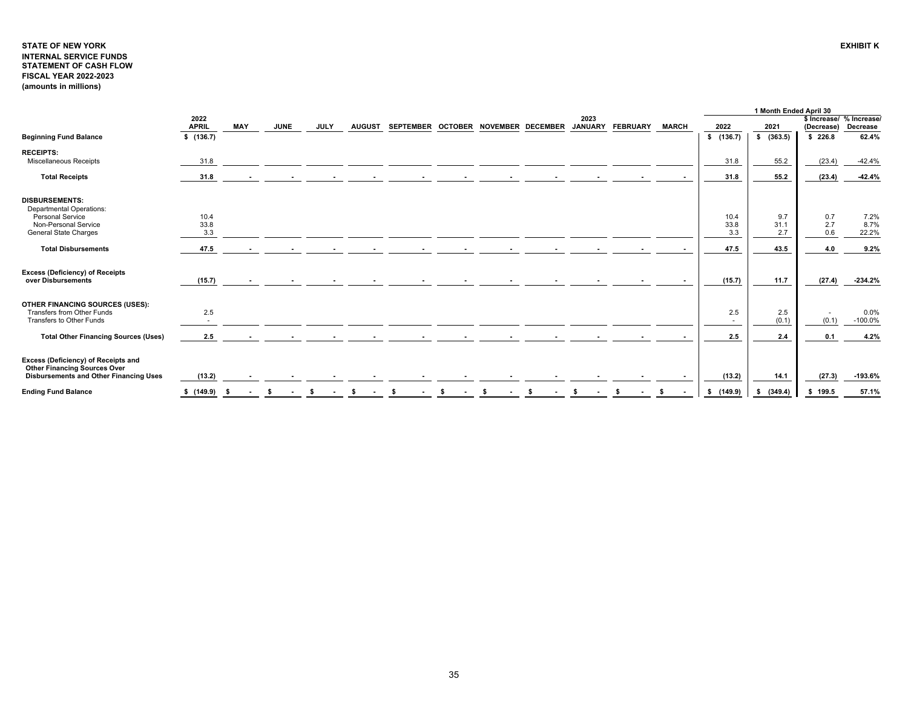**STATE OF NEW YORK**
**INTERNAL SERVICE FUNDS**
**STATEMENT OF CASH FLOW**
**FISCAL YEAR 2022-2023**
**(amounts in millions)**

**EXHIBIT K**

| | 2022 APRIL | MAY | JUNE | JULY | AUGUST | SEPTEMBER | OCTOBER | NOVEMBER | DECEMBER | 2023 JANUARY | FEBRUARY | MARCH | 1 Month Ended April 30 2022 | 2021 | $ Increase/ (Decrease) | % Increase/ Decrease |
|---|---|---|---|---|---|---|---|---|---|---|---|---|---|---|---|---|
| **Beginning Fund Balance** | $ (136.7) | | | | | | | | | | | | $ (136.7) | $ (363.5) | $ 226.8 | 62.4% |
| **RECEIPTS:** | | | | | | | | | | | | | | | | |
| Miscellaneous Receipts | 31.8 | | | | | | | | | | | | 31.8 | 55.2 | (23.4) | -42.4% |
| **Total Receipts** | 31.8 | - | - | - | - | - | - | - | - | - | - | - | 31.8 | 55.2 | (23.4) | -42.4% |
| **DISBURSEMENTS:** | | | | | | | | | | | | | | | | |
| Departmental Operations: | | | | | | | | | | | | | | | | |
| Personal Service | 10.4 | | | | | | | | | | | | 10.4 | 9.7 | 0.7 | 7.2% |
| Non-Personal Service | 33.8 | | | | | | | | | | | | 33.8 | 31.1 | 2.7 | 8.7% |
| General State Charges | 3.3 | | | | | | | | | | | | 3.3 | 2.7 | 0.6 | 22.2% |
| **Total Disbursements** | 47.5 | - | - | - | - | - | - | - | - | - | - | - | 47.5 | 43.5 | 4.0 | 9.2% |
| **Excess (Deficiency) of Receipts over Disbursements** | (15.7) | - | - | - | - | - | - | - | - | - | - | - | (15.7) | 11.7 | (27.4) | -234.2% |
| **OTHER FINANCING SOURCES (USES):** | | | | | | | | | | | | | | | | |
| Transfers from Other Funds | 2.5 | | | | | | | | | | | | 2.5 | 2.5 | - | 0.0% |
| Transfers to Other Funds | - | | | | | | | | | | | | - | (0.1) | (0.1) | -100.0% |
| **Total Other Financing Sources (Uses)** | 2.5 | - | - | - | - | - | - | - | - | - | - | - | 2.5 | 2.4 | 0.1 | 4.2% |
| **Excess (Deficiency) of Receipts and Other Financing Sources Over Disbursements and Other Financing Uses** | (13.2) | - | - | - | - | - | - | - | - | - | - | - | (13.2) | 14.1 | (27.3) | -193.6% |
| **Ending Fund Balance** | $ (149.9) | $ - | $ - | $ - | $ - | $ - | $ - | $ - | $ - | $ - | $ - | $ - | $ (149.9) | $ (349.4) | $ 199.5 | 57.1% |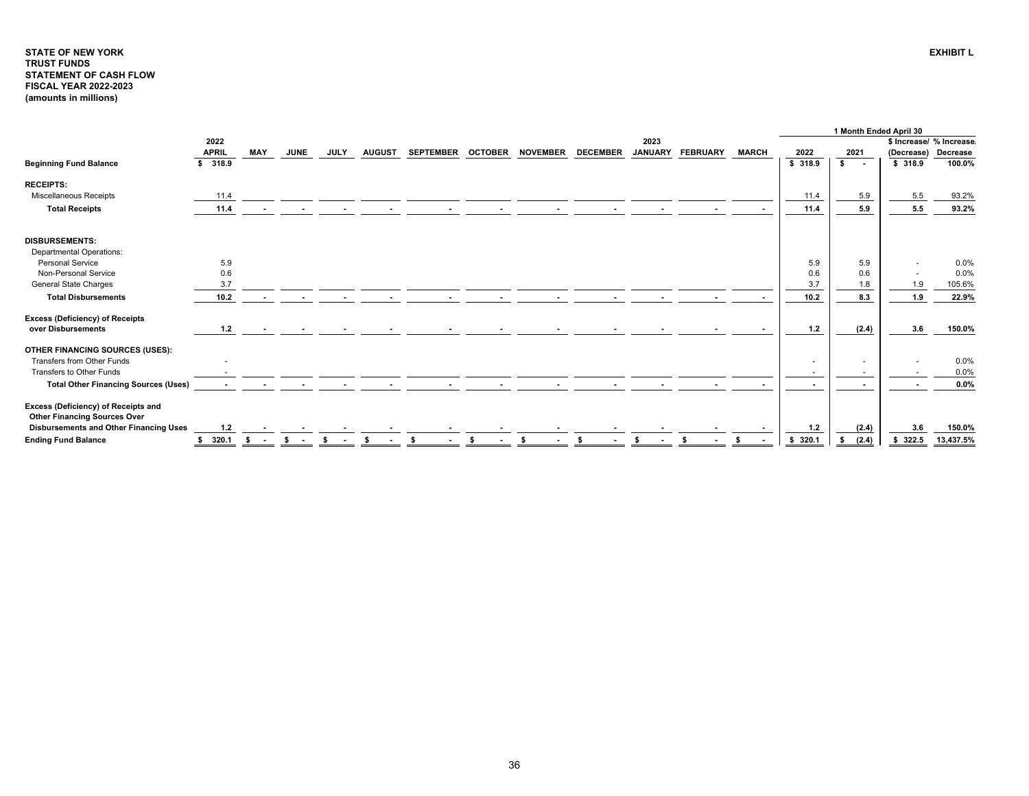**STATE OF NEW YORK**
**TRUST FUNDS**
**STATEMENT OF CASH FLOW**
**FISCAL YEAR 2022-2023**
**(amounts in millions)**

**EXHIBIT L**

| | 2022 APRIL | MAY | JUNE | JULY | AUGUST | SEPTEMBER | OCTOBER | NOVEMBER | DECEMBER | 2023 JANUARY | FEBRUARY | MARCH | 1 Month Ended April 30 2022 | 2021 | $ Increase/ (Decrease) | % Increase/ Decrease |
|---|---|---|---|---|---|---|---|---|---|---|---|---|---|---|---|---|
| **Beginning Fund Balance** | $ 318.9 | | | | | | | | | | | | $ 318.9 | $ - | $ 318.9 | 100.0% |
| **RECEIPTS:** | | | | | | | | | | | | | | | | |
| Miscellaneous Receipts | 11.4 | | | | | | | | | | | | 11.4 | 5.9 | 5.5 | 93.2% |
| **Total Receipts** | 11.4 | - | - | - | - | - | - | - | - | - | - | - | 11.4 | 5.9 | 5.5 | 93.2% |
| **DISBURSEMENTS:** | | | | | | | | | | | | | | | | |
| Departmental Operations: | | | | | | | | | | | | | | | | |
| Personal Service | 5.9 | | | | | | | | | | | | 5.9 | 5.9 | - | 0.0% |
| Non-Personal Service | 0.6 | | | | | | | | | | | | 0.6 | 0.6 | - | 0.0% |
| General State Charges | 3.7 | | | | | | | | | | | | 3.7 | 1.8 | 1.9 | 105.6% |
| **Total Disbursements** | 10.2 | - | - | - | - | - | - | - | - | - | - | - | 10.2 | 8.3 | 1.9 | 22.9% |
| **Excess (Deficiency) of Receipts over Disbursements** | 1.2 | - | - | - | - | - | - | - | - | - | - | - | 1.2 | (2.4) | 3.6 | 150.0% |
| **OTHER FINANCING SOURCES (USES):** | | | | | | | | | | | | | | | | |
| Transfers from Other Funds | - | | | | | | | | | | | | - | - | - | 0.0% |
| Transfers to Other Funds | - | | | | | | | | | | | | - | - | - | 0.0% |
| **Total Other Financing Sources (Uses)** | - | - | - | - | - | - | - | - | - | - | - | - | - | - | - | 0.0% |
| **Excess (Deficiency) of Receipts and Other Financing Sources Over Disbursements and Other Financing Uses** | 1.2 | - | - | - | - | - | - | - | - | - | - | - | 1.2 | (2.4) | 3.6 | 150.0% |
| **Ending Fund Balance** | $ 320.1 | $ - | $ - | $ - | $ - | $ - | $ - | $ - | $ - | $ - | $ - | $ - | $ 320.1 | $ (2.4) | $ 322.5 | 13,437.5% |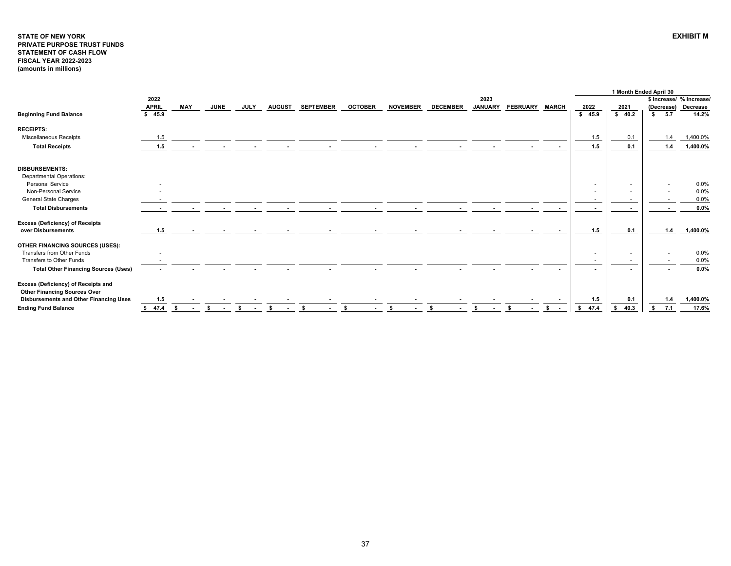**STATE OF NEW YORK**
**PRIVATE PURPOSE TRUST FUNDS**
**STATEMENT OF CASH FLOW**
**FISCAL YEAR 2022-2023**
**(amounts in millions)**

**EXHIBIT M**

| | 2022 APRIL | MAY | JUNE | JULY | AUGUST | SEPTEMBER | OCTOBER | NOVEMBER | DECEMBER | 2023 JANUARY | FEBRUARY | MARCH | 1 Month Ended April 30 2022 | 2021 | $ Increase/ (Decrease) | % Increase/ Decrease |
|---|---|---|---|---|---|---|---|---|---|---|---|---|---|---|---|---|
| **Beginning Fund Balance** | $ 45.9 | | | | | | | | | | | | $ 45.9 | $ 40.2 | $ 5.7 | 14.2% |
| **RECEIPTS:** | | | | | | | | | | | | | | | | |
| Miscellaneous Receipts | 1.5 | | | | | | | | | | | | 1.5 | 0.1 | 1.4 | 1,400.0% |
| **Total Receipts** | 1.5 | - | - | - | - | - | - | - | - | - | - | - | 1.5 | 0.1 | 1.4 | 1,400.0% |
| **DISBURSEMENTS:** | | | | | | | | | | | | | | | | |
| Departmental Operations: | | | | | | | | | | | | | | | | |
| Personal Service | - | | | | | | | | | | | | - | - | - | 0.0% |
| Non-Personal Service | - | | | | | | | | | | | | - | - | - | 0.0% |
| General State Charges | - | | | | | | | | | | | | - | - | - | 0.0% |
| **Total Disbursements** | - | - | - | - | - | - | - | - | - | - | - | - | - | - | - | 0.0% |
| **Excess (Deficiency) of Receipts over Disbursements** | 1.5 | - | - | - | - | - | - | - | - | - | - | - | 1.5 | 0.1 | 1.4 | 1,400.0% |
| **OTHER FINANCING SOURCES (USES):** | | | | | | | | | | | | | | | | |
| Transfers from Other Funds | - | | | | | | | | | | | | - | - | - | 0.0% |
| Transfers to Other Funds | - | | | | | | | | | | | | - | - | - | 0.0% |
| **Total Other Financing Sources (Uses)** | - | - | - | - | - | - | - | - | - | - | - | - | - | - | - | 0.0% |
| **Excess (Deficiency) of Receipts and Other Financing Sources Over Disbursements and Other Financing Uses** | 1.5 | - | - | - | - | - | - | - | - | - | - | - | 1.5 | 0.1 | 1.4 | 1,400.0% |
| **Ending Fund Balance** | $ 47.4 | $ - | $ - | $ - | $ - | $ - | $ - | $ - | $ - | $ - | $ - | $ - | $ 47.4 | $ 40.3 | $ 7.1 | 17.6% |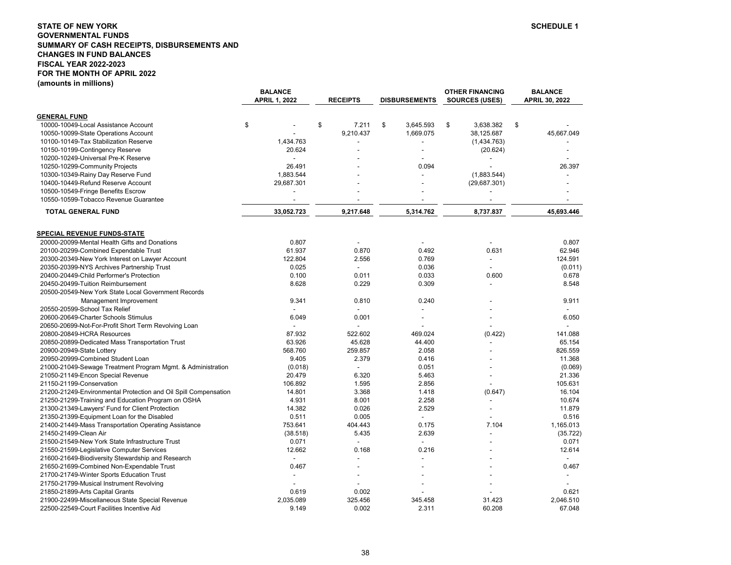**STATE OF NEW YORK**
**GOVERNMENTAL FUNDS**
**SUMMARY OF CASH RECEIPTS, DISBURSEMENTS AND CHANGES IN FUND BALANCES**
**FISCAL YEAR 2022-2023**
**FOR THE MONTH OF APRIL 2022**
**(amounts in millions)**

**SCHEDULE 1**

| | BALANCE APRIL 1, 2022 | RECEIPTS | DISBURSEMENTS | OTHER FINANCING SOURCES (USES) | BALANCE APRIL 30, 2022 |
|---|---|---|---|---|---|
| **GENERAL FUND** | | | | | |
| 10000-10049-Local Assistance Account | $ - | $ 7.211 | $ 3,645.593 | $ 3,638.382 | $ - |
| 10050-10099-State Operations Account | - | 9,210.437 | 1,669.075 | 38,125.687 | 45,667.049 |
| 10100-10149-Tax Stabilization Reserve | 1,434.763 | - | - | (1,434.763) | - |
| 10150-10199-Contingency Reserve | 20.624 | - | - | (20.624) | - |
| 10200-10249-Universal Pre-K Reserve | - | - | - | - | - |
| 10250-10299-Community Projects | 26.491 | - | 0.094 | - | 26.397 |
| 10300-10349-Rainy Day Reserve Fund | 1,883.544 | - | - | (1,883.544) | - |
| 10400-10449-Refund Reserve Account | 29,687.301 | - | - | (29,687.301) | - |
| 10500-10549-Fringe Benefits Escrow | - | - | - | - | - |
| 10550-10599-Tobacco Revenue Guarantee | - | - | - | - | - |
| **TOTAL GENERAL FUND** | 33,052.723 | 9,217.648 | 5,314.762 | 8,737.837 | 45,693.446 |
| **SPECIAL REVENUE FUNDS-STATE** | | | | | |
| 20000-20099-Mental Health Gifts and Donations | 0.807 | - | - | - | 0.807 |
| 20100-20299-Combined Expendable Trust | 61.937 | 0.870 | 0.492 | 0.631 | 62.946 |
| 20300-20349-New York Interest on Lawyer Account | 122.804 | 2.556 | 0.769 | - | 124.591 |
| 20350-20399-NYS Archives Partnership Trust | 0.025 | - | 0.036 | - | (0.011) |
| 20400-20449-Child Performer's Protection | 0.100 | 0.011 | 0.033 | 0.600 | 0.678 |
| 20450-20499-Tuition Reimbursement | 8.628 | 0.229 | 0.309 | - | 8.548 |
| 20500-20549-New York State Local Government Records Management Improvement | 9.341 | 0.810 | 0.240 | - | 9.911 |
| 20550-20599-School Tax Relief | - | - | - | - | - |
| 20600-20649-Charter Schools Stimulus | 6.049 | 0.001 | - | - | 6.050 |
| 20650-20699-Not-For-Profit Short Term Revolving Loan | - | - | - | - | - |
| 20800-20849-HCRA Resources | 87.932 | 522.602 | 469.024 | (0.422) | 141.088 |
| 20850-20899-Dedicated Mass Transportation Trust | 63.926 | 45.628 | 44.400 | - | 65.154 |
| 20900-20949-State Lottery | 568.760 | 259.857 | 2.058 | - | 826.559 |
| 20950-20999-Combined Student Loan | 9.405 | 2.379 | 0.416 | - | 11.368 |
| 21000-21049-Sewage Treatment Program Mgmt. & Administration | (0.018) | - | 0.051 | - | (0.069) |
| 21050-21149-Encon Special Revenue | 20.479 | 6.320 | 5.463 | - | 21.336 |
| 21150-21199-Conservation | 106.892 | 1.595 | 2.856 | - | 105.631 |
| 21200-21249-Environmental Protection and Oil Spill Compensation | 14.801 | 3.368 | 1.418 | (0.647) | 16.104 |
| 21250-21299-Training and Education Program on OSHA | 4.931 | 8.001 | 2.258 | - | 10.674 |
| 21300-21349-Lawyers' Fund for Client Protection | 14.382 | 0.026 | 2.529 | - | 11.879 |
| 21350-21399-Equipment Loan for the Disabled | 0.511 | 0.005 | - | - | 0.516 |
| 21400-21449-Mass Transportation Operating Assistance | 753.641 | 404.443 | 0.175 | 7.104 | 1,165.013 |
| 21450-21499-Clean Air | (38.518) | 5.435 | 2.639 | - | (35.722) |
| 21500-21549-New York State Infrastructure Trust | 0.071 | - | - | - | 0.071 |
| 21550-21599-Legislative Computer Services | 12.662 | 0.168 | 0.216 | - | 12.614 |
| 21600-21649-Biodiversity Stewardship and Research | - | - | - | - | - |
| 21650-21699-Combined Non-Expendable Trust | 0.467 | - | - | - | 0.467 |
| 21700-21749-Winter Sports Education Trust | - | - | - | - | - |
| 21750-21799-Musical Instrument Revolving | - | - | - | - | - |
| 21850-21899-Arts Capital Grants | 0.619 | 0.002 | - | - | 0.621 |
| 21900-22499-Miscellaneous State Special Revenue | 2,035.089 | 325.456 | 345.458 | 31.423 | 2,046.510 |
| 22500-22549-Court Facilities Incentive Aid | 9.149 | 0.002 | 2.311 | 60.208 | 67.048 |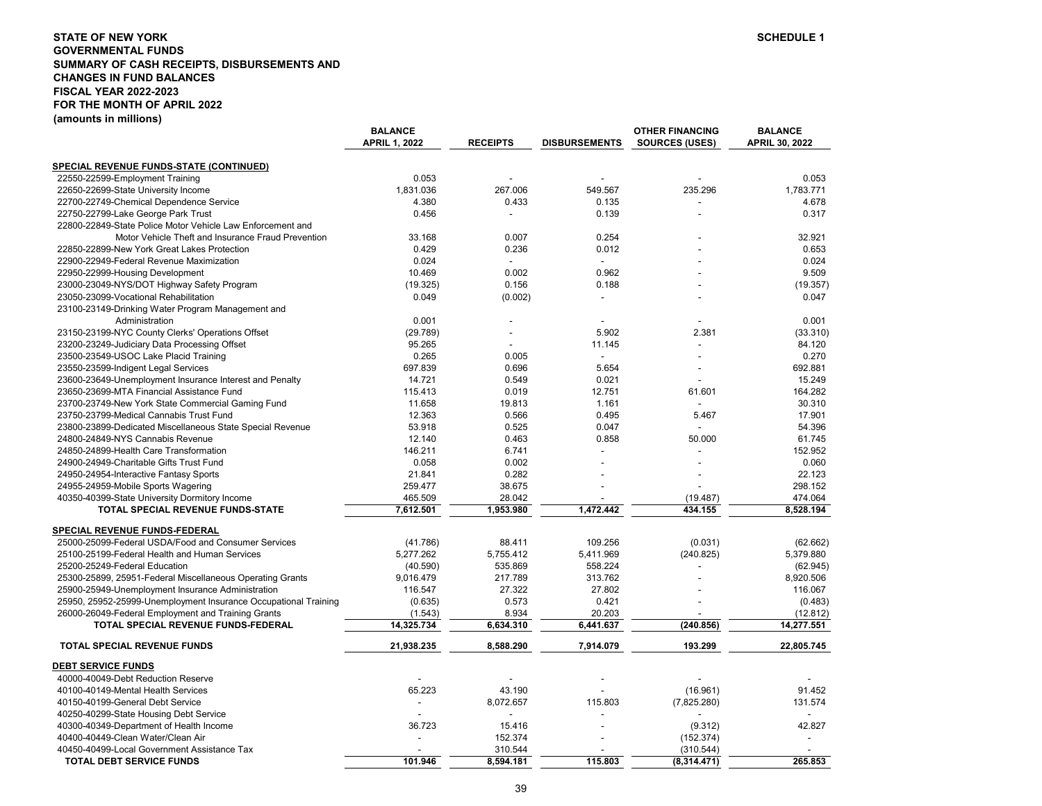**STATE OF NEW YORK**
**GOVERNMENTAL FUNDS**
**SUMMARY OF CASH RECEIPTS, DISBURSEMENTS AND CHANGES IN FUND BALANCES**
**FISCAL YEAR 2022-2023**
**FOR THE MONTH OF APRIL 2022**
**(amounts in millions)**

**SCHEDULE 1**

| | BALANCE APRIL 1, 2022 | RECEIPTS | DISBURSEMENTS | OTHER FINANCING SOURCES (USES) | BALANCE APRIL 30, 2022 |
|---|---|---|---|---|---|
| **SPECIAL REVENUE FUNDS-STATE (CONTINUED)** | | | | | |
| 22550-22599-Employment Training | 0.053 | - | - | - | 0.053 |
| 22650-22699-State University Income | 1,831.036 | 267.006 | 549.567 | 235.296 | 1,783.771 |
| 22700-22749-Chemical Dependence Service | 4.380 | 0.433 | 0.135 | - | 4.678 |
| 22750-22799-Lake George Park Trust | 0.456 | - | 0.139 | - | 0.317 |
| 22800-22849-State Police Motor Vehicle Law Enforcement and Motor Vehicle Theft and Insurance Fraud Prevention | 33.168 | 0.007 | 0.254 | - | 32.921 |
| 22850-22899-New York Great Lakes Protection | 0.429 | 0.236 | 0.012 | - | 0.653 |
| 22900-22949-Federal Revenue Maximization | 0.024 | - | - | - | 0.024 |
| 22950-22999-Housing Development | 10.469 | 0.002 | 0.962 | - | 9.509 |
| 23000-23049-NYS/DOT Highway Safety Program | (19.325) | 0.156 | 0.188 | - | (19.357) |
| 23050-23099-Vocational Rehabilitation | 0.049 | (0.002) | - | - | 0.047 |
| 23100-23149-Drinking Water Program Management and Administration | 0.001 | - | - | - | 0.001 |
| 23150-23199-NYC County Clerks' Operations Offset | (29.789) | - | 5.902 | 2.381 | (33.310) |
| 23200-23249-Judiciary Data Processing Offset | 95.265 | - | 11.145 | - | 84.120 |
| 23500-23549-USOC Lake Placid Training | 0.265 | 0.005 | - | - | 0.270 |
| 23550-23599-Indigent Legal Services | 697.839 | 0.696 | 5.654 | - | 692.881 |
| 23600-23649-Unemployment Insurance Interest and Penalty | 14.721 | 0.549 | 0.021 | - | 15.249 |
| 23650-23699-MTA Financial Assistance Fund | 115.413 | 0.019 | 12.751 | 61.601 | 164.282 |
| 23700-23749-New York State Commercial Gaming Fund | 11.658 | 19.813 | 1.161 | - | 30.310 |
| 23750-23799-Medical Cannabis Trust Fund | 12.363 | 0.566 | 0.495 | 5.467 | 17.901 |
| 23800-23899-Dedicated Miscellaneous State Special Revenue | 53.918 | 0.525 | 0.047 | - | 54.396 |
| 24800-24849-NYS Cannabis Revenue | 12.140 | 0.463 | 0.858 | 50.000 | 61.745 |
| 24850-24899-Health Care Transformation | 146.211 | 6.741 | - | - | 152.952 |
| 24900-24949-Charitable Gifts Trust Fund | 0.058 | 0.002 | - | - | 0.060 |
| 24950-24954-Interactive Fantasy Sports | 21.841 | 0.282 | - | - | 22.123 |
| 24955-24959-Mobile Sports Wagering | 259.477 | 38.675 | - | - | 298.152 |
| 40350-40399-State University Dormitory Income | 465.509 | 28.042 | - | (19.487) | 474.064 |
| **TOTAL SPECIAL REVENUE FUNDS-STATE** | **7,612.501** | **1,953.980** | **1,472.442** | **434.155** | **8,528.194** |
| **SPECIAL REVENUE FUNDS-FEDERAL** | | | | | |
| 25000-25099-Federal USDA/Food and Consumer Services | (41.786) | 88.411 | 109.256 | (0.031) | (62.662) |
| 25100-25199-Federal Health and Human Services | 5,277.262 | 5,755.412 | 5,411.969 | (240.825) | 5,379.880 |
| 25200-25249-Federal Education | (40.590) | 535.869 | 558.224 | - | (62.945) |
| 25300-25899, 25951-Federal Miscellaneous Operating Grants | 9,016.479 | 217.789 | 313.762 | - | 8,920.506 |
| 25900-25949-Unemployment Insurance Administration | 116.547 | 27.322 | 27.802 | - | 116.067 |
| 25950, 25952-25999-Unemployment Insurance Occupational Training | (0.635) | 0.573 | 0.421 | - | (0.483) |
| 26000-26049-Federal Employment and Training Grants | (1.543) | 8.934 | 20.203 | - | (12.812) |
| **TOTAL SPECIAL REVENUE FUNDS-FEDERAL** | **14,325.734** | **6,634.310** | **6,441.637** | **(240.856)** | **14,277.551** |
| **TOTAL SPECIAL REVENUE FUNDS** | **21,938.235** | **8,588.290** | **7,914.079** | **193.299** | **22,805.745** |
| **DEBT SERVICE FUNDS** | | | | | |
| 40000-40049-Debt Reduction Reserve | - | - | - | - | - |
| 40100-40149-Mental Health Services | 65.223 | 43.190 | - | (16.961) | 91.452 |
| 40150-40199-General Debt Service | - | 8,072.657 | 115.803 | (7,825.280) | 131.574 |
| 40250-40299-State Housing Debt Service | - | - | - | - | - |
| 40300-40349-Department of Health Income | 36.723 | 15.416 | - | (9.312) | 42.827 |
| 40400-40449-Clean Water/Clean Air | - | 152.374 | - | (152.374) | - |
| 40450-40499-Local Government Assistance Tax | - | 310.544 | - | (310.544) | - |
| **TOTAL DEBT SERVICE FUNDS** | **101.946** | **8,594.181** | **115.803** | **(8,314.471)** | **265.853** |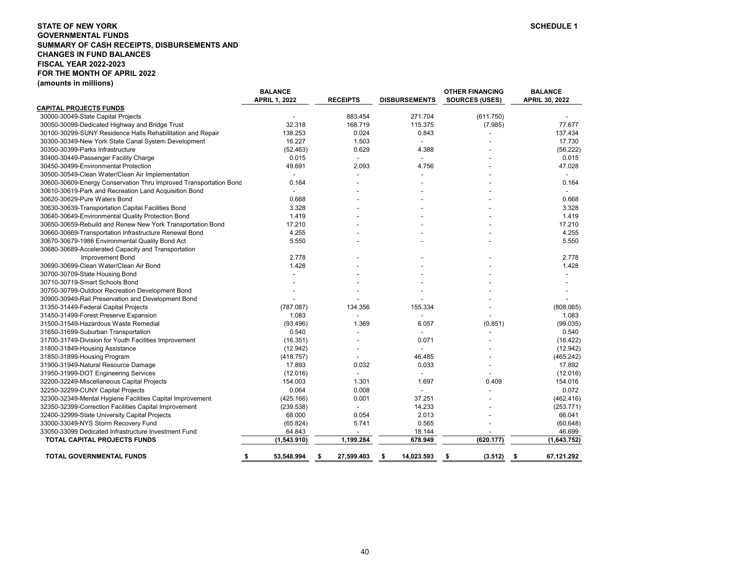**STATE OF NEW YORK**
**GOVERNMENTAL FUNDS**
**SUMMARY OF CASH RECEIPTS, DISBURSEMENTS AND CHANGES IN FUND BALANCES**
**FISCAL YEAR 2022-2023**
**FOR THE MONTH OF APRIL 2022**
**(amounts in millions)**

**SCHEDULE 1**

| | BALANCE APRIL 1, 2022 | RECEIPTS | DISBURSEMENTS | OTHER FINANCING SOURCES (USES) | BALANCE APRIL 30, 2022 |
|---|---|---|---|---|---|
| **CAPITAL PROJECTS FUNDS** | | | | | |
| 30000-30049-State Capital Projects | - | 883.454 | 271.704 | (611.750) | - |
| 30050-30099-Dedicated Highway and Bridge Trust | 32.318 | 168.719 | 115.375 | (7.985) | 77.677 |
| 30100-30299-SUNY Residence Halls Rehabilitation and Repair | 138.253 | 0.024 | 0.843 | - | 137.434 |
| 30300-30349-New York State Canal System Development | 16.227 | 1.503 | - | - | 17.730 |
| 30350-30399-Parks Infrastructure | (52.463) | 0.629 | 4.388 | - | (56.222) |
| 30400-30449-Passenger Facility Charge | 0.015 | - | - | - | 0.015 |
| 30450-30499-Environmental Protection | 49.691 | 2.093 | 4.756 | - | 47.028 |
| 30500-30549-Clean Water/Clean Air Implementation | - | - | - | - | - |
| 30600-30609-Energy Conservation Thru Improved Transportation Bond | 0.164 | - | - | - | 0.164 |
| 30610-30619-Park and Recreation Land Acquisition Bond | - | - | - | - | - |
| 30620-30629-Pure Waters Bond | 0.668 | - | - | - | 0.668 |
| 30630-30639-Transportation Capital Facilities Bond | 3.328 | - | - | - | 3.328 |
| 30640-30649-Environmental Quality Protection Bond | 1.419 | - | - | - | 1.419 |
| 30650-30659-Rebuild and Renew New York Transportation Bond | 17.210 | - | - | - | 17.210 |
| 30660-30669-Transportation Infrastructure Renewal Bond | 4.255 | - | - | - | 4.255 |
| 30670-30679-1986 Environmental Quality Bond Act | 5.550 | - | - | - | 5.550 |
| 30680-30689-Accelerated Capacity and Transportation Improvement Bond | 2.778 | - | - | - | 2.778 |
| 30690-30699-Clean Water/Clean Air Bond | 1.428 | - | - | - | 1.428 |
| 30700-30709-State Housing Bond | - | - | - | - | - |
| 30710-30719-Smart Schools Bond | - | - | - | - | - |
| 30750-30799-Outdoor Recreation Development Bond | - | - | - | - | - |
| 30900-30949-Rail Preservation and Development Bond | - | - | - | - | - |
| 31350-31449-Federal Capital Projects | (787.087) | 134.356 | 155.334 | - | (808.065) |
| 31450-31499-Forest Preserve Expansion | 1.083 | - | - | - | 1.083 |
| 31500-31549-Hazardous Waste Remedial | (93.496) | 1.369 | 6.057 | (0.851) | (99.035) |
| 31650-31699-Suburban Transportation | 0.540 | - | - | - | 0.540 |
| 31700-31749-Division for Youth Facilities Improvement | (16.351) | - | 0.071 | - | (16.422) |
| 31800-31849-Housing Assistance | (12.942) | - | - | - | (12.942) |
| 31850-31899-Housing Program | (418.757) | - | 46.485 | - | (465.242) |
| 31900-31949-Natural Resource Damage | 17.893 | 0.032 | 0.033 | - | 17.892 |
| 31950-31999-DOT Engineering Services | (12.016) | - | - | - | (12.016) |
| 32200-32249-Miscellaneous Capital Projects | 154.003 | 1.301 | 1.697 | 0.409 | 154.016 |
| 32250-32299-CUNY Capital Projects | 0.064 | 0.008 | - | - | 0.072 |
| 32300-32349-Mental Hygiene Facilities Capital Improvement | (425.166) | 0.001 | 37.251 | - | (462.416) |
| 32350-32399-Correction Facilities Capital Improvement | (239.538) | - | 14.233 | - | (253.771) |
| 32400-32999-State University Capital Projects | 68.000 | 0.054 | 2.013 | - | 66.041 |
| 33000-33049-NYS Storm Recovery Fund | (65.824) | 5.741 | 0.565 | - | (60.648) |
| 33050-33099 Dedicated Infrastructure Investment Fund | 64.843 | - | 18.144 | - | 46.699 |
| **TOTAL CAPITAL PROJECTS FUNDS** | **(1,543.910)** | **1,199.284** | **678.949** | **(620.177)** | **(1,643.752)** |
| **TOTAL GOVERNMENTAL FUNDS** | **$ 53,548.994** | **$ 27,599.403** | **$ 14,023.593** | **$ (3.512)** | **$ 67,121.292** |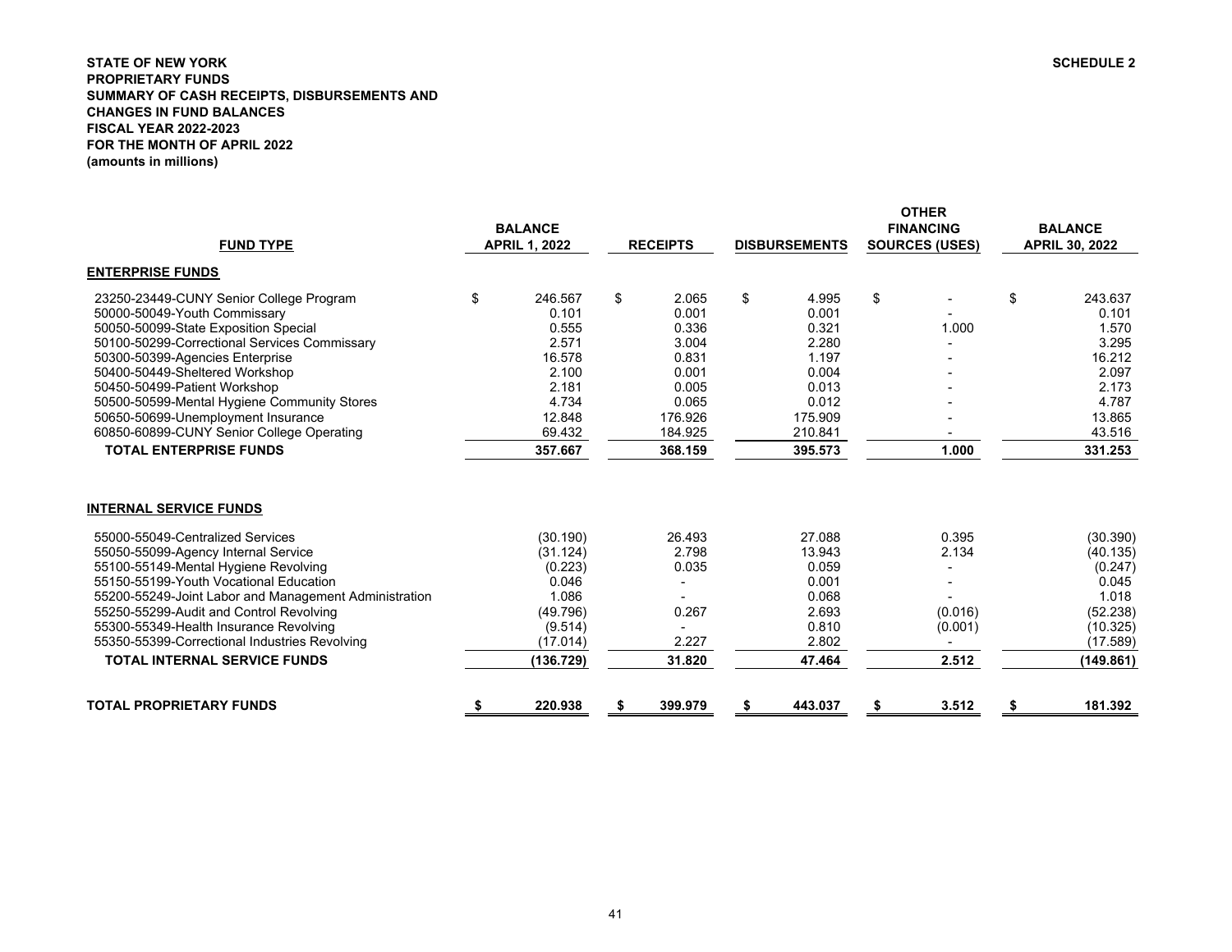**STATE OF NEW YORK**
**PROPRIETARY FUNDS**
**SUMMARY OF CASH RECEIPTS, DISBURSEMENTS AND CHANGES IN FUND BALANCES**
**FISCAL YEAR 2022-2023**
**FOR THE MONTH OF APRIL 2022**
**(amounts in millions)**

**SCHEDULE 2**

| FUND TYPE | BALANCE APRIL 1, 2022 | RECEIPTS | DISBURSEMENTS | OTHER FINANCING SOURCES (USES) | BALANCE APRIL 30, 2022 |
|---|---|---|---|---|---|
| **ENTERPRISE FUNDS** | | | | | |
| 23250-23449-CUNY Senior College Program | $ 246.567 | $ 2.065 | $ 4.995 | $ - | $ 243.637 |
| 50000-50049-Youth Commissary | 0.101 | 0.001 | 0.001 | - | 0.101 |
| 50050-50099-State Exposition Special | 0.555 | 0.336 | 0.321 | 1.000 | 1.570 |
| 50100-50299-Correctional Services Commissary | 2.571 | 3.004 | 2.280 | - | 3.295 |
| 50300-50399-Agencies Enterprise | 16.578 | 0.831 | 1.197 | - | 16.212 |
| 50400-50449-Sheltered Workshop | 2.100 | 0.001 | 0.004 | - | 2.097 |
| 50450-50499-Patient Workshop | 2.181 | 0.005 | 0.013 | - | 2.173 |
| 50500-50599-Mental Hygiene Community Stores | 4.734 | 0.065 | 0.012 | - | 4.787 |
| 50650-50699-Unemployment Insurance | 12.848 | 176.926 | 175.909 | - | 13.865 |
| 60850-60899-CUNY Senior College Operating | 69.432 | 184.925 | 210.841 | - | 43.516 |
| **TOTAL ENTERPRISE FUNDS** | **357.667** | **368.159** | **395.573** | **1.000** | **331.253** |
| **INTERNAL SERVICE FUNDS** | | | | | |
| 55000-55049-Centralized Services | (30.190) | 26.493 | 27.088 | 0.395 | (30.390) |
| 55050-55099-Agency Internal Service | (31.124) | 2.798 | 13.943 | 2.134 | (40.135) |
| 55100-55149-Mental Hygiene Revolving | (0.223) | 0.035 | 0.059 | - | (0.247) |
| 55150-55199-Youth Vocational Education | 0.046 | - | 0.001 | - | 0.045 |
| 55200-55249-Joint Labor and Management Administration | 1.086 | - | 0.068 | - | 1.018 |
| 55250-55299-Audit and Control Revolving | (49.796) | 0.267 | 2.693 | (0.016) | (52.238) |
| 55300-55349-Health Insurance Revolving | (9.514) | - | 0.810 | (0.001) | (10.325) |
| 55350-55399-Correctional Industries Revolving | (17.014) | 2.227 | 2.802 | - | (17.589) |
| **TOTAL INTERNAL SERVICE FUNDS** | **(136.729)** | **31.820** | **47.464** | **2.512** | **(149.861)** |
| **TOTAL PROPRIETARY FUNDS** | **$ 220.938** | **$ 399.979** | **$ 443.037** | **$ 3.512** | **$ 181.392** |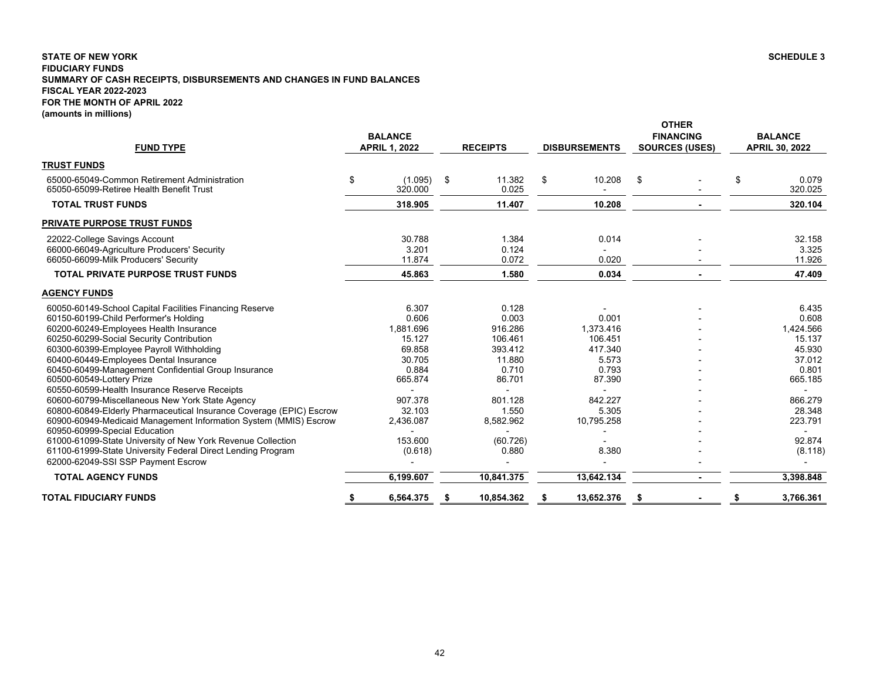**STATE OF NEW YORK**
**FIDUCIARY FUNDS**
**SUMMARY OF CASH RECEIPTS, DISBURSEMENTS AND CHANGES IN FUND BALANCES**
**FISCAL YEAR 2022-2023**
**FOR THE MONTH OF APRIL 2022**
**(amounts in millions)**

**SCHEDULE 3**

| FUND TYPE | BALANCE APRIL 1, 2022 | RECEIPTS | DISBURSEMENTS | OTHER FINANCING SOURCES (USES) | BALANCE APRIL 30, 2022 |
|---|---|---|---|---|---|
| **TRUST FUNDS** | | | | | |
| 65000-65049-Common Retirement Administration | $ (1.095) | $ 11.382 | $ 10.208 | $ - | $ 0.079 |
| 65050-65099-Retiree Health Benefit Trust | 320.000 | 0.025 | - | - | 320.025 |
| **TOTAL TRUST FUNDS** | **318.905** | **11.407** | **10.208** | **-** | **320.104** |
| **PRIVATE PURPOSE TRUST FUNDS** | | | | | |
| 22022-College Savings Account | 30.788 | 1.384 | 0.014 | - | 32.158 |
| 66000-66049-Agriculture Producers' Security | 3.201 | 0.124 | - | - | 3.325 |
| 66050-66099-Milk Producers' Security | 11.874 | 0.072 | 0.020 | - | 11.926 |
| **TOTAL PRIVATE PURPOSE TRUST FUNDS** | **45.863** | **1.580** | **0.034** | **-** | **47.409** |
| **AGENCY FUNDS** | | | | | |
| 60050-60149-School Capital Facilities Financing Reserve | 6.307 | 0.128 | - | - | 6.435 |
| 60150-60199-Child Performer's Holding | 0.606 | 0.003 | 0.001 | - | 0.608 |
| 60200-60249-Employees Health Insurance | 1,881.696 | 916.286 | 1,373.416 | - | 1,424.566 |
| 60250-60299-Social Security Contribution | 15.127 | 106.461 | 106.451 | - | 15.137 |
| 60300-60399-Employee Payroll Withholding | 69.858 | 393.412 | 417.340 | - | 45.930 |
| 60400-60449-Employees Dental Insurance | 30.705 | 11.880 | 5.573 | - | 37.012 |
| 60450-60499-Management Confidential Group Insurance | 0.884 | 0.710 | 0.793 | - | 0.801 |
| 60500-60549-Lottery Prize | 665.874 | 86.701 | 87.390 | - | 665.185 |
| 60550-60599-Health Insurance Reserve Receipts | - | - | - | - | - |
| 60600-60799-Miscellaneous New York State Agency | 907.378 | 801.128 | 842.227 | - | 866.279 |
| 60800-60849-Elderly Pharmaceutical Insurance Coverage (EPIC) Escrow | 32.103 | 1.550 | 5.305 | - | 28.348 |
| 60900-60949-Medicaid Management Information System (MMIS) Escrow | 2,436.087 | 8,582.962 | 10,795.258 | - | 223.791 |
| 60950-60999-Special Education | - | - | - | - | - |
| 61000-61099-State University of New York Revenue Collection | 153.600 | (60.726) | - | - | 92.874 |
| 61100-61999-State University Federal Direct Lending Program | (0.618) | 0.880 | 8.380 | - | (8.118) |
| 62000-62049-SSI SSP Payment Escrow | - | - | - | - | - |
| **TOTAL AGENCY FUNDS** | **6,199.607** | **10,841.375** | **13,642.134** | **-** | **3,398.848** |
| **TOTAL FIDUCIARY FUNDS** | **$ 6,564.375** | **$ 10,854.362** | **$ 13,652.376** | **$ -** | **$ 3,766.361** |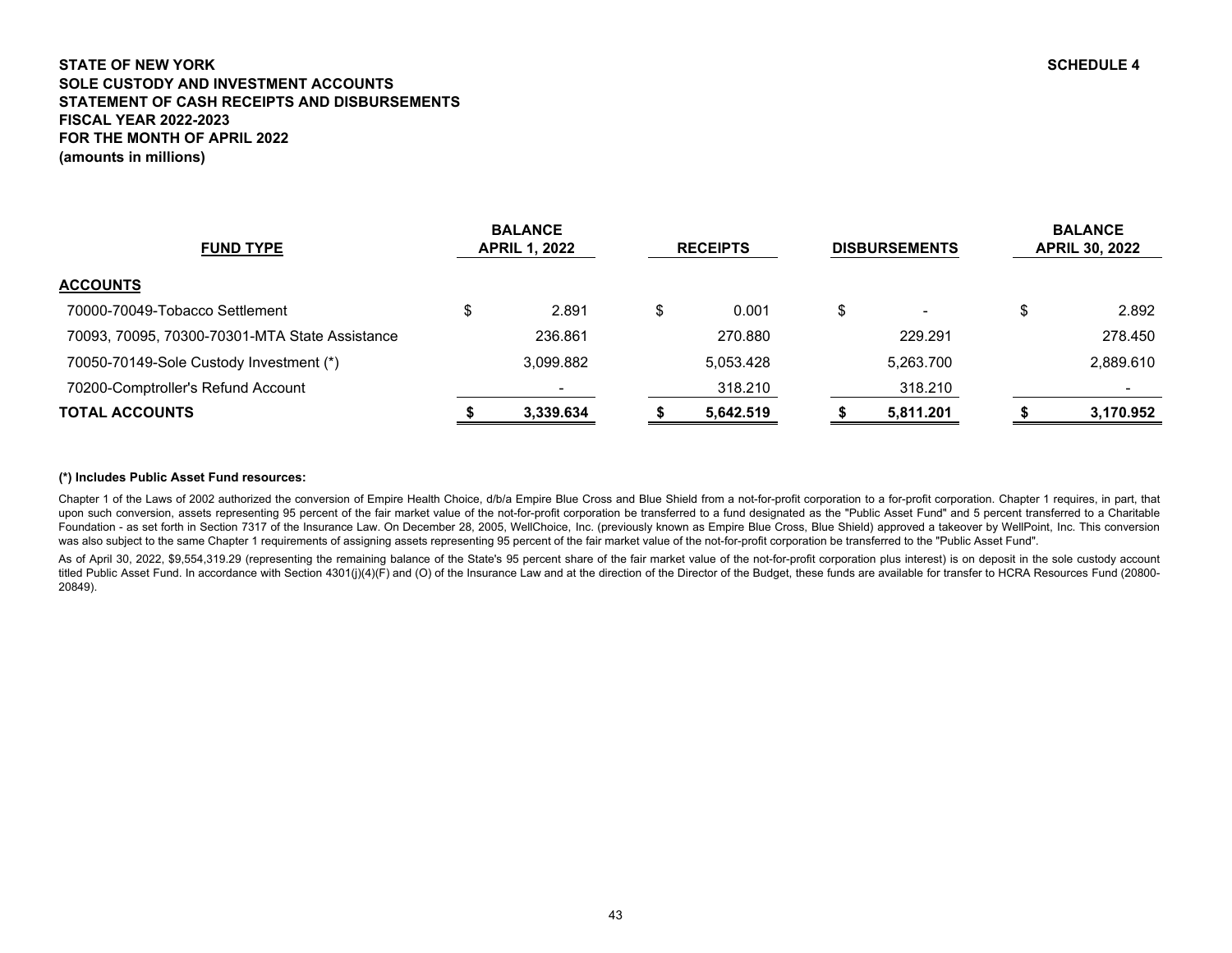**STATE OF NEW YORK**
**SOLE CUSTODY AND INVESTMENT ACCOUNTS**
**STATEMENT OF CASH RECEIPTS AND DISBURSEMENTS**
**FISCAL YEAR 2022-2023**
**FOR THE MONTH OF APRIL 2022**
**(amounts in millions)**

**SCHEDULE 4**

| FUND TYPE | BALANCE APRIL 1, 2022 | RECEIPTS | DISBURSEMENTS | BALANCE APRIL 30, 2022 |
|---|---|---|---|---|
| **ACCOUNTS** | | | | |
| 70000-70049-Tobacco Settlement | $ 2.891 | $ 0.001 | $ - | $ 2.892 |
| 70093, 70095, 70300-70301-MTA State Assistance | 236.861 | 270.880 | 229.291 | 278.450 |
| 70050-70149-Sole Custody Investment (*) | 3,099.882 | 5,053.428 | 5,263.700 | 2,889.610 |
| 70200-Comptroller's Refund Account | - | 318.210 | 318.210 | - |
| **TOTAL ACCOUNTS** | **$ 3,339.634** | **$ 5,642.519** | **$ 5,811.201** | **$ 3,170.952** |

**(*) Includes Public Asset Fund resources:**

Chapter 1 of the Laws of 2002 authorized the conversion of Empire Health Choice, d/b/a Empire Blue Cross and Blue Shield from a not-for-profit corporation to a for-profit corporation. Chapter 1 requires, in part, that upon such conversion, assets representing 95 percent of the fair market value of the not-for-profit corporation be transferred to a fund designated as the "Public Asset Fund" and 5 percent transferred to a Charitable Foundation - as set forth in Section 7317 of the Insurance Law. On December 28, 2005, WellChoice, Inc. (previously known as Empire Blue Cross, Blue Shield) approved a takeover by WellPoint, Inc. This conversion was also subject to the same Chapter 1 requirements of assigning assets representing 95 percent of the fair market value of the not-for-profit corporation be transferred to the "Public Asset Fund".

As of April 30, 2022, $9,554,319.29 (representing the remaining balance of the State's 95 percent share of the fair market value of the not-for-profit corporation plus interest) is on deposit in the sole custody account titled Public Asset Fund. In accordance with Section 4301(j)(4)(F) and (O) of the Insurance Law and at the direction of the Director of the Budget, these funds are available for transfer to HCRA Resources Fund (20800-20849).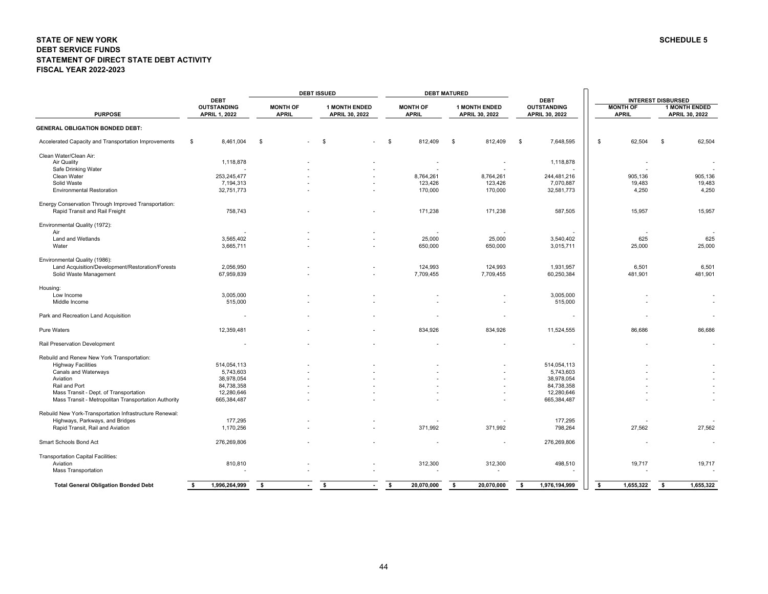**STATE OF NEW YORK**
**DEBT SERVICE FUNDS**
**STATEMENT OF DIRECT STATE DEBT ACTIVITY**
**FISCAL YEAR 2022-2023**

**SCHEDULE 5**

| PURPOSE | DEBT OUTSTANDING APRIL 1, 2022 | DEBT ISSUED MONTH OF APRIL | DEBT ISSUED 1 MONTH ENDED APRIL 30, 2022 | DEBT MATURED MONTH OF APRIL | DEBT MATURED 1 MONTH ENDED APRIL 30, 2022 | DEBT OUTSTANDING APRIL 30, 2022 | INTEREST DISBURSED MONTH OF APRIL | INTEREST DISBURSED 1 MONTH ENDED APRIL 30, 2022 |
|---|---|---|---|---|---|---|---|---|
| **GENERAL OBLIGATION BONDED DEBT:** | | | | | | | | |
| Accelerated Capacity and Transportation Improvements | $ 8,461,004 | $ - | $ - | $ 812,409 | $ 812,409 | $ 7,648,595 | $ 62,504 | $ 62,504 |
| Clean Water/Clean Air: | | | | | | | | |
| Air Quality | 1,118,878 | - | - | - | - | 1,118,878 | - | - |
| Safe Drinking Water | - | - | - | - | - | - | - | - |
| Clean Water | 253,245,477 | - | - | 8,764,261 | 8,764,261 | 244,481,216 | 905,136 | 905,136 |
| Solid Waste | 7,194,313 | - | - | 123,426 | 123,426 | 7,070,887 | 19,483 | 19,483 |
| Environmental Restoration | 32,751,773 | - | - | 170,000 | 170,000 | 32,581,773 | 4,250 | 4,250 |
| Energy Conservation Through Improved Transportation: | | | | | | | | |
| Rapid Transit and Rail Freight | 758,743 | - | - | 171,238 | 171,238 | 587,505 | 15,957 | 15,957 |
| Environmental Quality (1972): | | | | | | | | |
| Air | - | - | - | - | - | - | - | - |
| Land and Wetlands | 3,565,402 | - | - | 25,000 | 25,000 | 3,540,402 | 625 | 625 |
| Water | 3,665,711 | - | - | 650,000 | 650,000 | 3,015,711 | 25,000 | 25,000 |
| Environmental Quality (1986): | | | | | | | | |
| Land Acquisition/Development/Restoration/Forests | 2,056,950 | - | - | 124,993 | 124,993 | 1,931,957 | 6,501 | 6,501 |
| Solid Waste Management | 67,959,839 | - | - | 7,709,455 | 7,709,455 | 60,250,384 | 481,901 | 481,901 |
| Housing: | | | | | | | | |
| Low Income | 3,005,000 | - | - | - | - | 3,005,000 | - | - |
| Middle Income | 515,000 | - | - | - | - | 515,000 | - | - |
| Park and Recreation Land Acquisition | - | - | - | - | - | - | - | - |
| Pure Waters | 12,359,481 | - | - | 834,926 | 834,926 | 11,524,555 | 86,686 | 86,686 |
| Rail Preservation Development | - | - | - | - | - | - | - | - |
| Rebuild and Renew New York Transportation: | | | | | | | | |
| Highway Facilities | 514,054,113 | - | - | - | - | 514,054,113 | - | - |
| Canals and Waterways | 5,743,603 | - | - | - | - | 5,743,603 | - | - |
| Aviation | 38,978,054 | - | - | - | - | 38,978,054 | - | - |
| Rail and Port | 84,738,358 | - | - | - | - | 84,738,358 | - | - |
| Mass Transit - Dept. of Transportation | 12,280,646 | - | - | - | - | 12,280,646 | - | - |
| Mass Transit - Metropolitan Transportation Authority | 665,384,487 | - | - | - | - | 665,384,487 | - | - |
| Rebuild New York-Transportation Infrastructure Renewal: | | | | | | | | |
| Highways, Parkways, and Bridges | 177,295 | - | - | - | - | 177,295 | - | - |
| Rapid Transit, Rail and Aviation | 1,170,256 | - | - | 371,992 | 371,992 | 798,264 | 27,562 | 27,562 |
| Smart Schools Bond Act | 276,269,806 | - | - | - | - | 276,269,806 | - | - |
| Transportation Capital Facilities: | | | | | | | | |
| Aviation | 810,810 | - | - | 312,300 | 312,300 | 498,510 | 19,717 | 19,717 |
| Mass Transportation | - | - | - | - | - | - | - | - |
| **Total General Obligation Bonded Debt** | **$ 1,996,264,999** | **$ -** | **$ -** | **$ 20,070,000** | **$ 20,070,000** | **$ 1,976,194,999** | **$ 1,655,322** | **$ 1,655,322** |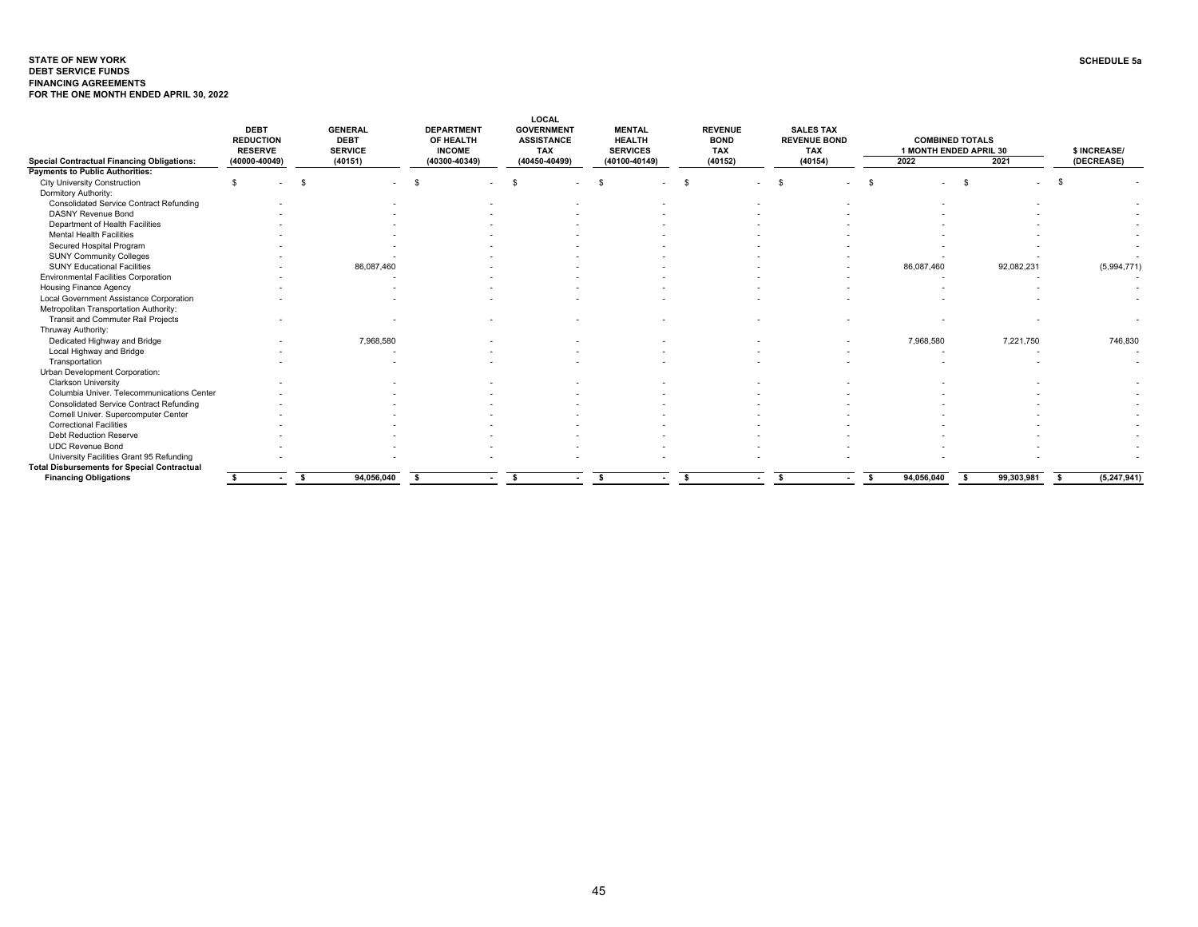**STATE OF NEW YORK**
**DEBT SERVICE FUNDS**
**FINANCING AGREEMENTS**
**FOR THE ONE MONTH ENDED APRIL 30, 2022**

**SCHEDULE 5a**

| Special Contractual Financing Obligations: | DEBT REDUCTION RESERVE (40000-40049) | GENERAL DEBT SERVICE (40151) | DEPARTMENT OF HEALTH INCOME (40300-40349) | LOCAL GOVERNMENT ASSISTANCE TAX (40450-40499) | MENTAL HEALTH SERVICES (40100-40149) | REVENUE BOND TAX (40152) | SALES TAX REVENUE BOND TAX (40154) | COMBINED TOTALS 1 MONTH ENDED APRIL 30 2022 | 2021 | $ INCREASE/ (DECREASE) |
|---|---|---|---|---|---|---|---|---|---|---|
| **Payments to Public Authorities:** | | | | | | | | | | |
| City University Construction | $ - | $ - | $ - | $ - | $ - | $ - | $ - | $ - | $ - | $ - |
| Dormitory Authority: | | | | | | | | | | |
| Consolidated Service Contract Refunding | - | - | - | - | - | - | - | - | - | - |
| DASNY Revenue Bond | - | - | - | - | - | - | - | - | - | - |
| Department of Health Facilities | - | - | - | - | - | - | - | - | - | - |
| Mental Health Facilities | - | - | - | - | - | - | - | - | - | - |
| Secured Hospital Program | - | - | - | - | - | - | - | - | - | - |
| SUNY Community Colleges | - | - | - | - | - | - | - | - | - | - |
| SUNY Educational Facilities | - | 86,087,460 | - | - | - | - | - | 86,087,460 | 92,082,231 | (5,994,771) |
| Environmental Facilities Corporation | - | - | - | - | - | - | - | - | - | - |
| Housing Finance Agency | - | - | - | - | - | - | - | - | - | - |
| Local Government Assistance Corporation | - | - | - | - | - | - | - | - | - | - |
| Metropolitan Transportation Authority: | | | | | | | | | | |
| Transit and Commuter Rail Projects | - | - | - | - | - | - | - | - | - | - |
| Thruway Authority: | | | | | | | | | | |
| Dedicated Highway and Bridge | - | 7,968,580 | - | - | - | - | - | 7,968,580 | 7,221,750 | 746,830 |
| Local Highway and Bridge | - | - | - | - | - | - | - | - | - | - |
| Transportation | - | - | - | - | - | - | - | - | - | - |
| Urban Development Corporation: | | | | | | | | | | |
| Clarkson University | - | - | - | - | - | - | - | - | - | - |
| Columbia Univer. Telecommunications Center | - | - | - | - | - | - | - | - | - | - |
| Consolidated Service Contract Refunding | - | - | - | - | - | - | - | - | - | - |
| Cornell Univer. Supercomputer Center | - | - | - | - | - | - | - | - | - | - |
| Correctional Facilities | - | - | - | - | - | - | - | - | - | - |
| Debt Reduction Reserve | - | - | - | - | - | - | - | - | - | - |
| UDC Revenue Bond | - | - | - | - | - | - | - | - | - | - |
| University Facilities Grant 95 Refunding | - | - | - | - | - | - | - | - | - | - |
| **Total Disbursements for Special Contractual Financing Obligations** | **$ -** | **$ 94,056,040** | **$ -** | **$ -** | **$ -** | **$ -** | **$ -** | **$ 94,056,040** | **$ 99,303,981** | **$ (5,247,941)** |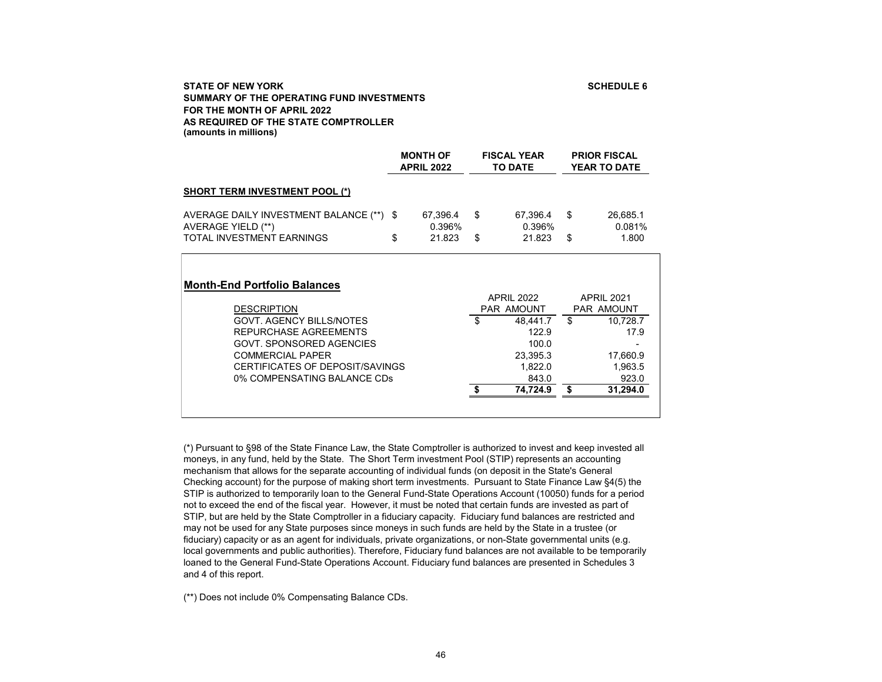**STATE OF NEW YORK**
**SUMMARY OF THE OPERATING FUND INVESTMENTS**
**FOR THE MONTH OF APRIL 2022**
**AS REQUIRED OF THE STATE COMPTROLLER**
**(amounts in millions)**

**SCHEDULE 6**

| | MONTH OF APRIL 2022 | FISCAL YEAR TO DATE | PRIOR FISCAL YEAR TO DATE |
|---|---|---|---|
| **SHORT TERM INVESTMENT POOL (*)** | | | |
| AVERAGE DAILY INVESTMENT BALANCE (**) | $ 67,396.4 | $ 67,396.4 | $ 26,685.1 |
| AVERAGE YIELD (**) | 0.396% | 0.396% | 0.081% |
| TOTAL INVESTMENT EARNINGS | $ 21.823 | $ 21.823 | $ 1.800 |

## Month-End Portfolio Balances

| DESCRIPTION | APRIL 2022 PAR AMOUNT | APRIL 2021 PAR AMOUNT |
|---|---|---|
| GOVT. AGENCY BILLS/NOTES | $ 48,441.7 | $ 10,728.7 |
| REPURCHASE AGREEMENTS | 122.9 | 17.9 |
| GOVT. SPONSORED AGENCIES | 100.0 | - |
| COMMERCIAL PAPER | 23,395.3 | 17,660.9 |
| CERTIFICATES OF DEPOSIT/SAVINGS | 1,822.0 | 1,963.5 |
| 0% COMPENSATING BALANCE CDs | 843.0 | 923.0 |
| | **$ 74,724.9** | **$ 31,294.0** |

(*) Pursuant to §98 of the State Finance Law, the State Comptroller is authorized to invest and keep invested all moneys, in any fund, held by the State. The Short Term investment Pool (STIP) represents an accounting mechanism that allows for the separate accounting of individual funds (on deposit in the State's General Checking account) for the purpose of making short term investments. Pursuant to State Finance Law §4(5) the STIP is authorized to temporarily loan to the General Fund-State Operations Account (10050) funds for a period not to exceed the end of the fiscal year. However, it must be noted that certain funds are invested as part of STIP, but are held by the State Comptroller in a fiduciary capacity. Fiduciary fund balances are restricted and may not be used for any State purposes since moneys in such funds are held by the State in a trustee (or fiduciary) capacity or as an agent for individuals, private organizations, or non-State governmental units (e.g. local governments and public authorities). Therefore, Fiduciary fund balances are not available to be temporarily loaned to the General Fund-State Operations Account. Fiduciary fund balances are presented in Schedules 3 and 4 of this report.

(**) Does not include 0% Compensating Balance CDs.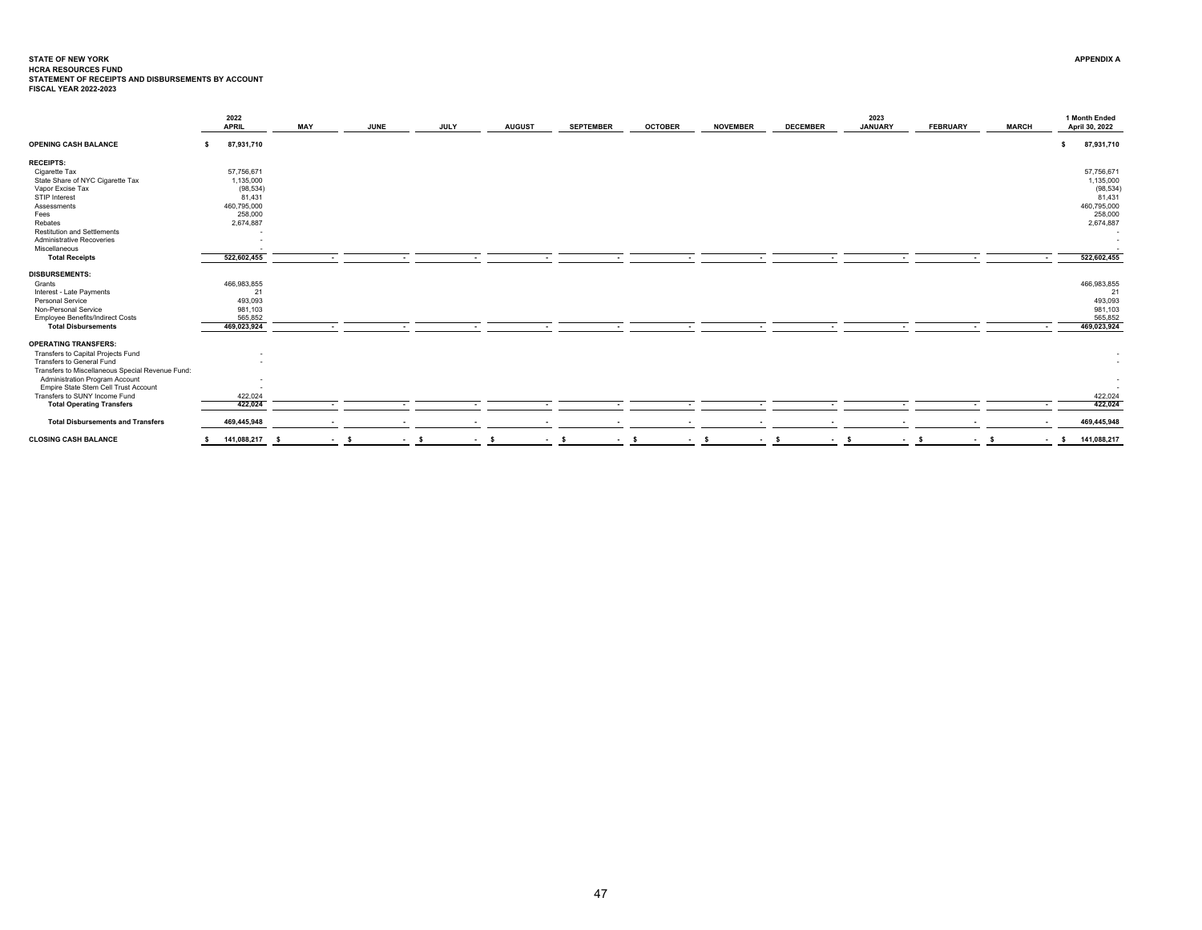**STATE OF NEW YORK**
**HCRA RESOURCES FUND**
**STATEMENT OF RECEIPTS AND DISBURSEMENTS BY ACCOUNT**
**FISCAL YEAR 2022-2023**

**APPENDIX A**

| | 2022 APRIL | MAY | JUNE | JULY | AUGUST | SEPTEMBER | OCTOBER | NOVEMBER | DECEMBER | 2023 JANUARY | FEBRUARY | MARCH | 1 Month Ended April 30, 2022 |
|---|---|---|---|---|---|---|---|---|---|---|---|---|---|
| **OPENING CASH BALANCE** | $ 87,931,710 | | | | | | | | | | | | $ 87,931,710 |
| **RECEIPTS:** | | | | | | | | | | | | | |
| Cigarette Tax | 57,756,671 | | | | | | | | | | | | 57,756,671 |
| State Share of NYC Cigarette Tax | 1,135,000 | | | | | | | | | | | | 1,135,000 |
| Vapor Excise Tax | (98,534) | | | | | | | | | | | | (98,534) |
| STIP Interest | 81,431 | | | | | | | | | | | | 81,431 |
| Assessments | 460,795,000 | | | | | | | | | | | | 460,795,000 |
| Fees | 258,000 | | | | | | | | | | | | 258,000 |
| Rebates | 2,674,887 | | | | | | | | | | | | 2,674,887 |
| Restitution and Settlements | - | | | | | | | | | | | | - |
| Administrative Recoveries | - | | | | | | | | | | | | - |
| Miscellaneous | - | | | | | | | | | | | | - |
| **Total Receipts** | 522,602,455 | - | - | - | - | - | - | - | - | - | - | - | 522,602,455 |
| **DISBURSEMENTS:** | | | | | | | | | | | | | |
| Grants | 466,983,855 | | | | | | | | | | | | 466,983,855 |
| Interest - Late Payments | 21 | | | | | | | | | | | | 21 |
| Personal Service | 493,093 | | | | | | | | | | | | 493,093 |
| Non-Personal Service | 981,103 | | | | | | | | | | | | 981,103 |
| Employee Benefits/Indirect Costs | 565,852 | | | | | | | | | | | | 565,852 |
| **Total Disbursements** | 469,023,924 | - | - | - | - | - | - | - | - | - | - | - | 469,023,924 |
| **OPERATING TRANSFERS:** | | | | | | | | | | | | | |
| Transfers to Capital Projects Fund | - | | | | | | | | | | | | - |
| Transfers to General Fund | - | | | | | | | | | | | | - |
| Transfers to Miscellaneous Special Revenue Fund: | | | | | | | | | | | | | |
| Administration Program Account | - | | | | | | | | | | | | - |
| Empire State Stem Cell Trust Account | - | | | | | | | | | | | | - |
| Transfers to SUNY Income Fund | 422,024 | | | | | | | | | | | | 422,024 |
| **Total Operating Transfers** | 422,024 | - | - | - | - | - | - | - | - | - | - | - | 422,024 |
| **Total Disbursements and Transfers** | 469,445,948 | - | - | - | - | - | - | - | - | - | - | - | 469,445,948 |
| **CLOSING CASH BALANCE** | $ 141,088,217 | $ - | $ - | $ - | $ - | $ - | $ - | $ - | $ - | $ - | $ - | $ - | $ 141,088,217 |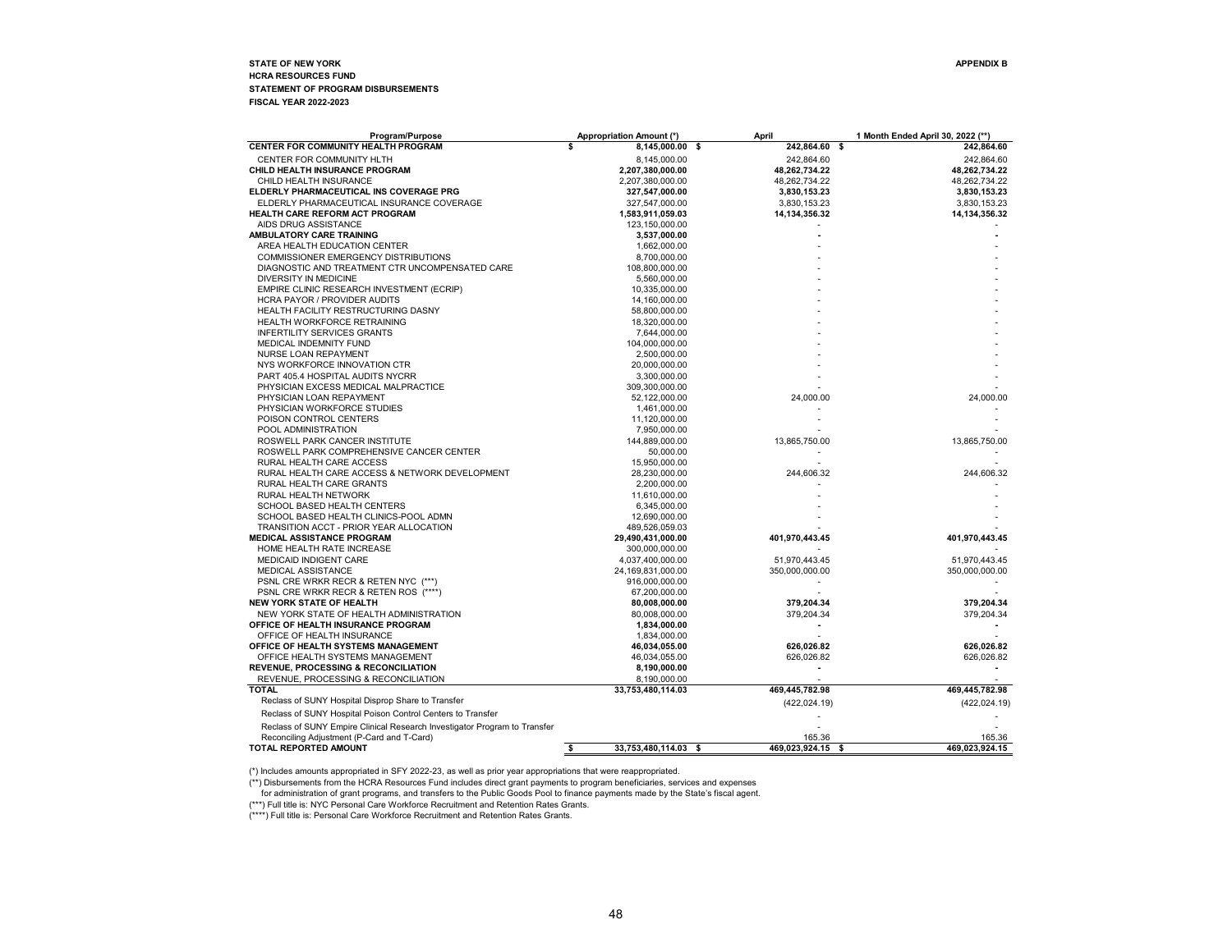**STATE OF NEW YORK**
**HCRA RESOURCES FUND**
**STATEMENT OF PROGRAM DISBURSEMENTS**
**FISCAL YEAR 2022-2023**

**APPENDIX B**

| Program/Purpose | Appropriation Amount (*) | April | 1 Month Ended April 30, 2022 (**) |
|---|---|---|---|
| **CENTER FOR COMMUNITY HEALTH PROGRAM** | **$ 8,145,000.00** | **$ 242,864.60** | **$ 242,864.60** |
| CENTER FOR COMMUNITY HLTH | 8,145,000.00 | 242,864.60 | 242,864.60 |
| **CHILD HEALTH INSURANCE PROGRAM** | **2,207,380,000.00** | **48,262,734.22** | **48,262,734.22** |
| CHILD HEALTH INSURANCE | 2,207,380,000.00 | 48,262,734.22 | 48,262,734.22 |
| **ELDERLY PHARMACEUTICAL INS COVERAGE PRG** | **327,547,000.00** | **3,830,153.23** | **3,830,153.23** |
| ELDERLY PHARMACEUTICAL INSURANCE COVERAGE | 327,547,000.00 | 3,830,153.23 | 3,830,153.23 |
| **HEALTH CARE REFORM ACT PROGRAM** | **1,583,911,059.03** | **14,134,356.32** | **14,134,356.32** |
| AIDS DRUG ASSISTANCE | 123,150,000.00 | - | - |
| **AMBULATORY CARE TRAINING** | **3,537,000.00** | **-** | **-** |
| AREA HEALTH EDUCATION CENTER | 1,662,000.00 | - | - |
| COMMISSIONER EMERGENCY DISTRIBUTIONS | 8,700,000.00 | - | - |
| DIAGNOSTIC AND TREATMENT CTR UNCOMPENSATED CARE | 108,800,000.00 | - | - |
| DIVERSITY IN MEDICINE | 5,560,000.00 | - | - |
| EMPIRE CLINIC RESEARCH INVESTMENT (ECRIP) | 10,335,000.00 | - | - |
| HCRA PAYOR / PROVIDER AUDITS | 14,160,000.00 | - | - |
| HEALTH FACILITY RESTRUCTURING DASNY | 58,800,000.00 | - | - |
| HEALTH WORKFORCE RETRAINING | 18,320,000.00 | - | - |
| INFERTILITY SERVICES GRANTS | 7,644,000.00 | - | - |
| MEDICAL INDEMNITY FUND | 104,000,000.00 | - | - |
| NURSE LOAN REPAYMENT | 2,500,000.00 | - | - |
| NYS WORKFORCE INNOVATION CTR | 20,000,000.00 | - | - |
| PART 405.4 HOSPITAL AUDITS NYCRR | 3,300,000.00 | - | - |
| PHYSICIAN EXCESS MEDICAL MALPRACTICE | 309,300,000.00 | - | - |
| PHYSICIAN LOAN REPAYMENT | 52,122,000.00 | 24,000.00 | 24,000.00 |
| PHYSICIAN WORKFORCE STUDIES | 1,461,000.00 | - | - |
| POISON CONTROL CENTERS | 11,120,000.00 | - | - |
| POOL ADMINISTRATION | 7,950,000.00 | - | - |
| ROSWELL PARK CANCER INSTITUTE | 144,889,000.00 | 13,865,750.00 | 13,865,750.00 |
| ROSWELL PARK COMPREHENSIVE CANCER CENTER | 50,000.00 | - | - |
| RURAL HEALTH CARE ACCESS | 15,950,000.00 | - | - |
| RURAL HEALTH CARE ACCESS & NETWORK DEVELOPMENT | 28,230,000.00 | 244,606.32 | 244,606.32 |
| RURAL HEALTH CARE GRANTS | 2,200,000.00 | - | - |
| RURAL HEALTH NETWORK | 11,610,000.00 | - | - |
| SCHOOL BASED HEALTH CENTERS | 6,345,000.00 | - | - |
| SCHOOL BASED HEALTH CLINICS-POOL ADMN | 12,690,000.00 | - | - |
| TRANSITION ACCT - PRIOR YEAR ALLOCATION | 489,526,059.03 | - | - |
| **MEDICAL ASSISTANCE PROGRAM** | **29,490,431,000.00** | **401,970,443.45** | **401,970,443.45** |
| HOME HEALTH RATE INCREASE | 300,000,000.00 | - | - |
| MEDICAID INDIGENT CARE | 4,037,400,000.00 | 51,970,443.45 | 51,970,443.45 |
| MEDICAL ASSISTANCE | 24,169,831,000.00 | 350,000,000.00 | 350,000,000.00 |
| PSNL CRE WRKR RECR & RETEN NYC (***) | 916,000,000.00 | - | - |
| PSNL CRE WRKR RECR & RETEN ROS (****) | 67,200,000.00 | - | - |
| **NEW YORK STATE OF HEALTH** | **80,008,000.00** | **379,204.34** | **379,204.34** |
| NEW YORK STATE OF HEALTH ADMINISTRATION | 80,008,000.00 | 379,204.34 | 379,204.34 |
| **OFFICE OF HEALTH INSURANCE PROGRAM** | **1,834,000.00** | **-** | **-** |
| OFFICE OF HEALTH INSURANCE | 1,834,000.00 | - | - |
| **OFFICE OF HEALTH SYSTEMS MANAGEMENT** | **46,034,055.00** | **626,026.82** | **626,026.82** |
| OFFICE HEALTH SYSTEMS MANAGEMENT | 46,034,055.00 | 626,026.82 | 626,026.82 |
| **REVENUE, PROCESSING & RECONCILIATION** | **8,190,000.00** | **-** | **-** |
| REVENUE, PROCESSING & RECONCILIATION | 8,190,000.00 | - | - |
| **TOTAL** | **33,753,480,114.03** | **469,445,782.98** | **469,445,782.98** |
| Reclass of SUNY Hospital Disprop Share to Transfer | | (422,024.19) | (422,024.19) |
| Reclass of SUNY Hospital Poison Control Centers to Transfer | | - | - |
| Reclass of SUNY Empire Clinical Research Investigator Program to Transfer | | - | - |
| Reconciling Adjustment (P-Card and T-Card) | | 165.36 | 165.36 |
| **TOTAL REPORTED AMOUNT** | **$ 33,753,480,114.03** | **$ 469,023,924.15** | **$ 469,023,924.15** |

(*) Includes amounts appropriated in SFY 2022-23, as well as prior year appropriations that were reappropriated.

(**) Disbursements from the HCRA Resources Fund includes direct grant payments to program beneficiaries, services and expenses for administration of grant programs, and transfers to the Public Goods Pool to finance payments made by the State's fiscal agent.

(***) Full title is: NYC Personal Care Workforce Recruitment and Retention Rates Grants.

(****) Full title is: Personal Care Workforce Recruitment and Retention Rates Grants.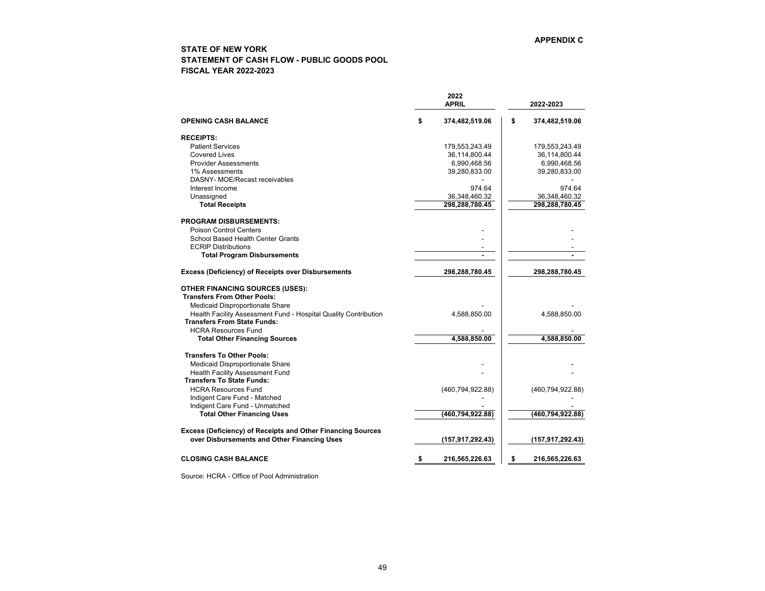**APPENDIX C**

**STATE OF NEW YORK**
**STATEMENT OF CASH FLOW - PUBLIC GOODS POOL**
**FISCAL YEAR 2022-2023**

| | 2022 APRIL | 2022-2023 |
|---|---|---|
| **OPENING CASH BALANCE** | **$ 374,482,519.06** | **$ 374,482,519.06** |
| **RECEIPTS:** | | |
| Patient Services | 179,553,243.49 | 179,553,243.49 |
| Covered Lives | 36,114,800.44 | 36,114,800.44 |
| Provider Assessments | 6,990,468.56 | 6,990,468.56 |
| 1% Assessments | 39,280,833.00 | 39,280,833.00 |
| DASNY- MOE/Recast receivables | - | - |
| Interest Income | 974.64 | 974.64 |
| Unassigned | 36,348,460.32 | 36,348,460.32 |
| **Total Receipts** | **298,288,780.45** | **298,288,780.45** |
| **PROGRAM DISBURSEMENTS:** | | |
| Poison Control Centers | - | - |
| School Based Health Center Grants | - | - |
| ECRIP Distributions | - | - |
| **Total Program Disbursements** | **-** | **-** |
| **Excess (Deficiency) of Receipts over Disbursements** | **298,288,780.45** | **298,288,780.45** |
| **OTHER FINANCING SOURCES (USES):** | | |
| **Transfers From Other Pools:** | | |
| Medicaid Disproportionate Share | - | - |
| Health Facility Assessment Fund - Hospital Quality Contribution | 4,588,850.00 | 4,588,850.00 |
| **Transfers From State Funds:** | | |
| HCRA Resources Fund | - | - |
| **Total Other Financing Sources** | **4,588,850.00** | **4,588,850.00** |
| **Transfers To Other Pools:** | | |
| Medicaid Disproportionate Share | - | - |
| Health Facility Assessment Fund | - | - |
| **Transfers To State Funds:** | | |
| HCRA Resources Fund | (460,794,922.88) | (460,794,922.88) |
| Indigent Care Fund - Matched | - | - |
| Indigent Care Fund - Unmatched | - | - |
| **Total Other Financing Uses** | **(460,794,922.88)** | **(460,794,922.88)** |
| **Excess (Deficiency) of Receipts and Other Financing Sources over Disbursements and Other Financing Uses** | **(157,917,292.43)** | **(157,917,292.43)** |
| **CLOSING CASH BALANCE** | **$ 216,565,226.63** | **$ 216,565,226.63** |

Source: HCRA - Office of Pool Administration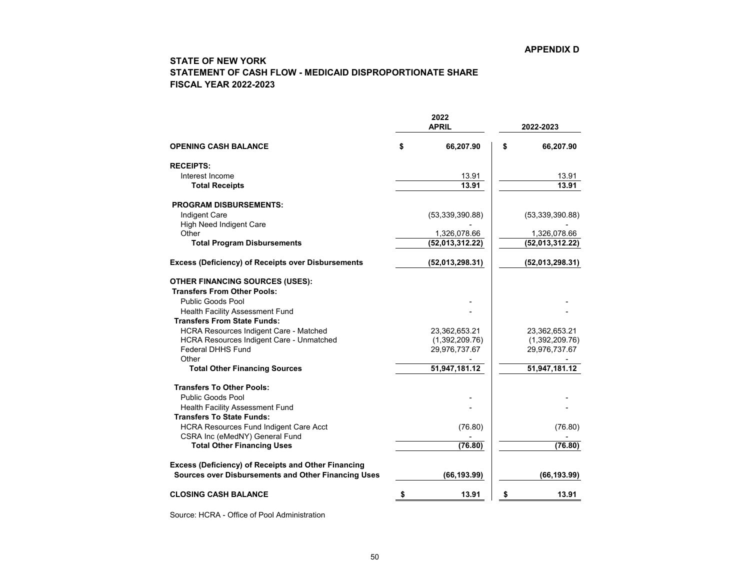**APPENDIX D**

# STATE OF NEW YORK
## STATEMENT OF CASH FLOW - MEDICAID DISPROPORTIONATE SHARE
## FISCAL YEAR 2022-2023

| | 2022 APRIL | 2022-2023 |
|---|---|---|
| **OPENING CASH BALANCE** | **$ 66,207.90** | **$ 66,207.90** |
| **RECEIPTS:** | | |
| Interest Income | 13.91 | 13.91 |
| **Total Receipts** | **13.91** | **13.91** |
| **PROGRAM DISBURSEMENTS:** | | |
| Indigent Care | (53,339,390.88) | (53,339,390.88) |
| High Need Indigent Care | - | - |
| Other | 1,326,078.66 | 1,326,078.66 |
| **Total Program Disbursements** | **(52,013,312.22)** | **(52,013,312.22)** |
| **Excess (Deficiency) of Receipts over Disbursements** | **(52,013,298.31)** | **(52,013,298.31)** |
| **OTHER FINANCING SOURCES (USES):** | | |
| **Transfers From Other Pools:** | | |
| Public Goods Pool | - | - |
| Health Facility Assessment Fund | - | - |
| **Transfers From State Funds:** | | |
| HCRA Resources Indigent Care - Matched | 23,362,653.21 | 23,362,653.21 |
| HCRA Resources Indigent Care - Unmatched | (1,392,209.76) | (1,392,209.76) |
| Federal DHHS Fund | 29,976,737.67 | 29,976,737.67 |
| Other | - | - |
| **Total Other Financing Sources** | **51,947,181.12** | **51,947,181.12** |
| **Transfers To Other Pools:** | | |
| Public Goods Pool | - | - |
| Health Facility Assessment Fund | - | - |
| **Transfers To State Funds:** | | |
| HCRA Resources Fund Indigent Care Acct | (76.80) | (76.80) |
| CSRA Inc (eMedNY) General Fund | - | - |
| **Total Other Financing Uses** | **(76.80)** | **(76.80)** |
| **Excess (Deficiency) of Receipts and Other Financing Sources over Disbursements and Other Financing Uses** | **(66,193.99)** | **(66,193.99)** |
| **CLOSING CASH BALANCE** | **$ 13.91** | **$ 13.91** |

Source: HCRA - Office of Pool Administration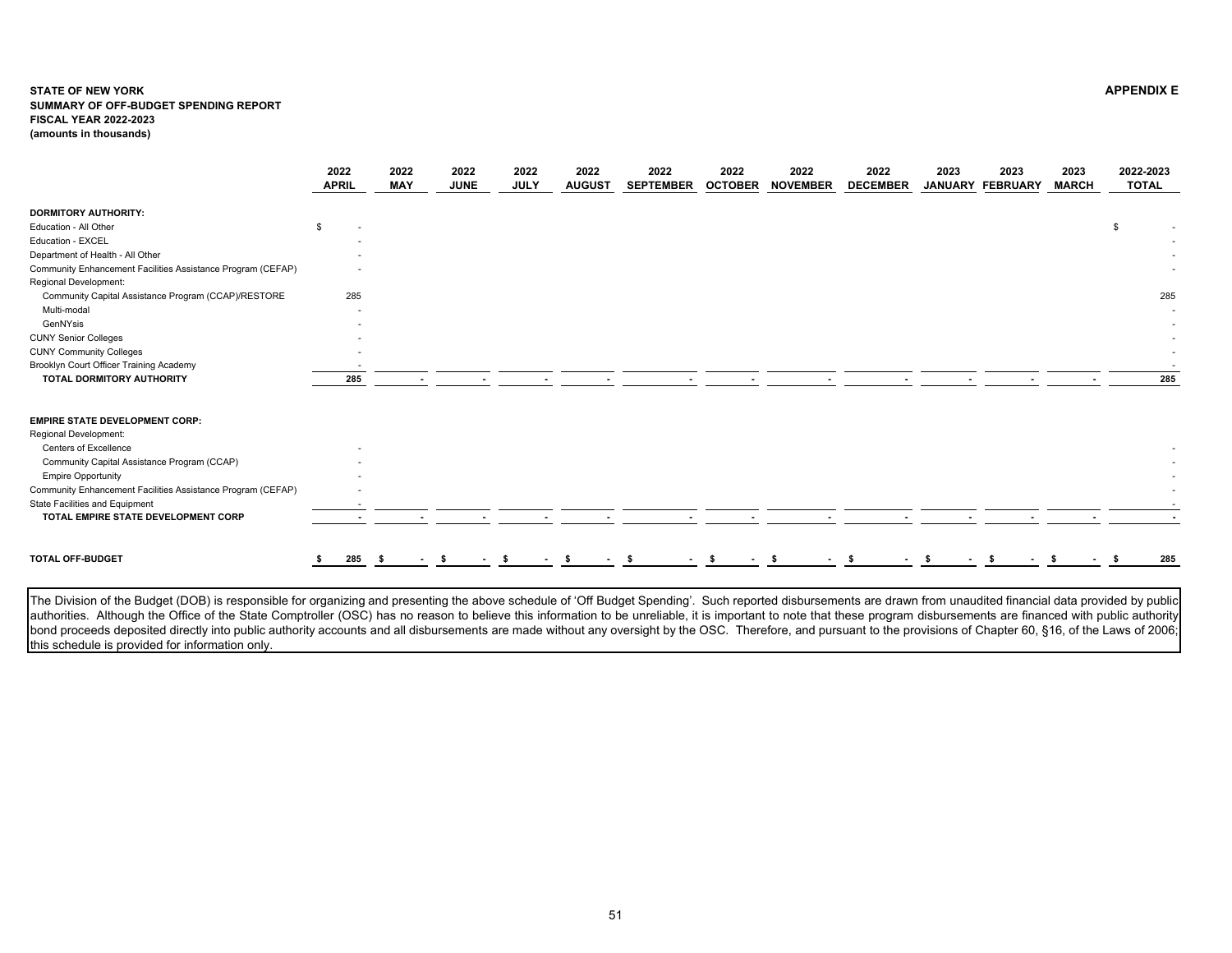**STATE OF NEW YORK**
**SUMMARY OF OFF-BUDGET SPENDING REPORT**
**FISCAL YEAR 2022-2023**
**(amounts in thousands)**

**APPENDIX E**

| | 2022 APRIL | 2022 MAY | 2022 JUNE | 2022 JULY | 2022 AUGUST | 2022 SEPTEMBER | 2022 OCTOBER | 2022 NOVEMBER | 2022 DECEMBER | 2023 JANUARY | 2023 FEBRUARY | 2023 MARCH | 2022-2023 TOTAL |
|---|---|---|---|---|---|---|---|---|---|---|---|---|---|
| **DORMITORY AUTHORITY:** | | | | | | | | | | | | | |
| Education - All Other | $ - | | | | | | | | | | | | $ - |
| Education - EXCEL | - | | | | | | | | | | | | - |
| Department of Health - All Other | - | | | | | | | | | | | | - |
| Community Enhancement Facilities Assistance Program (CEFAP) | - | | | | | | | | | | | | - |
| Regional Development: | | | | | | | | | | | | | |
| Community Capital Assistance Program (CCAP)/RESTORE | 285 | | | | | | | | | | | | 285 |
| Multi-modal | - | | | | | | | | | | | | - |
| GenNYsis | - | | | | | | | | | | | | - |
| CUNY Senior Colleges | - | | | | | | | | | | | | - |
| CUNY Community Colleges | - | | | | | | | | | | | | - |
| Brooklyn Court Officer Training Academy | - | | | | | | | | | | | | - |
| **TOTAL DORMITORY AUTHORITY** | **285** | **-** | **-** | **-** | **-** | **-** | **-** | **-** | **-** | **-** | **-** | **-** | **285** |
| **EMPIRE STATE DEVELOPMENT CORP:** | | | | | | | | | | | | | |
| Regional Development: | | | | | | | | | | | | | |
| Centers of Excellence | - | | | | | | | | | | | | - |
| Community Capital Assistance Program (CCAP) | - | | | | | | | | | | | | - |
| Empire Opportunity | - | | | | | | | | | | | | - |
| Community Enhancement Facilities Assistance Program (CEFAP) | - | | | | | | | | | | | | - |
| State Facilities and Equipment | - | | | | | | | | | | | | - |
| **TOTAL EMPIRE STATE DEVELOPMENT CORP** | **-** | **-** | **-** | **-** | **-** | **-** | **-** | **-** | **-** | **-** | **-** | **-** | **-** |
| **TOTAL OFF-BUDGET** | **$ 285** | **$ -** | **$ -** | **$ -** | **$ -** | **$ -** | **$ -** | **$ -** | **$ -** | **$ -** | **$ -** | **$ -** | **$ 285** |

The Division of the Budget (DOB) is responsible for organizing and presenting the above schedule of 'Off Budget Spending'. Such reported disbursements are drawn from unaudited financial data provided by public authorities. Although the Office of the State Comptroller (OSC) has no reason to believe this information to be unreliable, it is important to note that these program disbursements are financed with public authority bond proceeds deposited directly into public authority accounts and all disbursements are made without any oversight by the OSC. Therefore, and pursuant to the provisions of Chapter 60, §16, of the Laws of 2006; this schedule is provided for information only.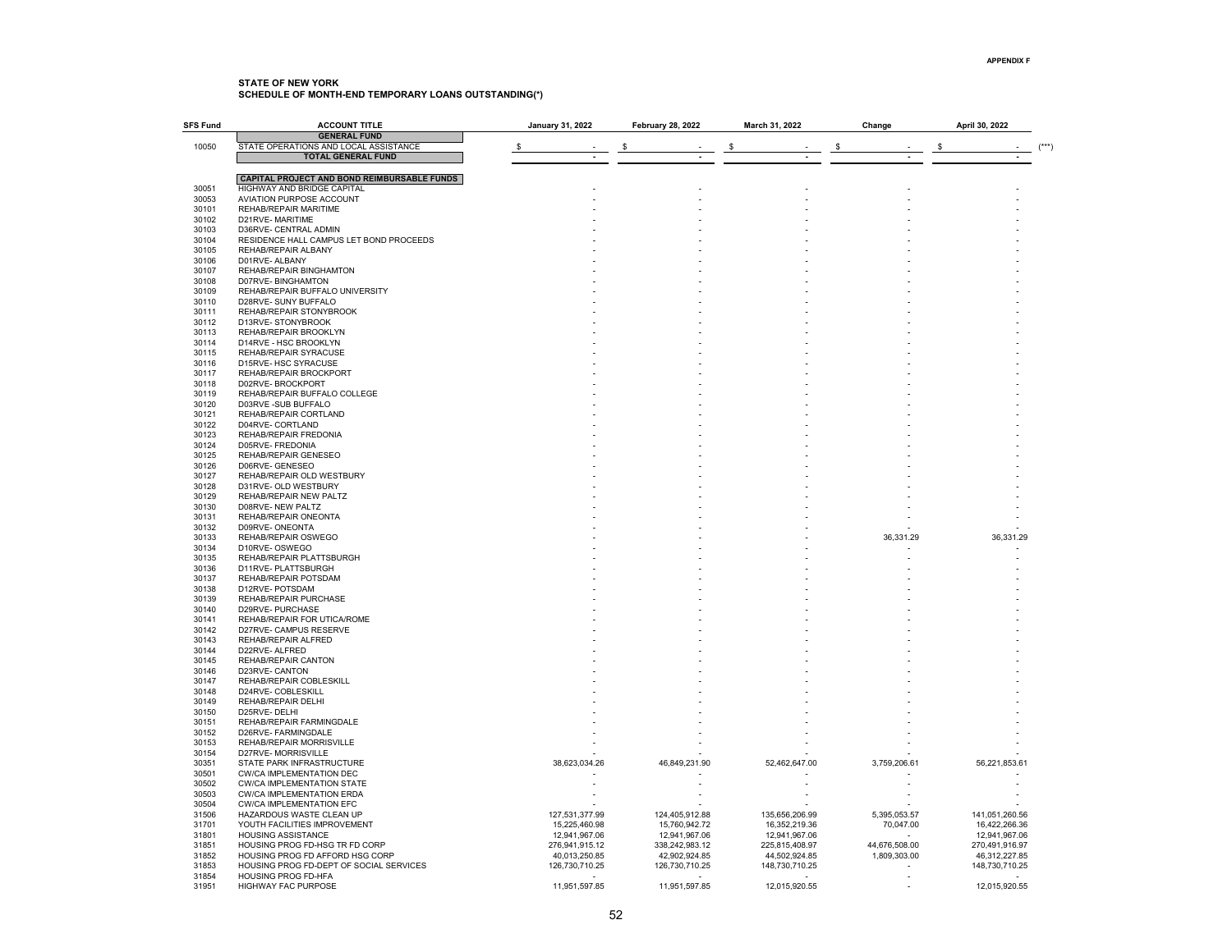**APPENDIX F**

**STATE OF NEW YORK**
**SCHEDULE OF MONTH-END TEMPORARY LOANS OUTSTANDING(*)**

| SFS Fund | ACCOUNT TITLE | January 31, 2022 | February 28, 2022 | March 31, 2022 | Change | April 30, 2022 |
|---|---|---|---|---|---|---|
| | **GENERAL FUND** | | | | | |
| 10050 | STATE OPERATIONS AND LOCAL ASSISTANCE | $ - | $ - | $ - | $ - | $ - (***) |
| | **TOTAL GENERAL FUND** | - | - | - | - | - |
| | **CAPITAL PROJECT AND BOND REIMBURSABLE FUNDS** | | | | | |
| 30051 | HIGHWAY AND BRIDGE CAPITAL | - | - | - | - | - |
| 30053 | AVIATION PURPOSE ACCOUNT | - | - | - | - | - |
| 30101 | REHAB/REPAIR MARITIME | - | - | - | - | - |
| 30102 | D21RVE- MARITIME | - | - | - | - | - |
| 30103 | D36RVE- CENTRAL ADMIN | - | - | - | - | - |
| 30104 | RESIDENCE HALL CAMPUS LET BOND PROCEEDS | - | - | - | - | - |
| 30105 | REHAB/REPAIR ALBANY | - | - | - | - | - |
| 30106 | D01RVE- ALBANY | - | - | - | - | - |
| 30107 | REHAB/REPAIR BINGHAMTON | - | - | - | - | - |
| 30108 | D07RVE- BINGHAMTON | - | - | - | - | - |
| 30109 | REHAB/REPAIR BUFFALO UNIVERSITY | - | - | - | - | - |
| 30110 | D28RVE- SUNY BUFFALO | - | - | - | - | - |
| 30111 | REHAB/REPAIR STONYBROOK | - | - | - | - | - |
| 30112 | D13RVE- STONYBROOK | - | - | - | - | - |
| 30113 | REHAB/REPAIR BROOKLYN | - | - | - | - | - |
| 30114 | D14RVE - HSC BROOKLYN | - | - | - | - | - |
| 30115 | REHAB/REPAIR SYRACUSE | - | - | - | - | - |
| 30116 | D15RVE- HSC SYRACUSE | - | - | - | - | - |
| 30117 | REHAB/REPAIR BROCKPORT | - | - | - | - | - |
| 30118 | D02RVE- BROCKPORT | - | - | - | - | - |
| 30119 | REHAB/REPAIR BUFFALO COLLEGE | - | - | - | - | - |
| 30120 | D03RVE -SUB BUFFALO | - | - | - | - | - |
| 30121 | REHAB/REPAIR CORTLAND | - | - | - | - | - |
| 30122 | D04RVE- CORTLAND | - | - | - | - | - |
| 30123 | REHAB/REPAIR FREDONIA | - | - | - | - | - |
| 30124 | D05RVE- FREDONIA | - | - | - | - | - |
| 30125 | REHAB/REPAIR GENESEO | - | - | - | - | - |
| 30126 | D06RVE- GENESEO | - | - | - | - | - |
| 30127 | REHAB/REPAIR OLD WESTBURY | - | - | - | - | - |
| 30128 | D31RVE- OLD WESTBURY | - | - | - | - | - |
| 30129 | REHAB/REPAIR NEW PALTZ | - | - | - | - | - |
| 30130 | D08RVE- NEW PALTZ | - | - | - | - | - |
| 30131 | REHAB/REPAIR ONEONTA | - | - | - | - | - |
| 30132 | D09RVE- ONEONTA | - | - | - | - | - |
| 30133 | REHAB/REPAIR OSWEGO | - | - | - | 36,331.29 | 36,331.29 |
| 30134 | D10RVE- OSWEGO | - | - | - | - | - |
| 30135 | REHAB/REPAIR PLATTSBURGH | - | - | - | - | - |
| 30136 | D11RVE- PLATTSBURGH | - | - | - | - | - |
| 30137 | REHAB/REPAIR POTSDAM | - | - | - | - | - |
| 30138 | D12RVE- POTSDAM | - | - | - | - | - |
| 30139 | REHAB/REPAIR PURCHASE | - | - | - | - | - |
| 30140 | D29RVE- PURCHASE | - | - | - | - | - |
| 30141 | REHAB/REPAIR FOR UTICA/ROME | - | - | - | - | - |
| 30142 | D27RVE- CAMPUS RESERVE | - | - | - | - | - |
| 30143 | REHAB/REPAIR ALFRED | - | - | - | - | - |
| 30144 | D22RVE- ALFRED | - | - | - | - | - |
| 30145 | REHAB/REPAIR CANTON | - | - | - | - | - |
| 30146 | D23RVE- CANTON | - | - | - | - | - |
| 30147 | REHAB/REPAIR COBLESKILL | - | - | - | - | - |
| 30148 | D24RVE- COBLESKILL | - | - | - | - | - |
| 30149 | REHAB/REPAIR DELHI | - | - | - | - | - |
| 30150 | D25RVE- DELHI | - | - | - | - | - |
| 30151 | REHAB/REPAIR FARMINGDALE | - | - | - | - | - |
| 30152 | D26RVE- FARMINGDALE | - | - | - | - | - |
| 30153 | REHAB/REPAIR MORRISVILLE | - | - | - | - | - |
| 30154 | D27RVE- MORRISVILLE | - | - | - | - | - |
| 30351 | STATE PARK INFRASTRUCTURE | 38,623,034.26 | 46,849,231.90 | 52,462,647.00 | 3,759,206.61 | 56,221,853.61 |
| 30501 | CW/CA IMPLEMENTATION DEC | - | - | - | - | - |
| 30502 | CW/CA IMPLEMENTATION STATE | - | - | - | - | - |
| 30503 | CW/CA IMPLEMENTATION ERDA | - | - | - | - | - |
| 30504 | CW/CA IMPLEMENTATION EFC | - | - | - | - | - |
| 31506 | HAZARDOUS WASTE CLEAN UP | 127,531,377.99 | 124,405,912.88 | 135,656,206.99 | 5,395,053.57 | 141,051,260.56 |
| 31701 | YOUTH FACILITIES IMPROVEMENT | 15,225,460.98 | 15,760,942.72 | 16,352,219.36 | 70,047.00 | 16,422,266.36 |
| 31801 | HOUSING ASSISTANCE | 12,941,967.06 | 12,941,967.06 | 12,941,967.06 | - | 12,941,967.06 |
| 31851 | HOUSING PROG FD-HSG TR FD CORP | 276,941,915.12 | 338,242,983.12 | 225,815,408.97 | 44,676,508.00 | 270,491,916.97 |
| 31852 | HOUSING PROG FD AFFORD HSG CORP | 40,013,250.85 | 42,902,924.85 | 44,502,924.85 | 1,809,303.00 | 46,312,227.85 |
| 31853 | HOUSING PROG FD-DEPT OF SOCIAL SERVICES | 126,730,710.25 | 126,730,710.25 | 148,730,710.25 | - | 148,730,710.25 |
| 31854 | HOUSING PROG FD-HFA | - | - | - | - | - |
| 31951 | HIGHWAY FAC PURPOSE | 11,951,597.85 | 11,951,597.85 | 12,015,920.55 | - | 12,015,920.55 |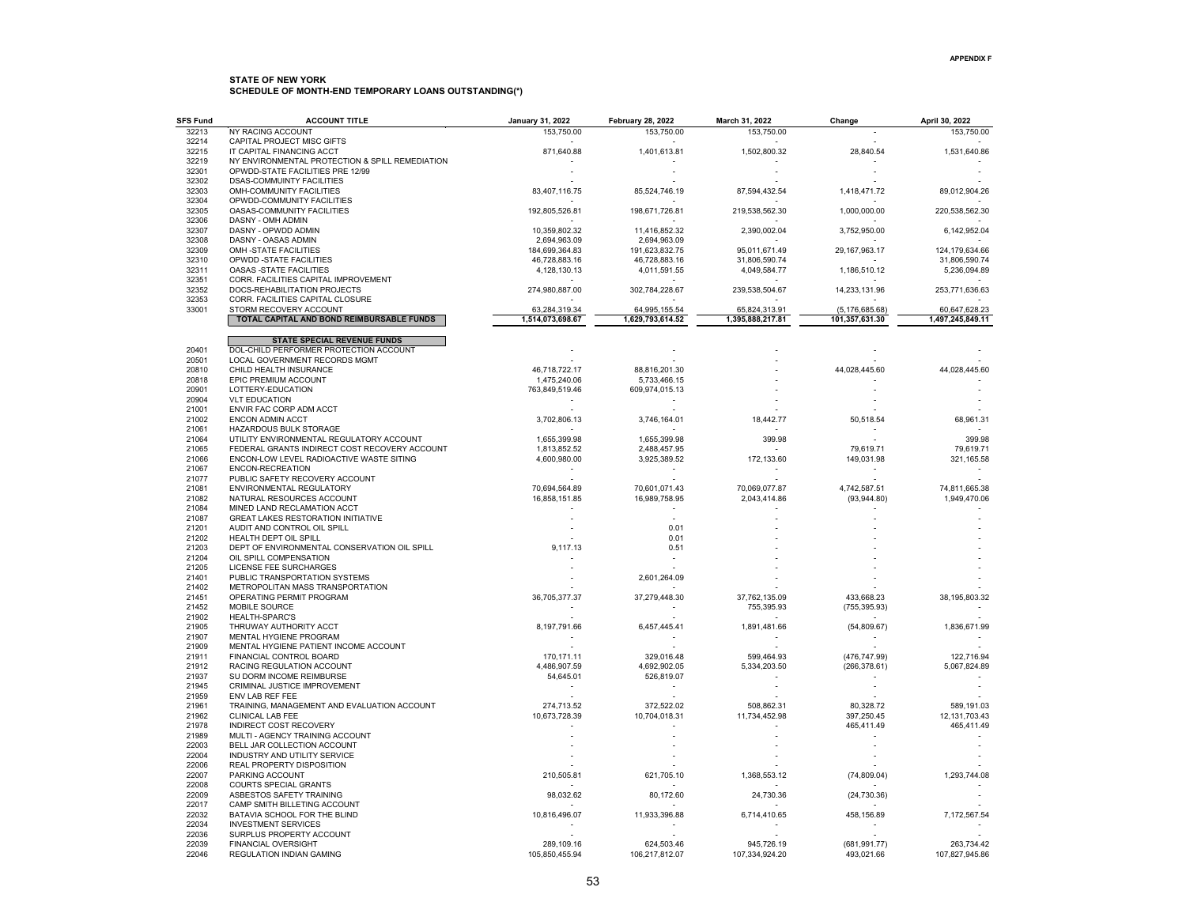**APPENDIX F**

**STATE OF NEW YORK**
**SCHEDULE OF MONTH-END TEMPORARY LOANS OUTSTANDING(\*)**

| SFS Fund | ACCOUNT TITLE | January 31, 2022 | February 28, 2022 | March 31, 2022 | Change | April 30, 2022 |
|---|---|---|---|---|---|---|
| 32213 | NY RACING ACCOUNT | 153,750.00 | 153,750.00 | 153,750.00 | - | 153,750.00 |
| 32214 | CAPITAL PROJECT MISC GIFTS | - | - | - | - | - |
| 32215 | IT CAPITAL FINANCING ACCT | 871,640.88 | 1,401,613.81 | 1,502,800.32 | 28,840.54 | 1,531,640.86 |
| 32219 | NY ENVIRONMENTAL PROTECTION & SPILL REMEDIATION | - | - | - | - | - |
| 32301 | OPWDD-STATE FACILITIES PRE 12/99 | - | - | - | - | - |
| 32302 | DSAS-COMMUINTY FACILITIES | - | - | - | - | - |
| 32303 | OMH-COMMUNITY FACILITIES | 83,407,116.75 | 85,524,746.19 | 87,594,432.54 | 1,418,471.72 | 89,012,904.26 |
| 32304 | OPWDD-COMMUNITY FACILITIES | - | - | - | - | - |
| 32305 | OASAS-COMMUNITY FACILITIES | 192,805,526.81 | 198,671,726.81 | 219,538,562.30 | 1,000,000.00 | 220,538,562.30 |
| 32306 | DASNY - OMH ADMIN | - | - | - | - | - |
| 32307 | DASNY - OPWDD ADMIN | 10,359,802.32 | 11,416,852.32 | 2,390,002.04 | 3,752,950.00 | 6,142,952.04 |
| 32308 | DASNY - OASAS ADMIN | 2,694,963.09 | 2,694,963.09 | - | - | - |
| 32309 | OMH -STATE FACILITIES | 184,699,364.83 | 191,623,832.75 | 95,011,671.49 | 29,167,963.17 | 124,179,634.66 |
| 32310 | OPWDD -STATE FACILITIES | 46,728,883.16 | 46,728,883.16 | 31,806,590.74 | - | 31,806,590.74 |
| 32311 | OASAS -STATE FACILITIES | 4,128,130.13 | 4,011,591.55 | 4,049,584.77 | 1,186,510.12 | 5,236,094.89 |
| 32351 | CORR. FACILITIES CAPITAL IMPROVEMENT | - | - | - | - | - |
| 32352 | DOCS-REHABILITATION PROJECTS | 274,980,887.00 | 302,784,228.67 | 239,538,504.67 | 14,233,131.96 | 253,771,636.63 |
| 32353 | CORR. FACILITIES CAPITAL CLOSURE | - | - | - | - | - |
| 33001 | STORM RECOVERY ACCOUNT | 63,284,319.34 | 64,995,155.54 | 65,824,313.91 | (5,176,685.68) | 60,647,628.23 |
| | **TOTAL CAPITAL AND BOND REIMBURSABLE FUNDS** | **1,514,073,698.67** | **1,629,793,614.52** | **1,395,888,217.81** | **101,357,631.30** | **1,497,245,849.11** |
| | **STATE SPECIAL REVENUE FUNDS** | | | | | |
| 20401 | DOL-CHILD PERFORMER PROTECTION ACCOUNT | - | - | - | - | - |
| 20501 | LOCAL GOVERNMENT RECORDS MGMT | - | - | - | - | - |
| 20810 | CHILD HEALTH INSURANCE | 46,718,722.17 | 88,816,201.30 | - | 44,028,445.60 | 44,028,445.60 |
| 20818 | EPIC PREMIUM ACCOUNT | 1,475,240.06 | 5,733,466.15 | - | - | - |
| 20901 | LOTTERY-EDUCATION | 763,849,519.46 | 609,974,015.13 | - | - | - |
| 20904 | VLT EDUCATION | - | - | - | - | - |
| 21001 | ENVIR FAC CORP ADM ACCT | - | - | - | - | - |
| 21002 | ENCON ADMIN ACCT | 3,702,806.13 | 3,746,164.01 | 18,442.77 | 50,518.54 | 68,961.31 |
| 21061 | HAZARDOUS BULK STORAGE | - | - | - | - | - |
| 21064 | UTILITY ENVIRONMENTAL REGULATORY ACCOUNT | 1,655,399.98 | 1,655,399.98 | 399.98 | - | 399.98 |
| 21065 | FEDERAL GRANTS INDIRECT COST RECOVERY ACCOUNT | 1,813,852.52 | 2,488,457.95 | - | 79,619.71 | 79,619.71 |
| 21066 | ENCON-LOW LEVEL RADIOACTIVE WASTE SITING | 4,600,980.00 | 3,925,389.52 | 172,133.60 | 149,031.98 | 321,165.58 |
| 21067 | ENCON-RECREATION | - | - | - | - | - |
| 21077 | PUBLIC SAFETY RECOVERY ACCOUNT | - | - | - | - | - |
| 21081 | ENVIRONMENTAL REGULATORY | 70,694,564.89 | 70,601,071.43 | 70,069,077.87 | 4,742,587.51 | 74,811,665.38 |
| 21082 | NATURAL RESOURCES ACCOUNT | 16,858,151.85 | 16,989,758.95 | 2,043,414.86 | (93,944.80) | 1,949,470.06 |
| 21084 | MINED LAND RECLAMATION ACCT | - | - | - | - | - |
| 21087 | GREAT LAKES RESTORATION INITIATIVE | - | - | - | - | - |
| 21201 | AUDIT AND CONTROL OIL SPILL | - | 0.01 | - | - | - |
| 21202 | HEALTH DEPT OIL SPILL | - | 0.01 | - | - | - |
| 21203 | DEPT OF ENVIRONMENTAL CONSERVATION OIL SPILL | 9,117.13 | 0.51 | - | - | - |
| 21204 | OIL SPILL COMPENSATION | - | - | - | - | - |
| 21205 | LICENSE FEE SURCHARGES | - | - | - | - | - |
| 21401 | PUBLIC TRANSPORTATION SYSTEMS | - | 2,601,264.09 | - | - | - |
| 21402 | METROPOLITAN MASS TRANSPORTATION | - | - | - | - | - |
| 21451 | OPERATING PERMIT PROGRAM | 36,705,377.37 | 37,279,448.30 | 37,762,135.09 | 433,668.23 | 38,195,803.32 |
| 21452 | MOBILE SOURCE | - | - | 755,395.93 | (755,395.93) | - |
| 21902 | HEALTH-SPARC'S | - | - | - | - | - |
| 21905 | THRUWAY AUTHORITY ACCT | 8,197,791.66 | 6,457,445.41 | 1,891,481.66 | (54,809.67) | 1,836,671.99 |
| 21907 | MENTAL HYGIENE PROGRAM | - | - | - | - | - |
| 21909 | MENTAL HYGIENE PATIENT INCOME ACCOUNT | - | - | - | - | - |
| 21911 | FINANCIAL CONTROL BOARD | 170,171.11 | 329,016.48 | 599,464.93 | (476,747.99) | 122,716.94 |
| 21912 | RACING REGULATION ACCOUNT | 4,486,907.59 | 4,692,902.05 | 5,334,203.50 | (266,378.61) | 5,067,824.89 |
| 21937 | SU DORM INCOME REIMBURSE | 54,645.01 | 526,819.07 | - | - | - |
| 21945 | CRIMINAL JUSTICE IMPROVEMENT | - | - | - | - | - |
| 21959 | ENV LAB REF FEE | - | - | - | - | - |
| 21961 | TRAINING, MANAGEMENT AND EVALUATION ACCOUNT | 274,713.52 | 372,522.02 | 508,862.31 | 80,328.72 | 589,191.03 |
| 21962 | CLINICAL LAB FEE | 10,673,728.39 | 10,704,018.31 | 11,734,452.98 | 397,250.45 | 12,131,703.43 |
| 21978 | INDIRECT COST RECOVERY | - | - | - | 465,411.49 | 465,411.49 |
| 21989 | MULTI - AGENCY TRAINING ACCOUNT | - | - | - | - | - |
| 22003 | BELL JAR COLLECTION ACCOUNT | - | - | - | - | - |
| 22004 | INDUSTRY AND UTILITY SERVICE | - | - | - | - | - |
| 22006 | REAL PROPERTY DISPOSITION | - | - | - | - | - |
| 22007 | PARKING ACCOUNT | 210,505.81 | 621,705.10 | 1,368,553.12 | (74,809.04) | 1,293,744.08 |
| 22008 | COURTS SPECIAL GRANTS | - | - | - | - | - |
| 22009 | ASBESTOS SAFETY TRAINING | 98,032.62 | 80,172.60 | 24,730.36 | (24,730.36) | - |
| 22017 | CAMP SMITH BILLETING ACCOUNT | - | - | - | - | - |
| 22032 | BATAVIA SCHOOL FOR THE BLIND | 10,816,496.07 | 11,933,396.88 | 6,714,410.65 | 458,156.89 | 7,172,567.54 |
| 22034 | INVESTMENT SERVICES | - | - | - | - | - |
| 22036 | SURPLUS PROPERTY ACCOUNT | - | - | - | - | - |
| 22039 | FINANCIAL OVERSIGHT | 289,109.16 | 624,503.46 | 945,726.19 | (681,991.77) | 263,734.42 |
| 22046 | REGULATION INDIAN GAMING | 105,850,455.94 | 106,217,812.07 | 107,334,924.20 | 493,021.66 | 107,827,945.86 |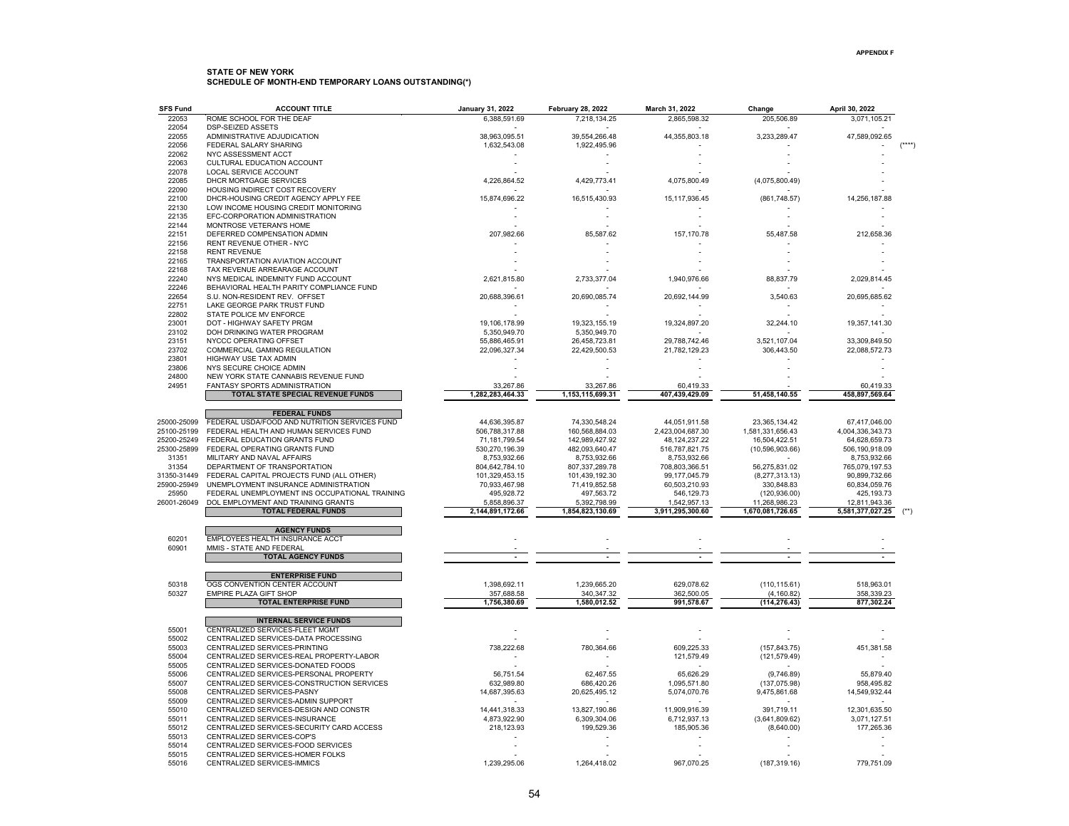APPENDIX F

**STATE OF NEW YORK**
**SCHEDULE OF MONTH-END TEMPORARY LOANS OUTSTANDING(*)**

| SFS Fund | ACCOUNT TITLE | January 31, 2022 | February 28, 2022 | March 31, 2022 | Change | April 30, 2022 | |
|---|---|---|---|---|---|---|---|
| 22053 | ROME SCHOOL FOR THE DEAF | 6,388,591.69 | 7,218,134.25 | 2,865,598.32 | 205,506.89 | 3,071,105.21 | |
| 22054 | DSP-SEIZED ASSETS | - | - | - | - | - | |
| 22055 | ADMINISTRATIVE ADJUDICATION | 38,963,095.51 | 39,554,266.48 | 44,355,803.18 | 3,233,289.47 | 47,589,092.65 | |
| 22056 | FEDERAL SALARY SHARING | 1,632,543.08 | 1,922,495.96 | - | - | - | (****) |
| 22062 | NYC ASSESSMENT ACCT | - | - | - | - | - | |
| 22063 | CULTURAL EDUCATION ACCOUNT | - | - | - | - | - | |
| 22078 | LOCAL SERVICE ACCOUNT | - | - | - | - | - | |
| 22085 | DHCR MORTGAGE SERVICES | 4,226,864.52 | 4,429,773.41 | 4,075,800.49 | (4,075,800.49) | - | |
| 22090 | HOUSING INDIRECT COST RECOVERY | - | - | - | - | - | |
| 22100 | DHCR-HOUSING CREDIT AGENCY APPLY FEE | 15,874,696.22 | 16,515,430.93 | 15,117,936.45 | (861,748.57) | 14,256,187.88 | |
| 22130 | LOW INCOME HOUSING CREDIT MONITORING | - | - | - | - | - | |
| 22135 | EFC-CORPORATION ADMINISTRATION | - | - | - | - | - | |
| 22144 | MONTROSE VETERAN'S HOME | - | - | - | - | - | |
| 22151 | DEFERRED COMPENSATION ADMIN | 207,982.66 | 85,587.62 | 157,170.78 | 55,487.58 | 212,658.36 | |
| 22156 | RENT REVENUE OTHER - NYC | - | - | - | - | - | |
| 22158 | RENT REVENUE | - | - | - | - | - | |
| 22165 | TRANSPORTATION AVIATION ACCOUNT | - | - | - | - | - | |
| 22168 | TAX REVENUE ARREARAGE ACCOUNT | - | - | - | - | - | |
| 22240 | NYS MEDICAL INDEMNITY FUND ACCOUNT | 2,621,815.80 | 2,733,377.04 | 1,940,976.66 | 88,837.79 | 2,029,814.45 | |
| 22246 | BEHAVIORAL HEALTH PARITY COMPLIANCE FUND | - | - | - | - | - | |
| 22654 | S.U. NON-RESIDENT REV. OFFSET | 20,688,396.61 | 20,690,085.74 | 20,692,144.99 | 3,540.63 | 20,695,685.62 | |
| 22751 | LAKE GEORGE PARK TRUST FUND | - | - | - | - | - | |
| 22802 | STATE POLICE MV ENFORCE | - | - | - | - | - | |
| 23001 | DOT - HIGHWAY SAFETY PRGM | 19,106,178.99 | 19,323,155.19 | 19,324,897.20 | 32,244.10 | 19,357,141.30 | |
| 23102 | DOH DRINKING WATER PROGRAM | 5,350,949.70 | 5,350,949.70 | - | - | - | |
| 23151 | NYCCC OPERATING OFFSET | 55,886,465.91 | 26,458,723.81 | 29,788,742.46 | 3,521,107.04 | 33,309,849.50 | |
| 23702 | COMMERCIAL GAMING REGULATION | 22,096,327.34 | 22,429,500.53 | 21,782,129.23 | 306,443.50 | 22,088,572.73 | |
| 23801 | HIGHWAY USE TAX ADMIN | - | - | - | - | - | |
| 23806 | NYS SECURE CHOICE ADMIN | - | - | - | - | - | |
| 24800 | NEW YORK STATE CANNABIS REVENUE FUND | - | - | - | - | - | |
| 24951 | FANTASY SPORTS ADMINISTRATION | 33,267.86 | 33,267.86 | 60,419.33 | - | 60,419.33 | |
| | **TOTAL STATE SPECIAL REVENUE FUNDS** | **1,282,283,464.33** | **1,153,115,699.31** | **407,439,429.09** | **51,458,140.55** | **458,897,569.64** | |
| | **FEDERAL FUNDS** | | | | | | |
| 25000-25099 | FEDERAL USDA/FOOD AND NUTRITION SERVICES FUND | 44,636,395.87 | 74,330,548.24 | 44,051,911.58 | 23,365,134.42 | 67,417,046.00 | |
| 25100-25199 | FEDERAL HEALTH AND HUMAN SERVICES FUND | 506,788,317.88 | 160,568,884.03 | 2,423,004,687.30 | 1,581,331,656.43 | 4,004,336,343.73 | |
| 25200-25249 | FEDERAL EDUCATION GRANTS FUND | 71,181,799.54 | 142,989,427.92 | 48,124,237.22 | 16,504,422.51 | 64,628,659.73 | |
| 25300-25899 | FEDERAL OPERATING GRANTS FUND | 530,270,196.39 | 482,093,640.47 | 516,787,821.75 | (10,596,903.66) | 506,190,918.09 | |
| 31351 | MILITARY AND NAVAL AFFAIRS | 8,753,932.66 | 8,753,932.66 | 8,753,932.66 | - | 8,753,932.66 | |
| 31354 | DEPARTMENT OF TRANSPORTATION | 804,642,784.10 | 807,337,289.78 | 708,803,366.51 | 56,275,831.02 | 765,079,197.53 | |
| 31350-31449 | FEDERAL CAPITAL PROJECTS FUND (ALL OTHER) | 101,329,453.15 | 101,439,192.30 | 99,177,045.79 | (8,277,313.13) | 90,899,732.66 | |
| 25900-25949 | UNEMPLOYMENT INSURANCE ADMINISTRATION | 70,933,467.98 | 71,419,852.58 | 60,503,210.93 | 330,848.83 | 60,834,059.76 | |
| 25950 | FEDERAL UNEMPLOYMENT INS OCCUPATIONAL TRAINING | 495,928.72 | 497,563.72 | 546,129.73 | (120,936.00) | 425,193.73 | |
| 26001-26049 | DOL EMPLOYMENT AND TRAINING GRANTS | 5,858,896.37 | 5,392,798.99 | 1,542,957.13 | 11,268,986.23 | 12,811,943.36 | |
| | **TOTAL FEDERAL FUNDS** | **2,144,891,172.66** | **1,854,823,130.69** | **3,911,295,300.60** | **1,670,081,726.65** | **5,581,377,027.25** | (**) |
| | **AGENCY FUNDS** | | | | | | |
| 60201 | EMPLOYEES HEALTH INSURANCE ACCT | - | - | - | - | - | |
| 60901 | MMIS - STATE AND FEDERAL | - | - | - | - | - | |
| | **TOTAL AGENCY FUNDS** | **-** | **-** | **-** | **-** | **-** | |
| | **ENTERPRISE FUND** | | | | | | |
| 50318 | OGS CONVENTION CENTER ACCOUNT | 1,398,692.11 | 1,239,665.20 | 629,078.62 | (110,115.61) | 518,963.01 | |
| 50327 | EMPIRE PLAZA GIFT SHOP | 357,688.58 | 340,347.32 | 362,500.05 | (4,160.82) | 358,339.23 | |
| | **TOTAL ENTERPRISE FUND** | **1,756,380.69** | **1,580,012.52** | **991,578.67** | **(114,276.43)** | **877,302.24** | |
| | **INTERNAL SERVICE FUNDS** | | | | | | |
| 55001 | CENTRALIZED SERVICES-FLEET MGMT | - | - | - | - | - | |
| 55002 | CENTRALIZED SERVICES-DATA PROCESSING | - | - | - | - | - | |
| 55003 | CENTRALIZED SERVICES-PRINTING | 738,222.68 | 780,364.66 | 609,225.33 | (157,843.75) | 451,381.58 | |
| 55004 | CENTRALIZED SERVICES-REAL PROPERTY-LABOR | - | - | 121,579.49 | (121,579.49) | - | |
| 55005 | CENTRALIZED SERVICES-DONATED FOODS | - | - | - | - | - | |
| 55006 | CENTRALIZED SERVICES-PERSONAL PROPERTY | 56,751.54 | 62,467.55 | 65,626.29 | (9,746.89) | 55,879.40 | |
| 55007 | CENTRALIZED SERVICES-CONSTRUCTION SERVICES | 632,989.80 | 686,420.26 | 1,095,571.80 | (137,075.98) | 958,495.82 | |
| 55008 | CENTRALIZED SERVICES-PASNY | 14,687,395.63 | 20,625,495.12 | 5,074,070.76 | 9,475,861.68 | 14,549,932.44 | |
| 55009 | CENTRALIZED SERVICES-ADMIN SUPPORT | - | - | - | - | - | |
| 55010 | CENTRALIZED SERVICES-DESIGN AND CONSTR | 14,441,318.33 | 13,827,190.86 | 11,909,916.39 | 391,719.11 | 12,301,635.50 | |
| 55011 | CENTRALIZED SERVICES-INSURANCE | 4,873,922.90 | 6,309,304.06 | 6,712,937.13 | (3,641,809.62) | 3,071,127.51 | |
| 55012 | CENTRALIZED SERVICES-SECURITY CARD ACCESS | 218,123.93 | 199,529.36 | 185,905.36 | (8,640.00) | 177,265.36 | |
| 55013 | CENTRALIZED SERVICES-COP'S | - | - | - | - | - | |
| 55014 | CENTRALIZED SERVICES-FOOD SERVICES | - | - | - | - | - | |
| 55015 | CENTRALIZED SERVICES-HOMER FOLKS | - | - | - | - | - | |
| 55016 | CENTRALIZED SERVICES-IMMICS | 1,239,295.06 | 1,264,418.02 | 967,070.25 | (187,319.16) | 779,751.09 | |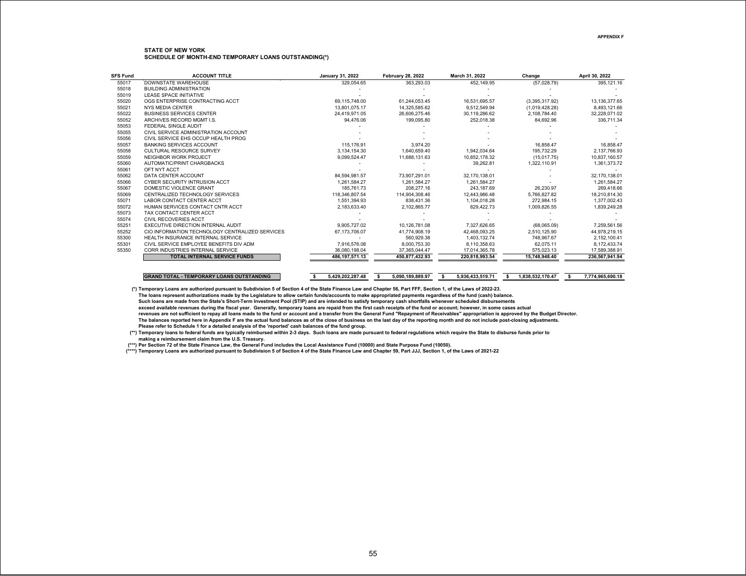APPENDIX F

## STATE OF NEW YORK
### SCHEDULE OF MONTH-END TEMPORARY LOANS OUTSTANDING(*)

| SFS Fund | ACCOUNT TITLE | January 31, 2022 | February 28, 2022 | March 31, 2022 | Change | April 30, 2022 |
|---|---|---|---|---|---|---|
| 55017 | DOWNSTATE WAREHOUSE | 329,054.65 | 363,293.03 | 452,149.95 | (57,028.79) | 395,121.16 |
| 55018 | BUILDING ADMINISTRATION | - | - | - | - | - |
| 55019 | LEASE SPACE INITIATIVE | - | - | - | - | - |
| 55020 | OGS ENTERPRISE CONTRACTING ACCT | 69,115,748.00 | 61,244,053.45 | 16,531,695.57 | (3,395,317.92) | 13,136,377.65 |
| 55021 | NYS MEDIA CENTER | 13,801,075.17 | 14,325,585.62 | 9,512,549.94 | (1,019,428.28) | 8,493,121.66 |
| 55022 | BUSINESS SERVICES CENTER | 24,419,971.05 | 26,606,275.46 | 30,119,286.62 | 2,108,784.40 | 32,228,071.02 |
| 55052 | ARCHIVES RECORD MGMT I.S. | 94,476.06 | 199,095.80 | 252,018.38 | 84,692.96 | 336,711.34 |
| 55053 | FEDERAL SINGLE AUDIT | - | - | - | - | - |
| 55055 | CIVIL SERVICE ADMINISTRATION ACCOUNT | - | - | - | - | - |
| 55056 | CIVIL SERVICE EHS OCCUP HEALTH PROG | - | - | - | - | - |
| 55057 | BANKING SERVICES ACCOUNT | 115,176.91 | 3,974.20 | - | 16,858.47 | 16,858.47 |
| 55058 | CULTURAL RESOURCE SURVEY | 3,134,154.30 | 1,640,659.40 | 1,942,034.64 | 195,732.29 | 2,137,766.93 |
| 55059 | NEIGHBOR WORK PROJECT | 9,099,524.47 | 11,688,131.63 | 10,852,178.32 | (15,017.75) | 10,837,160.57 |
| 55060 | AUTOMATIC/PRINT CHARGBACKS | - | - | 39,262.81 | 1,322,110.91 | 1,361,373.72 |
| 55061 | OFT NYT ACCT | - | - | - | - | - |
| 55062 | DATA CENTER ACCOUNT | 84,594,981.57 | 73,907,291.01 | 32,170,138.01 | - | 32,170,138.01 |
| 55066 | CYBER SECURITY INTRUSION ACCT | 1,261,584.27 | 1,261,584.27 | 1,261,584.27 | - | 1,261,584.27 |
| 55067 | DOMESTIC VIOLENCE GRANT | 185,761.73 | 208,277.16 | 243,187.69 | 26,230.97 | 269,418.66 |
| 55069 | CENTRALIZED TECHNOLOGY SERVICES | 118,346,807.54 | 114,904,308.46 | 12,443,986.48 | 5,766,827.82 | 18,210,814.30 |
| 55071 | LABOR CONTACT CENTER ACCT | 1,551,394.93 | 838,431.36 | 1,104,018.28 | 272,984.15 | 1,377,002.43 |
| 55072 | HUMAN SERVICES CONTACT CNTR ACCT | 2,183,633.40 | 2,102,865.77 | 829,422.73 | 1,009,826.55 | 1,839,249.28 |
| 55073 | TAX CONTACT CENTER ACCT | - | - | - | - | - |
| 55074 | CIVIL RECOVERIES ACCT | - | - | - | - | - |
| 55251 | EXECUTIVE DIRECTION INTERNAL AUDIT | 9,905,727.02 | 10,126,781.08 | 7,327,626.65 | (68,065.09) | 7,259,561.56 |
| 55252 | CIO INFORMATION TECHNOLOGY CENTRALIZED SERVICES | 67,173,706.07 | 41,774,908.19 | 42,468,093.25 | 2,510,125.90 | 44,978,219.15 |
| 55300 | HEALTH INSURANCE INTERNAL SERVICE | - | 560,929.38 | 1,403,132.74 | 748,967.67 | 2,152,100.41 |
| 55301 | CIVIL SERVICE EMPLOYEE BENEFITS DIV ADM | 7,916,576.08 | 8,000,753.30 | 8,110,358.63 | 62,075.11 | 8,172,433.74 |
| 55350 | CORR INDUSTRIES INTERNAL SERVICE | 36,080,198.04 | 37,365,044.47 | 17,014,365.78 | 575,023.13 | 17,589,388.91 |
| | **TOTAL INTERNAL SERVICE FUNDS** | **486,197,571.13** | **450,877,432.93** | **220,818,993.54** | **15,748,948.40** | **236,567,941.94** |
| | | | | | | |
| | **GRAND TOTAL - TEMPORARY LOANS OUTSTANDING** | **$ 5,429,202,287.48** | **$ 5,090,189,889.97** | **$ 5,936,433,519.71** | **$ 1,838,532,170.47** | **$ 7,774,965,690.18** |

**(*) Temporary Loans are authorized pursuant to Subdivision 5 of Section 4 of the State Finance Law and Chapter 56, Part FFF, Section 1, of the Laws of 2022-23.**
**The loans represent authorizations made by the Legislature to allow certain funds/accounts to make appropriated payments regardless of the fund (cash) balance.**
**Such loans are made from the State's Short-Term Investment Pool (STIP) and are intended to satisfy temporary cash shortfalls whenever scheduled disbursements**
**exceed available revenues during the fiscal year. Generally, temporary loans are repaid from the first cash receipts of the fund or account; however, in some cases actual**
**revenues are not sufficient to repay all loans made to the fund or account and a transfer from the General Fund "Repayment of Receivables" appropriation is approved by the Budget Director.**
**The balances reported here in Appendix F are the actual fund balances as of the close of business on the last day of the reporting month and do not include post-closing adjustments.**
**Please refer to Schedule 1 for a detailed analysis of the 'reported' cash balances of the fund group.**

**(**) Temporary loans to federal funds are typically reimbursed within 2-3 days. Such loans are made pursuant to federal regulations which require the State to disburse funds prior to making a reimbursement claim from the U.S. Treasury.**

**(***) Per Section 72 of the State Finance Law, the General Fund includes the Local Assistance Fund (10000) and State Purpose Fund (10050).**

**(****) Temporary Loans are authorized pursuant to Subdivision 5 of Section 4 of the State Finance Law and Chapter 59, Part JJJ, Section 1, of the Laws of 2021-22**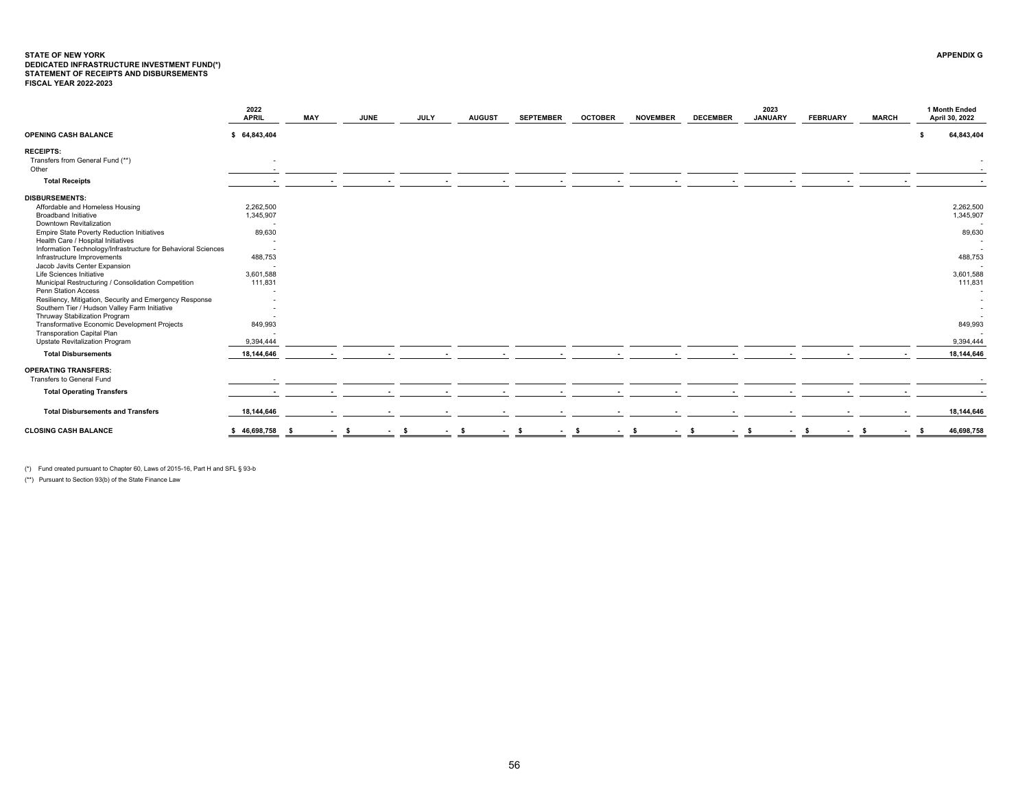**STATE OF NEW YORK**
**DEDICATED INFRASTRUCTURE INVESTMENT FUND(*)**
**STATEMENT OF RECEIPTS AND DISBURSEMENTS**
**FISCAL YEAR 2022-2023**

**APPENDIX G**

| | 2022 APRIL | MAY | JUNE | JULY | AUGUST | SEPTEMBER | OCTOBER | NOVEMBER | DECEMBER | 2023 JANUARY | FEBRUARY | MARCH | 1 Month Ended April 30, 2022 |
|---|---|---|---|---|---|---|---|---|---|---|---|---|---|
| **OPENING CASH BALANCE** | $ 64,843,404 | | | | | | | | | | | | $ 64,843,404 |
| **RECEIPTS:** | | | | | | | | | | | | | |
| Transfers from General Fund (**) | - | | | | | | | | | | | | - |
| Other | - | | | | | | | | | | | | - |
| **Total Receipts** | - | - | - | - | - | - | - | - | - | - | - | - | - |
| **DISBURSEMENTS:** | | | | | | | | | | | | | |
| Affordable and Homeless Housing | 2,262,500 | | | | | | | | | | | | 2,262,500 |
| Broadband Initiative | 1,345,907 | | | | | | | | | | | | 1,345,907 |
| Downtown Revitalization | - | | | | | | | | | | | | - |
| Empire State Poverty Reduction Initiatives | 89,630 | | | | | | | | | | | | 89,630 |
| Health Care / Hospital Initiatives | - | | | | | | | | | | | | - |
| Information Technology/Infrastructure for Behavioral Sciences | - | | | | | | | | | | | | - |
| Infrastructure Improvements | 488,753 | | | | | | | | | | | | 488,753 |
| Jacob Javits Center Expansion | - | | | | | | | | | | | | - |
| Life Sciences Initiative | 3,601,588 | | | | | | | | | | | | 3,601,588 |
| Municipal Restructuring / Consolidation Competition | 111,831 | | | | | | | | | | | | 111,831 |
| Penn Station Access | - | | | | | | | | | | | | - |
| Resiliency, Mitigation, Security and Emergency Response | - | | | | | | | | | | | | - |
| Southern Tier / Hudson Valley Farm Initiative | - | | | | | | | | | | | | - |
| Thruway Stabilization Program | - | | | | | | | | | | | | - |
| Transformative Economic Development Projects | 849,993 | | | | | | | | | | | | 849,993 |
| Transporation Capital Plan | - | | | | | | | | | | | | - |
| Upstate Revitalization Program | 9,394,444 | | | | | | | | | | | | 9,394,444 |
| **Total Disbursements** | 18,144,646 | - | - | - | - | - | - | - | - | - | - | - | 18,144,646 |
| **OPERATING TRANSFERS:** | | | | | | | | | | | | | |
| Transfers to General Fund | - | | | | | | | | | | | | - |
| **Total Operating Transfers** | - | - | - | - | - | - | - | - | - | - | - | - | - |
| **Total Disbursements and Transfers** | 18,144,646 | - | - | - | - | - | - | - | - | - | - | - | 18,144,646 |
| **CLOSING CASH BALANCE** | $ 46,698,758 | $ - | $ - | $ - | $ - | $ - | $ - | $ - | $ - | $ - | $ - | $ - | $ 46,698,758 |

(*) Fund created pursuant to Chapter 60, Laws of 2015-16, Part H and SFL § 93-b

(**) Pursuant to Section 93(b) of the State Finance Law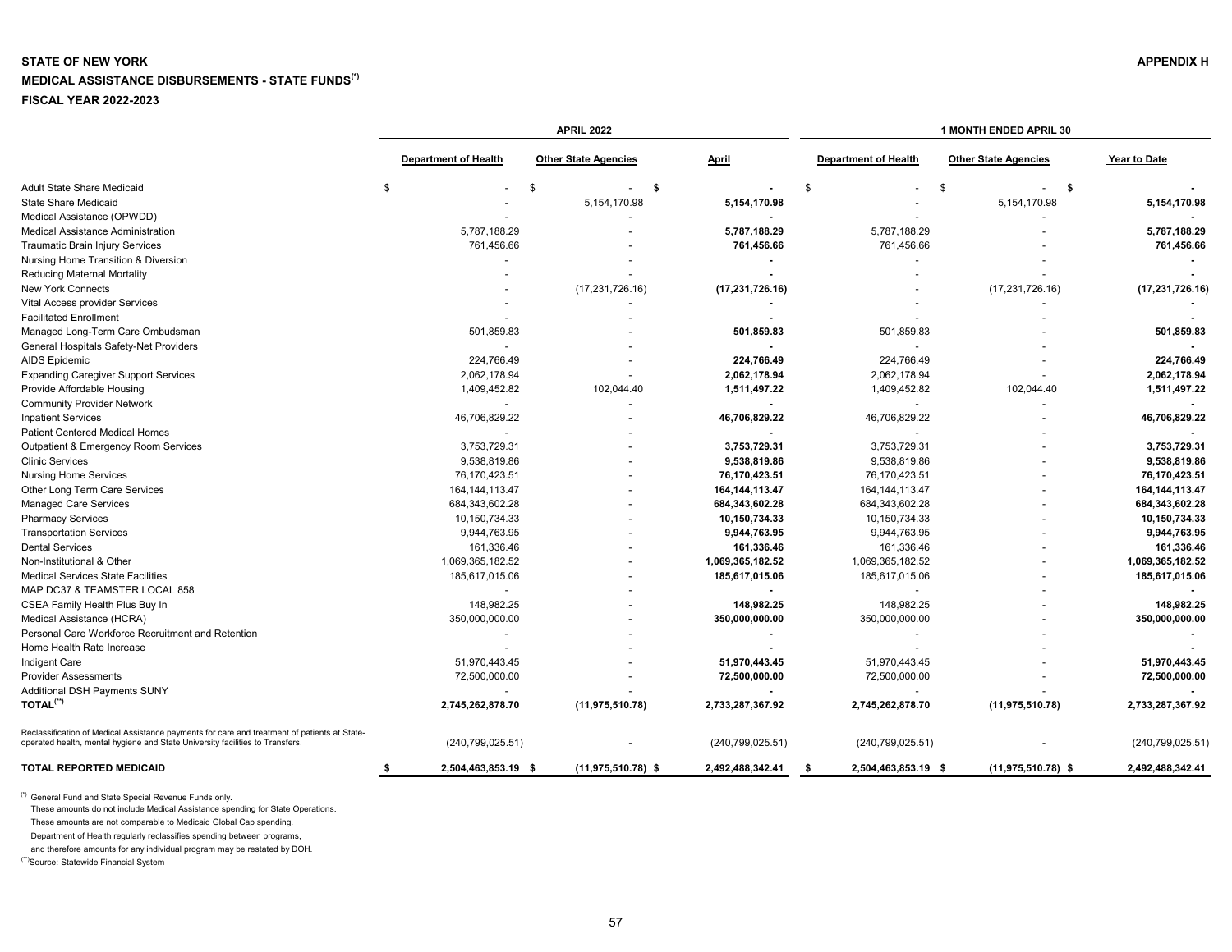**STATE OF NEW YORK**

**APPENDIX H**

**MEDICAL ASSISTANCE DISBURSEMENTS - STATE FUNDS[*]**

**FISCAL YEAR 2022-2023**

| | APRIL 2022 | | | 1 MONTH ENDED APRIL 30 | | |
|---|---|---|---|---|---|---|
| | Department of Health | Other State Agencies | April | Department of Health | Other State Agencies | Year to Date |
| Adult State Share Medicaid | $ - | $ - | **$ -** | $ - | $ - | **$ -** |
| State Share Medicaid | - | 5,154,170.98 | **5,154,170.98** | - | 5,154,170.98 | **5,154,170.98** |
| Medical Assistance (OPWDD) | - | - | **-** | - | - | **-** |
| Medical Assistance Administration | 5,787,188.29 | - | **5,787,188.29** | 5,787,188.29 | - | **5,787,188.29** |
| Traumatic Brain Injury Services | 761,456.66 | - | **761,456.66** | 761,456.66 | - | **761,456.66** |
| Nursing Home Transition & Diversion | - | - | **-** | - | - | **-** |
| Reducing Maternal Mortality | - | - | **-** | - | - | **-** |
| New York Connects | - | (17,231,726.16) | **(17,231,726.16)** | - | (17,231,726.16) | **(17,231,726.16)** |
| Vital Access provider Services | - | - | **-** | - | - | **-** |
| Facilitated Enrollment | - | - | **-** | - | - | **-** |
| Managed Long-Term Care Ombudsman | 501,859.83 | - | **501,859.83** | 501,859.83 | - | **501,859.83** |
| General Hospitals Safety-Net Providers | - | - | **-** | - | - | **-** |
| AIDS Epidemic | 224,766.49 | - | **224,766.49** | 224,766.49 | - | **224,766.49** |
| Expanding Caregiver Support Services | 2,062,178.94 | - | **2,062,178.94** | 2,062,178.94 | - | **2,062,178.94** |
| Provide Affordable Housing | 1,409,452.82 | 102,044.40 | **1,511,497.22** | 1,409,452.82 | 102,044.40 | **1,511,497.22** |
| Community Provider Network | - | - | **-** | - | - | **-** |
| Inpatient Services | 46,706,829.22 | - | **46,706,829.22** | 46,706,829.22 | - | **46,706,829.22** |
| Patient Centered Medical Homes | - | - | **-** | - | - | **-** |
| Outpatient & Emergency Room Services | 3,753,729.31 | - | **3,753,729.31** | 3,753,729.31 | - | **3,753,729.31** |
| Clinic Services | 9,538,819.86 | - | **9,538,819.86** | 9,538,819.86 | - | **9,538,819.86** |
| Nursing Home Services | 76,170,423.51 | - | **76,170,423.51** | 76,170,423.51 | - | **76,170,423.51** |
| Other Long Term Care Services | 164,144,113.47 | - | **164,144,113.47** | 164,144,113.47 | - | **164,144,113.47** |
| Managed Care Services | 684,343,602.28 | - | **684,343,602.28** | 684,343,602.28 | - | **684,343,602.28** |
| Pharmacy Services | 10,150,734.33 | - | **10,150,734.33** | 10,150,734.33 | - | **10,150,734.33** |
| Transportation Services | 9,944,763.95 | - | **9,944,763.95** | 9,944,763.95 | - | **9,944,763.95** |
| Dental Services | 161,336.46 | - | **161,336.46** | 161,336.46 | - | **161,336.46** |
| Non-Institutional & Other | 1,069,365,182.52 | - | **1,069,365,182.52** | 1,069,365,182.52 | - | **1,069,365,182.52** |
| Medical Services State Facilities | 185,617,015.06 | - | **185,617,015.06** | 185,617,015.06 | - | **185,617,015.06** |
| MAP DC37 & TEAMSTER LOCAL 858 | - | - | **-** | - | - | **-** |
| CSEA Family Health Plus Buy In | 148,982.25 | - | **148,982.25** | 148,982.25 | - | **148,982.25** |
| Medical Assistance (HCRA) | 350,000,000.00 | - | **350,000,000.00** | 350,000,000.00 | - | **350,000,000.00** |
| Personal Care Workforce Recruitment and Retention | - | - | **-** | - | - | **-** |
| Home Health Rate Increase | - | - | **-** | - | - | **-** |
| Indigent Care | 51,970,443.45 | - | **51,970,443.45** | 51,970,443.45 | - | **51,970,443.45** |
| Provider Assessments | 72,500,000.00 | - | **72,500,000.00** | 72,500,000.00 | - | **72,500,000.00** |
| Additional DSH Payments SUNY | - | - | **-** | - | - | **-** |
| **TOTAL[**]** | **2,745,262,878.70** | **(11,975,510.78)** | **2,733,287,367.92** | **2,745,262,878.70** | **(11,975,510.78)** | **2,733,287,367.92** |
| Reclassification of Medical Assistance payments for care and treatment of patients at State-operated health, mental hygiene and State University facilities to Transfers. | (240,799,025.51) | - | (240,799,025.51) | (240,799,025.51) | - | (240,799,025.51) |
| **TOTAL REPORTED MEDICAID** | **$ 2,504,463,853.19** | **$ (11,975,510.78)** | **$ 2,492,488,342.41** | **$ 2,504,463,853.19** | **$ (11,975,510.78)** | **$ 2,492,488,342.41** |

[*] General Fund and State Special Revenue Funds only.
These amounts do not include Medical Assistance spending for State Operations.
These amounts are not comparable to Medicaid Global Cap spending.
Department of Health regularly reclassifies spending between programs,
and therefore amounts for any individual program may be restated by DOH.

[**] Source: Statewide Financial System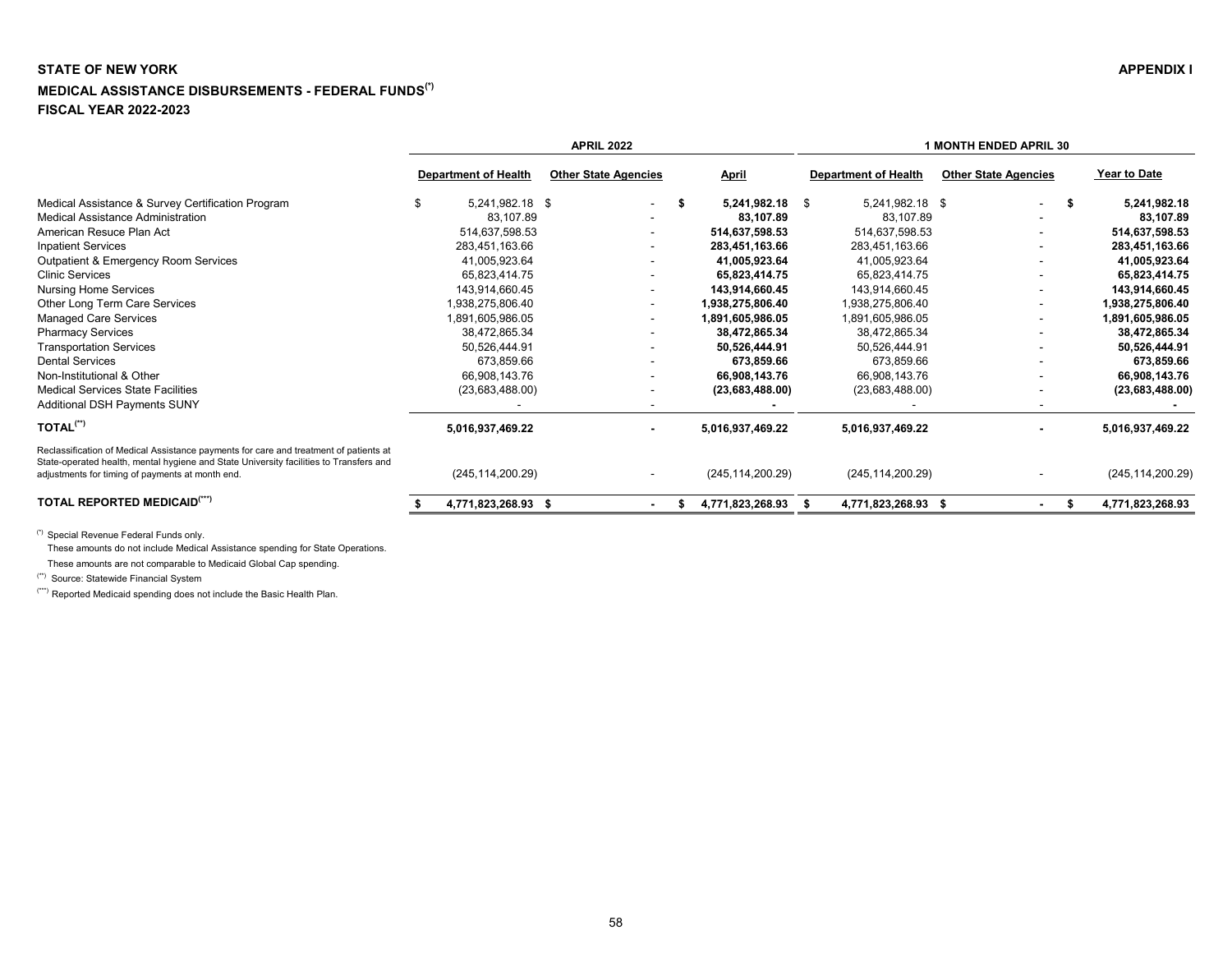**STATE OF NEW YORK**

**APPENDIX I**

**MEDICAL ASSISTANCE DISBURSEMENTS - FEDERAL FUNDS(*)**

**FISCAL YEAR 2022-2023**

| | APRIL 2022 | | | 1 MONTH ENDED APRIL 30 | | |
|---|---|---|---|---|---|---|
| | **Department of Health** | **Other State Agencies** | **April** | **Department of Health** | **Other State Agencies** | **Year to Date** |
| Medical Assistance & Survey Certification Program | $ 5,241,982.18 | $ - | **$ 5,241,982.18** | $ 5,241,982.18 | $ - | **$ 5,241,982.18** |
| Medical Assistance Administration | 83,107.89 | - | **83,107.89** | 83,107.89 | - | **83,107.89** |
| American Resuce Plan Act | 514,637,598.53 | - | **514,637,598.53** | 514,637,598.53 | - | **514,637,598.53** |
| Inpatient Services | 283,451,163.66 | - | **283,451,163.66** | 283,451,163.66 | - | **283,451,163.66** |
| Outpatient & Emergency Room Services | 41,005,923.64 | - | **41,005,923.64** | 41,005,923.64 | - | **41,005,923.64** |
| Clinic Services | 65,823,414.75 | - | **65,823,414.75** | 65,823,414.75 | - | **65,823,414.75** |
| Nursing Home Services | 143,914,660.45 | - | **143,914,660.45** | 143,914,660.45 | - | **143,914,660.45** |
| Other Long Term Care Services | 1,938,275,806.40 | - | **1,938,275,806.40** | 1,938,275,806.40 | - | **1,938,275,806.40** |
| Managed Care Services | 1,891,605,986.05 | - | **1,891,605,986.05** | 1,891,605,986.05 | - | **1,891,605,986.05** |
| Pharmacy Services | 38,472,865.34 | - | **38,472,865.34** | 38,472,865.34 | - | **38,472,865.34** |
| Transportation Services | 50,526,444.91 | - | **50,526,444.91** | 50,526,444.91 | - | **50,526,444.91** |
| Dental Services | 673,859.66 | - | **673,859.66** | 673,859.66 | - | **673,859.66** |
| Non-Institutional & Other | 66,908,143.76 | - | **66,908,143.76** | 66,908,143.76 | - | **66,908,143.76** |
| Medical Services State Facilities | (23,683,488.00) | - | **(23,683,488.00)** | (23,683,488.00) | - | **(23,683,488.00)** |
| Additional DSH Payments SUNY | - | - | **-** | - | - | **-** |
| **TOTAL(**)** | **5,016,937,469.22** | **-** | **5,016,937,469.22** | **5,016,937,469.22** | **-** | **5,016,937,469.22** |
| Reclassification of Medical Assistance payments for care and treatment of patients at State-operated health, mental hygiene and State University facilities to Transfers and adjustments for timing of payments at month end. | (245,114,200.29) | - | (245,114,200.29) | (245,114,200.29) | - | (245,114,200.29) |
| **TOTAL REPORTED MEDICAID(***)** | **$ 4,771,823,268.93** | **$ -** | **$ 4,771,823,268.93** | **$ 4,771,823,268.93** | **$ -** | **$ 4,771,823,268.93** |

(*) Special Revenue Federal Funds only.
These amounts do not include Medical Assistance spending for State Operations.
These amounts are not comparable to Medicaid Global Cap spending.

(**) Source: Statewide Financial System

(***) Reported Medicaid spending does not include the Basic Health Plan.